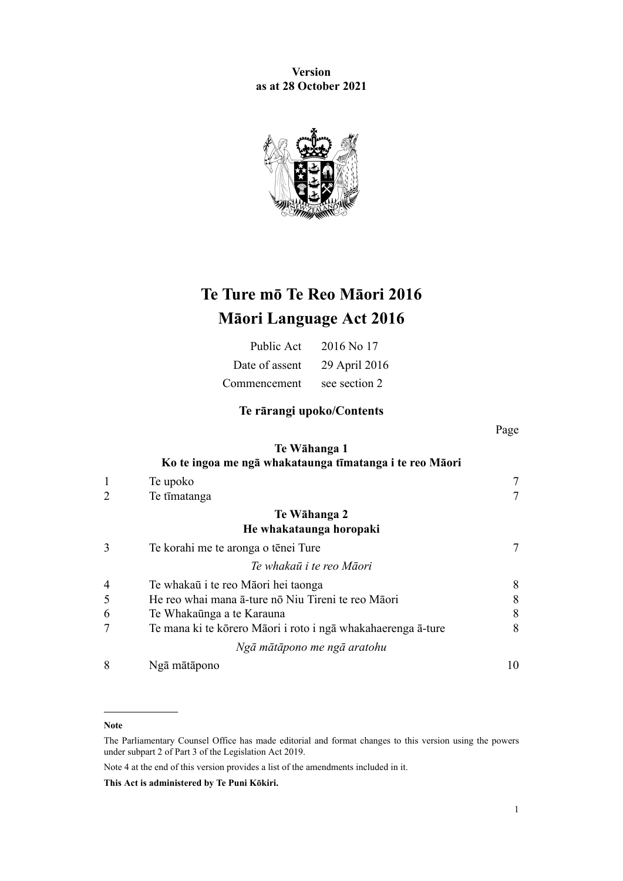**Version**
**as at 28 October 2021**

# Te Ture mō Te Reo Māori 2016
# Māori Language Act 2016

| | |
|---|---|
| Public Act | 2016 No 17 |
| Date of assent | 29 April 2016 |
| Commencement | see section 2 |

## Te rārangi upoko/Contents

| | | Page |
|---|---|---|
| | **Te Wāhanga 1**<br>**Ko te ingoa me ngā whakataunga tīmatanga i te reo Māori** | |
| 1 | Te upoko | 7 |
| 2 | Te tīmatanga | 7 |
| | **Te Wāhanga 2**<br>**He whakataunga horopaki** | |
| 3 | Te korahi me te aronga o tēnei Ture | 7 |
| | *Te whakaū i te reo Māori* | |
| 4 | Te whakaū i te reo Māori hei taonga | 8 |
| 5 | He reo whai mana ā-ture nō Niu Tireni te reo Māori | 8 |
| 6 | Te Whakaūnga a te Karauna | 8 |
| 7 | Te mana ki te kōrero Māori i roto i ngā whakahaerenga ā-ture | 8 |
| | *Ngā mātāpono me ngā aratohu* | |
| 8 | Ngā mātāpono | 10 |

---

**Note**

The Parliamentary Counsel Office has made editorial and format changes to this version using the powers under subpart 2 of Part 3 of the Legislation Act 2019.

Note 4 at the end of this version provides a list of the amendments included in it.

**This Act is administered by Te Puni Kōkiri.**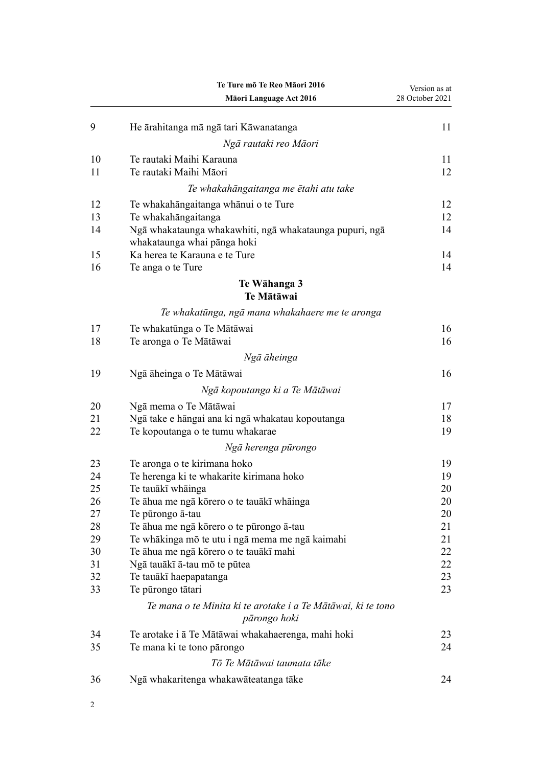| | | |
|---|---|---|
| 9 | He ārahitanga mā ngā tari Kāwanatanga | 11 |
| | *Ngā rautaki reo Māori* | |
| 10 | Te rautaki Maihi Karauna | 11 |
| 11 | Te rautaki Maihi Māori | 12 |
| | *Te whakahāngaitanga me ētahi atu take* | |
| 12 | Te whakahāngaitanga whānui o te Ture | 12 |
| 13 | Te whakahāngaitanga | 12 |
| 14 | Ngā whakataunga whakawhiti, ngā whakataunga pupuri, ngā whakataunga whai pānga hoki | 14 |
| 15 | Ka herea te Karauna e te Ture | 14 |
| 16 | Te anga o te Ture | 14 |
| | **Te Wāhanga 3**<br>**Te Mātāwai** | |
| | *Te whakatūnga, ngā mana whakahaere me te aronga* | |
| 17 | Te whakatūnga o Te Mātāwai | 16 |
| 18 | Te aronga o Te Mātāwai | 16 |
| | *Ngā āheinga* | |
| 19 | Ngā āheinga o Te Mātāwai | 16 |
| | *Ngā kopoutanga ki a Te Mātāwai* | |
| 20 | Ngā mema o Te Mātāwai | 17 |
| 21 | Ngā take e hāngai ana ki ngā whakatau kopoutanga | 18 |
| 22 | Te kopoutanga o te tumu whakarae | 19 |
| | *Ngā herenga pūrongo* | |
| 23 | Te aronga o te kirimana hoko | 19 |
| 24 | Te herenga ki te whakarite kirimana hoko | 19 |
| 25 | Te tauākī whāinga | 20 |
| 26 | Te āhua me ngā kōrero o te tauākī whāinga | 20 |
| 27 | Te pūrongo ā-tau | 20 |
| 28 | Te āhua me ngā kōrero o te pūrongo ā-tau | 21 |
| 29 | Te whākinga mō te utu i ngā mema me ngā kaimahi | 21 |
| 30 | Te āhua me ngā kōrero o te tauākī mahi | 22 |
| 31 | Ngā tauākī ā-tau mō te pūtea | 22 |
| 32 | Te tauākī haepapatanga | 23 |
| 33 | Te pūrongo tātari | 23 |
| | *Te mana o te Minita ki te arotake i a Te Mātāwai, ki te tono pārongo hoki* | |
| 34 | Te arotake i ā Te Mātāwai whakahaerenga, mahi hoki | 23 |
| 35 | Te mana ki te tono pārongo | 24 |
| | *Tō Te Mātāwai taumata tāke* | |
| 36 | Ngā whakaritenga whakawāteatanga tāke | 24 |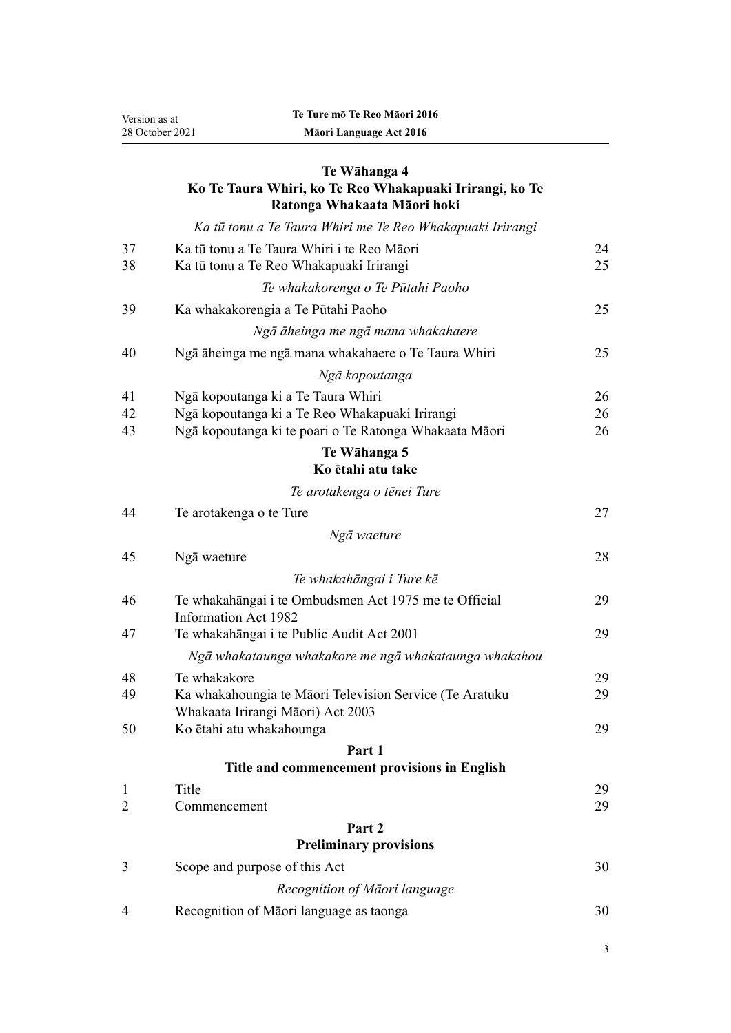### Te Wāhanga 4
### Ko Te Taura Whiri, ko Te Reo Whakapuaki Irirangi, ko Te Ratonga Whakaata Māori hoki

*Ka tū tonu a Te Taura Whiri me Te Reo Whakapuaki Irirangi*

| | | |
|---|---|---|
| 37 | Ka tū tonu a Te Taura Whiri i te Reo Māori | 24 |
| 38 | Ka tū tonu a Te Reo Whakapuaki Irirangi | 25 |

*Te whakakorenga o Te Pūtahi Paoho*

| | | |
|---|---|---|
| 39 | Ka whakakorengia a Te Pūtahi Paoho | 25 |

*Ngā āheinga me ngā mana whakahaere*

| | | |
|---|---|---|
| 40 | Ngā āheinga me ngā mana whakahaere o Te Taura Whiri | 25 |

*Ngā kopoutanga*

| | | |
|---|---|---|
| 41 | Ngā kopoutanga ki a Te Taura Whiri | 26 |
| 42 | Ngā kopoutanga ki a Te Reo Whakapuaki Irirangi | 26 |
| 43 | Ngā kopoutanga ki te poari o Te Ratonga Whakaata Māori | 26 |

### Te Wāhanga 5
### Ko ētahi atu take

*Te arotakenga o tēnei Ture*

| | | |
|---|---|---|
| 44 | Te arotakenga o te Ture | 27 |

*Ngā waeture*

| | | |
|---|---|---|
| 45 | Ngā waeture | 28 |

*Te whakahāngai i Ture kē*

| | | |
|---|---|---|
| 46 | Te whakahāngai i te Ombudsmen Act 1975 me te Official Information Act 1982 | 29 |
| 47 | Te whakahāngai i te Public Audit Act 2001 | 29 |

*Ngā whakataunga whakakore me ngā whakataunga whakahou*

| | | |
|---|---|---|
| 48 | Te whakakore | 29 |
| 49 | Ka whakahoungia te Māori Television Service (Te Aratuku Whakaata Irirangi Māori) Act 2003 | 29 |
| 50 | Ko ētahi atu whakahounga | 29 |

### Part 1
### Title and commencement provisions in English

| | | |
|---|---|---|
| 1 | Title | 29 |
| 2 | Commencement | 29 |

### Part 2
### Preliminary provisions

| | | |
|---|---|---|
| 3 | Scope and purpose of this Act | 30 |

*Recognition of Māori language*

| | | |
|---|---|---|
| 4 | Recognition of Māori language as taonga | 30 |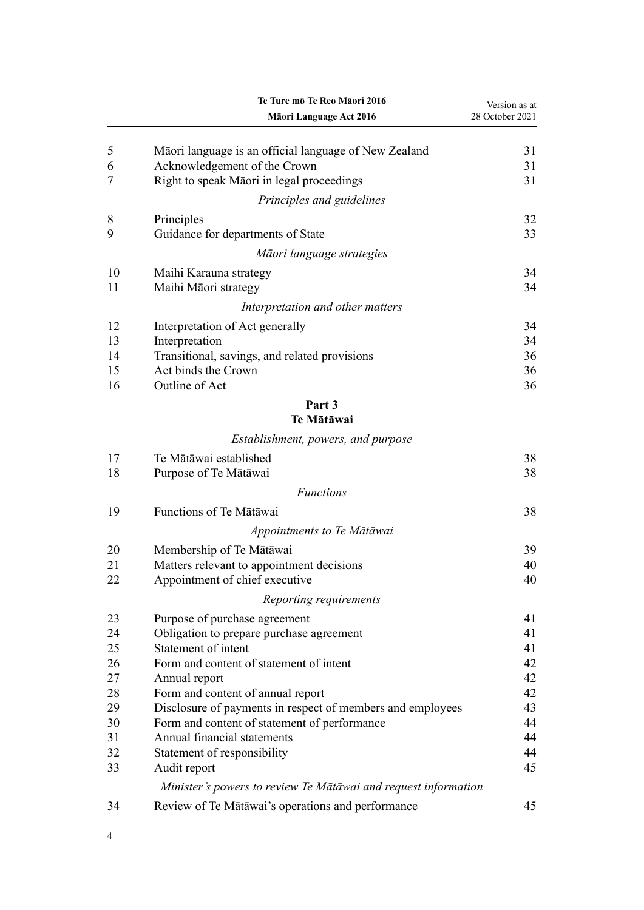| | | |
|---|---|---|
| 5 | Māori language is an official language of New Zealand | 31 |
| 6 | Acknowledgement of the Crown | 31 |
| 7 | Right to speak Māori in legal proceedings | 31 |
| | *Principles and guidelines* | |
| 8 | Principles | 32 |
| 9 | Guidance for departments of State | 33 |
| | *Māori language strategies* | |
| 10 | Maihi Karauna strategy | 34 |
| 11 | Maihi Māori strategy | 34 |
| | *Interpretation and other matters* | |
| 12 | Interpretation of Act generally | 34 |
| 13 | Interpretation | 34 |
| 14 | Transitional, savings, and related provisions | 36 |
| 15 | Act binds the Crown | 36 |
| 16 | Outline of Act | 36 |

## Part 3
## Te Mātāwai

| | | |
|---|---|---|
| | *Establishment, powers, and purpose* | |
| 17 | Te Mātāwai established | 38 |
| 18 | Purpose of Te Mātāwai | 38 |
| | *Functions* | |
| 19 | Functions of Te Mātāwai | 38 |
| | *Appointments to Te Mātāwai* | |
| 20 | Membership of Te Mātāwai | 39 |
| 21 | Matters relevant to appointment decisions | 40 |
| 22 | Appointment of chief executive | 40 |
| | *Reporting requirements* | |
| 23 | Purpose of purchase agreement | 41 |
| 24 | Obligation to prepare purchase agreement | 41 |
| 25 | Statement of intent | 41 |
| 26 | Form and content of statement of intent | 42 |
| 27 | Annual report | 42 |
| 28 | Form and content of annual report | 42 |
| 29 | Disclosure of payments in respect of members and employees | 43 |
| 30 | Form and content of statement of performance | 44 |
| 31 | Annual financial statements | 44 |
| 32 | Statement of responsibility | 44 |
| 33 | Audit report | 45 |
| | *Minister's powers to review Te Mātāwai and request information* | |
| 34 | Review of Te Mātāwai's operations and performance | 45 |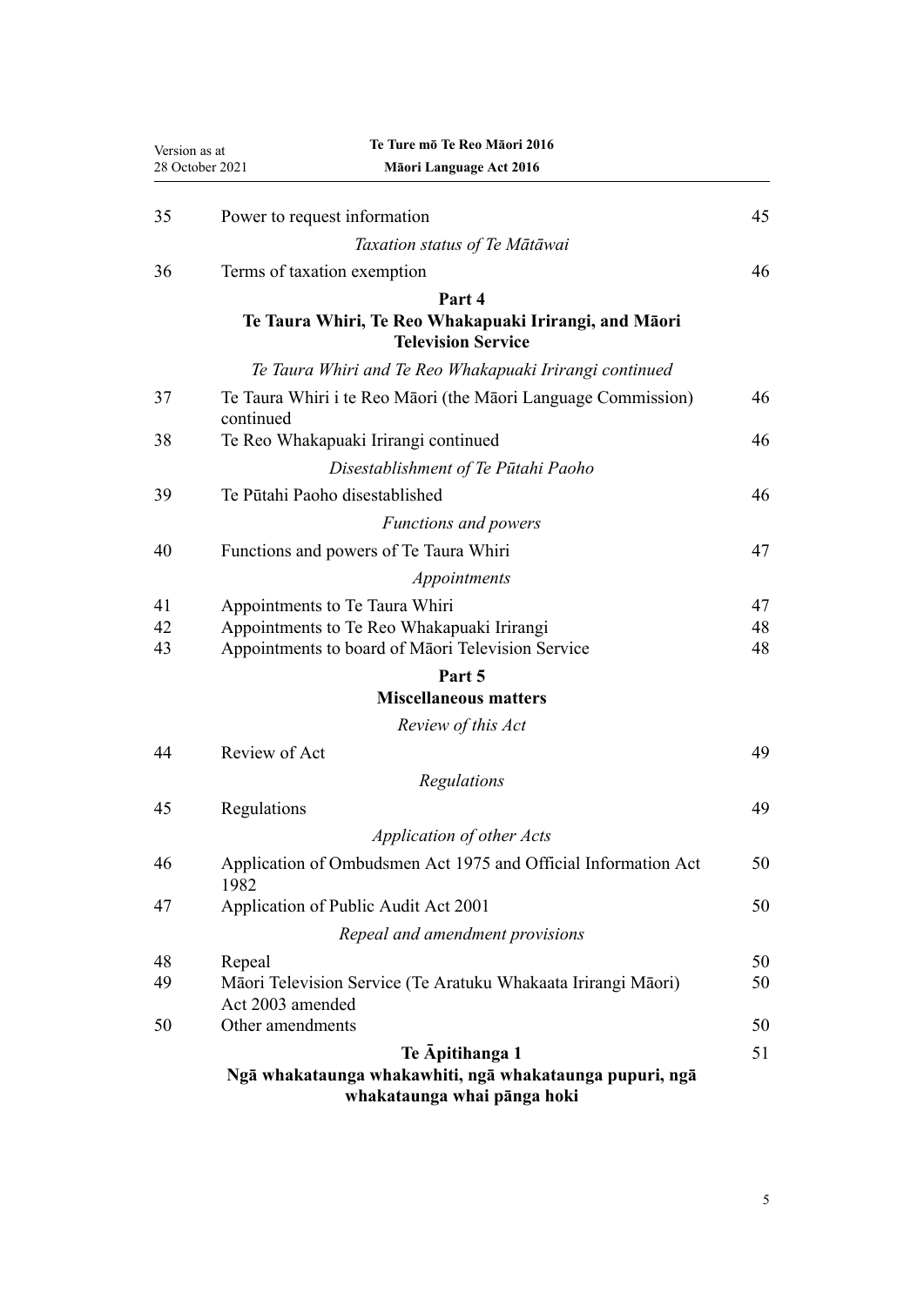| | | |
|---|---|---|
| 35 | Power to request information | 45 |
| | *Taxation status of Te Mātāwai* | |
| 36 | Terms of taxation exemption | 46 |

**Part 4**
**Te Taura Whiri, Te Reo Whakapuaki Irirangi, and Māori Television Service**

| | | |
|---|---|---|
| | *Te Taura Whiri and Te Reo Whakapuaki Irirangi continued* | |
| 37 | Te Taura Whiri i te Reo Māori (the Māori Language Commission) continued | 46 |
| 38 | Te Reo Whakapuaki Irirangi continued | 46 |
| | *Disestablishment of Te Pūtahi Paoho* | |
| 39 | Te Pūtahi Paoho disestablished | 46 |
| | *Functions and powers* | |
| 40 | Functions and powers of Te Taura Whiri | 47 |
| | *Appointments* | |
| 41 | Appointments to Te Taura Whiri | 47 |
| 42 | Appointments to Te Reo Whakapuaki Irirangi | 48 |
| 43 | Appointments to board of Māori Television Service | 48 |

**Part 5**
**Miscellaneous matters**

| | | |
|---|---|---|
| | *Review of this Act* | |
| 44 | Review of Act | 49 |
| | *Regulations* | |
| 45 | Regulations | 49 |
| | *Application of other Acts* | |
| 46 | Application of Ombudsmen Act 1975 and Official Information Act 1982 | 50 |
| 47 | Application of Public Audit Act 2001 | 50 |
| | *Repeal and amendment provisions* | |
| 48 | Repeal | 50 |
| 49 | Māori Television Service (Te Aratuku Whakaata Irirangi Māori) Act 2003 amended | 50 |
| 50 | Other amendments | 50 |

**Te Āpitihanga 1** — 51
**Ngā whakataunga whakawhiti, ngā whakataunga pupuri, ngā whakataunga whai pānga hoki**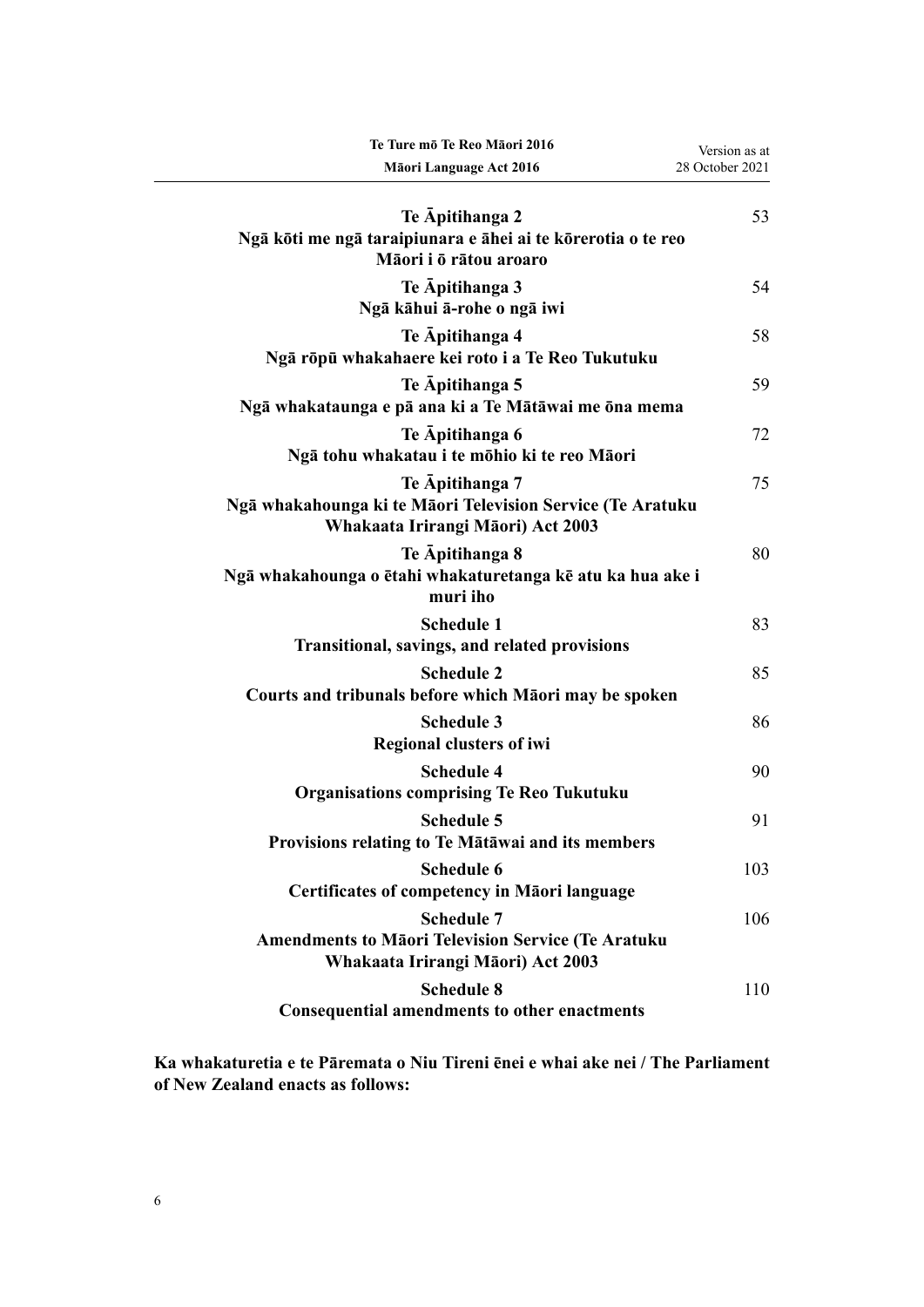| | |
|---|---|
| **Te Āpitihanga 2**<br>**Ngā kōti me ngā taraipiunara e āhei ai te kōrerotia o te reo Māori i ō rātou aroaro** | 53 |
| **Te Āpitihanga 3**<br>**Ngā kāhui ā-rohe o ngā iwi** | 54 |
| **Te Āpitihanga 4**<br>**Ngā rōpū whakahaere kei roto i a Te Reo Tukutuku** | 58 |
| **Te Āpitihanga 5**<br>**Ngā whakataunga e pā ana ki a Te Mātāwai me ōna mema** | 59 |
| **Te Āpitihanga 6**<br>**Ngā tohu whakatau i te mōhio ki te reo Māori** | 72 |
| **Te Āpitihanga 7**<br>**Ngā whakahounga ki te Māori Television Service (Te Aratuku Whakaata Irirangi Māori) Act 2003** | 75 |
| **Te Āpitihanga 8**<br>**Ngā whakahounga o ētahi whakaturetanga kē atu ka hua ake i muri iho** | 80 |
| **Schedule 1**<br>**Transitional, savings, and related provisions** | 83 |
| **Schedule 2**<br>**Courts and tribunals before which Māori may be spoken** | 85 |
| **Schedule 3**<br>**Regional clusters of iwi** | 86 |
| **Schedule 4**<br>**Organisations comprising Te Reo Tukutuku** | 90 |
| **Schedule 5**<br>**Provisions relating to Te Mātāwai and its members** | 91 |
| **Schedule 6**<br>**Certificates of competency in Māori language** | 103 |
| **Schedule 7**<br>**Amendments to Māori Television Service (Te Aratuku Whakaata Irirangi Māori) Act 2003** | 106 |
| **Schedule 8**<br>**Consequential amendments to other enactments** | 110 |

**Ka whakaturetia e te Pāremata o Niu Tireni ēnei e whai ake nei / The Parliament of New Zealand enacts as follows:**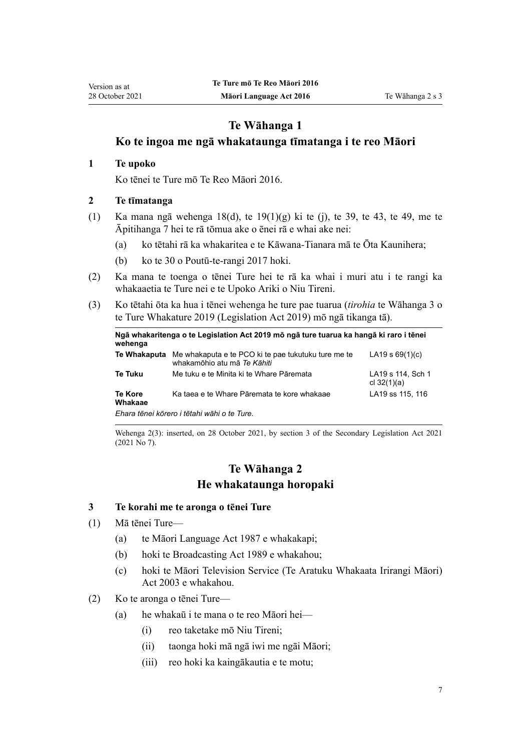## Te Wāhanga 1
## Ko te ingoa me ngā whakataunga tīmatanga i te reo Māori

### 1 Te upoko

Ko tēnei te Ture mō Te Reo Māori 2016.

### 2 Te tīmatanga

(1) Ka mana ngā wehenga 18(d), te 19(1)(g) ki te (j), te 39, te 43, te 49, me te Āpitihanga 7 hei te rā tōmua ake o ēnei rā e whai ake nei:

- (a) ko tētahi rā ka whakaritea e te Kāwana-Tianara mā te Ōta Kaunihera;
- (b) ko te 30 o Poutū-te-rangi 2017 hoki.

(2) Ka mana te toenga o tēnei Ture hei te rā ka whai i muri atu i te rangi ka whakaaetia te Ture nei e te Upoko Ariki o Niu Tireni.

(3) Ko tētahi ōta ka hua i tēnei wehenga he ture pae tuarua (*tirohia* te Wāhanga 3 o te Ture Whakature 2019 (Legislation Act 2019) mō ngā tikanga tā).

| Ngā whakaritenga o te Legislation Act 2019 mō ngā ture tuarua ka hangā ki raro i tēnei wehenga | | |
|---|---|---|
| **Te Whakaputa** | Me whakaputa e te PCO ki te pae tukutuku ture me te whakamōhio atu mā *Te Kāhiti* | LA19 s 69(1)(c) |
| **Te Tuku** | Me tuku e te Minita ki te Whare Pāremata | LA19 s 114, Sch 1 cl 32(1)(a) |
| **Te Kore Whakaae** | Ka taea e te Whare Pāremata te kore whakaae | LA19 ss 115, 116 |

*Ehara tēnei kōrero i tētahi wāhi o te Ture.*

Wehenga 2(3): inserted, on 28 October 2021, by section 3 of the Secondary Legislation Act 2021 (2021 No 7).

## Te Wāhanga 2
## He whakataunga horopaki

### 3 Te korahi me te aronga o tēnei Ture

(1) Mā tēnei Ture—

- (a) te Māori Language Act 1987 e whakakapi;
- (b) hoki te Broadcasting Act 1989 e whakahou;
- (c) hoki te Māori Television Service (Te Aratuku Whakaata Irirangi Māori) Act 2003 e whakahou.

(2) Ko te aronga o tēnei Ture—

- (a) he whakaū i te mana o te reo Māori hei—
  - (i) reo taketake mō Niu Tireni;
  - (ii) taonga hoki mā ngā iwi me ngāi Māori;
  - (iii) reo hoki ka kaingākautia e te motu;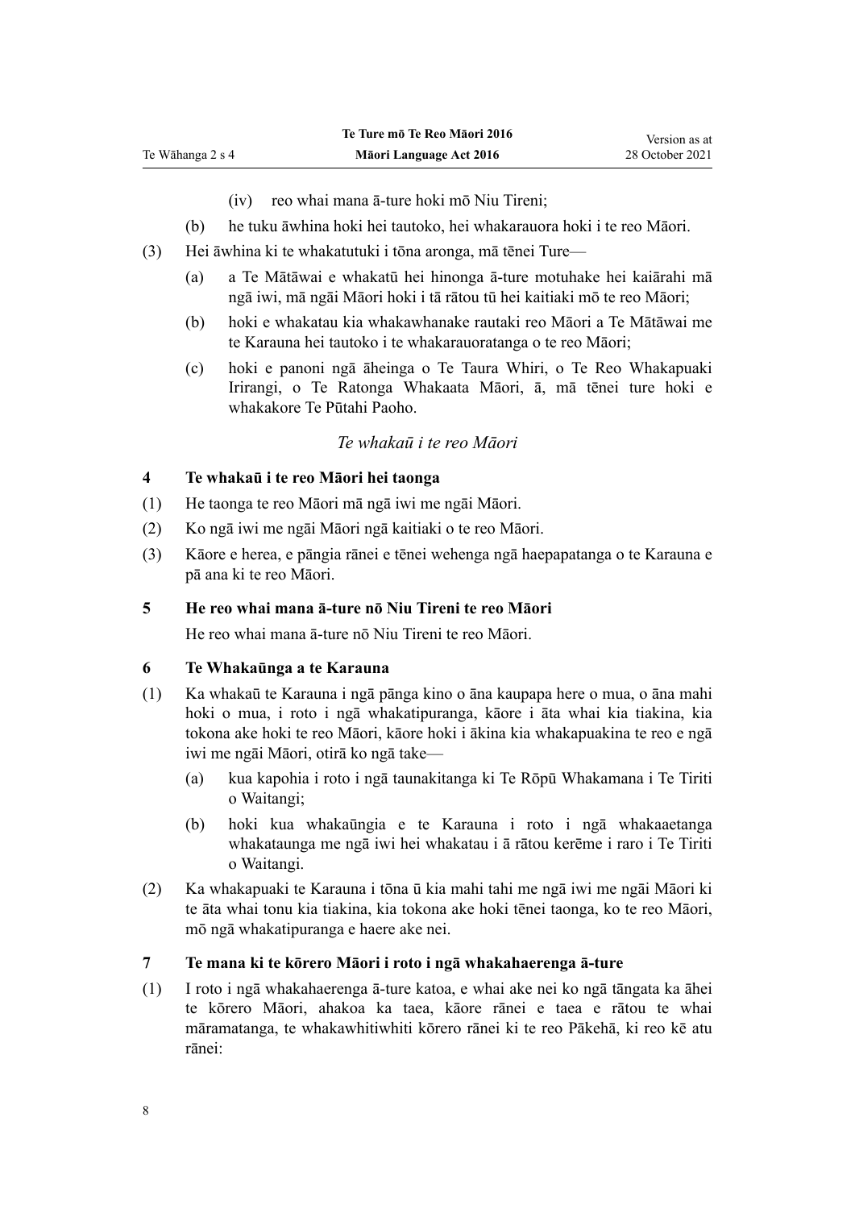(iv) reo whai mana ā-ture hoki mō Niu Tireni;

(b) he tuku āwhina hoki hei tautoko, hei whakarauora hoki i te reo Māori.

(3) Hei āwhina ki te whakatutuki i tōna aronga, mā tēnei Ture—

(a) a Te Mātāwai e whakatū hei hinonga ā-ture motuhake hei kaiārahi mā ngā iwi, mā ngāi Māori hoki i tā rātou tū hei kaitiaki mō te reo Māori;

(b) hoki e whakatau kia whakawhanake rautaki reo Māori a Te Mātāwai me te Karauna hei tautoko i te whakarauoratanga o te reo Māori;

(c) hoki e panoni ngā āheinga o Te Taura Whiri, o Te Reo Whakapuaki Irirangi, o Te Ratonga Whakaata Māori, ā, mā tēnei ture hoki e whakakore Te Pūtahi Paoho.

*Te whakaū i te reo Māori*

### 4 Te whakaū i te reo Māori hei taonga

(1) He taonga te reo Māori mā ngā iwi me ngāi Māori.

(2) Ko ngā iwi me ngāi Māori ngā kaitiaki o te reo Māori.

(3) Kāore e herea, e pāngia rānei e tēnei wehenga ngā haepapatanga o te Karauna e pā ana ki te reo Māori.

### 5 He reo whai mana ā-ture nō Niu Tireni te reo Māori

He reo whai mana ā-ture nō Niu Tireni te reo Māori.

### 6 Te Whakaūnga a te Karauna

(1) Ka whakaū te Karauna i ngā pānga kino o āna kaupapa here o mua, o āna mahi hoki o mua, i roto i ngā whakatipuranga, kāore i āta whai kia tiakina, kia tokona ake hoki te reo Māori, kāore hoki i ākina kia whakapuakina te reo e ngā iwi me ngāi Māori, otirā ko ngā take—

(a) kua kapohia i roto i ngā taunakitanga ki Te Rōpū Whakamana i Te Tiriti o Waitangi;

(b) hoki kua whakaūngia e te Karauna i roto i ngā whakaaetanga whakataunga me ngā iwi hei whakatau i ā rātou kerēme i raro i Te Tiriti o Waitangi.

(2) Ka whakapuaki te Karauna i tōna ū kia mahi tahi me ngā iwi me ngāi Māori ki te āta whai tonu kia tiakina, kia tokona ake hoki tēnei taonga, ko te reo Māori, mō ngā whakatipuranga e haere ake nei.

### 7 Te mana ki te kōrero Māori i roto i ngā whakahaerenga ā-ture

(1) I roto i ngā whakahaerenga ā-ture katoa, e whai ake nei ko ngā tāngata ka āhei te kōrero Māori, ahakoa ka taea, kāore rānei e taea e rātou te whai māramatanga, te whakawhitiwhiti kōrero rānei ki te reo Pākehā, ki reo kē atu rānei: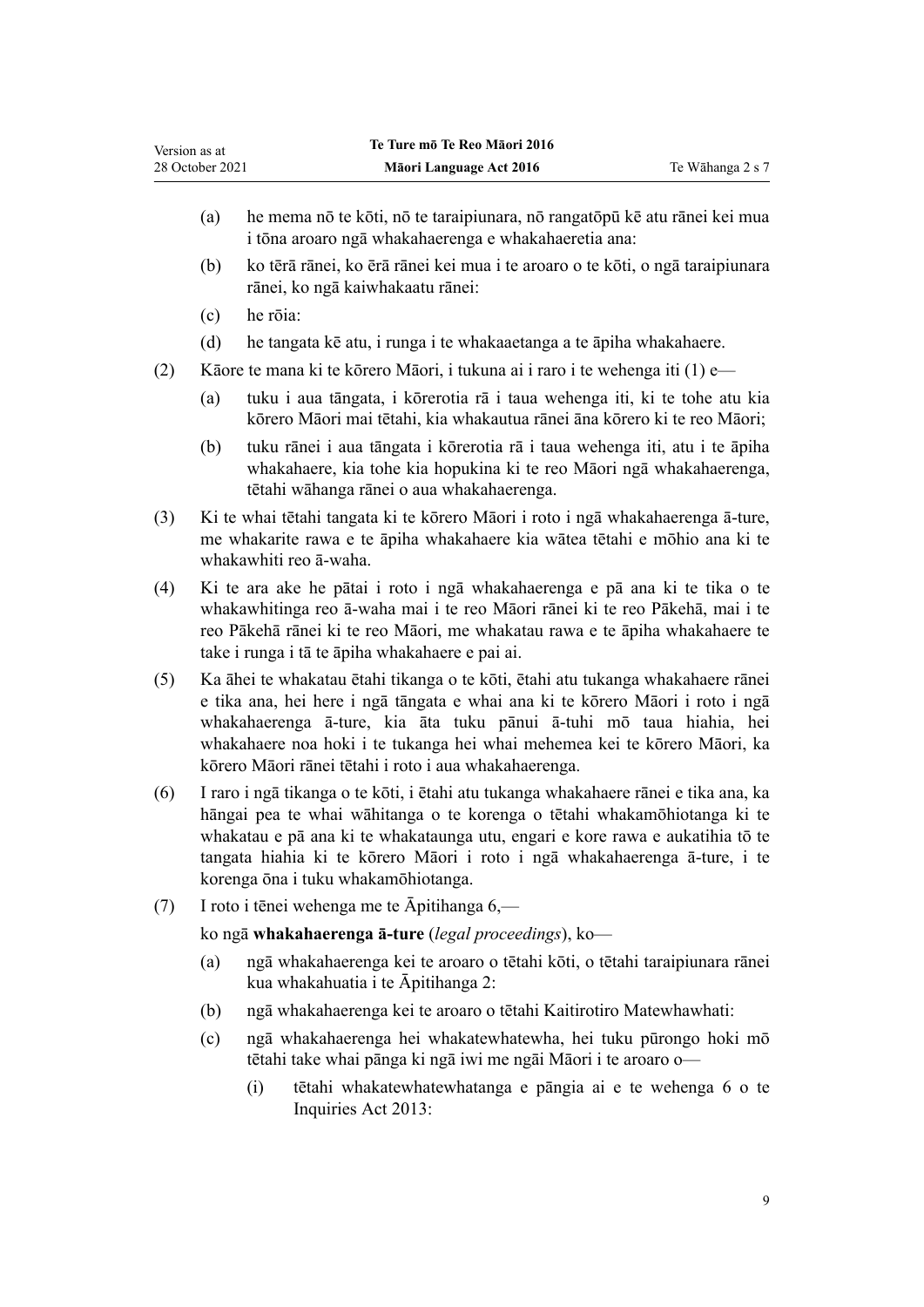(a) he mema nō te kōti, nō te taraipiunara, nō rangatōpū kē atu rānei kei mua i tōna aroaro ngā whakahaerenga e whakahaeretia ana:

(b) ko tērā rānei, ko ērā rānei kei mua i te aroaro o te kōti, o ngā taraipiunara rānei, ko ngā kaiwhakaatu rānei:

(c) he rōia:

(d) he tangata kē atu, i runga i te whakaaetanga a te āpiha whakahaere.

(2) Kāore te mana ki te kōrero Māori, i tukuna ai i raro i te wehenga iti (1) e—

(a) tuku i aua tāngata, i kōrerotia rā i taua wehenga iti, ki te tohe atu kia kōrero Māori mai tētahi, kia whakautua rānei āna kōrero ki te reo Māori;

(b) tuku rānei i aua tāngata i kōrerotia rā i taua wehenga iti, atu i te āpiha whakahaere, kia tohe kia hopukina ki te reo Māori ngā whakahaerenga, tētahi wāhanga rānei o aua whakahaerenga.

(3) Ki te whai tētahi tangata ki te kōrero Māori i roto i ngā whakahaerenga ā-ture, me whakarite rawa e te āpiha whakahaere kia wātea tētahi e mōhio ana ki te whakawhiti reo ā-waha.

(4) Ki te ara ake he pātai i roto i ngā whakahaerenga e pā ana ki te tika o te whakawhitinga reo ā-waha mai i te reo Māori rānei ki te reo Pākehā, mai i te reo Pākehā rānei ki te reo Māori, me whakatau rawa e te āpiha whakahaere te take i runga i tā te āpiha whakahaere e pai ai.

(5) Ka āhei te whakatau ētahi tikanga o te kōti, ētahi atu tukanga whakahaere rānei e tika ana, hei here i ngā tāngata e whai ana ki te kōrero Māori i roto i ngā whakahaerenga ā-ture, kia āta tuku pānui ā-tuhi mō taua hiahia, hei whakahaere noa hoki i te tukanga hei whai mehemea kei te kōrero Māori, ka kōrero Māori rānei tētahi i roto i aua whakahaerenga.

(6) I raro i ngā tikanga o te kōti, i ētahi atu tukanga whakahaere rānei e tika ana, ka hāngai pea te whai wāhitanga o te korenga o tētahi whakamōhiotanga ki te whakatau e pā ana ki te whakataunga utu, engari e kore rawa e aukatihia tō te tangata hiahia ki te kōrero Māori i roto i ngā whakahaerenga ā-ture, i te korenga ōna i tuku whakamōhiotanga.

(7) I roto i tēnei wehenga me te Āpitihanga 6,—

ko ngā **whakahaerenga ā-ture** (*legal proceedings*), ko—

(a) ngā whakahaerenga kei te aroaro o tētahi kōti, o tētahi taraipiunara rānei kua whakahuatia i te Āpitihanga 2:

(b) ngā whakahaerenga kei te aroaro o tētahi Kaitirotiro Matewhawhati:

(c) ngā whakahaerenga hei whakatewhatewha, hei tuku pūrongo hoki mō tētahi take whai pānga ki ngā iwi me ngāi Māori i te aroaro o—

(i) tētahi whakatewhatewhatanga e pāngia ai e te wehenga 6 o te Inquiries Act 2013: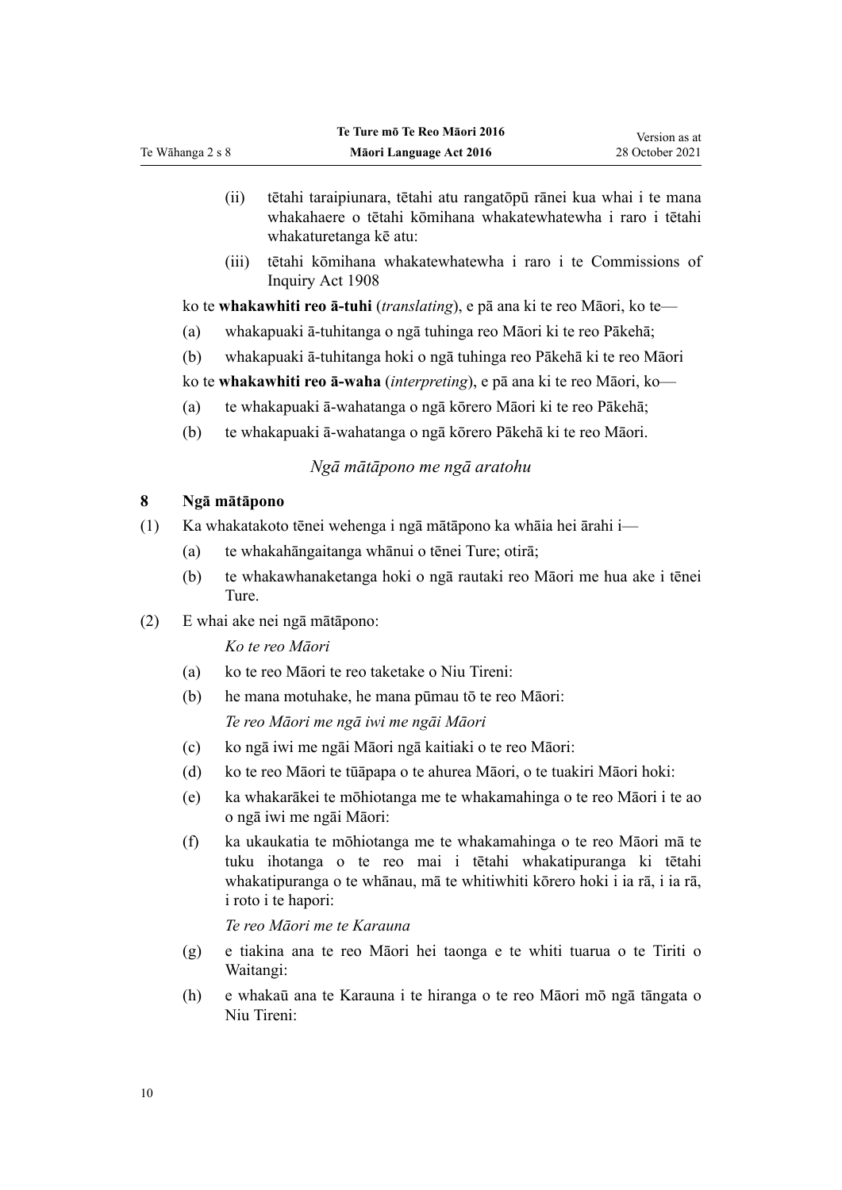(ii) tētahi taraipiunara, tētahi atu rangatōpū rānei kua whai i te mana whakahaere o tētahi kōmihana whakatewhatewha i raro i tētahi whakaturetanga kē atu:

(iii) tētahi kōmihana whakatewhatewha i raro i te Commissions of Inquiry Act 1908

ko te **whakawhiti reo ā-tuhi** (*translating*), e pā ana ki te reo Māori, ko te—

(a) whakapuaki ā-tuhitanga o ngā tuhinga reo Māori ki te reo Pākehā;

(b) whakapuaki ā-tuhitanga hoki o ngā tuhinga reo Pākehā ki te reo Māori

ko te **whakawhiti reo ā-waha** (*interpreting*), e pā ana ki te reo Māori, ko—

(a) te whakapuaki ā-wahatanga o ngā kōrero Māori ki te reo Pākehā;

(b) te whakapuaki ā-wahatanga o ngā kōrero Pākehā ki te reo Māori.

*Ngā mātāpono me ngā aratohu*

### 8 Ngā mātāpono

(1) Ka whakatakoto tēnei wehenga i ngā mātāpono ka whāia hei ārahi i—

(a) te whakahāngaitanga whānui o tēnei Ture; otirā;

(b) te whakawhanaketanga hoki o ngā rautaki reo Māori me hua ake i tēnei Ture.

(2) E whai ake nei ngā mātāpono:

*Ko te reo Māori*

(a) ko te reo Māori te reo taketake o Niu Tireni:

(b) he mana motuhake, he mana pūmau tō te reo Māori:

*Te reo Māori me ngā iwi me ngāi Māori*

(c) ko ngā iwi me ngāi Māori ngā kaitiaki o te reo Māori:

(d) ko te reo Māori te tūāpapa o te ahurea Māori, o te tuakiri Māori hoki:

(e) ka whakarākei te mōhiotanga me te whakamahinga o te reo Māori i te ao o ngā iwi me ngāi Māori:

(f) ka ukaukatia te mōhiotanga me te whakamahinga o te reo Māori mā te tuku ihotanga o te reo mai i tētahi whakatipuranga ki tētahi whakatipuranga o te whānau, mā te whitiwhiti kōrero hoki i ia rā, i ia rā, i roto i te hapori:

*Te reo Māori me te Karauna*

(g) e tiakina ana te reo Māori hei taonga e te whiti tuarua o te Tiriti o Waitangi:

(h) e whakaū ana te Karauna i te hiranga o te reo Māori mō ngā tāngata o Niu Tireni: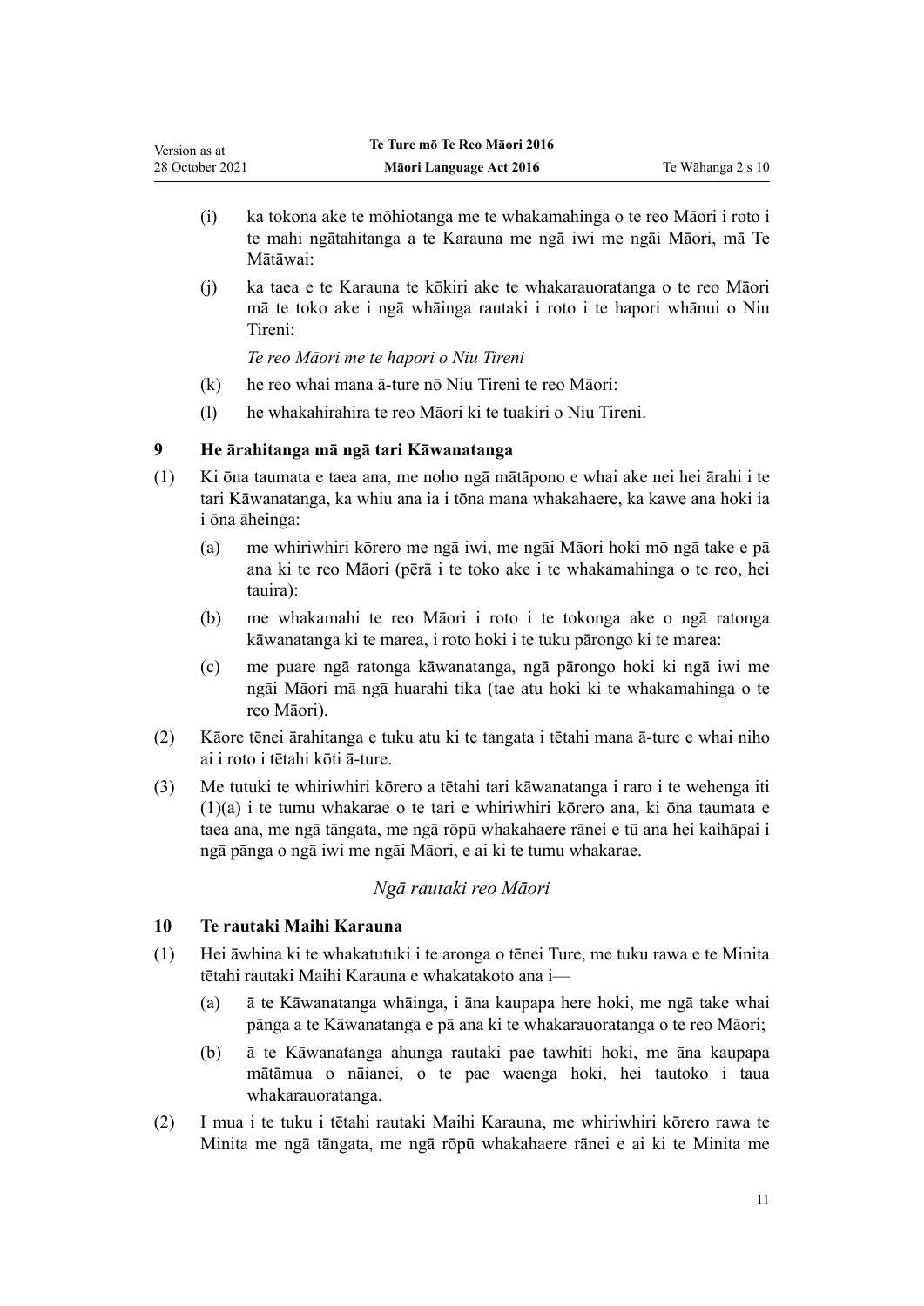(i) ka tokona ake te mōhiotanga me te whakamahinga o te reo Māori i roto i te mahi ngātahitanga a te Karauna me ngā iwi me ngāi Māori, mā Te Mātāwai:

(j) ka taea e te Karauna te kōkiri ake te whakarauoratanga o te reo Māori mā te toko ake i ngā whāinga rautaki i roto i te hapori whānui o Niu Tireni:

*Te reo Māori me te hapori o Niu Tireni*

(k) he reo whai mana ā-ture nō Niu Tireni te reo Māori:

(l) he whakahirahira te reo Māori ki te tuakiri o Niu Tireni.

### 9 He ārahitanga mā ngā tari Kāwanatanga

(1) Ki ōna taumata e taea ana, me noho ngā mātāpono e whai ake nei hei ārahi i te tari Kāwanatanga, ka whiu ana ia i tōna mana whakahaere, ka kawe ana hoki ia i ōna āheinga:

(a) me whiriwhiri kōrero me ngā iwi, me ngāi Māori hoki mō ngā take e pā ana ki te reo Māori (pērā i te toko ake i te whakamahinga o te reo, hei tauira):

(b) me whakamahi te reo Māori i roto i te tokonga ake o ngā ratonga kāwanatanga ki te marea, i roto hoki i te tuku pārongo ki te marea:

(c) me puare ngā ratonga kāwanatanga, ngā pārongo hoki ki ngā iwi me ngāi Māori mā ngā huarahi tika (tae atu hoki ki te whakamahinga o te reo Māori).

(2) Kāore tēnei ārahitanga e tuku atu ki te tangata i tētahi mana ā-ture e whai niho ai i roto i tētahi kōti ā-ture.

(3) Me tutuki te whiriwhiri kōrero a tētahi tari kāwanatanga i raro i te wehenga iti (1)(a) i te tumu whakarae o te tari e whiriwhiri kōrero ana, ki ōna taumata e taea ana, me ngā tāngata, me ngā rōpū whakahaere rānei e tū ana hei kaihāpai i ngā pānga o ngā iwi me ngāi Māori, e ai ki te tumu whakarae.

## *Ngā rautaki reo Māori*

### 10 Te rautaki Maihi Karauna

(1) Hei āwhina ki te whakatutuki i te aronga o tēnei Ture, me tuku rawa e te Minita tētahi rautaki Maihi Karauna e whakatakoto ana i—

(a) ā te Kāwanatanga whāinga, i āna kaupapa here hoki, me ngā take whai pānga a te Kāwanatanga e pā ana ki te whakarauoratanga o te reo Māori;

(b) ā te Kāwanatanga ahunga rautaki pae tawhiti hoki, me āna kaupapa mātāmua o nāianei, o te pae waenga hoki, hei tautoko i taua whakarauoratanga.

(2) I mua i te tuku i tētahi rautaki Maihi Karauna, me whiriwhiri kōrero rawa te Minita me ngā tāngata, me ngā rōpū whakahaere rānei e ai ki te Minita me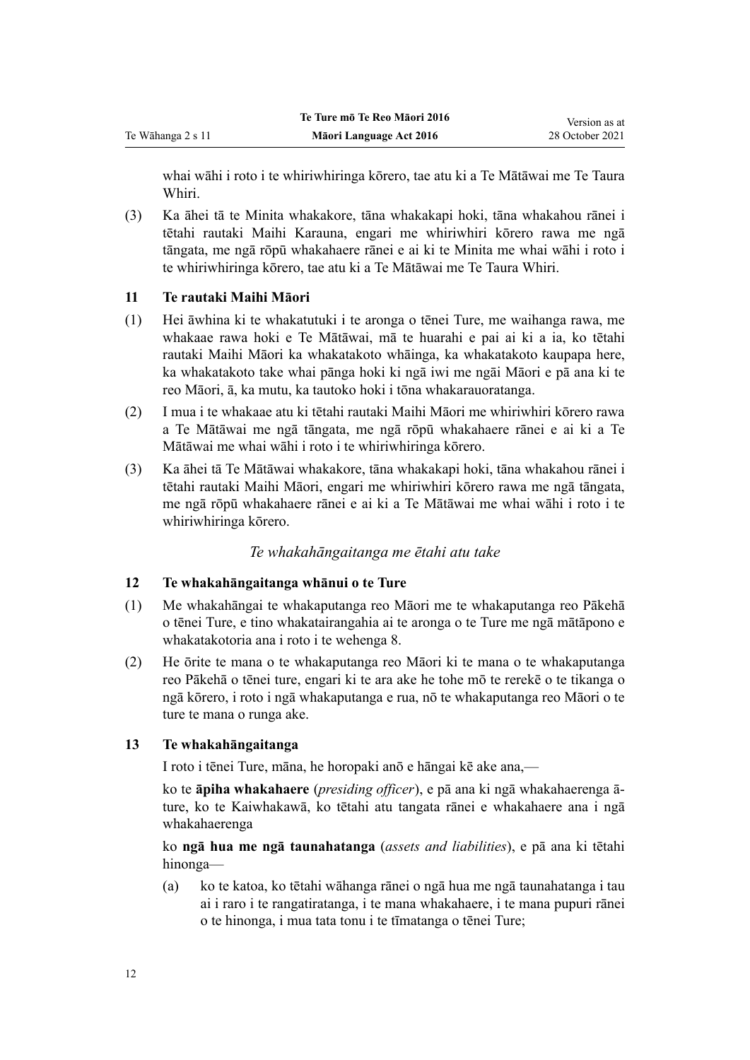whai wāhi i roto i te whiriwhiringa kōrero, tae atu ki a Te Mātāwai me Te Taura Whiri.

(3) Ka āhei tā te Minita whakakore, tāna whakakapi hoki, tāna whakahou rānei i tētahi rautaki Maihi Karauna, engari me whiriwhiri kōrero rawa me ngā tāngata, me ngā rōpū whakahaere rānei e ai ki te Minita me whai wāhi i roto i te whiriwhiringa kōrero, tae atu ki a Te Mātāwai me Te Taura Whiri.

### 11 Te rautaki Maihi Māori

(1) Hei āwhina ki te whakatutuki i te aronga o tēnei Ture, me waihanga rawa, me whakaae rawa hoki e Te Mātāwai, mā te huarahi e pai ai ki a ia, ko tētahi rautaki Maihi Māori ka whakatakoto whāinga, ka whakatakoto kaupapa here, ka whakatakoto take whai pānga hoki ki ngā iwi me ngāi Māori e pā ana ki te reo Māori, ā, ka mutu, ka tautoko hoki i tōna whakarauoratanga.

(2) I mua i te whakaae atu ki tētahi rautaki Maihi Māori me whiriwhiri kōrero rawa a Te Mātāwai me ngā tāngata, me ngā rōpū whakahaere rānei e ai ki a Te Mātāwai me whai wāhi i roto i te whiriwhiringa kōrero.

(3) Ka āhei tā Te Mātāwai whakakore, tāna whakakapi hoki, tāna whakahou rānei i tētahi rautaki Maihi Māori, engari me whiriwhiri kōrero rawa me ngā tāngata, me ngā rōpū whakahaere rānei e ai ki a Te Mātāwai me whai wāhi i roto i te whiriwhiringa kōrero.

*Te whakahāngaitanga me ētahi atu take*

### 12 Te whakahāngaitanga whānui o te Ture

(1) Me whakahāngai te whakaputanga reo Māori me te whakaputanga reo Pākehā o tēnei Ture, e tino whakatairangahia ai te aronga o te Ture me ngā mātāpono e whakatakotoria ana i roto i te wehenga 8.

(2) He ōrite te mana o te whakaputanga reo Māori ki te mana o te whakaputanga reo Pākehā o tēnei ture, engari ki te ara ake he tohe mō te rerekē o te tikanga o ngā kōrero, i roto i ngā whakaputanga e rua, nō te whakaputanga reo Māori o te ture te mana o runga ake.

### 13 Te whakahāngaitanga

I roto i tēnei Ture, māna, he horopaki anō e hāngai kē ake ana,—

ko te **āpiha whakahaere** (*presiding officer*), e pā ana ki ngā whakahaerenga ā-ture, ko te Kaiwhakawā, ko tētahi atu tangata rānei e whakahaere ana i ngā whakahaerenga

ko **ngā hua me ngā taunahatanga** (*assets and liabilities*), e pā ana ki tētahi hinonga—

(a) ko te katoa, ko tētahi wāhanga rānei o ngā hua me ngā taunahatanga i tau ai i raro i te rangatiratanga, i te mana whakahaere, i te mana pupuri rānei o te hinonga, i mua tata tonu i te tīmatanga o tēnei Ture;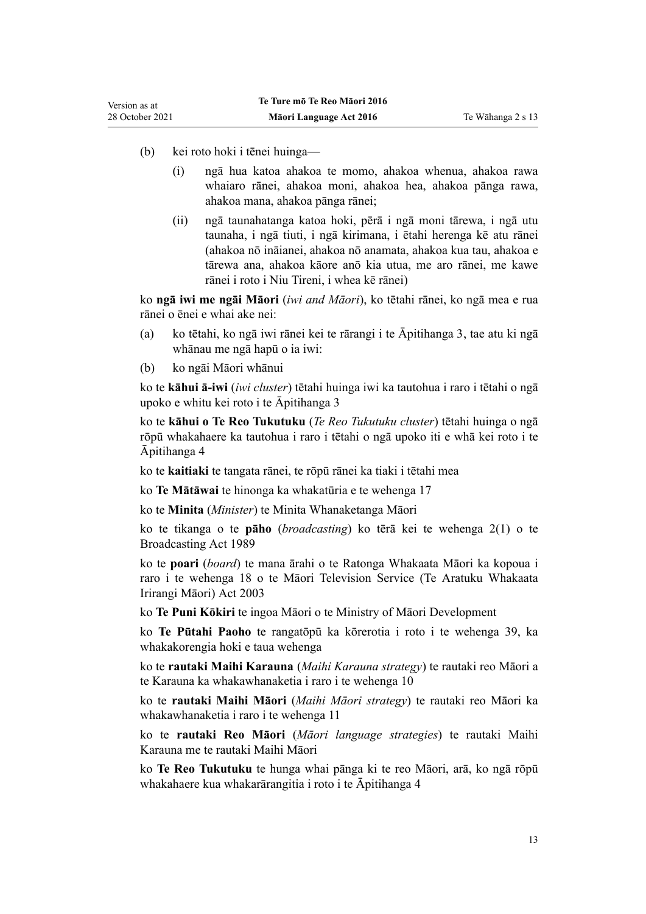(b) kei roto hoki i tēnei huinga—

  (i) ngā hua katoa ahakoa te momo, ahakoa whenua, ahakoa rawa whaiaro rānei, ahakoa moni, ahakoa hea, ahakoa pānga rawa, ahakoa mana, ahakoa pānga rānei;

  (ii) ngā taunahatanga katoa hoki, pērā i ngā moni tārewa, i ngā utu taunaha, i ngā tiuti, i ngā kirimana, i ētahi herenga kē atu rānei (ahakoa nō ināianei, ahakoa nō anamata, ahakoa kua tau, ahakoa e tārewa ana, ahakoa kāore anō kia utua, me aro rānei, me kawe rānei i roto i Niu Tireni, i whea kē rānei)

ko **ngā iwi me ngāi Māori** (*iwi and Māori*), ko tētahi rānei, ko ngā mea e rua rānei o ēnei e whai ake nei:

(a) ko tētahi, ko ngā iwi rānei kei te rārangi i te Āpitihanga 3, tae atu ki ngā whānau me ngā hapū o ia iwi:

(b) ko ngāi Māori whānui

ko te **kāhui ā-iwi** (*iwi cluster*) tētahi huinga iwi ka tautohua i raro i tētahi o ngā upoko e whitu kei roto i te Āpitihanga 3

ko te **kāhui o Te Reo Tukutuku** (*Te Reo Tukutuku cluster*) tētahi huinga o ngā rōpū whakahaere ka tautohua i raro i tētahi o ngā upoko iti e whā kei roto i te Āpitihanga 4

ko te **kaitiaki** te tangata rānei, te rōpū rānei ka tiaki i tētahi mea

ko **Te Mātāwai** te hinonga ka whakatūria e te wehenga 17

ko te **Minita** (*Minister*) te Minita Whanaketanga Māori

ko te tikanga o te **pāho** (*broadcasting*) ko tērā kei te wehenga 2(1) o te Broadcasting Act 1989

ko te **poari** (*board*) te mana ārahi o te Ratonga Whakaata Māori ka kopoua i raro i te wehenga 18 o te Māori Television Service (Te Aratuku Whakaata Irirangi Māori) Act 2003

ko **Te Puni Kōkiri** te ingoa Māori o te Ministry of Māori Development

ko **Te Pūtahi Paoho** te rangatōpū ka kōrerotia i roto i te wehenga 39, ka whakakorengia hoki e taua wehenga

ko te **rautaki Maihi Karauna** (*Maihi Karauna strategy*) te rautaki reo Māori a te Karauna ka whakawhanaketia i raro i te wehenga 10

ko te **rautaki Maihi Māori** (*Maihi Māori strategy*) te rautaki reo Māori ka whakawhanaketia i raro i te wehenga 11

ko te **rautaki Reo Māori** (*Māori language strategies*) te rautaki Maihi Karauna me te rautaki Maihi Māori

ko **Te Reo Tukutuku** te hunga whai pānga ki te reo Māori, arā, ko ngā rōpū whakahaere kua whakarārangitia i roto i te Āpitihanga 4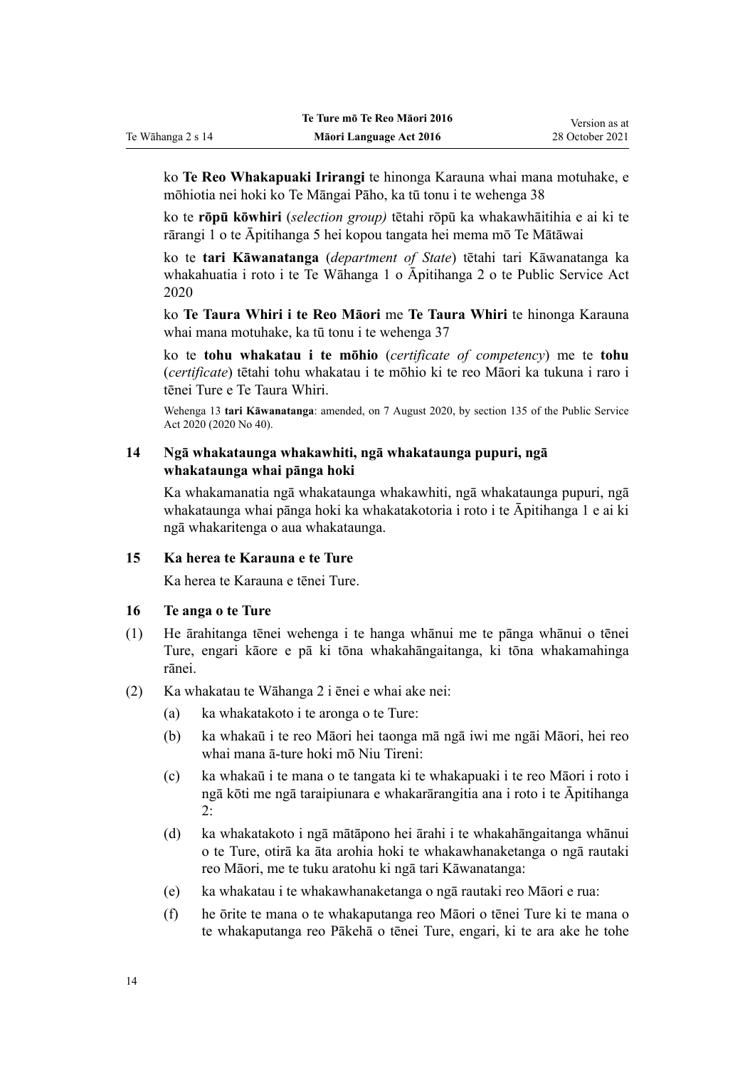ko **Te Reo Whakapuaki Irirangi** te hinonga Karauna whai mana motuhake, e mōhiotia nei hoki ko Te Māngai Pāho, ka tū tonu i te wehenga 38

ko te **rōpū kōwhiri** (*selection group)* tētahi rōpū ka whakawhāitihia e ai ki te rārangi 1 o te Āpitihanga 5 hei kopou tangata hei mema mō Te Mātāwai

ko te **tari Kāwanatanga** (*department of State*) tētahi tari Kāwanatanga ka whakahuatia i roto i te Te Wāhanga 1 o Āpitihanga 2 o te Public Service Act 2020

ko **Te Taura Whiri i te Reo Māori** me **Te Taura Whiri** te hinonga Karauna whai mana motuhake, ka tū tonu i te wehenga 37

ko te **tohu whakatau i te mōhio** (*certificate of competency*) me te **tohu** (*certificate*) tētahi tohu whakatau i te mōhio ki te reo Māori ka tukuna i raro i tēnei Ture e Te Taura Whiri.

Wehenga 13 **tari Kāwanatanga**: amended, on 7 August 2020, by section 135 of the Public Service Act 2020 (2020 No 40).

### 14 Ngā whakataunga whakawhiti, ngā whakataunga pupuri, ngā whakataunga whai pānga hoki

Ka whakamanatia ngā whakataunga whakawhiti, ngā whakataunga pupuri, ngā whakataunga whai pānga hoki ka whakatakotoria i roto i te Āpitihanga 1 e ai ki ngā whakaritenga o aua whakataunga.

### 15 Ka herea te Karauna e te Ture

Ka herea te Karauna e tēnei Ture.

### 16 Te anga o te Ture

(1) He ārahitanga tēnei wehenga i te hanga whānui me te pānga whānui o tēnei Ture, engari kāore e pā ki tōna whakahāngaitanga, ki tōna whakamahinga rānei.

(2) Ka whakatau te Wāhanga 2 i ēnei e whai ake nei:

- (a) ka whakatakoto i te aronga o te Ture:
- (b) ka whakaū i te reo Māori hei taonga mā ngā iwi me ngāi Māori, hei reo whai mana ā-ture hoki mō Niu Tireni:
- (c) ka whakaū i te mana o te tangata ki te whakapuaki i te reo Māori i roto i ngā kōti me ngā taraipiunara e whakarārangitia ana i roto i te Āpitihanga 2:
- (d) ka whakatakoto i ngā mātāpono hei ārahi i te whakahāngaitanga whānui o te Ture, otirā ka āta arohia hoki te whakawhanaketanga o ngā rautaki reo Māori, me te tuku aratohu ki ngā tari Kāwanatanga:
- (e) ka whakatau i te whakawhanaketanga o ngā rautaki reo Māori e rua:
- (f) he ōrite te mana o te whakaputanga reo Māori o tēnei Ture ki te mana o te whakaputanga reo Pākehā o tēnei Ture, engari, ki te ara ake he tohe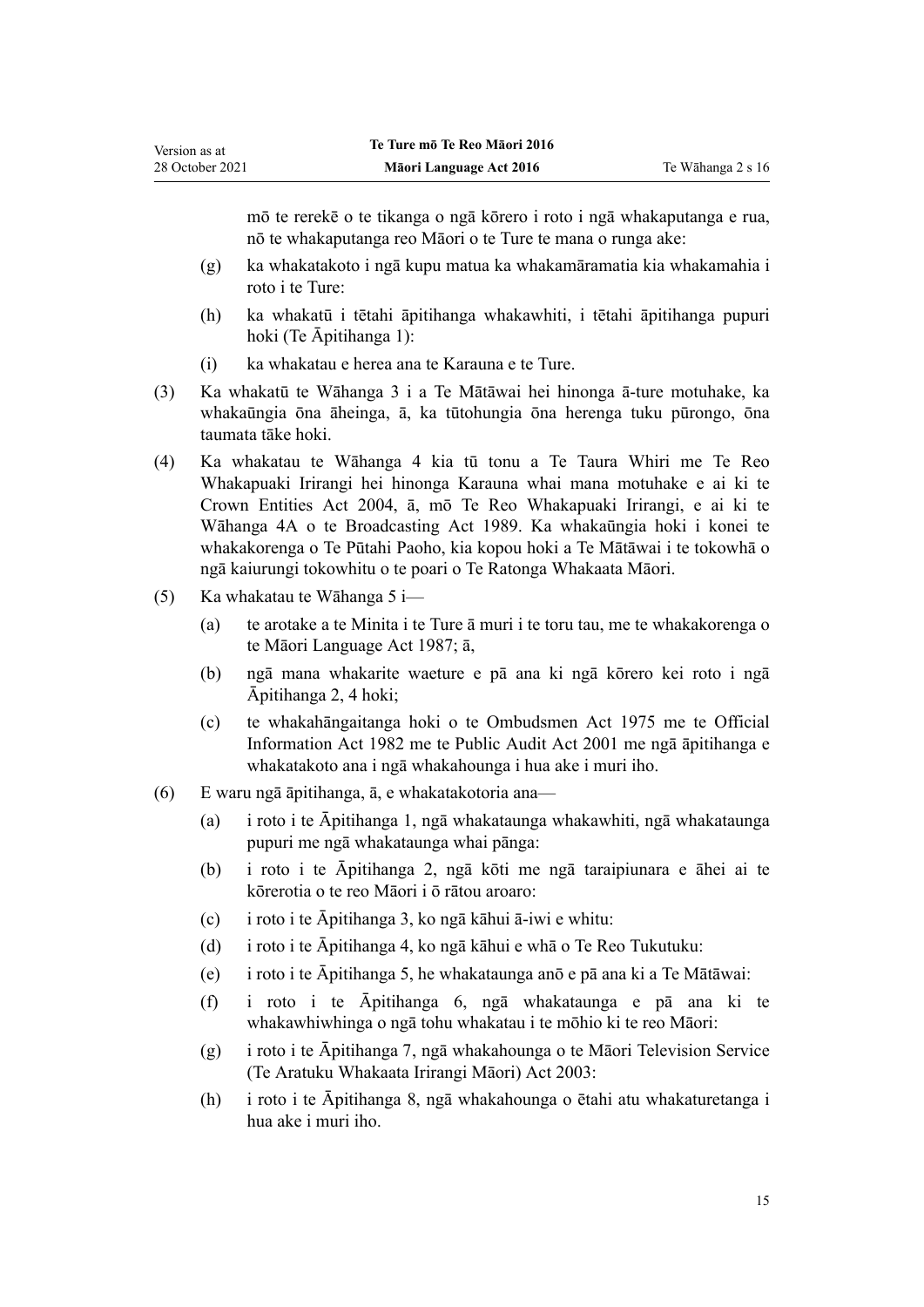mō te rerekē o te tikanga o ngā kōrero i roto i ngā whakaputanga e rua, nō te whakaputanga reo Māori o te Ture te mana o runga ake:

- (g) ka whakatakoto i ngā kupu matua ka whakamāramatia kia whakamahia i roto i te Ture:
- (h) ka whakatū i tētahi āpitihanga whakawhiti, i tētahi āpitihanga pupuri hoki (Te Āpitihanga 1):
- (i) ka whakatau e herea ana te Karauna e te Ture.

(3) Ka whakatū te Wāhanga 3 i a Te Mātāwai hei hinonga ā-ture motuhake, ka whakaūngia ōna āheinga, ā, ka tūtohungia ōna herenga tuku pūrongo, ōna taumata tāke hoki.

(4) Ka whakatau te Wāhanga 4 kia tū tonu a Te Taura Whiri me Te Reo Whakapuaki Irirangi hei hinonga Karauna whai mana motuhake e ai ki te Crown Entities Act 2004, ā, mō Te Reo Whakapuaki Irirangi, e ai ki te Wāhanga 4A o te Broadcasting Act 1989. Ka whakaūngia hoki i konei te whakakorenga o Te Pūtahi Paoho, kia kopou hoki a Te Mātāwai i te tokowhā o ngā kaiurungi tokowhitu o te poari o Te Ratonga Whakaata Māori.

(5) Ka whakatau te Wāhanga 5 i—

- (a) te arotake a te Minita i te Ture ā muri i te toru tau, me te whakakorenga o te Māori Language Act 1987; ā,
- (b) ngā mana whakarite waeture e pā ana ki ngā kōrero kei roto i ngā Āpitihanga 2, 4 hoki;
- (c) te whakahāngaitanga hoki o te Ombudsmen Act 1975 me te Official Information Act 1982 me te Public Audit Act 2001 me ngā āpitihanga e whakatakoto ana i ngā whakahounga i hua ake i muri iho.

(6) E waru ngā āpitihanga, ā, e whakatakotoria ana—

- (a) i roto i te Āpitihanga 1, ngā whakataunga whakawhiti, ngā whakataunga pupuri me ngā whakataunga whai pānga:
- (b) i roto i te Āpitihanga 2, ngā kōti me ngā taraipiunara e āhei ai te kōrerotia o te reo Māori i ō rātou aroaro:
- (c) i roto i te Āpitihanga 3, ko ngā kāhui ā-iwi e whitu:
- (d) i roto i te Āpitihanga 4, ko ngā kāhui e whā o Te Reo Tukutuku:
- (e) i roto i te Āpitihanga 5, he whakataunga anō e pā ana ki a Te Mātāwai:
- (f) i roto i te Āpitihanga 6, ngā whakataunga e pā ana ki te whakawhiwhinga o ngā tohu whakatau i te mōhio ki te reo Māori:
- (g) i roto i te Āpitihanga 7, ngā whakahounga o te Māori Television Service (Te Aratuku Whakaata Irirangi Māori) Act 2003:
- (h) i roto i te Āpitihanga 8, ngā whakahounga o ētahi atu whakaturetanga i hua ake i muri iho.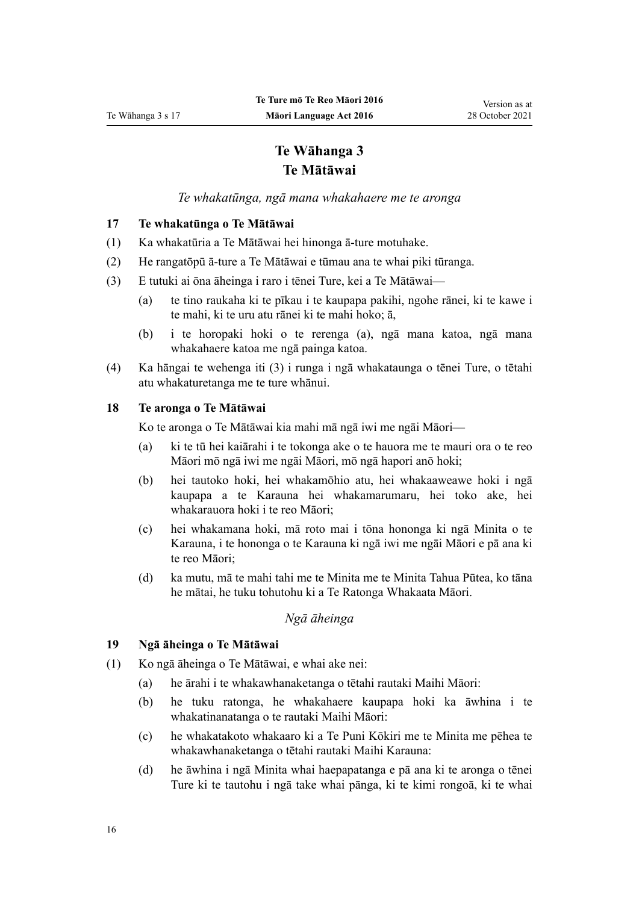# Te Wāhanga 3
# Te Mātāwai

*Te whakatūnga, ngā mana whakahaere me te aronga*

### 17 Te whakatūnga o Te Mātāwai

(1) Ka whakatūria a Te Mātāwai hei hinonga ā-ture motuhake.

(2) He rangatōpū ā-ture a Te Mātāwai e tūmau ana te whai piki tūranga.

(3) E tutuki ai ōna āheinga i raro i tēnei Ture, kei a Te Mātāwai—

- (a) te tino raukaha ki te pīkau i te kaupapa pakihi, ngohe rānei, ki te kawe i te mahi, ki te uru atu rānei ki te mahi hoko; ā,
- (b) i te horopaki hoki o te rerenga (a), ngā mana katoa, ngā mana whakahaere katoa me ngā painga katoa.

(4) Ka hāngai te wehenga iti (3) i runga i ngā whakataunga o tēnei Ture, o tētahi atu whakaturetanga me te ture whānui.

### 18 Te aronga o Te Mātāwai

Ko te aronga o Te Mātāwai kia mahi mā ngā iwi me ngāi Māori—

- (a) ki te tū hei kaiārahi i te tokonga ake o te hauora me te mauri ora o te reo Māori mō ngā iwi me ngāi Māori, mō ngā hapori anō hoki;
- (b) hei tautoko hoki, hei whakamōhio atu, hei whakaaweawe hoki i ngā kaupapa a te Karauna hei whakamarumaru, hei toko ake, hei whakarauora hoki i te reo Māori;
- (c) hei whakamana hoki, mā roto mai i tōna hononga ki ngā Minita o te Karauna, i te hononga o te Karauna ki ngā iwi me ngāi Māori e pā ana ki te reo Māori;
- (d) ka mutu, mā te mahi tahi me te Minita me te Minita Tahua Pūtea, ko tāna he mātai, he tuku tohutohu ki a Te Ratonga Whakaata Māori.

*Ngā āheinga*

### 19 Ngā āheinga o Te Mātāwai

(1) Ko ngā āheinga o Te Mātāwai, e whai ake nei:

- (a) he ārahi i te whakawhanaketanga o tētahi rautaki Maihi Māori:
- (b) he tuku ratonga, he whakahaere kaupapa hoki ka āwhina i te whakatinanatanga o te rautaki Maihi Māori:
- (c) he whakatakoto whakaaro ki a Te Puni Kōkiri me te Minita me pēhea te whakawhanaketanga o tētahi rautaki Maihi Karauna:
- (d) he āwhina i ngā Minita whai haepapatanga e pā ana ki te aronga o tēnei Ture ki te tautohu i ngā take whai pānga, ki te kimi rongoā, ki te whai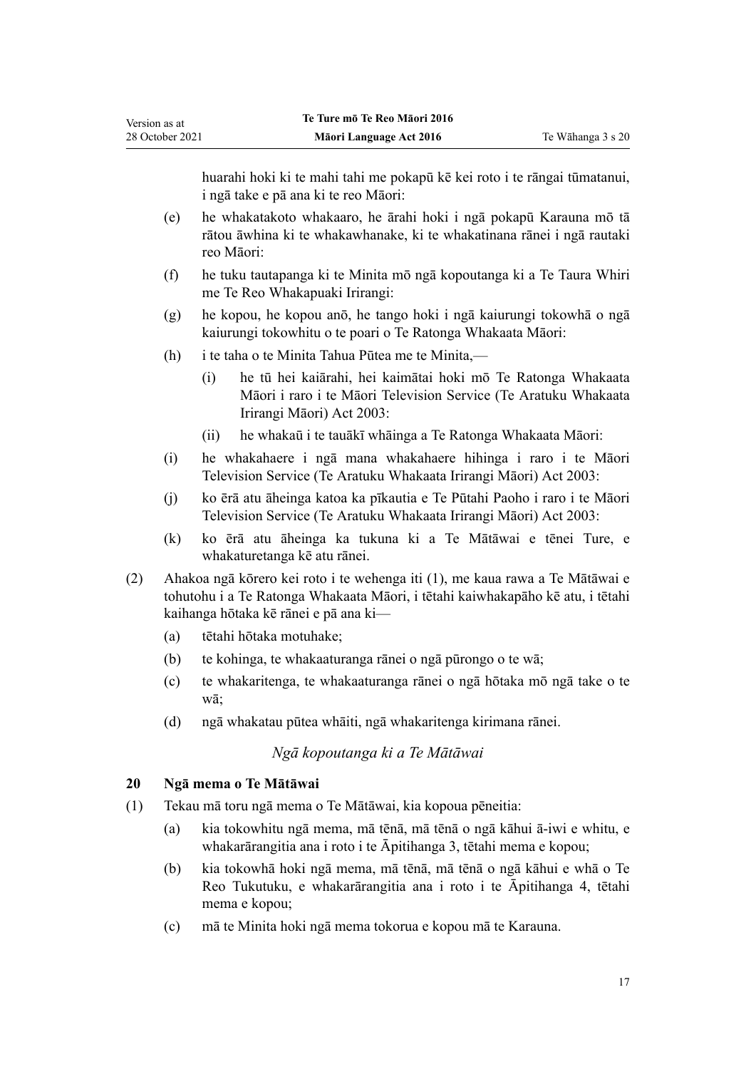huarahi hoki ki te mahi tahi me pokapū kē kei roto i te rāngai tūmatanui, i ngā take e pā ana ki te reo Māori:

(e) he whakatakoto whakaaro, he ārahi hoki i ngā pokapū Karauna mō tā rātou āwhina ki te whakawhanake, ki te whakatinana rānei i ngā rautaki reo Māori:

(f) he tuku tautapanga ki te Minita mō ngā kopoutanga ki a Te Taura Whiri me Te Reo Whakapuaki Irirangi:

(g) he kopou, he kopou anō, he tango hoki i ngā kaiurungi tokowhā o ngā kaiurungi tokowhitu o te poari o Te Ratonga Whakaata Māori:

(h) i te taha o te Minita Tahua Pūtea me te Minita,—

(i) he tū hei kaiārahi, hei kaimātai hoki mō Te Ratonga Whakaata Māori i raro i te Māori Television Service (Te Aratuku Whakaata Irirangi Māori) Act 2003:

(ii) he whakaū i te tauākī whāinga a Te Ratonga Whakaata Māori:

(i) he whakahaere i ngā mana whakahaere hihinga i raro i te Māori Television Service (Te Aratuku Whakaata Irirangi Māori) Act 2003:

(j) ko ērā atu āheinga katoa ka pīkautia e Te Pūtahi Paoho i raro i te Māori Television Service (Te Aratuku Whakaata Irirangi Māori) Act 2003:

(k) ko ērā atu āheinga ka tukuna ki a Te Mātāwai e tēnei Ture, e whakaturetanga kē atu rānei.

(2) Ahakoa ngā kōrero kei roto i te wehenga iti (1), me kaua rawa a Te Mātāwai e tohutohu i a Te Ratonga Whakaata Māori, i tētahi kaiwhakapāho kē atu, i tētahi kaihanga hōtaka kē rānei e pā ana ki—

(a) tētahi hōtaka motuhake;

(b) te kohinga, te whakaaturanga rānei o ngā pūrongo o te wā;

(c) te whakaritenga, te whakaaturanga rānei o ngā hōtaka mō ngā take o te wā;

(d) ngā whakatau pūtea whāiti, ngā whakaritenga kirimana rānei.

*Ngā kopoutanga ki a Te Mātāwai*

### 20 Ngā mema o Te Mātāwai

(1) Tekau mā toru ngā mema o Te Mātāwai, kia kopoua pēneitia:

(a) kia tokowhitu ngā mema, mā tēnā, mā tēnā o ngā kāhui ā-iwi e whitu, e whakarārangitia ana i roto i te Āpitihanga 3, tētahi mema e kopou;

(b) kia tokowhā hoki ngā mema, mā tēnā, mā tēnā o ngā kāhui e whā o Te Reo Tukutuku, e whakarārangitia ana i roto i te Āpitihanga 4, tētahi mema e kopou;

(c) mā te Minita hoki ngā mema tokorua e kopou mā te Karauna.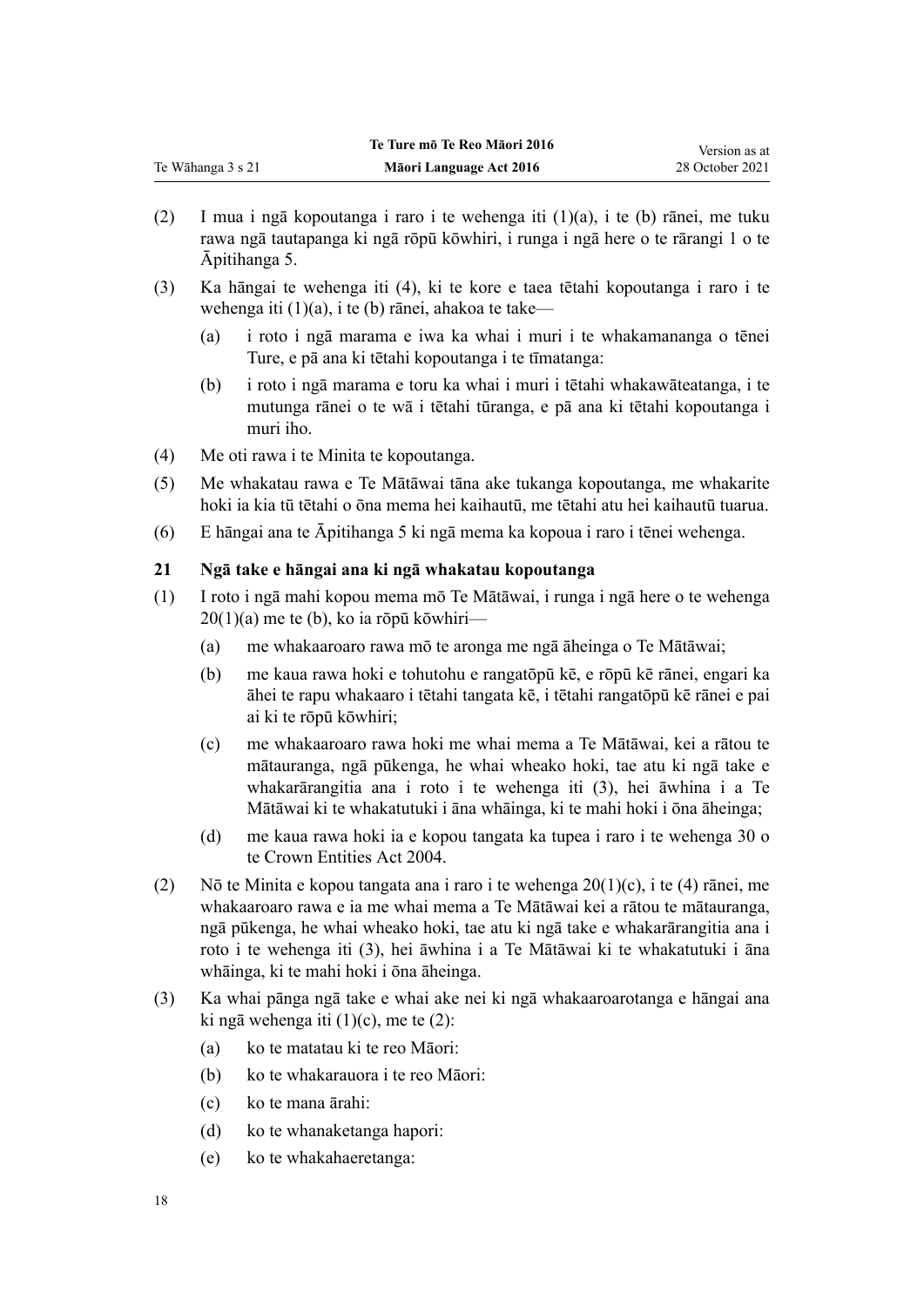(2) I mua i ngā kopoutanga i raro i te wehenga iti (1)(a), i te (b) rānei, me tuku rawa ngā tautapanga ki ngā rōpū kōwhiri, i runga i ngā here o te rārangi 1 o te Āpitihanga 5.

(3) Ka hāngai te wehenga iti (4), ki te kore e taea tētahi kopoutanga i raro i te wehenga iti (1)(a), i te (b) rānei, ahakoa te take—

- (a) i roto i ngā marama e iwa ka whai i muri i te whakamananga o tēnei Ture, e pā ana ki tētahi kopoutanga i te tīmatanga:
- (b) i roto i ngā marama e toru ka whai i muri i tētahi whakawāteatanga, i te mutunga rānei o te wā i tētahi tūranga, e pā ana ki tētahi kopoutanga i muri iho.

(4) Me oti rawa i te Minita te kopoutanga.

(5) Me whakatau rawa e Te Mātāwai tāna ake tukanga kopoutanga, me whakarite hoki ia kia tū tētahi o ōna mema hei kaihautū, me tētahi atu hei kaihautū tuarua.

(6) E hāngai ana te Āpitihanga 5 ki ngā mema ka kopoua i raro i tēnei wehenga.

### 21 Ngā take e hāngai ana ki ngā whakatau kopoutanga

(1) I roto i ngā mahi kopou mema mō Te Mātāwai, i runga i ngā here o te wehenga 20(1)(a) me te (b), ko ia rōpū kōwhiri—

- (a) me whakaaroaro rawa mō te aronga me ngā āheinga o Te Mātāwai;
- (b) me kaua rawa hoki e tohutohu e rangatōpū kē, e rōpū kē rānei, engari ka āhei te rapu whakaaro i tētahi tangata kē, i tētahi rangatōpū kē rānei e pai ai ki te rōpū kōwhiri;
- (c) me whakaaroaro rawa hoki me whai mema a Te Mātāwai, kei a rātou te mātauranga, ngā pūkenga, he whai wheako hoki, tae atu ki ngā take e whakarārangitia ana i roto i te wehenga iti (3), hei āwhina i a Te Mātāwai ki te whakatutuki i āna whāinga, ki te mahi hoki i ōna āheinga;
- (d) me kaua rawa hoki ia e kopou tangata ka tupea i raro i te wehenga 30 o te Crown Entities Act 2004.

(2) Nō te Minita e kopou tangata ana i raro i te wehenga 20(1)(c), i te (4) rānei, me whakaaroaro rawa e ia me whai mema a Te Mātāwai kei a rātou te mātauranga, ngā pūkenga, he whai wheako hoki, tae atu ki ngā take e whakarārangitia ana i roto i te wehenga iti (3), hei āwhina i a Te Mātāwai ki te whakatutuki i āna whāinga, ki te mahi hoki i ōna āheinga.

(3) Ka whai pānga ngā take e whai ake nei ki ngā whakaaroarotanga e hāngai ana ki ngā wehenga iti (1)(c), me te (2):

- (a) ko te matatau ki te reo Māori:
- (b) ko te whakarauora i te reo Māori:
- (c) ko te mana ārahi:
- (d) ko te whanaketanga hapori:
- (e) ko te whakahaeretanga: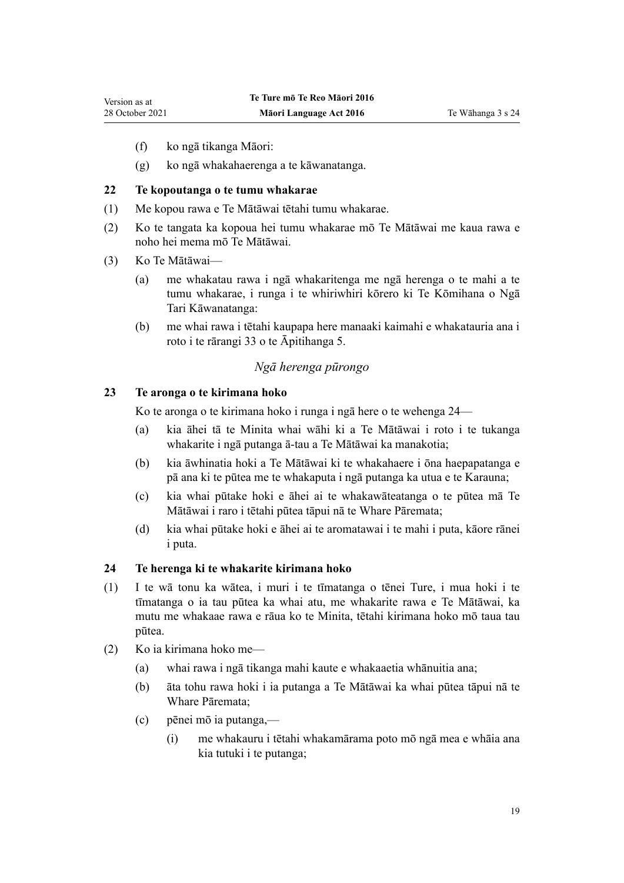(f) ko ngā tikanga Māori:

(g) ko ngā whakahaerenga a te kāwanatanga.

### 22 Te kopoutanga o te tumu whakarae

(1) Me kopou rawa e Te Mātāwai tētahi tumu whakarae.

(2) Ko te tangata ka kopoua hei tumu whakarae mō Te Mātāwai me kaua rawa e noho hei mema mō Te Mātāwai.

(3) Ko Te Mātāwai—

(a) me whakatau rawa i ngā whakaritenga me ngā herenga o te mahi a te tumu whakarae, i runga i te whiriwhiri kōrero ki Te Kōmihana o Ngā Tari Kāwanatanga:

(b) me whai rawa i tētahi kaupapa here manaaki kaimahi e whakatauria ana i roto i te rārangi 33 o te Āpitihanga 5.

*Ngā herenga pūrongo*

### 23 Te aronga o te kirimana hoko

Ko te aronga o te kirimana hoko i runga i ngā here o te wehenga 24—

(a) kia āhei tā te Minita whai wāhi ki a Te Mātāwai i roto i te tukanga whakarite i ngā putanga ā-tau a Te Mātāwai ka manakotia;

(b) kia āwhinatia hoki a Te Mātāwai ki te whakahaere i ōna haepapatanga e pā ana ki te pūtea me te whakaputa i ngā putanga ka utua e te Karauna;

(c) kia whai pūtake hoki e āhei ai te whakawāteatanga o te pūtea mā Te Mātāwai i raro i tētahi pūtea tāpui nā te Whare Pāremata;

(d) kia whai pūtake hoki e āhei ai te aromatawai i te mahi i puta, kāore rānei i puta.

### 24 Te herenga ki te whakarite kirimana hoko

(1) I te wā tonu ka wātea, i muri i te tīmatanga o tēnei Ture, i mua hoki i te tīmatanga o ia tau pūtea ka whai atu, me whakarite rawa e Te Mātāwai, ka mutu me whakaae rawa e rāua ko te Minita, tētahi kirimana hoko mō taua tau pūtea.

(2) Ko ia kirimana hoko me—

(a) whai rawa i ngā tikanga mahi kaute e whakaaetia whānuitia ana;

(b) āta tohu rawa hoki i ia putanga a Te Mātāwai ka whai pūtea tāpui nā te Whare Pāremata;

(c) pēnei mō ia putanga,—

(i) me whakauru i tētahi whakamārama poto mō ngā mea e whāia ana kia tutuki i te putanga;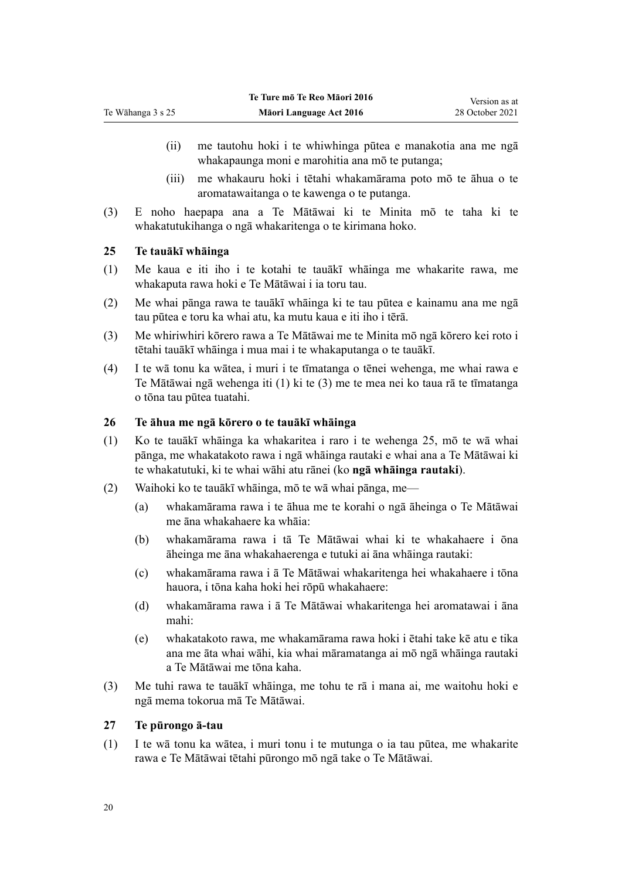(ii) me tautohu hoki i te whiwhinga pūtea e manakotia ana me ngā whakapaunga moni e marohitia ana mō te putanga;

(iii) me whakauru hoki i tētahi whakamārama poto mō te āhua o te aromatawaitanga o te kawenga o te putanga.

(3) E noho haepapa ana a Te Mātāwai ki te Minita mō te taha ki te whakatutukihanga o ngā whakaritenga o te kirimana hoko.

### 25 Te tauākī whāinga

(1) Me kaua e iti iho i te kotahi te tauākī whāinga me whakarite rawa, me whakaputa rawa hoki e Te Mātāwai i ia toru tau.

(2) Me whai pānga rawa te tauākī whāinga ki te tau pūtea e kainamu ana me ngā tau pūtea e toru ka whai atu, ka mutu kaua e iti iho i tērā.

(3) Me whiriwhiri kōrero rawa a Te Mātāwai me te Minita mō ngā kōrero kei roto i tētahi tauākī whāinga i mua mai i te whakaputanga o te tauākī.

(4) I te wā tonu ka wātea, i muri i te tīmatanga o tēnei wehenga, me whai rawa e Te Mātāwai ngā wehenga iti (1) ki te (3) me te mea nei ko taua rā te tīmatanga o tōna tau pūtea tuatahi.

### 26 Te āhua me ngā kōrero o te tauākī whāinga

(1) Ko te tauākī whāinga ka whakaritea i raro i te wehenga 25, mō te wā whai pānga, me whakatakoto rawa i ngā whāinga rautaki e whai ana a Te Mātāwai ki te whakatutuki, ki te whai wāhi atu rānei (ko **ngā whāinga rautaki**).

(2) Waihoki ko te tauākī whāinga, mō te wā whai pānga, me—

(a) whakamārama rawa i te āhua me te korahi o ngā āheinga o Te Mātāwai me āna whakahaere ka whāia:

(b) whakamārama rawa i tā Te Mātāwai whai ki te whakahaere i ōna āheinga me āna whakahaerenga e tutuki ai āna whāinga rautaki:

(c) whakamārama rawa i ā Te Mātāwai whakaritenga hei whakahaere i tōna hauora, i tōna kaha hoki hei rōpū whakahaere:

(d) whakamārama rawa i ā Te Mātāwai whakaritenga hei aromatawai i āna mahi:

(e) whakatakoto rawa, me whakamārama rawa hoki i ētahi take kē atu e tika ana me āta whai wāhi, kia whai māramatanga ai mō ngā whāinga rautaki a Te Mātāwai me tōna kaha.

(3) Me tuhi rawa te tauākī whāinga, me tohu te rā i mana ai, me waitohu hoki e ngā mema tokorua mā Te Mātāwai.

### 27 Te pūrongo ā-tau

(1) I te wā tonu ka wātea, i muri tonu i te mutunga o ia tau pūtea, me whakarite rawa e Te Mātāwai tētahi pūrongo mō ngā take o Te Mātāwai.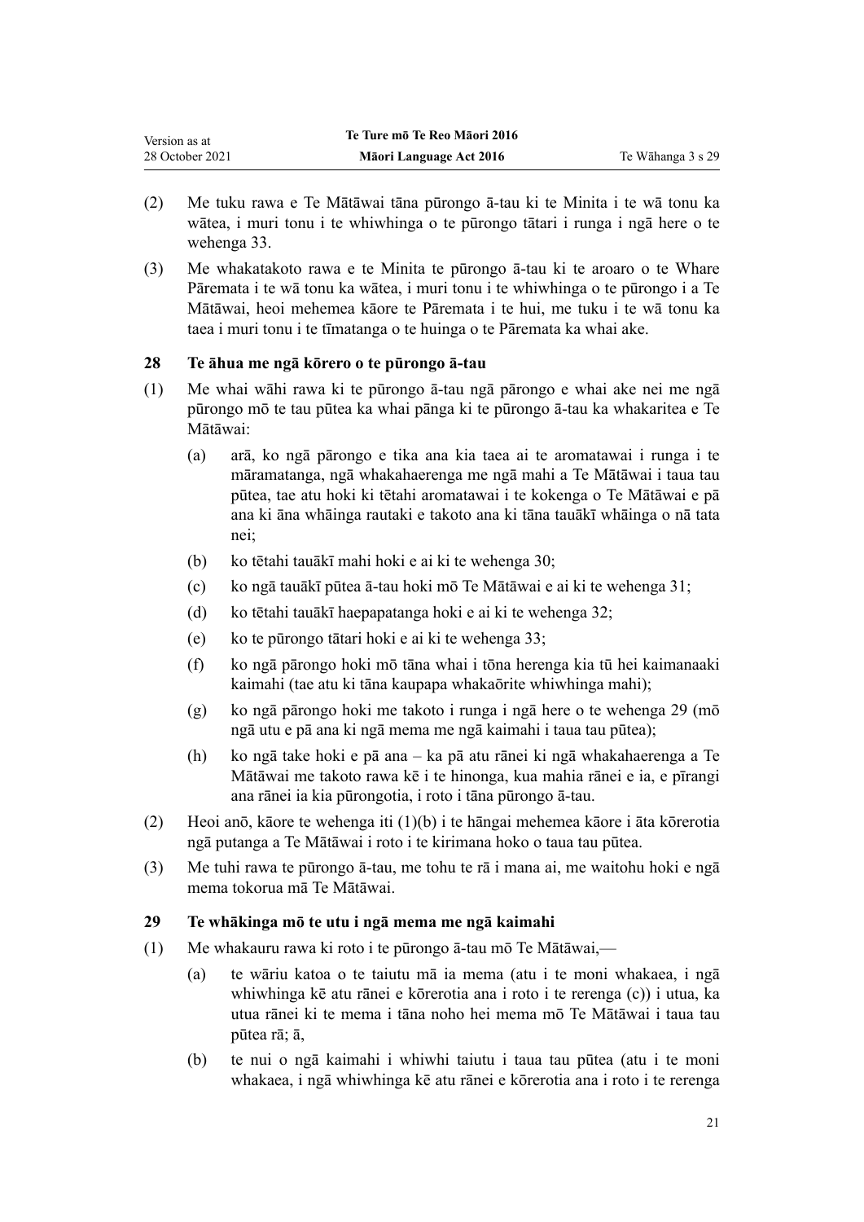(2) Me tuku rawa e Te Mātāwai tāna pūrongo ā-tau ki te Minita i te wā tonu ka wātea, i muri tonu i te whiwhinga o te pūrongo tātari i runga i ngā here o te wehenga 33.

(3) Me whakatakoto rawa e te Minita te pūrongo ā-tau ki te aroaro o te Whare Pāremata i te wā tonu ka wātea, i muri tonu i te whiwhinga o te pūrongo i a Te Mātāwai, heoi mehemea kāore te Pāremata i te hui, me tuku i te wā tonu ka taea i muri tonu i te tīmatanga o te huinga o te Pāremata ka whai ake.

## 28 Te āhua me ngā kōrero o te pūrongo ā-tau

(1) Me whai wāhi rawa ki te pūrongo ā-tau ngā pārongo e whai ake nei me ngā pūrongo mō te tau pūtea ka whai pānga ki te pūrongo ā-tau ka whakaritea e Te Mātāwai:

- (a) arā, ko ngā pārongo e tika ana kia taea ai te aromatawai i runga i te māramatanga, ngā whakahaerenga me ngā mahi a Te Mātāwai i taua tau pūtea, tae atu hoki ki tētahi aromatawai i te kokenga o Te Mātāwai e pā ana ki āna whāinga rautaki e takoto ana ki tāna tauākī whāinga o nā tata nei;
- (b) ko tētahi tauākī mahi hoki e ai ki te wehenga 30;
- (c) ko ngā tauākī pūtea ā-tau hoki mō Te Mātāwai e ai ki te wehenga 31;
- (d) ko tētahi tauākī haepapatanga hoki e ai ki te wehenga 32;
- (e) ko te pūrongo tātari hoki e ai ki te wehenga 33;
- (f) ko ngā pārongo hoki mō tāna whai i tōna herenga kia tū hei kaimanaaki kaimahi (tae atu ki tāna kaupapa whakaōrite whiwhinga mahi);
- (g) ko ngā pārongo hoki me takoto i runga i ngā here o te wehenga 29 (mō ngā utu e pā ana ki ngā mema me ngā kaimahi i taua tau pūtea);
- (h) ko ngā take hoki e pā ana – ka pā atu rānei ki ngā whakahaerenga a Te Mātāwai me takoto rawa kē i te hinonga, kua mahia rānei e ia, e pīrangi ana rānei ia kia pūrongotia, i roto i tāna pūrongo ā-tau.

(2) Heoi anō, kāore te wehenga iti (1)(b) i te hāngai mehemea kāore i āta kōrerotia ngā putanga a Te Mātāwai i roto i te kirimana hoko o taua tau pūtea.

(3) Me tuhi rawa te pūrongo ā-tau, me tohu te rā i mana ai, me waitohu hoki e ngā mema tokorua mā Te Mātāwai.

## 29 Te whākinga mō te utu i ngā mema me ngā kaimahi

(1) Me whakauru rawa ki roto i te pūrongo ā-tau mō Te Mātāwai,—

- (a) te wāriu katoa o te taiutu mā ia mema (atu i te moni whakaea, i ngā whiwhinga kē atu rānei e kōrerotia ana i roto i te rerenga (c)) i utua, ka utua rānei ki te mema i tāna noho hei mema mō Te Mātāwai i taua tau pūtea rā; ā,
- (b) te nui o ngā kaimahi i whiwhi taiutu i taua tau pūtea (atu i te moni whakaea, i ngā whiwhinga kē atu rānei e kōrerotia ana i roto i te rerenga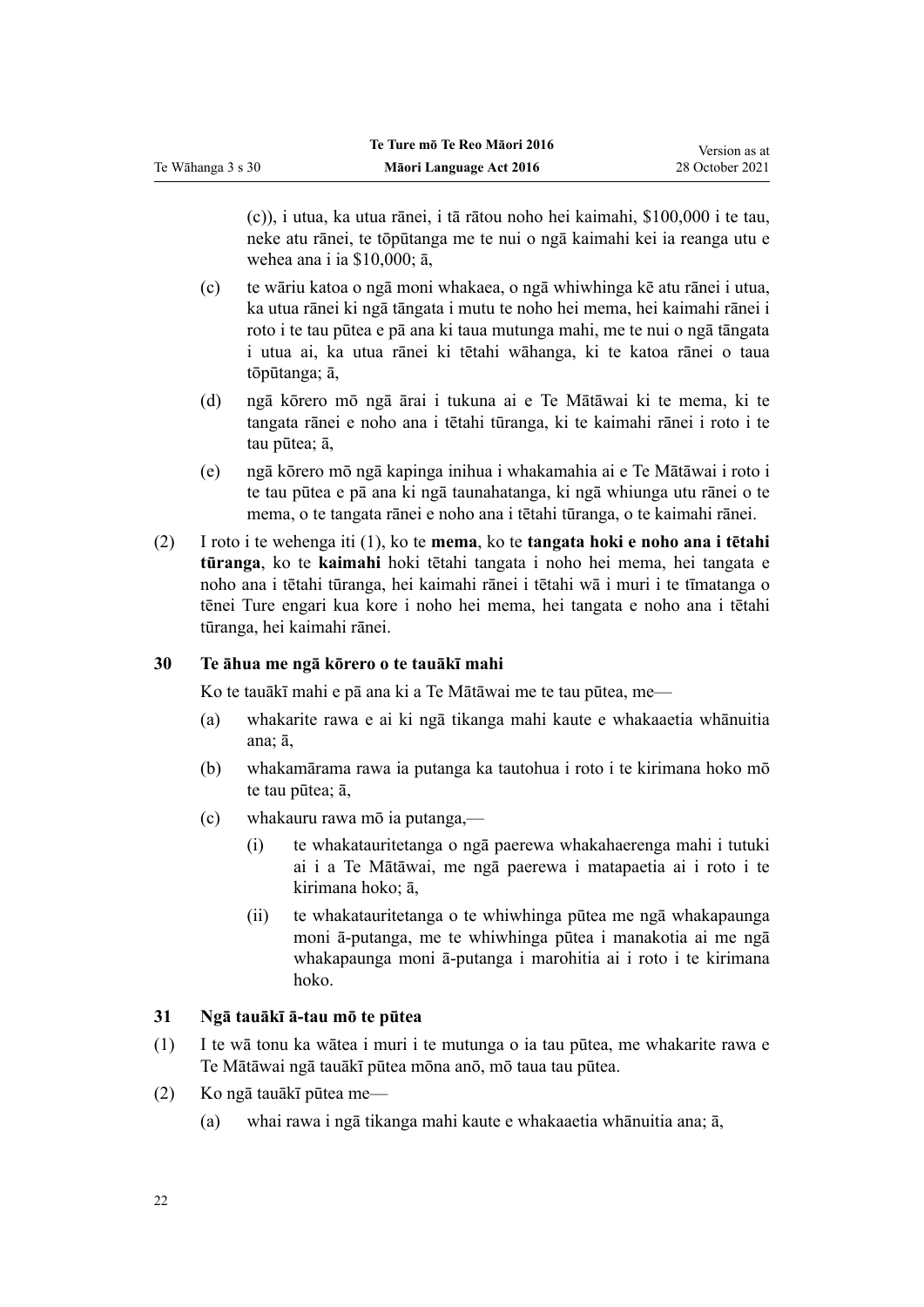(c)), i utua, ka utua rānei, i tā rātou noho hei kaimahi, $100,000 i te tau, neke atu rānei, te tōpūtanga me te nui o ngā kaimahi kei ia reanga utu e wehea ana i ia $10,000; ā,

(c) te wāriu katoa o ngā moni whakaea, o ngā whiwhinga kē atu rānei i utua, ka utua rānei ki ngā tāngata i mutu te noho hei mema, hei kaimahi rānei i roto i te tau pūtea e pā ana ki taua mutunga mahi, me te nui o ngā tāngata i utua ai, ka utua rānei ki tētahi wāhanga, ki te katoa rānei o taua tōpūtanga; ā,

(d) ngā kōrero mō ngā ārai i tukuna ai e Te Mātāwai ki te mema, ki te tangata rānei e noho ana i tētahi tūranga, ki te kaimahi rānei i roto i te tau pūtea; ā,

(e) ngā kōrero mō ngā kapinga inihua i whakamahia ai e Te Mātāwai i roto i te tau pūtea e pā ana ki ngā taunahatanga, ki ngā whiunga utu rānei o te mema, o te tangata rānei e noho ana i tētahi tūranga, o te kaimahi rānei.

(2) I roto i te wehenga iti (1), ko te **mema**, ko te **tangata hoki e noho ana i tētahi tūranga**, ko te **kaimahi** hoki tētahi tangata i noho hei mema, hei tangata e noho ana i tētahi tūranga, hei kaimahi rānei i tētahi wā i muri i te tīmatanga o tēnei Ture engari kua kore i noho hei mema, hei tangata e noho ana i tētahi tūranga, hei kaimahi rānei.

### 30 Te āhua me ngā kōrero o te tauākī mahi

Ko te tauākī mahi e pā ana ki a Te Mātāwai me te tau pūtea, me—

(a) whakarite rawa e ai ki ngā tikanga mahi kaute e whakaaetia whānuitia ana; ā,

(b) whakamārama rawa ia putanga ka tautohua i roto i te kirimana hoko mō te tau pūtea; ā,

(c) whakauru rawa mō ia putanga,—

(i) te whakatauritetanga o ngā paerewa whakahaerenga mahi i tutuki ai i a Te Mātāwai, me ngā paerewa i matapaetia ai i roto i te kirimana hoko; ā,

(ii) te whakatauritetanga o te whiwhinga pūtea me ngā whakapaunga moni ā-putanga, me te whiwhinga pūtea i manakotia ai me ngā whakapaunga moni ā-putanga i marohitia ai i roto i te kirimana hoko.

### 31 Ngā tauākī ā-tau mō te pūtea

(1) I te wā tonu ka wātea i muri i te mutunga o ia tau pūtea, me whakarite rawa e Te Mātāwai ngā tauākī pūtea mōna anō, mō taua tau pūtea.

(2) Ko ngā tauākī pūtea me—

(a) whai rawa i ngā tikanga mahi kaute e whakaaetia whānuitia ana; ā,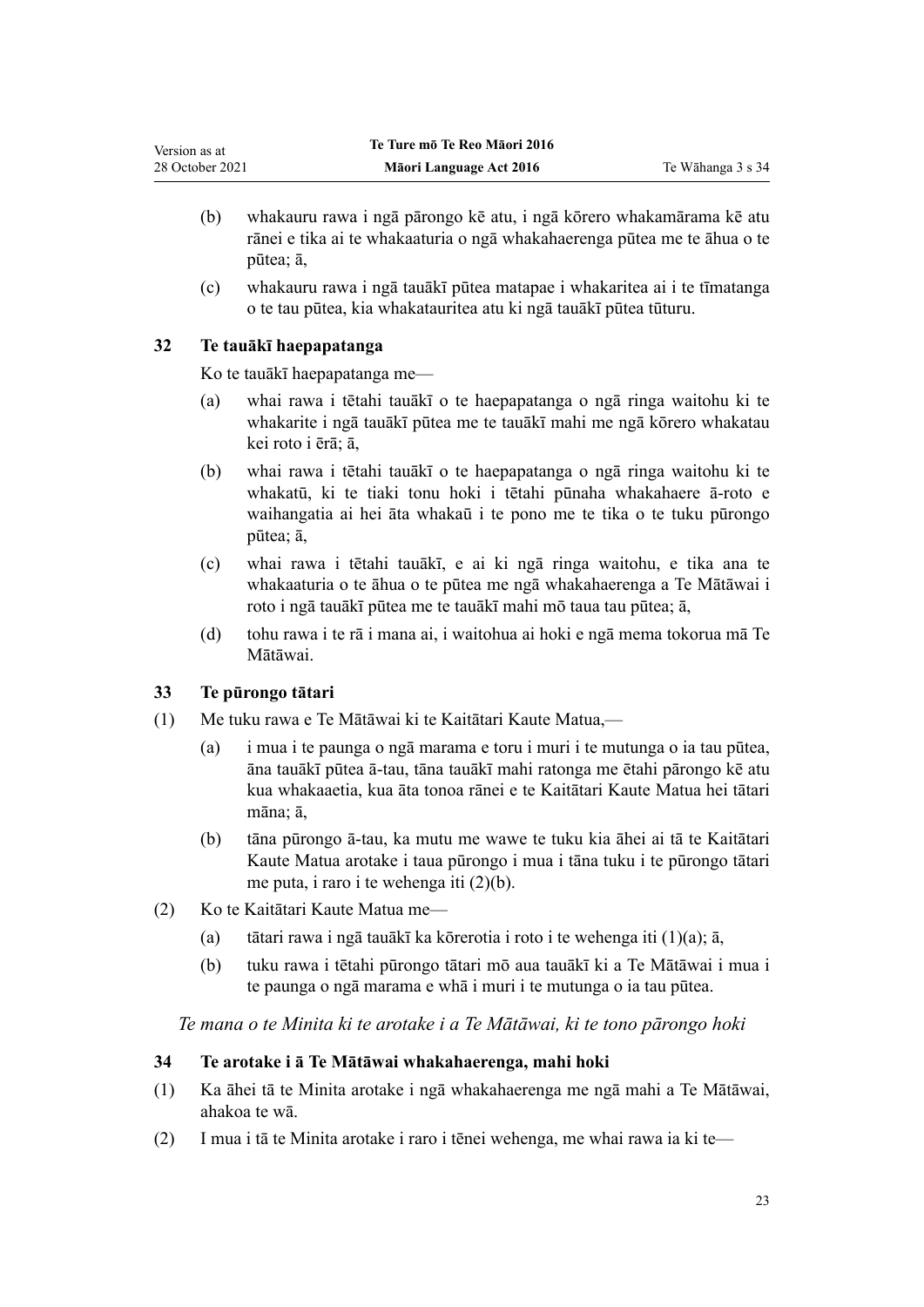(b) whakauru rawa i ngā pārongo kē atu, i ngā kōrero whakamārama kē atu rānei e tika ai te whakaaturia o ngā whakahaerenga pūtea me te āhua o te pūtea; ā,

(c) whakauru rawa i ngā tauākī pūtea matapae i whakaritea ai i te tīmatanga o te tau pūtea, kia whakatauritea atu ki ngā tauākī pūtea tūturu.

### 32 Te tauākī haepapatanga

Ko te tauākī haepapatanga me—

(a) whai rawa i tētahi tauākī o te haepapatanga o ngā ringa waitohu ki te whakarite i ngā tauākī pūtea me te tauākī mahi me ngā kōrero whakatau kei roto i ērā; ā,

(b) whai rawa i tētahi tauākī o te haepapatanga o ngā ringa waitohu ki te whakatū, ki te tiaki tonu hoki i tētahi pūnaha whakahaere ā-roto e waihangatia ai hei āta whakaū i te pono me te tika o te tuku pūrongo pūtea; ā,

(c) whai rawa i tētahi tauākī, e ai ki ngā ringa waitohu, e tika ana te whakaaturia o te āhua o te pūtea me ngā whakahaerenga a Te Mātāwai i roto i ngā tauākī pūtea me te tauākī mahi mō taua tau pūtea; ā,

(d) tohu rawa i te rā i mana ai, i waitohua ai hoki e ngā mema tokorua mā Te Mātāwai.

### 33 Te pūrongo tātari

(1) Me tuku rawa e Te Mātāwai ki te Kaitātari Kaute Matua,—

(a) i mua i te paunga o ngā marama e toru i muri i te mutunga o ia tau pūtea, āna tauākī pūtea ā-tau, tāna tauākī mahi ratonga me ētahi pārongo kē atu kua whakaaetia, kua āta tonoa rānei e te Kaitātari Kaute Matua hei tātari māna; ā,

(b) tāna pūrongo ā-tau, ka mutu me wawe te tuku kia āhei ai tā te Kaitātari Kaute Matua arotake i taua pūrongo i mua i tāna tuku i te pūrongo tātari me puta, i raro i te wehenga iti (2)(b).

(2) Ko te Kaitātari Kaute Matua me—

(a) tātari rawa i ngā tauākī ka kōrerotia i roto i te wehenga iti (1)(a); ā,

(b) tuku rawa i tētahi pūrongo tātari mō aua tauākī ki a Te Mātāwai i mua i te paunga o ngā marama e whā i muri i te mutunga o ia tau pūtea.

*Te mana o te Minita ki te arotake i a Te Mātāwai, ki te tono pārongo hoki*

### 34 Te arotake i ā Te Mātāwai whakahaerenga, mahi hoki

(1) Ka āhei tā te Minita arotake i ngā whakahaerenga me ngā mahi a Te Mātāwai, ahakoa te wā.

(2) I mua i tā te Minita arotake i raro i tēnei wehenga, me whai rawa ia ki te—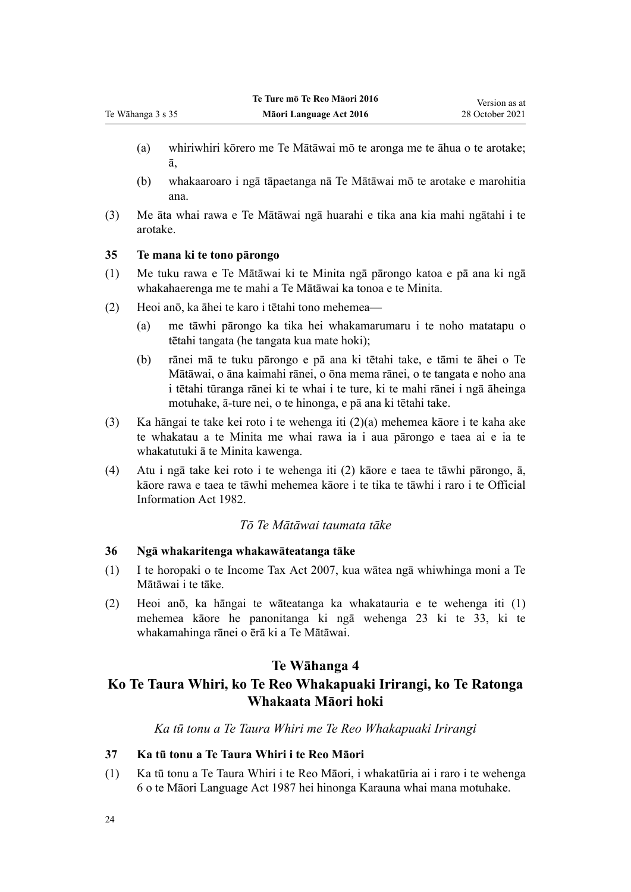(a) whiriwhiri kōrero me Te Mātāwai mō te aronga me te āhua o te arotake; ā,

(b) whakaaroaro i ngā tāpaetanga nā Te Mātāwai mō te arotake e marohitia ana.

(3) Me āta whai rawa e Te Mātāwai ngā huarahi e tika ana kia mahi ngātahi i te arotake.

**35 Te mana ki te tono pārongo**

(1) Me tuku rawa e Te Mātāwai ki te Minita ngā pārongo katoa e pā ana ki ngā whakahaerenga me te mahi a Te Mātāwai ka tonoa e te Minita.

(2) Heoi anō, ka āhei te karo i tētahi tono mehemea—

(a) me tāwhi pārongo ka tika hei whakamarumaru i te noho matatapu o tētahi tangata (he tangata kua mate hoki);

(b) rānei mā te tuku pārongo e pā ana ki tētahi take, e tāmi te āhei o Te Mātāwai, o āna kaimahi rānei, o ōna mema rānei, o te tangata e noho ana i tētahi tūranga rānei ki te whai i te ture, ki te mahi rānei i ngā āheinga motuhake, ā-ture nei, o te hinonga, e pā ana ki tētahi take.

(3) Ka hāngai te take kei roto i te wehenga iti (2)(a) mehemea kāore i te kaha ake te whakatau a te Minita me whai rawa ia i aua pārongo e taea ai e ia te whakatutuki ā te Minita kawenga.

(4) Atu i ngā take kei roto i te wehenga iti (2) kāore e taea te tāwhi pārongo, ā, kāore rawa e taea te tāwhi mehemea kāore i te tika te tāwhi i raro i te Official Information Act 1982.

*Tō Te Mātāwai taumata tāke*

**36 Ngā whakaritenga whakawāteatanga tāke**

(1) I te horopaki o te Income Tax Act 2007, kua wātea ngā whiwhinga moni a Te Mātāwai i te tāke.

(2) Heoi anō, ka hāngai te wāteatanga ka whakatauria e te wehenga iti (1) mehemea kāore he panonitanga ki ngā wehenga 23 ki te 33, ki te whakamahinga rānei o ērā ki a Te Mātāwai.

## Te Wāhanga 4
## Ko Te Taura Whiri, ko Te Reo Whakapuaki Irirangi, ko Te Ratonga Whakaata Māori hoki

*Ka tū tonu a Te Taura Whiri me Te Reo Whakapuaki Irirangi*

**37 Ka tū tonu a Te Taura Whiri i te Reo Māori**

(1) Ka tū tonu a Te Taura Whiri i te Reo Māori, i whakatūria ai i raro i te wehenga 6 o te Māori Language Act 1987 hei hinonga Karauna whai mana motuhake.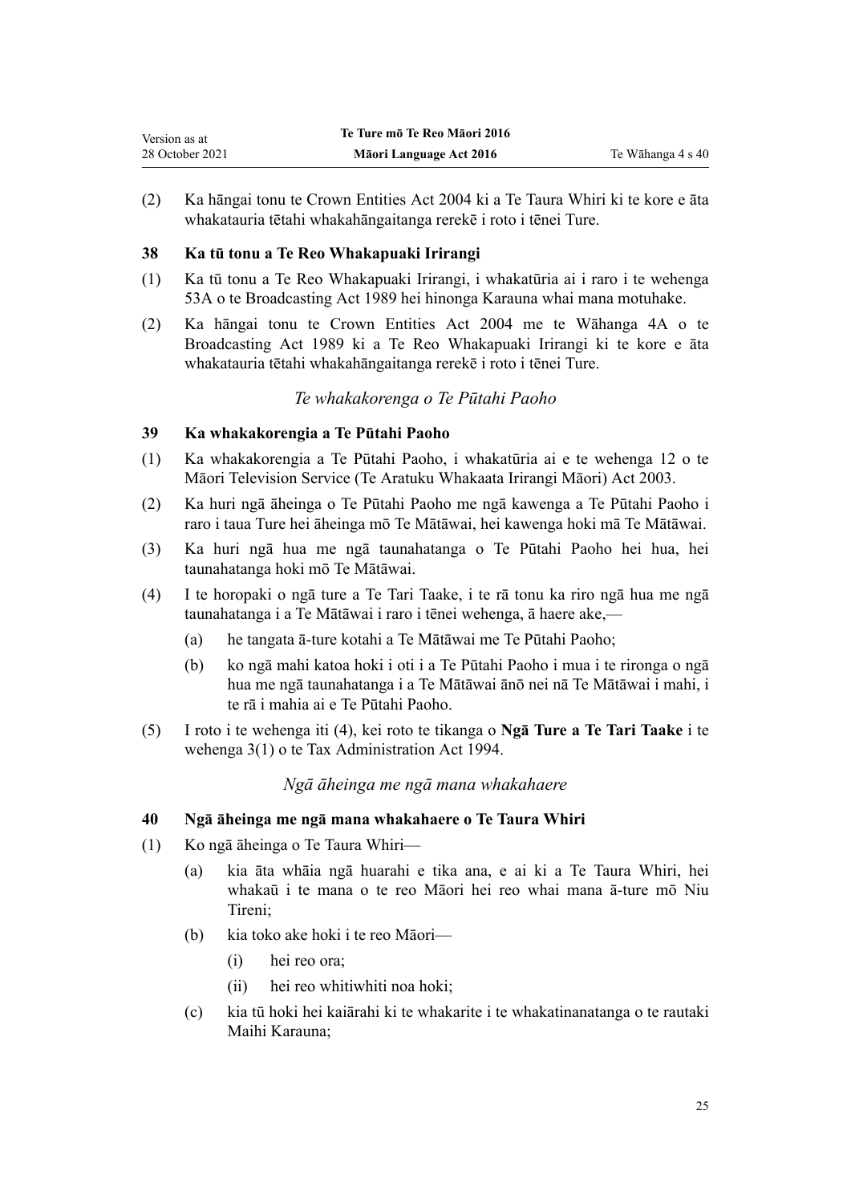(2) Ka hāngai tonu te Crown Entities Act 2004 ki a Te Taura Whiri ki te kore e āta whakatauria tētahi whakahāngaitanga rerekē i roto i tēnei Ture.

### 38 Ka tū tonu a Te Reo Whakapuaki Irirangi

(1) Ka tū tonu a Te Reo Whakapuaki Irirangi, i whakatūria ai i raro i te wehenga 53A o te Broadcasting Act 1989 hei hinonga Karauna whai mana motuhake.

(2) Ka hāngai tonu te Crown Entities Act 2004 me te Wāhanga 4A o te Broadcasting Act 1989 ki a Te Reo Whakapuaki Irirangi ki te kore e āta whakatauria tētahi whakahāngaitanga rerekē i roto i tēnei Ture.

## *Te whakakorenga o Te Pūtahi Paoho*

### 39 Ka whakakorengia a Te Pūtahi Paoho

(1) Ka whakakorengia a Te Pūtahi Paoho, i whakatūria ai e te wehenga 12 o te Māori Television Service (Te Aratuku Whakaata Irirangi Māori) Act 2003.

(2) Ka huri ngā āheinga o Te Pūtahi Paoho me ngā kawenga a Te Pūtahi Paoho i raro i taua Ture hei āheinga mō Te Mātāwai, hei kawenga hoki mā Te Mātāwai.

(3) Ka huri ngā hua me ngā taunahatanga o Te Pūtahi Paoho hei hua, hei taunahatanga hoki mō Te Mātāwai.

(4) I te horopaki o ngā ture a Te Tari Taake, i te rā tonu ka riro ngā hua me ngā taunahatanga i a Te Mātāwai i raro i tēnei wehenga, ā haere ake,—

   (a) he tangata ā-ture kotahi a Te Mātāwai me Te Pūtahi Paoho;

   (b) ko ngā mahi katoa hoki i oti i a Te Pūtahi Paoho i mua i te rironga o ngā hua me ngā taunahatanga i a Te Mātāwai ānō nei nā Te Mātāwai i mahi, i te rā i mahia ai e Te Pūtahi Paoho.

(5) I roto i te wehenga iti (4), kei roto te tikanga o **Ngā Ture a Te Tari Taake** i te wehenga 3(1) o te Tax Administration Act 1994.

## *Ngā āheinga me ngā mana whakahaere*

### 40 Ngā āheinga me ngā mana whakahaere o Te Taura Whiri

(1) Ko ngā āheinga o Te Taura Whiri—

   (a) kia āta whāia ngā huarahi e tika ana, e ai ki a Te Taura Whiri, hei whakaū i te mana o te reo Māori hei reo whai mana ā-ture mō Niu Tireni;

   (b) kia toko ake hoki i te reo Māori—

      (i) hei reo ora;

      (ii) hei reo whitiwhiti noa hoki;

   (c) kia tū hoki hei kaiārahi ki te whakarite i te whakatinanatanga o te rautaki Maihi Karauna;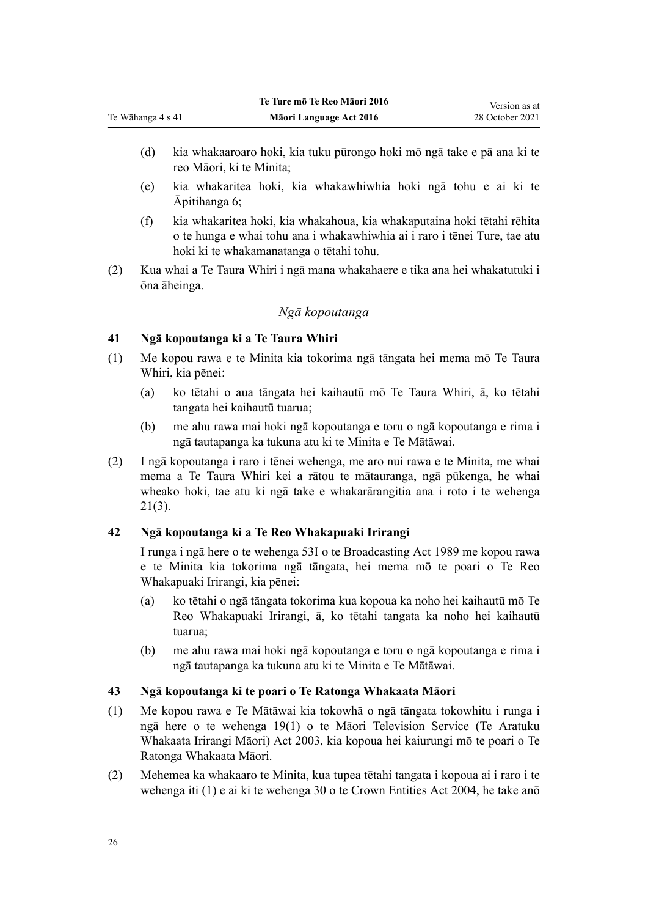(d) kia whakaaroaro hoki, kia tuku pūrongo hoki mō ngā take e pā ana ki te reo Māori, ki te Minita;

(e) kia whakaritea hoki, kia whakawhiwhia hoki ngā tohu e ai ki te Āpitihanga 6;

(f) kia whakaritea hoki, kia whakahoua, kia whakaputaina hoki tētahi rēhita o te hunga e whai tohu ana i whakawhiwhia ai i raro i tēnei Ture, tae atu hoki ki te whakamanatanga o tētahi tohu.

(2) Kua whai a Te Taura Whiri i ngā mana whakahaere e tika ana hei whakatutuki i ōna āheinga.

### *Ngā kopoutanga*

#### 41 Ngā kopoutanga ki a Te Taura Whiri

(1) Me kopou rawa e te Minita kia tokorima ngā tāngata hei mema mō Te Taura Whiri, kia pēnei:

(a) ko tētahi o aua tāngata hei kaihautū mō Te Taura Whiri, ā, ko tētahi tangata hei kaihautū tuarua;

(b) me ahu rawa mai hoki ngā kopoutanga e toru o ngā kopoutanga e rima i ngā tautapanga ka tukuna atu ki te Minita e Te Mātāwai.

(2) I ngā kopoutanga i raro i tēnei wehenga, me aro nui rawa e te Minita, me whai mema a Te Taura Whiri kei a rātou te mātauranga, ngā pūkenga, he whai wheako hoki, tae atu ki ngā take e whakarārangitia ana i roto i te wehenga 21(3).

#### 42 Ngā kopoutanga ki a Te Reo Whakapuaki Irirangi

I runga i ngā here o te wehenga 53I o te Broadcasting Act 1989 me kopou rawa e te Minita kia tokorima ngā tāngata, hei mema mō te poari o Te Reo Whakapuaki Irirangi, kia pēnei:

(a) ko tētahi o ngā tāngata tokorima kua kopoua ka noho hei kaihautū mō Te Reo Whakapuaki Irirangi, ā, ko tētahi tangata ka noho hei kaihautū tuarua;

(b) me ahu rawa mai hoki ngā kopoutanga e toru o ngā kopoutanga e rima i ngā tautapanga ka tukuna atu ki te Minita e Te Mātāwai.

#### 43 Ngā kopoutanga ki te poari o Te Ratonga Whakaata Māori

(1) Me kopou rawa e Te Mātāwai kia tokowhā o ngā tāngata tokowhitu i runga i ngā here o te wehenga 19(1) o te Māori Television Service (Te Aratuku Whakaata Irirangi Māori) Act 2003, kia kopoua hei kaiurungi mō te poari o Te Ratonga Whakaata Māori.

(2) Mehemea ka whakaaro te Minita, kua tupea tētahi tangata i kopoua ai i raro i te wehenga iti (1) e ai ki te wehenga 30 o te Crown Entities Act 2004, he take anō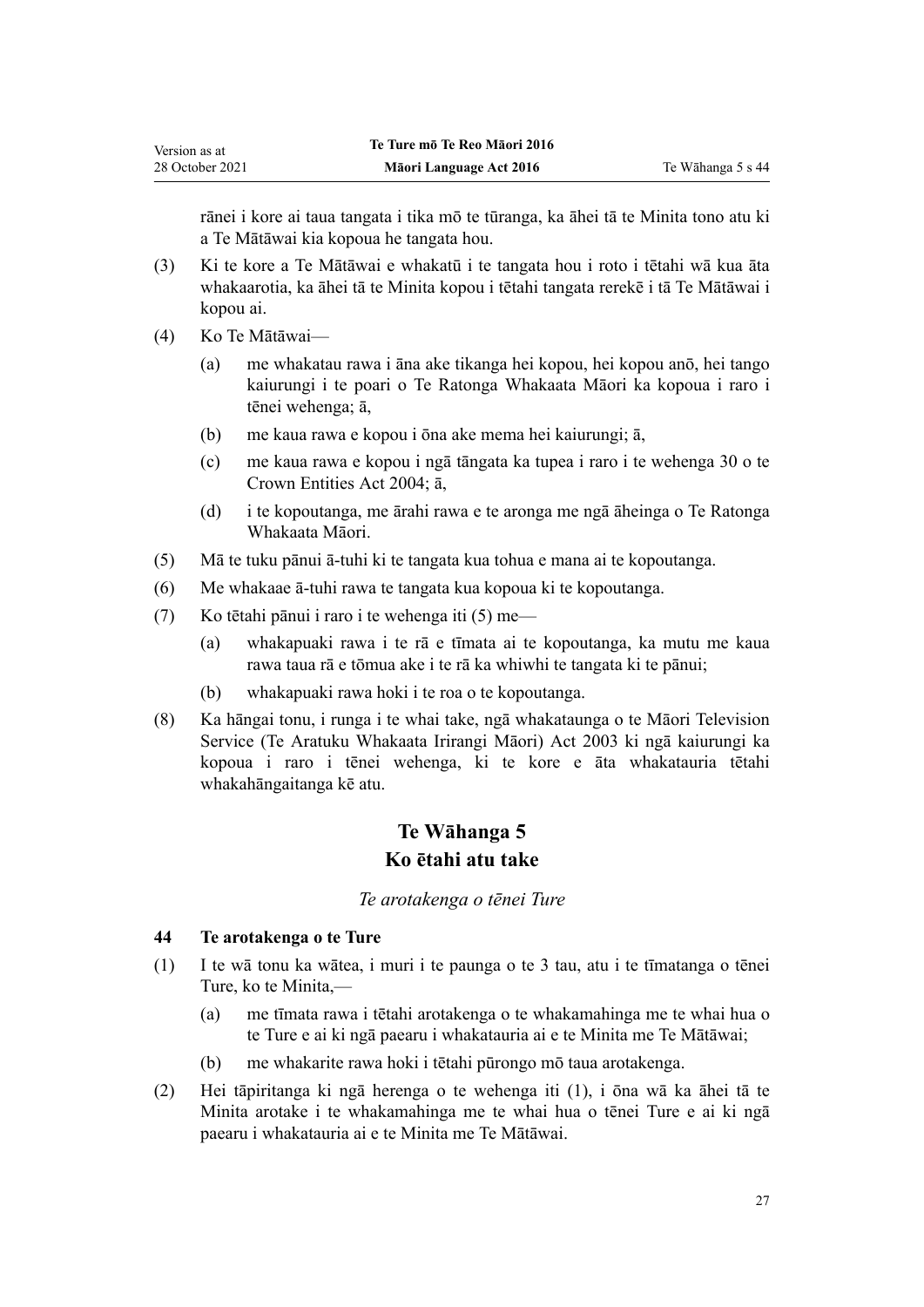rānei i kore ai taua tangata i tika mō te tūranga, ka āhei tā te Minita tono atu ki a Te Mātāwai kia kopoua he tangata hou.

(3) Ki te kore a Te Mātāwai e whakatū i te tangata hou i roto i tētahi wā kua āta whakaarotia, ka āhei tā te Minita kopou i tētahi tangata rerekē i tā Te Mātāwai i kopou ai.

(4) Ko Te Mātāwai—

(a) me whakatau rawa i āna ake tikanga hei kopou, hei kopou anō, hei tango kaiurungi i te poari o Te Ratonga Whakaata Māori ka kopoua i raro i tēnei wehenga; ā,

(b) me kaua rawa e kopou i ōna ake mema hei kaiurungi; ā,

(c) me kaua rawa e kopou i ngā tāngata ka tupea i raro i te wehenga 30 o te Crown Entities Act 2004; ā,

(d) i te kopoutanga, me ārahi rawa e te aronga me ngā āheinga o Te Ratonga Whakaata Māori.

(5) Mā te tuku pānui ā-tuhi ki te tangata kua tohua e mana ai te kopoutanga.

(6) Me whakaae ā-tuhi rawa te tangata kua kopoua ki te kopoutanga.

(7) Ko tētahi pānui i raro i te wehenga iti (5) me—

(a) whakapuaki rawa i te rā e tīmata ai te kopoutanga, ka mutu me kaua rawa taua rā e tōmua ake i te rā ka whiwhi te tangata ki te pānui;

(b) whakapuaki rawa hoki i te roa o te kopoutanga.

(8) Ka hāngai tonu, i runga i te whai take, ngā whakataunga o te Māori Television Service (Te Aratuku Whakaata Irirangi Māori) Act 2003 ki ngā kaiurungi ka kopoua i raro i tēnei wehenga, ki te kore e āta whakatauria tētahi whakahāngaitanga kē atu.

## Te Wāhanga 5
## Ko ētahi atu take

*Te arotakenga o tēnei Ture*

### 44 Te arotakenga o te Ture

(1) I te wā tonu ka wātea, i muri i te paunga o te 3 tau, atu i te tīmatanga o tēnei Ture, ko te Minita,—

(a) me tīmata rawa i tētahi arotakenga o te whakamahinga me te whai hua o te Ture e ai ki ngā paearu i whakatauria ai e te Minita me Te Mātāwai;

(b) me whakarite rawa hoki i tētahi pūrongo mō taua arotakenga.

(2) Hei tāpiritanga ki ngā herenga o te wehenga iti (1), i ōna wā ka āhei tā te Minita arotake i te whakamahinga me te whai hua o tēnei Ture e ai ki ngā paearu i whakatauria ai e te Minita me Te Mātāwai.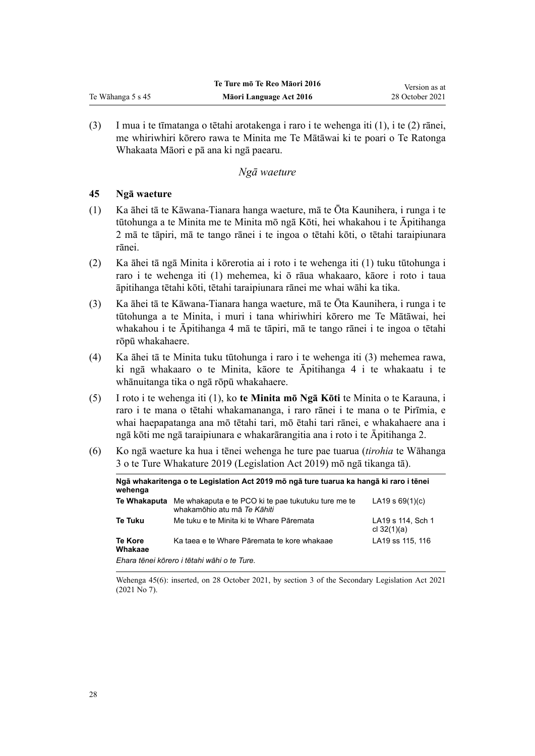(3) I mua i te tīmatanga o tētahi arotakenga i raro i te wehenga iti (1), i te (2) rānei, me whiriwhiri kōrero rawa te Minita me Te Mātāwai ki te poari o Te Ratonga Whakaata Māori e pā ana ki ngā paearu.

*Ngā waeture*

### 45 Ngā waeture

(1) Ka āhei tā te Kāwana-Tianara hanga waeture, mā te Ōta Kaunihera, i runga i te tūtohunga a te Minita me te Minita mō ngā Kōti, hei whakahou i te Āpitihanga 2 mā te tāpiri, mā te tango rānei i te ingoa o tētahi kōti, o tētahi taraipiunara rānei.

(2) Ka āhei tā ngā Minita i kōrerotia ai i roto i te wehenga iti (1) tuku tūtohunga i raro i te wehenga iti (1) mehemea, ki ō rāua whakaaro, kāore i roto i taua āpitihanga tētahi kōti, tētahi taraipiunara rānei me whai wāhi ka tika.

(3) Ka āhei tā te Kāwana-Tianara hanga waeture, mā te Ōta Kaunihera, i runga i te tūtohunga a te Minita, i muri i tana whiriwhiri kōrero me Te Mātāwai, hei whakahou i te Āpitihanga 4 mā te tāpiri, mā te tango rānei i te ingoa o tētahi rōpū whakahaere.

(4) Ka āhei tā te Minita tuku tūtohunga i raro i te wehenga iti (3) mehemea rawa, ki ngā whakaaro o te Minita, kāore te Āpitihanga 4 i te whakaatu i te whānuitanga tika o ngā rōpū whakahaere.

(5) I roto i te wehenga iti (1), ko **te Minita mō Ngā Kōti** te Minita o te Karauna, i raro i te mana o tētahi whakamananga, i raro rānei i te mana o te Pirīmia, e whai haepapatanga ana mō tētahi tari, mō ētahi tari rānei, e whakahaere ana i ngā kōti me ngā taraipiunara e whakarārangitia ana i roto i te Āpitihanga 2.

(6) Ko ngā waeture ka hua i tēnei wehenga he ture pae tuarua (*tirohia* te Wāhanga 3 o te Ture Whakature 2019 (Legislation Act 2019) mō ngā tikanga tā).

**Ngā whakaritenga o te Legislation Act 2019 mō ngā ture tuarua ka hangā ki raro i tēnei wehenga**

| | | |
|---|---|---|
| **Te Whakaputa** | Me whakaputa e te PCO ki te pae tukutuku ture me te whakamōhio atu mā *Te Kāhiti* | LA19 s 69(1)(c) |
| **Te Tuku** | Me tuku e te Minita ki te Whare Pāremata | LA19 s 114, Sch 1 cl 32(1)(a) |
| **Te Kore Whakaae** | Ka taea e te Whare Pāremata te kore whakaae | LA19 ss 115, 116 |

*Ehara tēnei kōrero i tētahi wāhi o te Ture.*

Wehenga 45(6): inserted, on 28 October 2021, by section 3 of the Secondary Legislation Act 2021 (2021 No 7).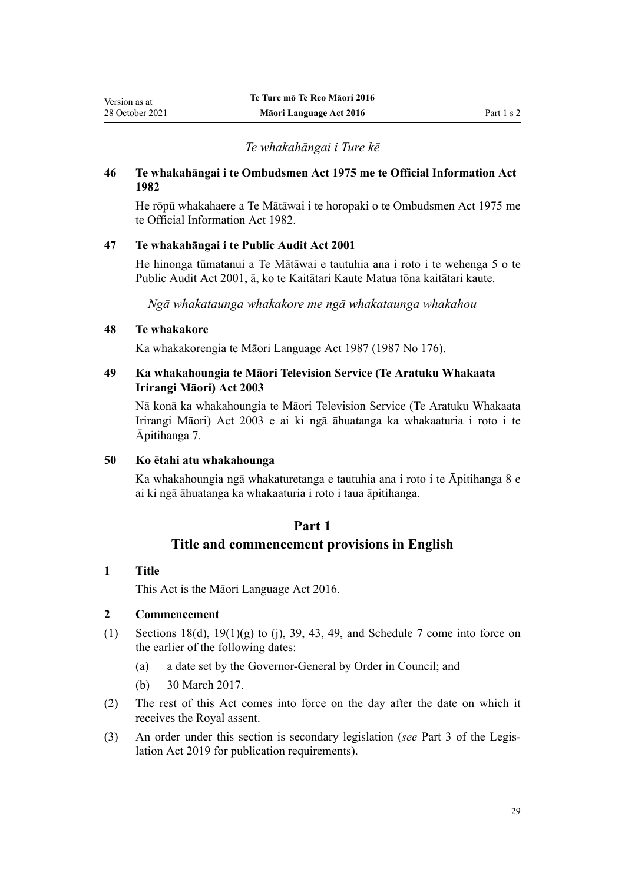*Te whakahāngai i Ture kē*

**46 Te whakahāngai i te Ombudsmen Act 1975 me te Official Information Act 1982**

He rōpū whakahaere a Te Mātāwai i te horopaki o te Ombudsmen Act 1975 me te Official Information Act 1982.

**47 Te whakahāngai i te Public Audit Act 2001**

He hinonga tūmatanui a Te Mātāwai e tautuhia ana i roto i te wehenga 5 o te Public Audit Act 2001, ā, ko te Kaitātari Kaute Matua tōna kaitātari kaute.

*Ngā whakataunga whakakore me ngā whakataunga whakahou*

**48 Te whakakore**

Ka whakakorengia te Māori Language Act 1987 (1987 No 176).

**49 Ka whakahoungia te Māori Television Service (Te Aratuku Whakaata Irirangi Māori) Act 2003**

Nā konā ka whakahoungia te Māori Television Service (Te Aratuku Whakaata Irirangi Māori) Act 2003 e ai ki ngā āhuatanga ka whakaaturia i roto i te Āpitihanga 7.

**50 Ko ētahi atu whakahounga**

Ka whakahoungia ngā whakaturetanga e tautuhia ana i roto i te Āpitihanga 8 e ai ki ngā āhuatanga ka whakaaturia i roto i taua āpitihanga.

## Part 1
## Title and commencement provisions in English

**1 Title**

This Act is the Māori Language Act 2016.

**2 Commencement**

(1) Sections 18(d), 19(1)(g) to (j), 39, 43, 49, and Schedule 7 come into force on the earlier of the following dates:

- (a) a date set by the Governor-General by Order in Council; and
- (b) 30 March 2017.

(2) The rest of this Act comes into force on the day after the date on which it receives the Royal assent.

(3) An order under this section is secondary legislation (*see* Part 3 of the Legislation Act 2019 for publication requirements).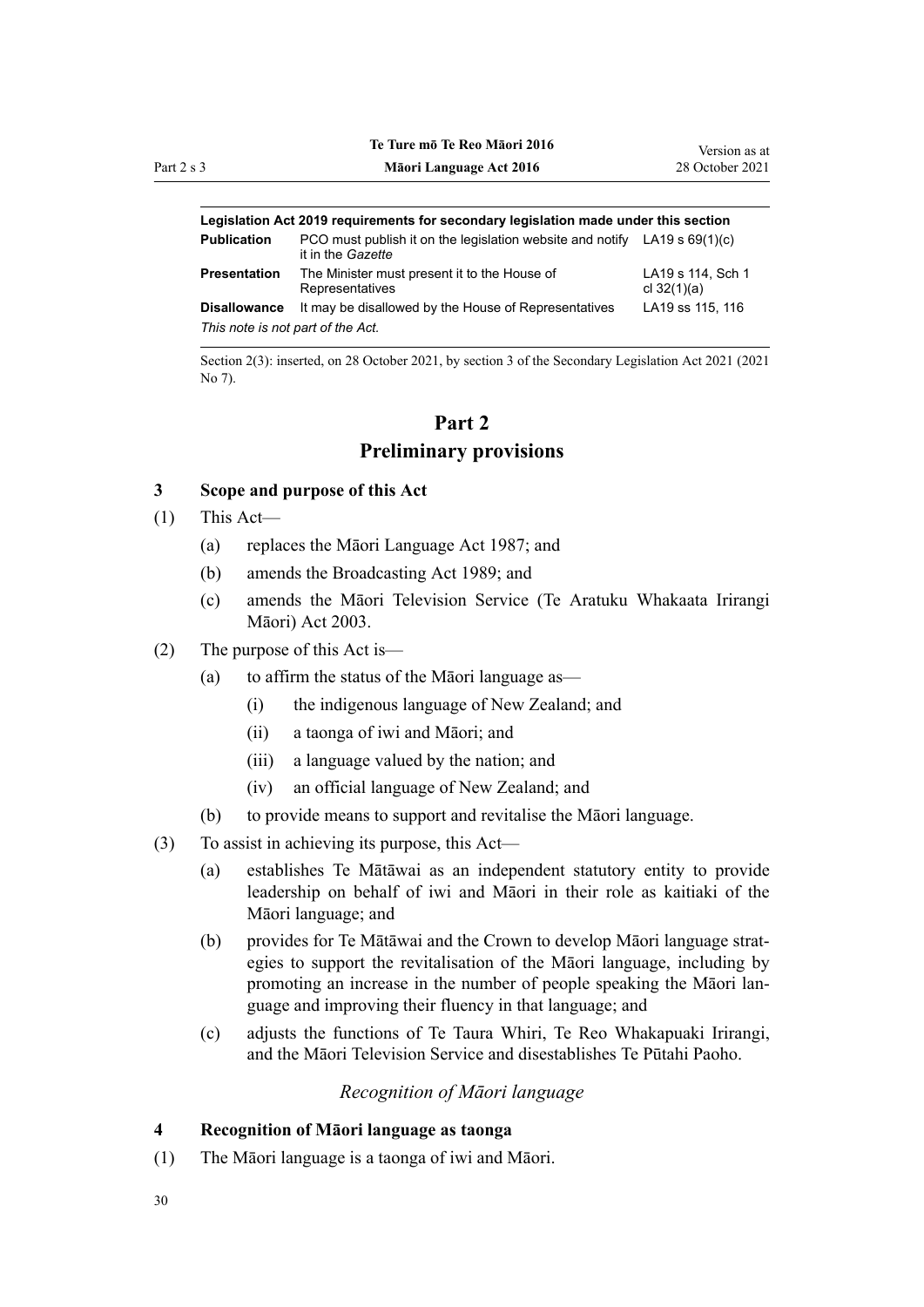| Legislation Act 2019 requirements for secondary legislation made under this section | | |
| --- | --- | --- |
| **Publication** | PCO must publish it on the legislation website and notify it in the *Gazette* | LA19 s 69(1)(c) |
| **Presentation** | The Minister must present it to the House of Representatives | LA19 s 114, Sch 1 cl 32(1)(a) |
| **Disallowance** | It may be disallowed by the House of Representatives | LA19 ss 115, 116 |
| *This note is not part of the Act.* | | |

Section 2(3): inserted, on 28 October 2021, by section 3 of the Secondary Legislation Act 2021 (2021 No 7).

# Part 2
# Preliminary provisions

### 3 Scope and purpose of this Act

(1) This Act—

- (a) replaces the Māori Language Act 1987; and
- (b) amends the Broadcasting Act 1989; and
- (c) amends the Māori Television Service (Te Aratuku Whakaata Irirangi Māori) Act 2003.

(2) The purpose of this Act is—

- (a) to affirm the status of the Māori language as—
  - (i) the indigenous language of New Zealand; and
  - (ii) a taonga of iwi and Māori; and
  - (iii) a language valued by the nation; and
  - (iv) an official language of New Zealand; and
- (b) to provide means to support and revitalise the Māori language.

(3) To assist in achieving its purpose, this Act—

- (a) establishes Te Mātāwai as an independent statutory entity to provide leadership on behalf of iwi and Māori in their role as kaitiaki of the Māori language; and
- (b) provides for Te Mātāwai and the Crown to develop Māori language strategies to support the revitalisation of the Māori language, including by promoting an increase in the number of people speaking the Māori language and improving their fluency in that language; and
- (c) adjusts the functions of Te Taura Whiri, Te Reo Whakapuaki Irirangi, and the Māori Television Service and disestablishes Te Pūtahi Paoho.

*Recognition of Māori language*

### 4 Recognition of Māori language as taonga

(1) The Māori language is a taonga of iwi and Māori.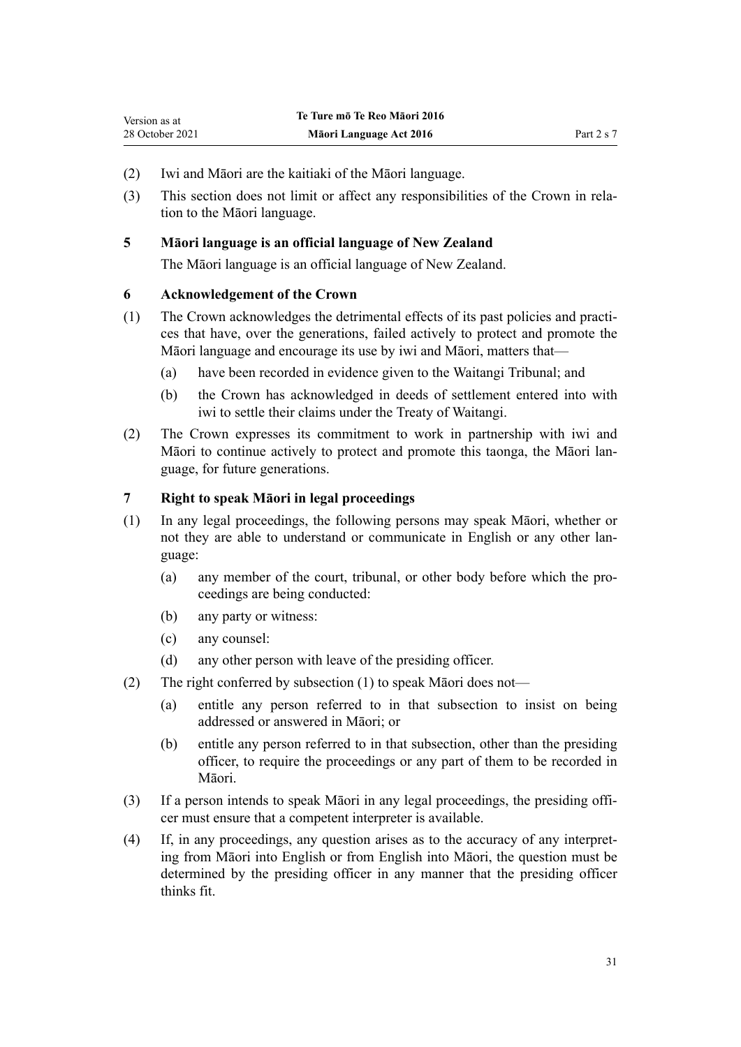(2) Iwi and Māori are the kaitiaki of the Māori language.

(3) This section does not limit or affect any responsibilities of the Crown in relation to the Māori language.

### 5 Māori language is an official language of New Zealand

The Māori language is an official language of New Zealand.

### 6 Acknowledgement of the Crown

(1) The Crown acknowledges the detrimental effects of its past policies and practices that have, over the generations, failed actively to protect and promote the Māori language and encourage its use by iwi and Māori, matters that—

- (a) have been recorded in evidence given to the Waitangi Tribunal; and
- (b) the Crown has acknowledged in deeds of settlement entered into with iwi to settle their claims under the Treaty of Waitangi.

(2) The Crown expresses its commitment to work in partnership with iwi and Māori to continue actively to protect and promote this taonga, the Māori language, for future generations.

### 7 Right to speak Māori in legal proceedings

(1) In any legal proceedings, the following persons may speak Māori, whether or not they are able to understand or communicate in English or any other language:

- (a) any member of the court, tribunal, or other body before which the proceedings are being conducted:
- (b) any party or witness:
- (c) any counsel:
- (d) any other person with leave of the presiding officer.

(2) The right conferred by subsection (1) to speak Māori does not—

- (a) entitle any person referred to in that subsection to insist on being addressed or answered in Māori; or
- (b) entitle any person referred to in that subsection, other than the presiding officer, to require the proceedings or any part of them to be recorded in Māori.

(3) If a person intends to speak Māori in any legal proceedings, the presiding officer must ensure that a competent interpreter is available.

(4) If, in any proceedings, any question arises as to the accuracy of any interpreting from Māori into English or from English into Māori, the question must be determined by the presiding officer in any manner that the presiding officer thinks fit.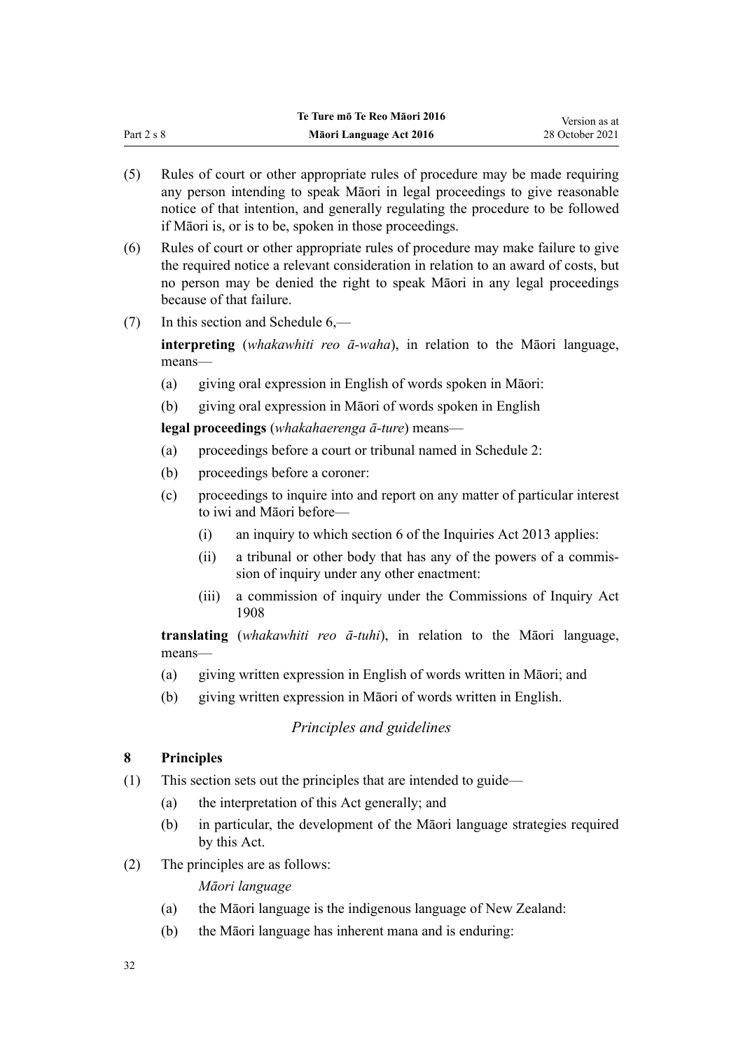(5) Rules of court or other appropriate rules of procedure may be made requiring any person intending to speak Māori in legal proceedings to give reasonable notice of that intention, and generally regulating the procedure to be followed if Māori is, or is to be, spoken in those proceedings.

(6) Rules of court or other appropriate rules of procedure may make failure to give the required notice a relevant consideration in relation to an award of costs, but no person may be denied the right to speak Māori in any legal proceedings because of that failure.

(7) In this section and Schedule 6,—

**interpreting** (*whakawhiti reo ā-waha*), in relation to the Māori language, means—

- (a) giving oral expression in English of words spoken in Māori:
- (b) giving oral expression in Māori of words spoken in English

**legal proceedings** (*whakahaerenga ā-ture*) means—

- (a) proceedings before a court or tribunal named in Schedule 2:
- (b) proceedings before a coroner:
- (c) proceedings to inquire into and report on any matter of particular interest to iwi and Māori before—
  - (i) an inquiry to which section 6 of the Inquiries Act 2013 applies:
  - (ii) a tribunal or other body that has any of the powers of a commission of inquiry under any other enactment:
  - (iii) a commission of inquiry under the Commissions of Inquiry Act 1908

**translating** (*whakawhiti reo ā-tuhi*), in relation to the Māori language, means—

- (a) giving written expression in English of words written in Māori; and
- (b) giving written expression in Māori of words written in English.

*Principles and guidelines*

### 8 Principles

(1) This section sets out the principles that are intended to guide—

- (a) the interpretation of this Act generally; and
- (b) in particular, the development of the Māori language strategies required by this Act.

(2) The principles are as follows:

*Māori language*

- (a) the Māori language is the indigenous language of New Zealand:
- (b) the Māori language has inherent mana and is enduring: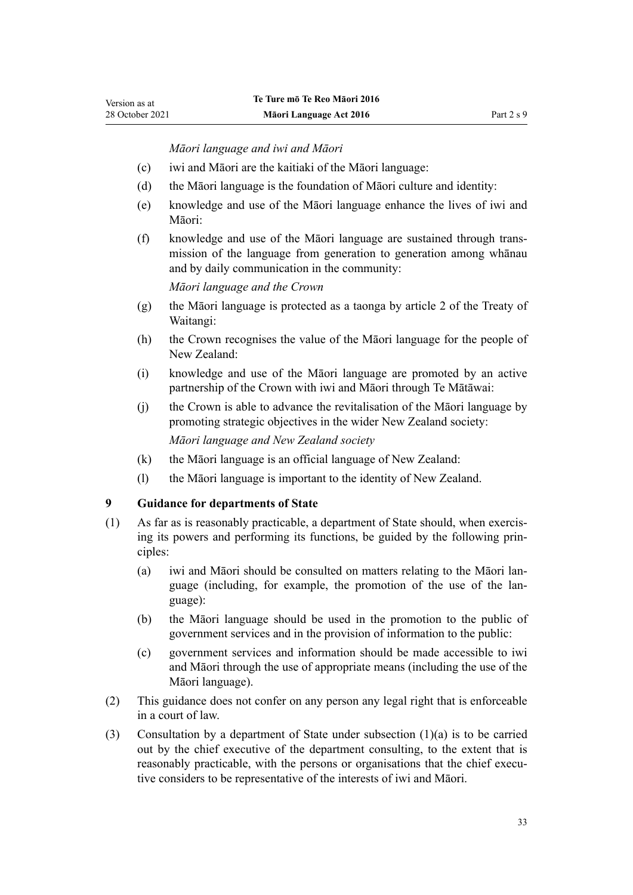*Māori language and iwi and Māori*

(c) iwi and Māori are the kaitiaki of the Māori language:

(d) the Māori language is the foundation of Māori culture and identity:

(e) knowledge and use of the Māori language enhance the lives of iwi and Māori:

(f) knowledge and use of the Māori language are sustained through transmission of the language from generation to generation among whānau and by daily communication in the community:

*Māori language and the Crown*

(g) the Māori language is protected as a taonga by article 2 of the Treaty of Waitangi:

(h) the Crown recognises the value of the Māori language for the people of New Zealand:

(i) knowledge and use of the Māori language are promoted by an active partnership of the Crown with iwi and Māori through Te Mātāwai:

(j) the Crown is able to advance the revitalisation of the Māori language by promoting strategic objectives in the wider New Zealand society:

*Māori language and New Zealand society*

(k) the Māori language is an official language of New Zealand:

(l) the Māori language is important to the identity of New Zealand.

## 9 Guidance for departments of State

(1) As far as is reasonably practicable, a department of State should, when exercising its powers and performing its functions, be guided by the following principles:

(a) iwi and Māori should be consulted on matters relating to the Māori language (including, for example, the promotion of the use of the language):

(b) the Māori language should be used in the promotion to the public of government services and in the provision of information to the public:

(c) government services and information should be made accessible to iwi and Māori through the use of appropriate means (including the use of the Māori language).

(2) This guidance does not confer on any person any legal right that is enforceable in a court of law.

(3) Consultation by a department of State under subsection (1)(a) is to be carried out by the chief executive of the department consulting, to the extent that is reasonably practicable, with the persons or organisations that the chief executive considers to be representative of the interests of iwi and Māori.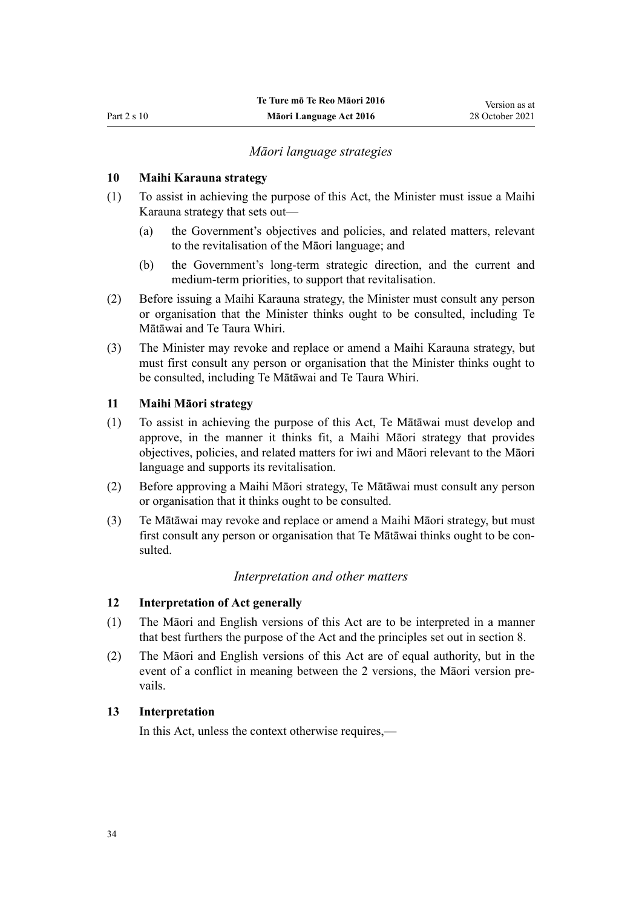*Māori language strategies*

**10 Maihi Karauna strategy**

(1) To assist in achieving the purpose of this Act, the Minister must issue a Maihi Karauna strategy that sets out—

(a) the Government's objectives and policies, and related matters, relevant to the revitalisation of the Māori language; and

(b) the Government's long-term strategic direction, and the current and medium-term priorities, to support that revitalisation.

(2) Before issuing a Maihi Karauna strategy, the Minister must consult any person or organisation that the Minister thinks ought to be consulted, including Te Mātāwai and Te Taura Whiri.

(3) The Minister may revoke and replace or amend a Maihi Karauna strategy, but must first consult any person or organisation that the Minister thinks ought to be consulted, including Te Mātāwai and Te Taura Whiri.

**11 Maihi Māori strategy**

(1) To assist in achieving the purpose of this Act, Te Mātāwai must develop and approve, in the manner it thinks fit, a Maihi Māori strategy that provides objectives, policies, and related matters for iwi and Māori relevant to the Māori language and supports its revitalisation.

(2) Before approving a Maihi Māori strategy, Te Mātāwai must consult any person or organisation that it thinks ought to be consulted.

(3) Te Mātāwai may revoke and replace or amend a Maihi Māori strategy, but must first consult any person or organisation that Te Mātāwai thinks ought to be consulted.

*Interpretation and other matters*

**12 Interpretation of Act generally**

(1) The Māori and English versions of this Act are to be interpreted in a manner that best furthers the purpose of the Act and the principles set out in section 8.

(2) The Māori and English versions of this Act are of equal authority, but in the event of a conflict in meaning between the 2 versions, the Māori version prevails.

**13 Interpretation**

In this Act, unless the context otherwise requires,—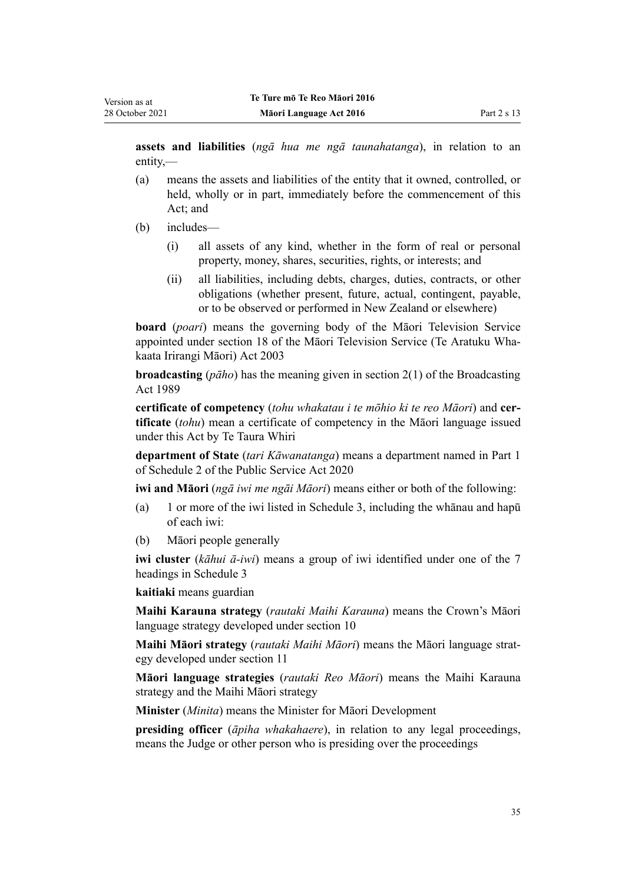**assets and liabilities** (*ngā hua me ngā taunahatanga*), in relation to an entity,—

(a) means the assets and liabilities of the entity that it owned, controlled, or held, wholly or in part, immediately before the commencement of this Act; and

(b) includes—

  (i) all assets of any kind, whether in the form of real or personal property, money, shares, securities, rights, or interests; and

  (ii) all liabilities, including debts, charges, duties, contracts, or other obligations (whether present, future, actual, contingent, payable, or to be observed or performed in New Zealand or elsewhere)

**board** (*poari*) means the governing body of the Māori Television Service appointed under section 18 of the Māori Television Service (Te Aratuku Whakaata Irirangi Māori) Act 2003

**broadcasting** (*pāho*) has the meaning given in section 2(1) of the Broadcasting Act 1989

**certificate of competency** (*tohu whakatau i te mōhio ki te reo Māori*) and **certificate** (*tohu*) mean a certificate of competency in the Māori language issued under this Act by Te Taura Whiri

**department of State** (*tari Kāwanatanga*) means a department named in Part 1 of Schedule 2 of the Public Service Act 2020

**iwi and Māori** (*ngā iwi me ngāi Māori*) means either or both of the following:

(a) 1 or more of the iwi listed in Schedule 3, including the whānau and hapū of each iwi:

(b) Māori people generally

**iwi cluster** (*kāhui ā-iwi*) means a group of iwi identified under one of the 7 headings in Schedule 3

**kaitiaki** means guardian

**Maihi Karauna strategy** (*rautaki Maihi Karauna*) means the Crown's Māori language strategy developed under section 10

**Maihi Māori strategy** (*rautaki Maihi Māori*) means the Māori language strategy developed under section 11

**Māori language strategies** (*rautaki Reo Māori*) means the Maihi Karauna strategy and the Maihi Māori strategy

**Minister** (*Minita*) means the Minister for Māori Development

**presiding officer** (*āpiha whakahaere*), in relation to any legal proceedings, means the Judge or other person who is presiding over the proceedings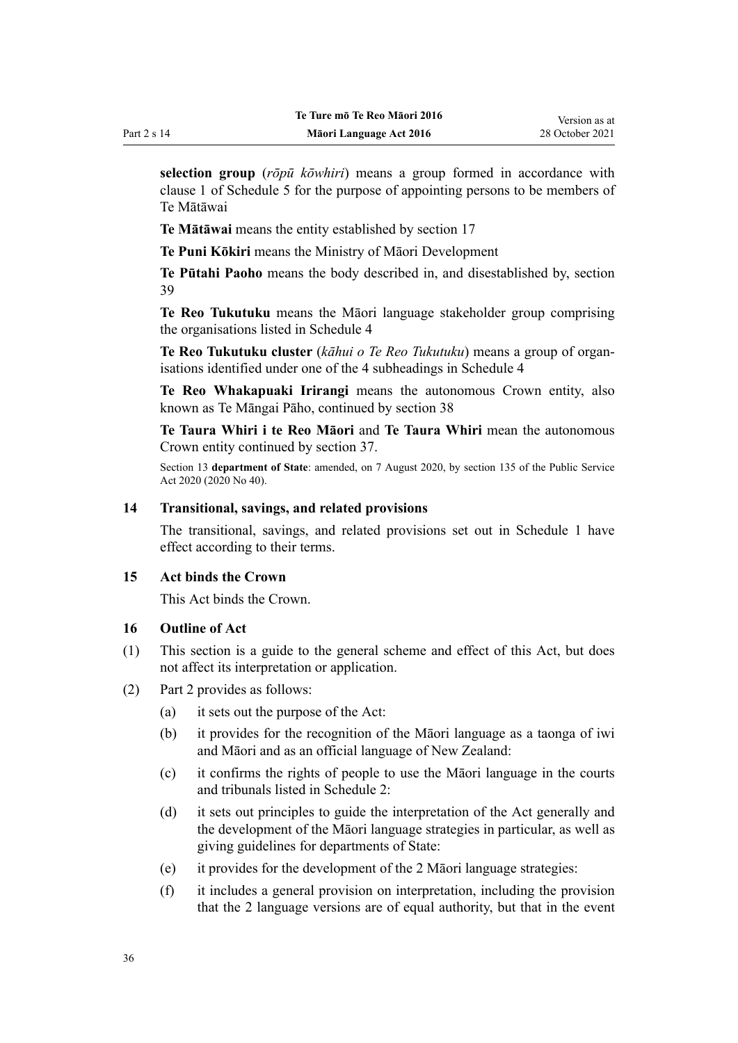**selection group** (*rōpū kōwhiri*) means a group formed in accordance with clause 1 of Schedule 5 for the purpose of appointing persons to be members of Te Mātāwai

**Te Mātāwai** means the entity established by section 17

**Te Puni Kōkiri** means the Ministry of Māori Development

**Te Pūtahi Paoho** means the body described in, and disestablished by, section 39

**Te Reo Tukutuku** means the Māori language stakeholder group comprising the organisations listed in Schedule 4

**Te Reo Tukutuku cluster** (*kāhui o Te Reo Tukutuku*) means a group of organisations identified under one of the 4 subheadings in Schedule 4

**Te Reo Whakapuaki Irirangi** means the autonomous Crown entity, also known as Te Māngai Pāho, continued by section 38

**Te Taura Whiri i te Reo Māori** and **Te Taura Whiri** mean the autonomous Crown entity continued by section 37.

Section 13 **department of State**: amended, on 7 August 2020, by section 135 of the Public Service Act 2020 (2020 No 40).

### 14 Transitional, savings, and related provisions

The transitional, savings, and related provisions set out in Schedule 1 have effect according to their terms.

### 15 Act binds the Crown

This Act binds the Crown.

### 16 Outline of Act

(1) This section is a guide to the general scheme and effect of this Act, but does not affect its interpretation or application.

(2) Part 2 provides as follows:

(a) it sets out the purpose of the Act:

(b) it provides for the recognition of the Māori language as a taonga of iwi and Māori and as an official language of New Zealand:

(c) it confirms the rights of people to use the Māori language in the courts and tribunals listed in Schedule 2:

(d) it sets out principles to guide the interpretation of the Act generally and the development of the Māori language strategies in particular, as well as giving guidelines for departments of State:

(e) it provides for the development of the 2 Māori language strategies:

(f) it includes a general provision on interpretation, including the provision that the 2 language versions are of equal authority, but that in the event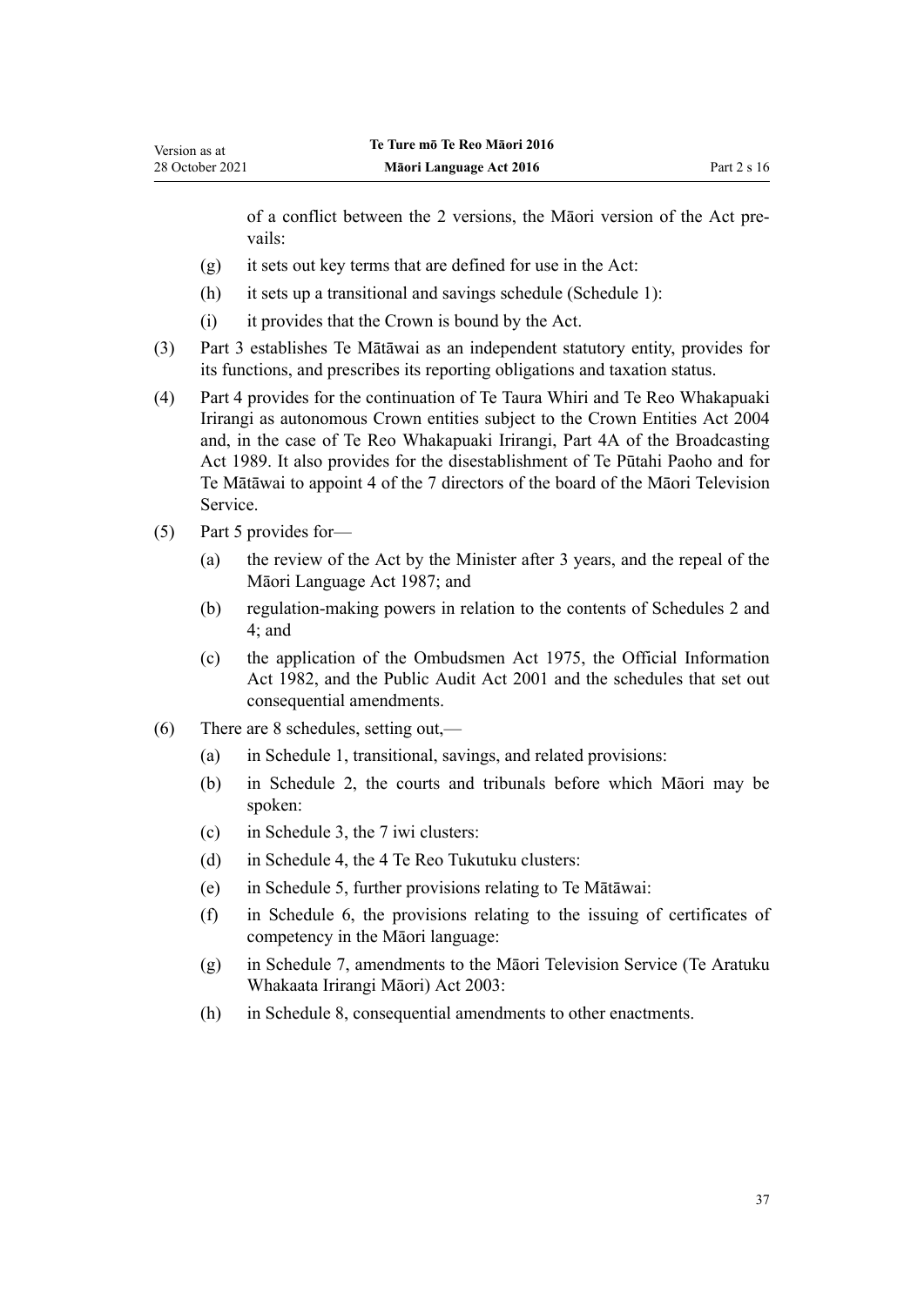of a conflict between the 2 versions, the Māori version of the Act prevails:

- (g) it sets out key terms that are defined for use in the Act:
- (h) it sets up a transitional and savings schedule (Schedule 1):
- (i) it provides that the Crown is bound by the Act.

(3) Part 3 establishes Te Mātāwai as an independent statutory entity, provides for its functions, and prescribes its reporting obligations and taxation status.

(4) Part 4 provides for the continuation of Te Taura Whiri and Te Reo Whakapuaki Irirangi as autonomous Crown entities subject to the Crown Entities Act 2004 and, in the case of Te Reo Whakapuaki Irirangi, Part 4A of the Broadcasting Act 1989. It also provides for the disestablishment of Te Pūtahi Paoho and for Te Mātāwai to appoint 4 of the 7 directors of the board of the Māori Television Service.

(5) Part 5 provides for—

- (a) the review of the Act by the Minister after 3 years, and the repeal of the Māori Language Act 1987; and
- (b) regulation-making powers in relation to the contents of Schedules 2 and 4; and
- (c) the application of the Ombudsmen Act 1975, the Official Information Act 1982, and the Public Audit Act 2001 and the schedules that set out consequential amendments.

(6) There are 8 schedules, setting out,—

- (a) in Schedule 1, transitional, savings, and related provisions:
- (b) in Schedule 2, the courts and tribunals before which Māori may be spoken:
- (c) in Schedule 3, the 7 iwi clusters:
- (d) in Schedule 4, the 4 Te Reo Tukutuku clusters:
- (e) in Schedule 5, further provisions relating to Te Mātāwai:
- (f) in Schedule 6, the provisions relating to the issuing of certificates of competency in the Māori language:
- (g) in Schedule 7, amendments to the Māori Television Service (Te Aratuku Whakaata Irirangi Māori) Act 2003:
- (h) in Schedule 8, consequential amendments to other enactments.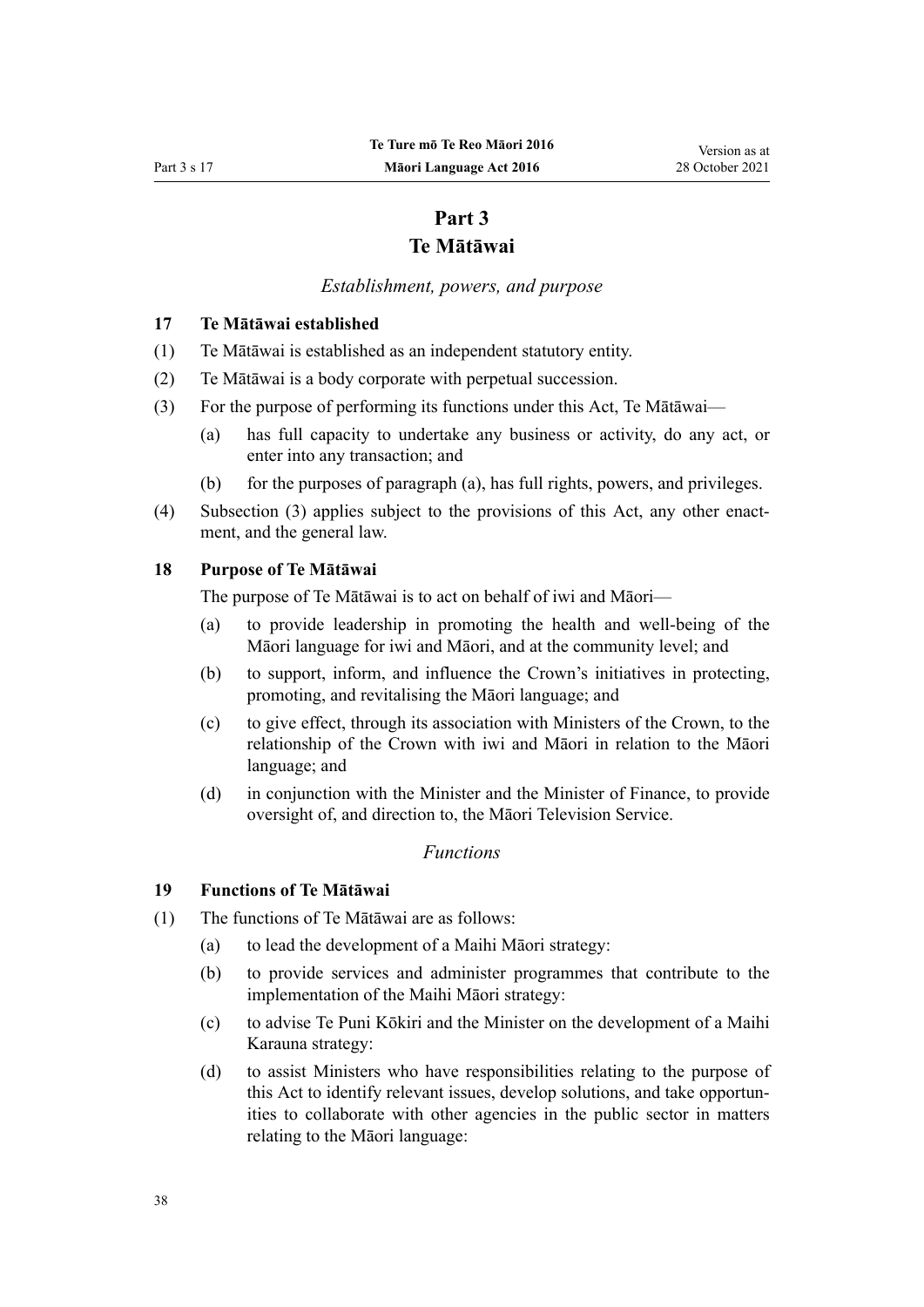# Part 3
# Te Mātāwai

*Establishment, powers, and purpose*

### 17 Te Mātāwai established

(1) Te Mātāwai is established as an independent statutory entity.

(2) Te Mātāwai is a body corporate with perpetual succession.

(3) For the purpose of performing its functions under this Act, Te Mātāwai—

  (a) has full capacity to undertake any business or activity, do any act, or enter into any transaction; and

  (b) for the purposes of paragraph (a), has full rights, powers, and privileges.

(4) Subsection (3) applies subject to the provisions of this Act, any other enactment, and the general law.

### 18 Purpose of Te Mātāwai

The purpose of Te Mātāwai is to act on behalf of iwi and Māori—

  (a) to provide leadership in promoting the health and well-being of the Māori language for iwi and Māori, and at the community level; and

  (b) to support, inform, and influence the Crown's initiatives in protecting, promoting, and revitalising the Māori language; and

  (c) to give effect, through its association with Ministers of the Crown, to the relationship of the Crown with iwi and Māori in relation to the Māori language; and

  (d) in conjunction with the Minister and the Minister of Finance, to provide oversight of, and direction to, the Māori Television Service.

*Functions*

### 19 Functions of Te Mātāwai

(1) The functions of Te Mātāwai are as follows:

  (a) to lead the development of a Maihi Māori strategy:

  (b) to provide services and administer programmes that contribute to the implementation of the Maihi Māori strategy:

  (c) to advise Te Puni Kōkiri and the Minister on the development of a Maihi Karauna strategy:

  (d) to assist Ministers who have responsibilities relating to the purpose of this Act to identify relevant issues, develop solutions, and take opportunities to collaborate with other agencies in the public sector in matters relating to the Māori language: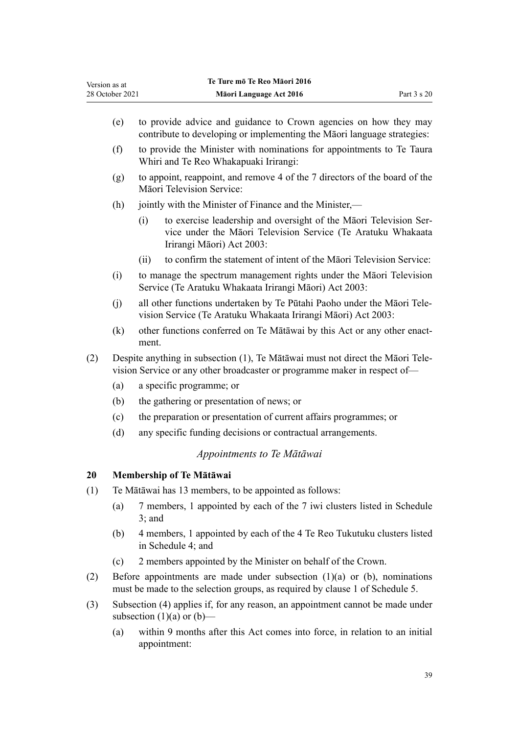(e) to provide advice and guidance to Crown agencies on how they may contribute to developing or implementing the Māori language strategies:

(f) to provide the Minister with nominations for appointments to Te Taura Whiri and Te Reo Whakapuaki Irirangi:

(g) to appoint, reappoint, and remove 4 of the 7 directors of the board of the Māori Television Service:

(h) jointly with the Minister of Finance and the Minister,—

  (i) to exercise leadership and oversight of the Māori Television Service under the Māori Television Service (Te Aratuku Whakaata Irirangi Māori) Act 2003:

  (ii) to confirm the statement of intent of the Māori Television Service:

(i) to manage the spectrum management rights under the Māori Television Service (Te Aratuku Whakaata Irirangi Māori) Act 2003:

(j) all other functions undertaken by Te Pūtahi Paoho under the Māori Television Service (Te Aratuku Whakaata Irirangi Māori) Act 2003:

(k) other functions conferred on Te Mātāwai by this Act or any other enactment.

(2) Despite anything in subsection (1), Te Mātāwai must not direct the Māori Television Service or any other broadcaster or programme maker in respect of—

(a) a specific programme; or

(b) the gathering or presentation of news; or

(c) the preparation or presentation of current affairs programmes; or

(d) any specific funding decisions or contractual arrangements.

*Appointments to Te Mātāwai*

### 20 Membership of Te Mātāwai

(1) Te Mātāwai has 13 members, to be appointed as follows:

(a) 7 members, 1 appointed by each of the 7 iwi clusters listed in Schedule 3; and

(b) 4 members, 1 appointed by each of the 4 Te Reo Tukutuku clusters listed in Schedule 4; and

(c) 2 members appointed by the Minister on behalf of the Crown.

(2) Before appointments are made under subsection (1)(a) or (b), nominations must be made to the selection groups, as required by clause 1 of Schedule 5.

(3) Subsection (4) applies if, for any reason, an appointment cannot be made under subsection (1)(a) or (b)—

(a) within 9 months after this Act comes into force, in relation to an initial appointment: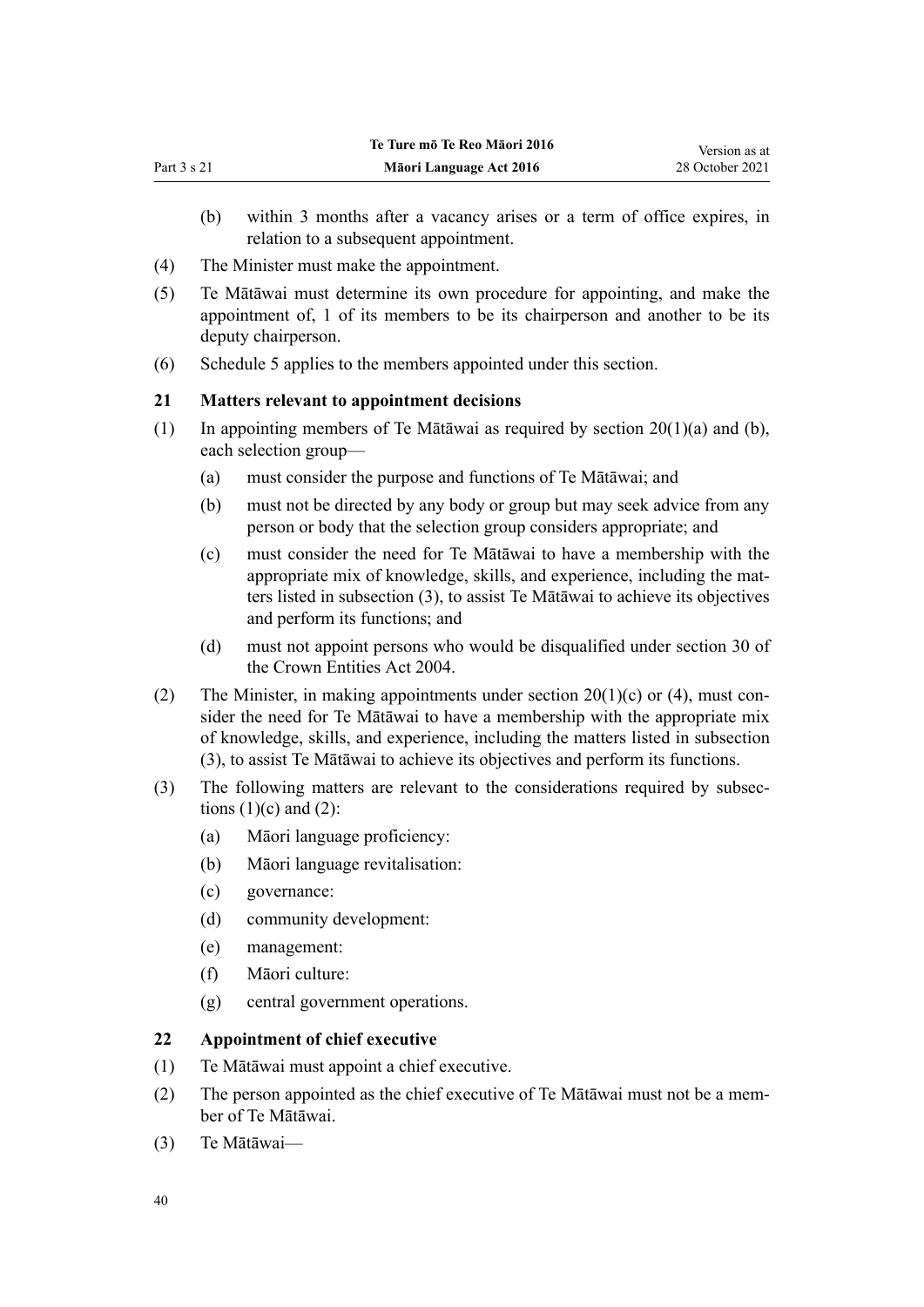(b) within 3 months after a vacancy arises or a term of office expires, in relation to a subsequent appointment.

(4) The Minister must make the appointment.

(5) Te Mātāwai must determine its own procedure for appointing, and make the appointment of, 1 of its members to be its chairperson and another to be its deputy chairperson.

(6) Schedule 5 applies to the members appointed under this section.

### 21 Matters relevant to appointment decisions

(1) In appointing members of Te Mātāwai as required by section 20(1)(a) and (b), each selection group—

(a) must consider the purpose and functions of Te Mātāwai; and

(b) must not be directed by any body or group but may seek advice from any person or body that the selection group considers appropriate; and

(c) must consider the need for Te Mātāwai to have a membership with the appropriate mix of knowledge, skills, and experience, including the matters listed in subsection (3), to assist Te Mātāwai to achieve its objectives and perform its functions; and

(d) must not appoint persons who would be disqualified under section 30 of the Crown Entities Act 2004.

(2) The Minister, in making appointments under section 20(1)(c) or (4), must consider the need for Te Mātāwai to have a membership with the appropriate mix of knowledge, skills, and experience, including the matters listed in subsection (3), to assist Te Mātāwai to achieve its objectives and perform its functions.

(3) The following matters are relevant to the considerations required by subsections (1)(c) and (2):

(a) Māori language proficiency:

(b) Māori language revitalisation:

(c) governance:

(d) community development:

(e) management:

(f) Māori culture:

(g) central government operations.

### 22 Appointment of chief executive

(1) Te Mātāwai must appoint a chief executive.

(2) The person appointed as the chief executive of Te Mātāwai must not be a member of Te Mātāwai.

(3) Te Mātāwai—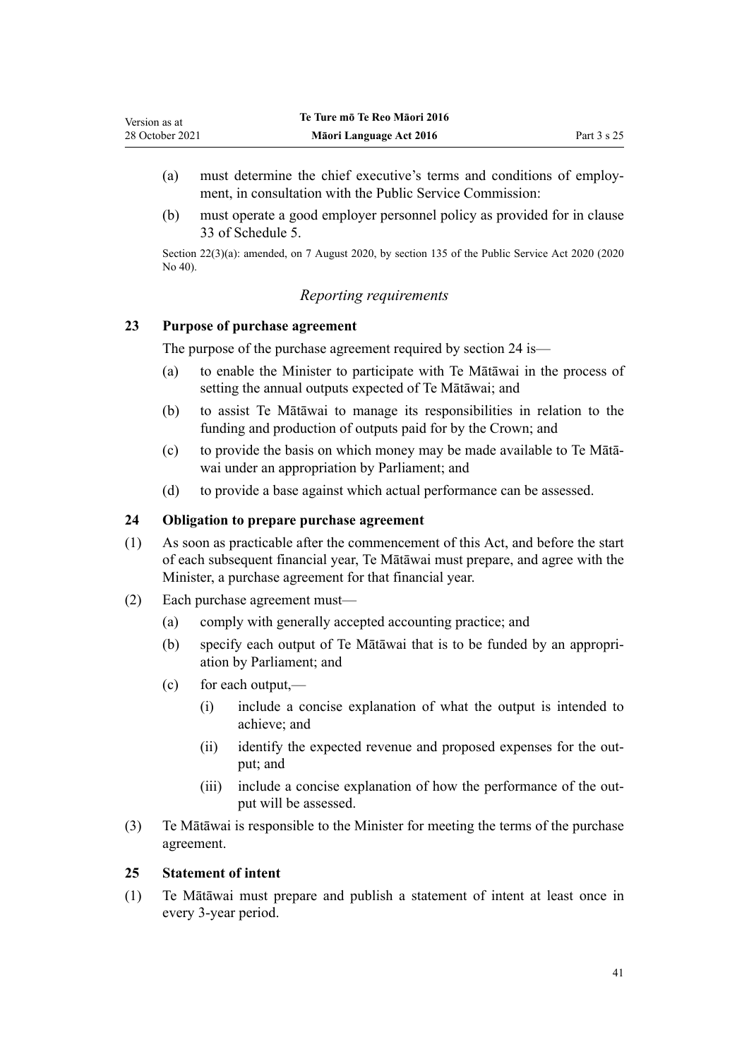(a) must determine the chief executive's terms and conditions of employment, in consultation with the Public Service Commission:

(b) must operate a good employer personnel policy as provided for in clause 33 of Schedule 5.

Section 22(3)(a): amended, on 7 August 2020, by section 135 of the Public Service Act 2020 (2020 No 40).

*Reporting requirements*

**23 Purpose of purchase agreement**

The purpose of the purchase agreement required by section 24 is—

(a) to enable the Minister to participate with Te Mātāwai in the process of setting the annual outputs expected of Te Mātāwai; and

(b) to assist Te Mātāwai to manage its responsibilities in relation to the funding and production of outputs paid for by the Crown; and

(c) to provide the basis on which money may be made available to Te Mātāwai under an appropriation by Parliament; and

(d) to provide a base against which actual performance can be assessed.

**24 Obligation to prepare purchase agreement**

(1) As soon as practicable after the commencement of this Act, and before the start of each subsequent financial year, Te Mātāwai must prepare, and agree with the Minister, a purchase agreement for that financial year.

(2) Each purchase agreement must—

(a) comply with generally accepted accounting practice; and

(b) specify each output of Te Mātāwai that is to be funded by an appropriation by Parliament; and

(c) for each output,—

(i) include a concise explanation of what the output is intended to achieve; and

(ii) identify the expected revenue and proposed expenses for the output; and

(iii) include a concise explanation of how the performance of the output will be assessed.

(3) Te Mātāwai is responsible to the Minister for meeting the terms of the purchase agreement.

**25 Statement of intent**

(1) Te Mātāwai must prepare and publish a statement of intent at least once in every 3-year period.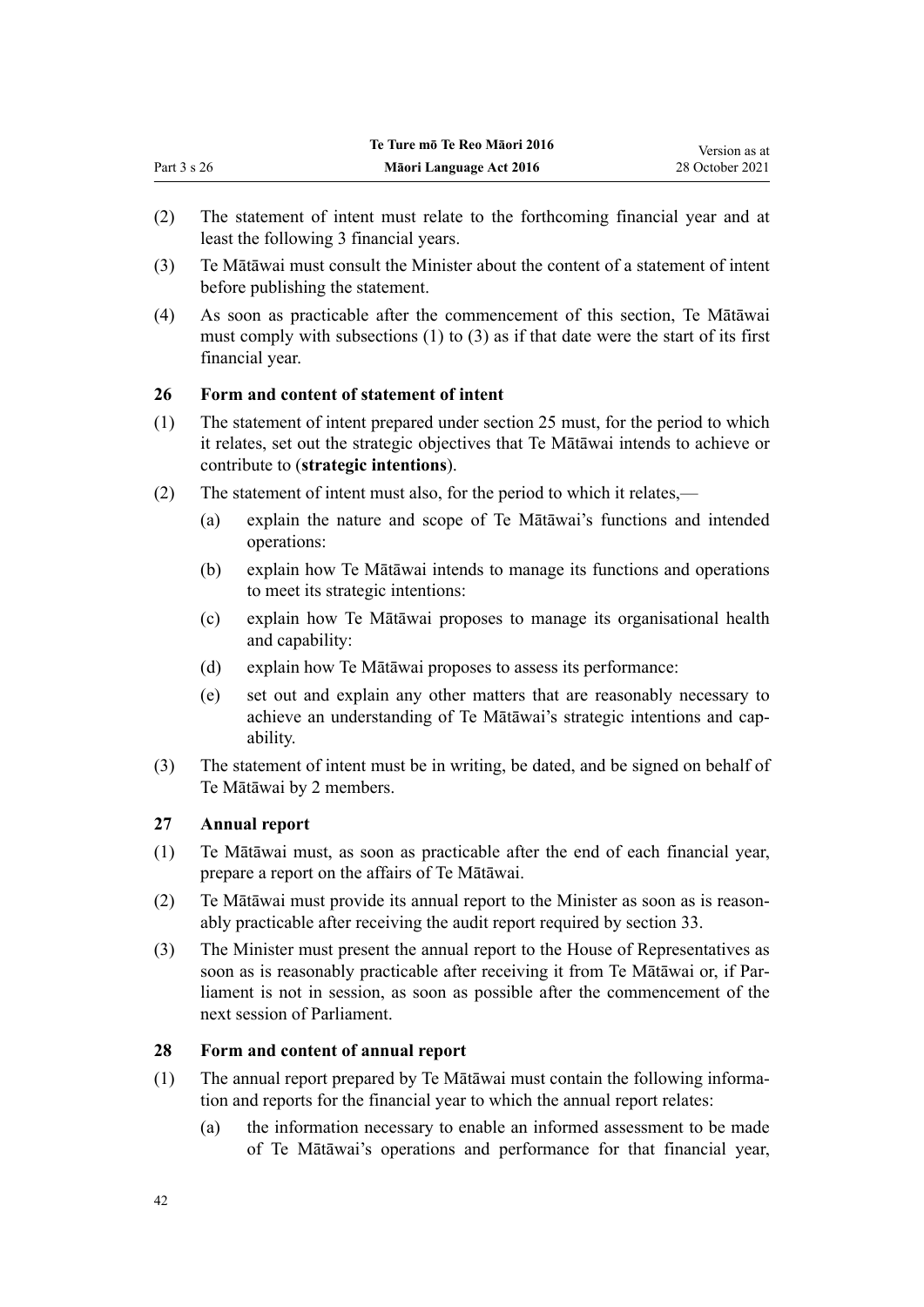(2) The statement of intent must relate to the forthcoming financial year and at least the following 3 financial years.

(3) Te Mātāwai must consult the Minister about the content of a statement of intent before publishing the statement.

(4) As soon as practicable after the commencement of this section, Te Mātāwai must comply with subsections (1) to (3) as if that date were the start of its first financial year.

### 26 Form and content of statement of intent

(1) The statement of intent prepared under section 25 must, for the period to which it relates, set out the strategic objectives that Te Mātāwai intends to achieve or contribute to (**strategic intentions**).

(2) The statement of intent must also, for the period to which it relates,—

- (a) explain the nature and scope of Te Mātāwai's functions and intended operations:
- (b) explain how Te Mātāwai intends to manage its functions and operations to meet its strategic intentions:
- (c) explain how Te Mātāwai proposes to manage its organisational health and capability:
- (d) explain how Te Mātāwai proposes to assess its performance:
- (e) set out and explain any other matters that are reasonably necessary to achieve an understanding of Te Mātāwai's strategic intentions and capability.

(3) The statement of intent must be in writing, be dated, and be signed on behalf of Te Mātāwai by 2 members.

### 27 Annual report

(1) Te Mātāwai must, as soon as practicable after the end of each financial year, prepare a report on the affairs of Te Mātāwai.

(2) Te Mātāwai must provide its annual report to the Minister as soon as is reasonably practicable after receiving the audit report required by section 33.

(3) The Minister must present the annual report to the House of Representatives as soon as is reasonably practicable after receiving it from Te Mātāwai or, if Parliament is not in session, as soon as possible after the commencement of the next session of Parliament.

### 28 Form and content of annual report

(1) The annual report prepared by Te Mātāwai must contain the following information and reports for the financial year to which the annual report relates:

- (a) the information necessary to enable an informed assessment to be made of Te Mātāwai's operations and performance for that financial year,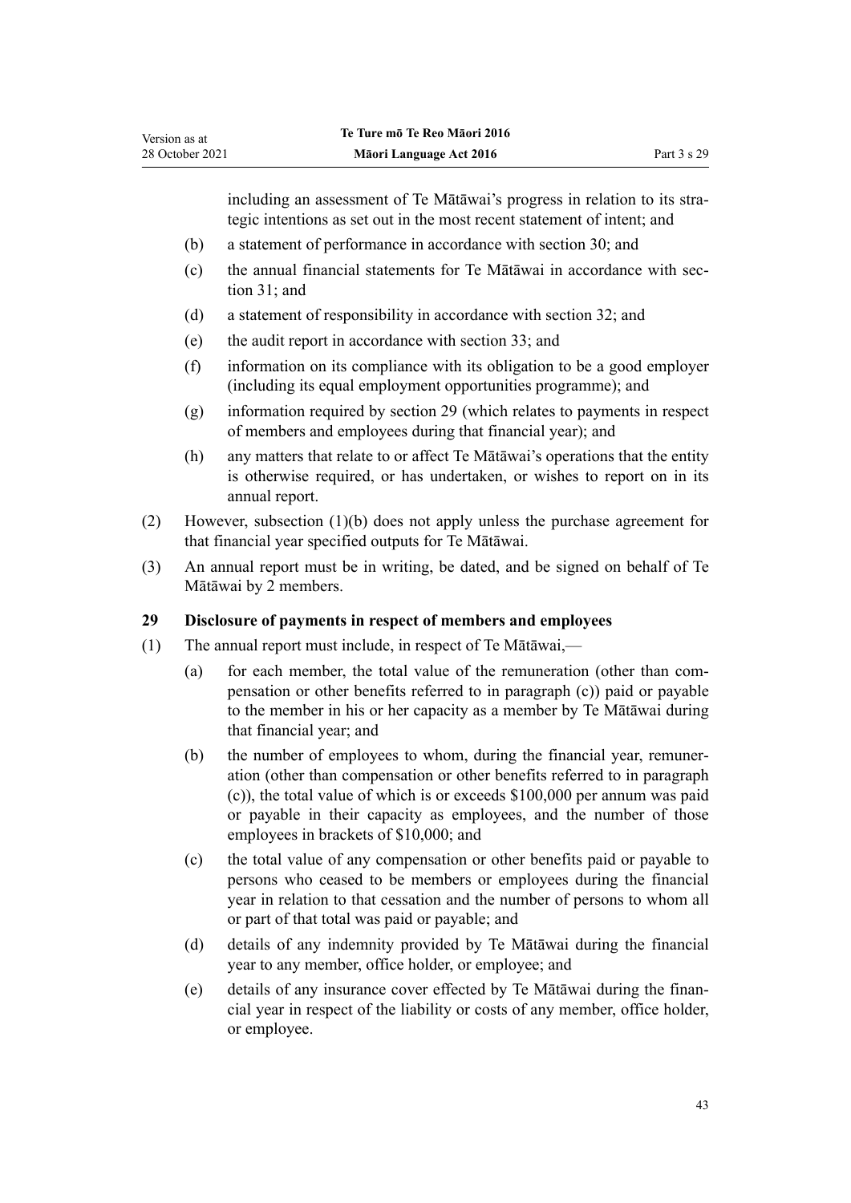including an assessment of Te Mātāwai's progress in relation to its strategic intentions as set out in the most recent statement of intent; and

(b) a statement of performance in accordance with section 30; and

(c) the annual financial statements for Te Mātāwai in accordance with section 31; and

(d) a statement of responsibility in accordance with section 32; and

(e) the audit report in accordance with section 33; and

(f) information on its compliance with its obligation to be a good employer (including its equal employment opportunities programme); and

(g) information required by section 29 (which relates to payments in respect of members and employees during that financial year); and

(h) any matters that relate to or affect Te Mātāwai's operations that the entity is otherwise required, or has undertaken, or wishes to report on in its annual report.

(2) However, subsection (1)(b) does not apply unless the purchase agreement for that financial year specified outputs for Te Mātāwai.

(3) An annual report must be in writing, be dated, and be signed on behalf of Te Mātāwai by 2 members.

**29 Disclosure of payments in respect of members and employees**

(1) The annual report must include, in respect of Te Mātāwai,—

(a) for each member, the total value of the remuneration (other than compensation or other benefits referred to in paragraph (c)) paid or payable to the member in his or her capacity as a member by Te Mātāwai during that financial year; and

(b) the number of employees to whom, during the financial year, remuneration (other than compensation or other benefits referred to in paragraph (c)), the total value of which is or exceeds $100,000 per annum was paid or payable in their capacity as employees, and the number of those employees in brackets of $10,000; and

(c) the total value of any compensation or other benefits paid or payable to persons who ceased to be members or employees during the financial year in relation to that cessation and the number of persons to whom all or part of that total was paid or payable; and

(d) details of any indemnity provided by Te Mātāwai during the financial year to any member, office holder, or employee; and

(e) details of any insurance cover effected by Te Mātāwai during the financial year in respect of the liability or costs of any member, office holder, or employee.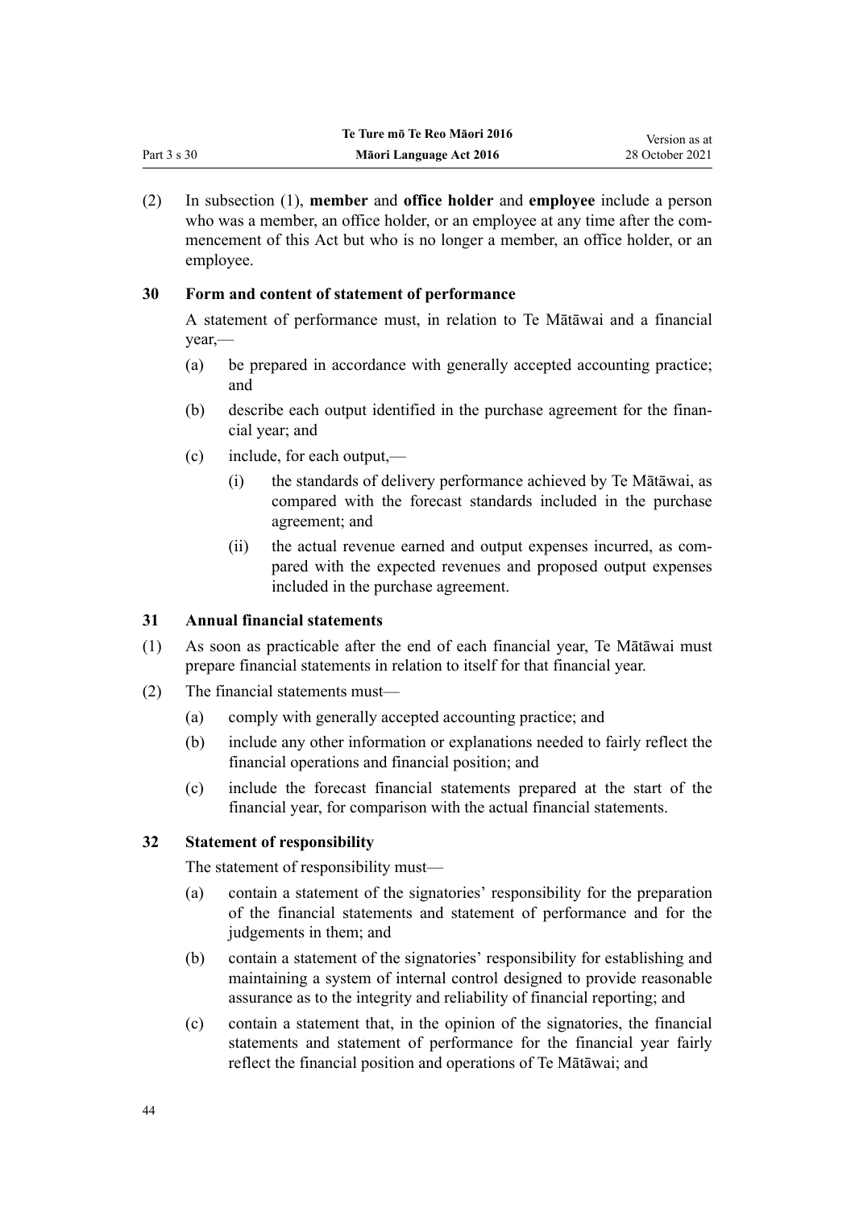(2) In subsection (1), **member** and **office holder** and **employee** include a person who was a member, an office holder, or an employee at any time after the commencement of this Act but who is no longer a member, an office holder, or an employee.

### 30 Form and content of statement of performance

A statement of performance must, in relation to Te Mātāwai and a financial year,—

(a) be prepared in accordance with generally accepted accounting practice; and

(b) describe each output identified in the purchase agreement for the financial year; and

(c) include, for each output,—

   (i) the standards of delivery performance achieved by Te Mātāwai, as compared with the forecast standards included in the purchase agreement; and

   (ii) the actual revenue earned and output expenses incurred, as compared with the expected revenues and proposed output expenses included in the purchase agreement.

### 31 Annual financial statements

(1) As soon as practicable after the end of each financial year, Te Mātāwai must prepare financial statements in relation to itself for that financial year.

(2) The financial statements must—

(a) comply with generally accepted accounting practice; and

(b) include any other information or explanations needed to fairly reflect the financial operations and financial position; and

(c) include the forecast financial statements prepared at the start of the financial year, for comparison with the actual financial statements.

### 32 Statement of responsibility

The statement of responsibility must—

(a) contain a statement of the signatories' responsibility for the preparation of the financial statements and statement of performance and for the judgements in them; and

(b) contain a statement of the signatories' responsibility for establishing and maintaining a system of internal control designed to provide reasonable assurance as to the integrity and reliability of financial reporting; and

(c) contain a statement that, in the opinion of the signatories, the financial statements and statement of performance for the financial year fairly reflect the financial position and operations of Te Mātāwai; and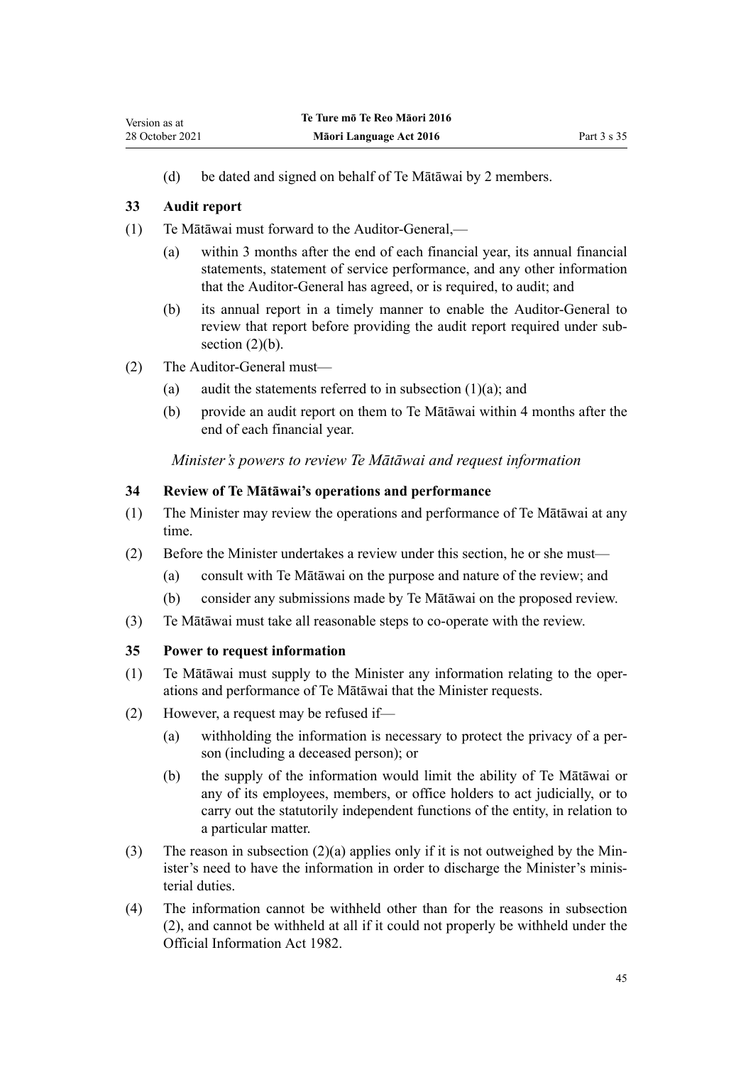(d) be dated and signed on behalf of Te Mātāwai by 2 members.

### 33 Audit report

(1) Te Mātāwai must forward to the Auditor-General,—

  (a) within 3 months after the end of each financial year, its annual financial statements, statement of service performance, and any other information that the Auditor-General has agreed, or is required, to audit; and

  (b) its annual report in a timely manner to enable the Auditor-General to review that report before providing the audit report required under subsection (2)(b).

(2) The Auditor-General must—

  (a) audit the statements referred to in subsection (1)(a); and

  (b) provide an audit report on them to Te Mātāwai within 4 months after the end of each financial year.

*Minister's powers to review Te Mātāwai and request information*

### 34 Review of Te Mātāwai's operations and performance

(1) The Minister may review the operations and performance of Te Mātāwai at any time.

(2) Before the Minister undertakes a review under this section, he or she must—

  (a) consult with Te Mātāwai on the purpose and nature of the review; and

  (b) consider any submissions made by Te Mātāwai on the proposed review.

(3) Te Mātāwai must take all reasonable steps to co-operate with the review.

### 35 Power to request information

(1) Te Mātāwai must supply to the Minister any information relating to the operations and performance of Te Mātāwai that the Minister requests.

(2) However, a request may be refused if—

  (a) withholding the information is necessary to protect the privacy of a person (including a deceased person); or

  (b) the supply of the information would limit the ability of Te Mātāwai or any of its employees, members, or office holders to act judicially, or to carry out the statutorily independent functions of the entity, in relation to a particular matter.

(3) The reason in subsection (2)(a) applies only if it is not outweighed by the Minister's need to have the information in order to discharge the Minister's ministerial duties.

(4) The information cannot be withheld other than for the reasons in subsection (2), and cannot be withheld at all if it could not properly be withheld under the Official Information Act 1982.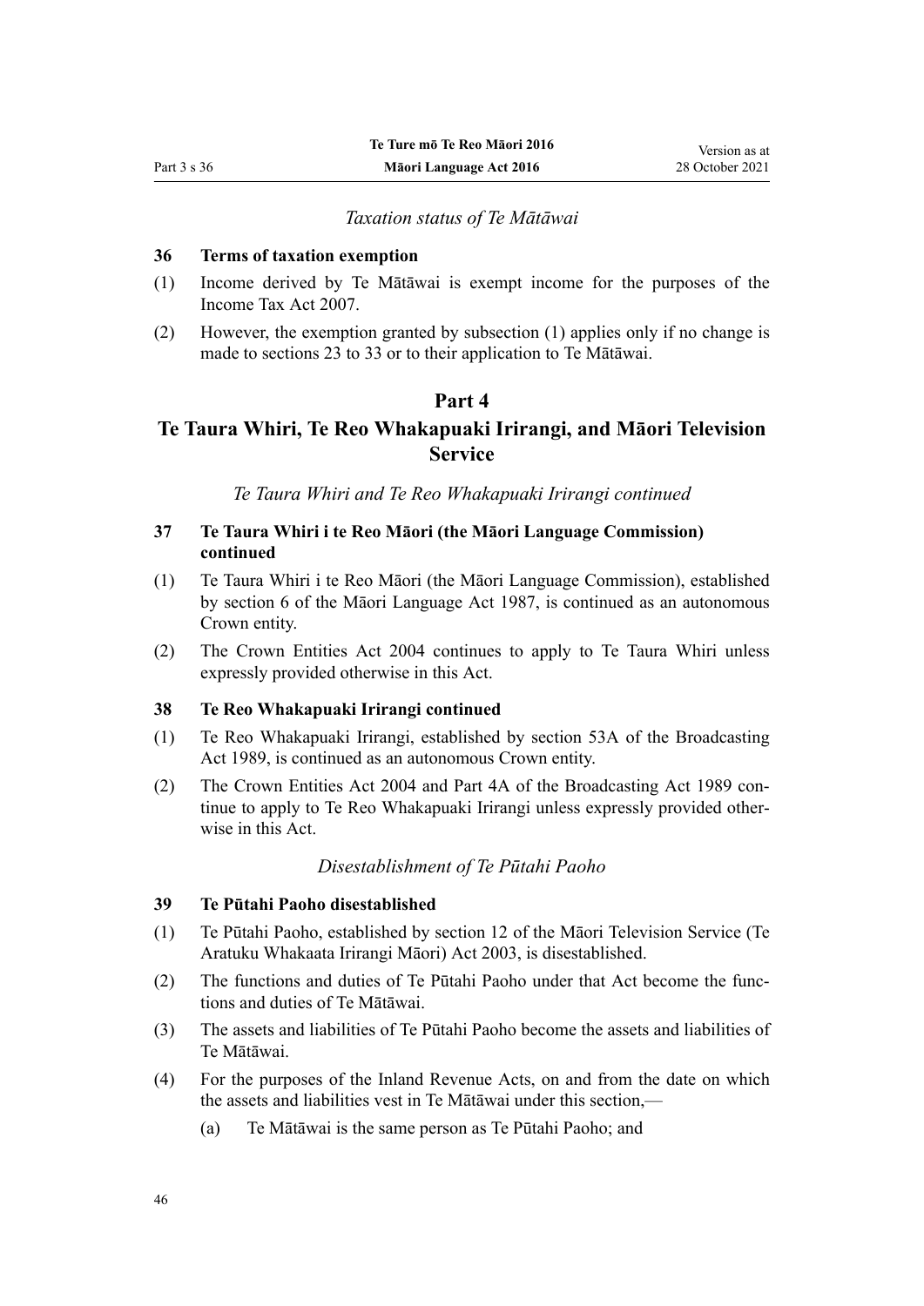*Taxation status of Te Mātāwai*

**36 Terms of taxation exemption**

(1) Income derived by Te Mātāwai is exempt income for the purposes of the Income Tax Act 2007.

(2) However, the exemption granted by subsection (1) applies only if no change is made to sections 23 to 33 or to their application to Te Mātāwai.

## Part 4

## Te Taura Whiri, Te Reo Whakapuaki Irirangi, and Māori Television Service

*Te Taura Whiri and Te Reo Whakapuaki Irirangi continued*

**37 Te Taura Whiri i te Reo Māori (the Māori Language Commission) continued**

(1) Te Taura Whiri i te Reo Māori (the Māori Language Commission), established by section 6 of the Māori Language Act 1987, is continued as an autonomous Crown entity.

(2) The Crown Entities Act 2004 continues to apply to Te Taura Whiri unless expressly provided otherwise in this Act.

**38 Te Reo Whakapuaki Irirangi continued**

(1) Te Reo Whakapuaki Irirangi, established by section 53A of the Broadcasting Act 1989, is continued as an autonomous Crown entity.

(2) The Crown Entities Act 2004 and Part 4A of the Broadcasting Act 1989 continue to apply to Te Reo Whakapuaki Irirangi unless expressly provided otherwise in this Act.

*Disestablishment of Te Pūtahi Paoho*

**39 Te Pūtahi Paoho disestablished**

(1) Te Pūtahi Paoho, established by section 12 of the Māori Television Service (Te Aratuku Whakaata Irirangi Māori) Act 2003, is disestablished.

(2) The functions and duties of Te Pūtahi Paoho under that Act become the functions and duties of Te Mātāwai.

(3) The assets and liabilities of Te Pūtahi Paoho become the assets and liabilities of Te Mātāwai.

(4) For the purposes of the Inland Revenue Acts, on and from the date on which the assets and liabilities vest in Te Mātāwai under this section,—

   (a) Te Mātāwai is the same person as Te Pūtahi Paoho; and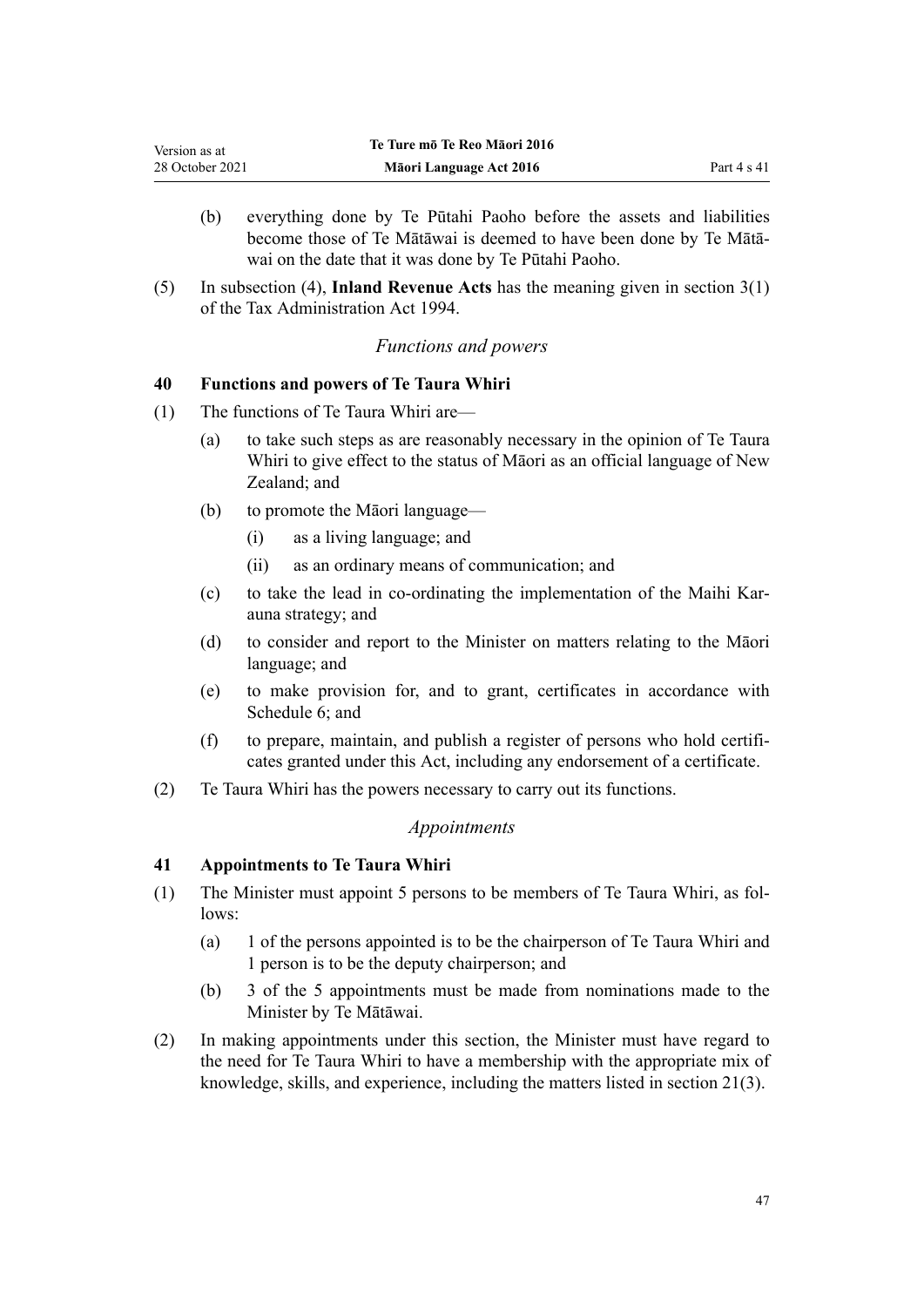(b) everything done by Te Pūtahi Paoho before the assets and liabilities become those of Te Mātāwai is deemed to have been done by Te Mātāwai on the date that it was done by Te Pūtahi Paoho.

(5) In subsection (4), **Inland Revenue Acts** has the meaning given in section 3(1) of the Tax Administration Act 1994.

*Functions and powers*

### 40 Functions and powers of Te Taura Whiri

(1) The functions of Te Taura Whiri are—

(a) to take such steps as are reasonably necessary in the opinion of Te Taura Whiri to give effect to the status of Māori as an official language of New Zealand; and

(b) to promote the Māori language—

(i) as a living language; and

(ii) as an ordinary means of communication; and

(c) to take the lead in co-ordinating the implementation of the Maihi Karauna strategy; and

(d) to consider and report to the Minister on matters relating to the Māori language; and

(e) to make provision for, and to grant, certificates in accordance with Schedule 6; and

(f) to prepare, maintain, and publish a register of persons who hold certificates granted under this Act, including any endorsement of a certificate.

(2) Te Taura Whiri has the powers necessary to carry out its functions.

*Appointments*

### 41 Appointments to Te Taura Whiri

(1) The Minister must appoint 5 persons to be members of Te Taura Whiri, as follows:

(a) 1 of the persons appointed is to be the chairperson of Te Taura Whiri and 1 person is to be the deputy chairperson; and

(b) 3 of the 5 appointments must be made from nominations made to the Minister by Te Mātāwai.

(2) In making appointments under this section, the Minister must have regard to the need for Te Taura Whiri to have a membership with the appropriate mix of knowledge, skills, and experience, including the matters listed in section 21(3).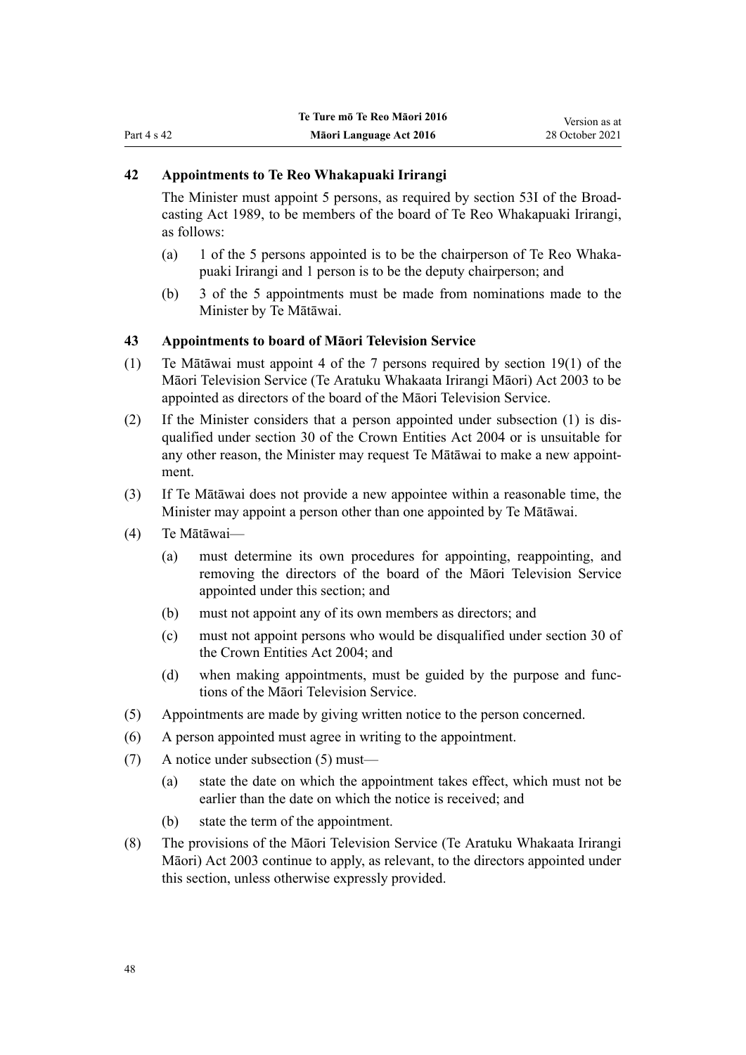### 42 Appointments to Te Reo Whakapuaki Irirangi

The Minister must appoint 5 persons, as required by section 53I of the Broadcasting Act 1989, to be members of the board of Te Reo Whakapuaki Irirangi, as follows:

(a) 1 of the 5 persons appointed is to be the chairperson of Te Reo Whakapuaki Irirangi and 1 person is to be the deputy chairperson; and

(b) 3 of the 5 appointments must be made from nominations made to the Minister by Te Mātāwai.

### 43 Appointments to board of Māori Television Service

(1) Te Mātāwai must appoint 4 of the 7 persons required by section 19(1) of the Māori Television Service (Te Aratuku Whakaata Irirangi Māori) Act 2003 to be appointed as directors of the board of the Māori Television Service.

(2) If the Minister considers that a person appointed under subsection (1) is disqualified under section 30 of the Crown Entities Act 2004 or is unsuitable for any other reason, the Minister may request Te Mātāwai to make a new appointment.

(3) If Te Mātāwai does not provide a new appointee within a reasonable time, the Minister may appoint a person other than one appointed by Te Mātāwai.

(4) Te Mātāwai—

(a) must determine its own procedures for appointing, reappointing, and removing the directors of the board of the Māori Television Service appointed under this section; and

(b) must not appoint any of its own members as directors; and

(c) must not appoint persons who would be disqualified under section 30 of the Crown Entities Act 2004; and

(d) when making appointments, must be guided by the purpose and functions of the Māori Television Service.

(5) Appointments are made by giving written notice to the person concerned.

(6) A person appointed must agree in writing to the appointment.

(7) A notice under subsection (5) must—

(a) state the date on which the appointment takes effect, which must not be earlier than the date on which the notice is received; and

(b) state the term of the appointment.

(8) The provisions of the Māori Television Service (Te Aratuku Whakaata Irirangi Māori) Act 2003 continue to apply, as relevant, to the directors appointed under this section, unless otherwise expressly provided.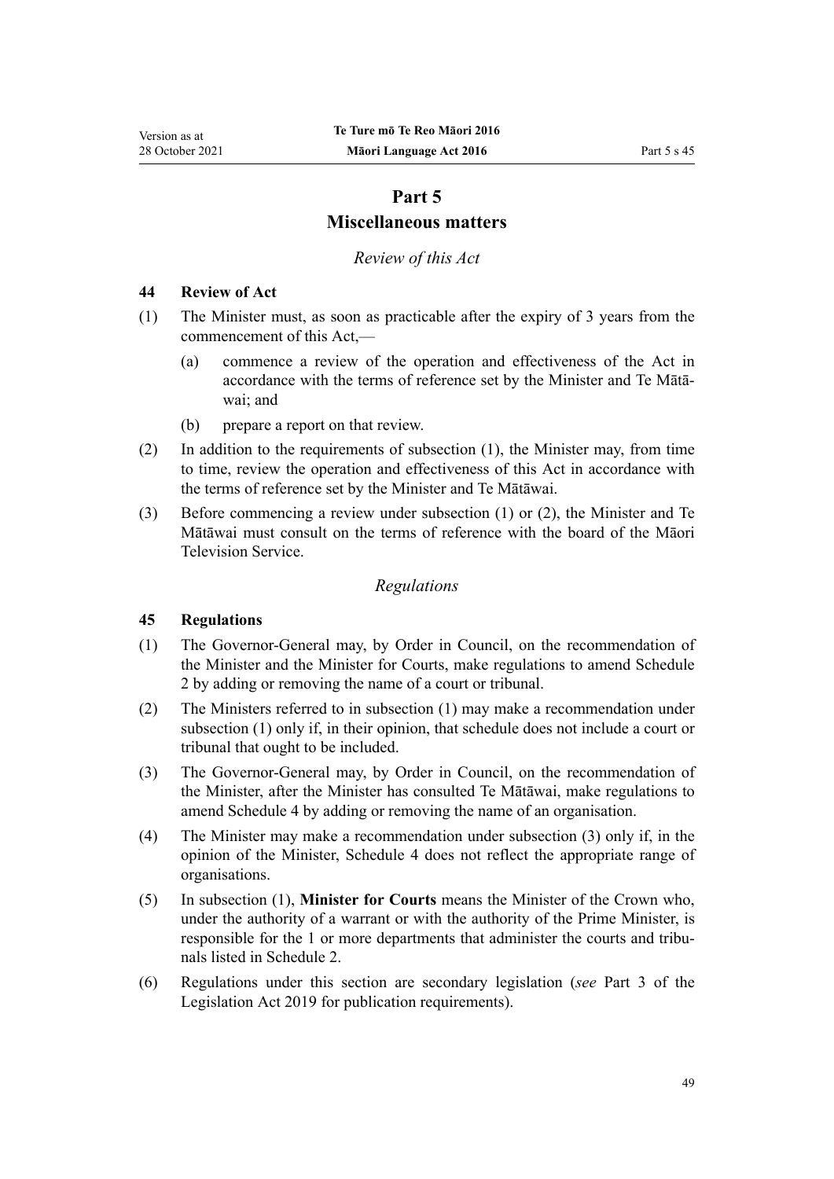# Part 5
# Miscellaneous matters

*Review of this Act*

### 44 Review of Act

(1) The Minister must, as soon as practicable after the expiry of 3 years from the commencement of this Act,—

  (a) commence a review of the operation and effectiveness of the Act in accordance with the terms of reference set by the Minister and Te Mātāwai; and

  (b) prepare a report on that review.

(2) In addition to the requirements of subsection (1), the Minister may, from time to time, review the operation and effectiveness of this Act in accordance with the terms of reference set by the Minister and Te Mātāwai.

(3) Before commencing a review under subsection (1) or (2), the Minister and Te Mātāwai must consult on the terms of reference with the board of the Māori Television Service.

*Regulations*

### 45 Regulations

(1) The Governor-General may, by Order in Council, on the recommendation of the Minister and the Minister for Courts, make regulations to amend Schedule 2 by adding or removing the name of a court or tribunal.

(2) The Ministers referred to in subsection (1) may make a recommendation under subsection (1) only if, in their opinion, that schedule does not include a court or tribunal that ought to be included.

(3) The Governor-General may, by Order in Council, on the recommendation of the Minister, after the Minister has consulted Te Mātāwai, make regulations to amend Schedule 4 by adding or removing the name of an organisation.

(4) The Minister may make a recommendation under subsection (3) only if, in the opinion of the Minister, Schedule 4 does not reflect the appropriate range of organisations.

(5) In subsection (1), **Minister for Courts** means the Minister of the Crown who, under the authority of a warrant or with the authority of the Prime Minister, is responsible for the 1 or more departments that administer the courts and tribunals listed in Schedule 2.

(6) Regulations under this section are secondary legislation (*see* Part 3 of the Legislation Act 2019 for publication requirements).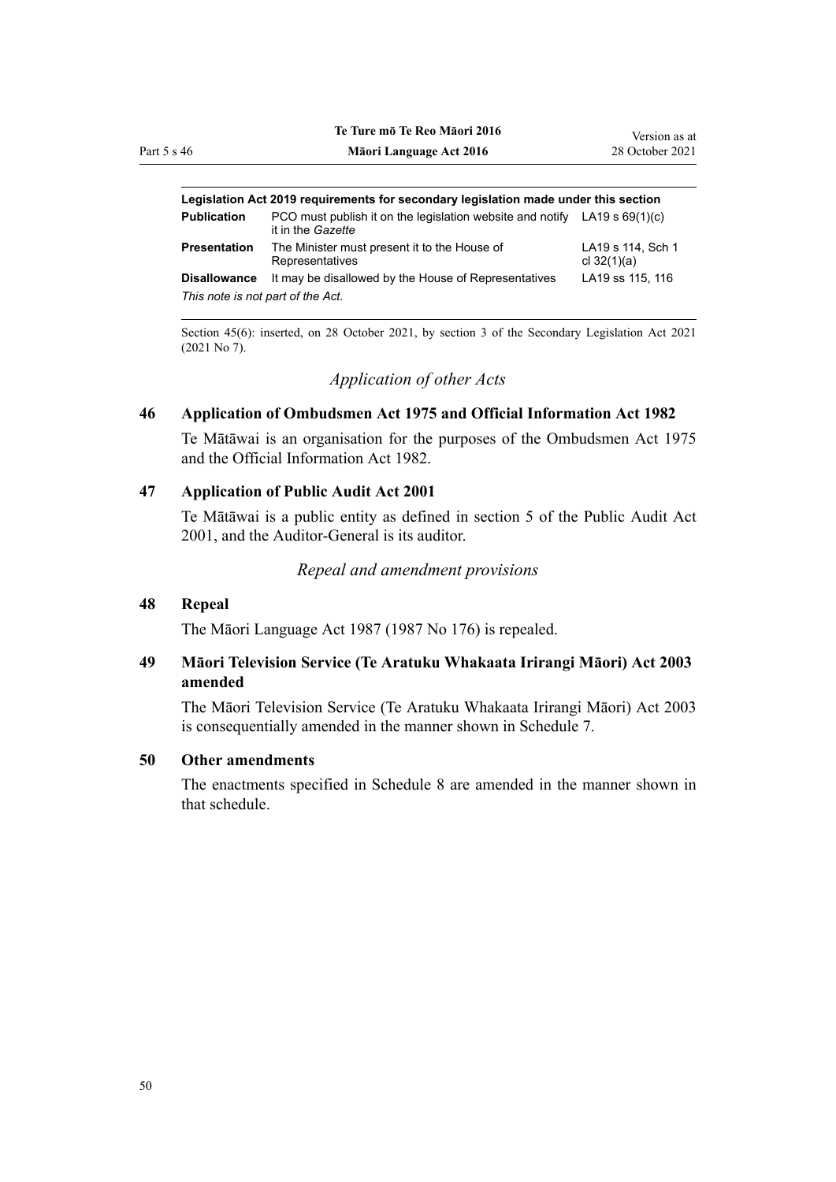| Legislation Act 2019 requirements for secondary legislation made under this section | | |
|---|---|---|
| **Publication** | PCO must publish it on the legislation website and notify it in the *Gazette* | LA19 s 69(1)(c) |
| **Presentation** | The Minister must present it to the House of Representatives | LA19 s 114, Sch 1 cl 32(1)(a) |
| **Disallowance** | It may be disallowed by the House of Representatives | LA19 ss 115, 116 |
| *This note is not part of the Act.* | | |

Section 45(6): inserted, on 28 October 2021, by section 3 of the Secondary Legislation Act 2021 (2021 No 7).

### *Application of other Acts*

#### 46 Application of Ombudsmen Act 1975 and Official Information Act 1982

Te Mātāwai is an organisation for the purposes of the Ombudsmen Act 1975 and the Official Information Act 1982.

#### 47 Application of Public Audit Act 2001

Te Mātāwai is a public entity as defined in section 5 of the Public Audit Act 2001, and the Auditor-General is its auditor.

### *Repeal and amendment provisions*

#### 48 Repeal

The Māori Language Act 1987 (1987 No 176) is repealed.

#### 49 Māori Television Service (Te Aratuku Whakaata Irirangi Māori) Act 2003 amended

The Māori Television Service (Te Aratuku Whakaata Irirangi Māori) Act 2003 is consequentially amended in the manner shown in Schedule 7.

#### 50 Other amendments

The enactments specified in Schedule 8 are amended in the manner shown in that schedule.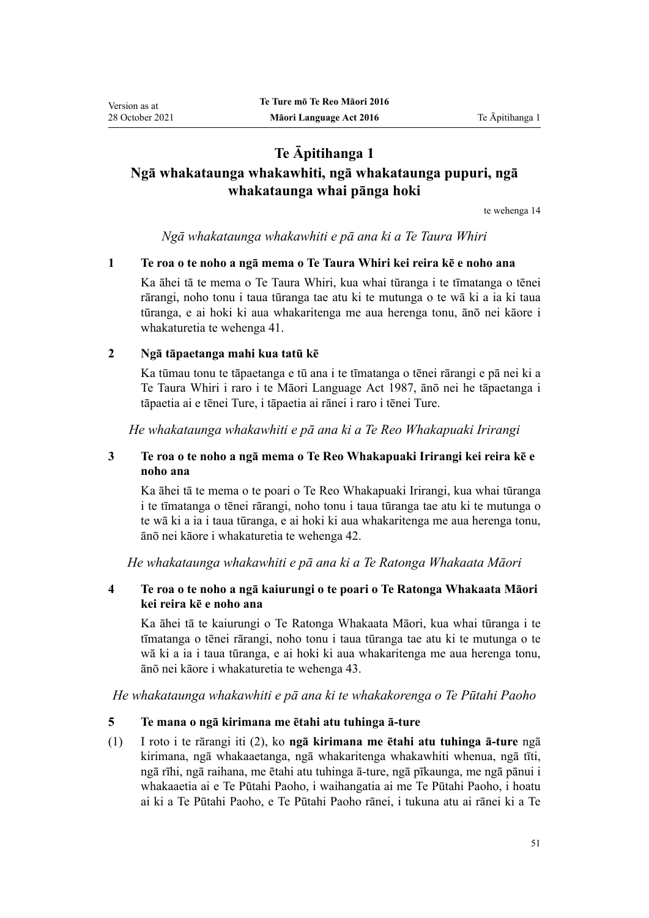# Te Āpitihanga 1
## Ngā whakataunga whakawhiti, ngā whakataunga pupuri, ngā whakataunga whai pānga hoki

te wehenga 14

*Ngā whakataunga whakawhiti e pā ana ki a Te Taura Whiri*

**1 Te roa o te noho a ngā mema o Te Taura Whiri kei reira kē e noho ana**

Ka āhei tā te mema o Te Taura Whiri, kua whai tūranga i te tīmatanga o tēnei rārangi, noho tonu i taua tūranga tae atu ki te mutunga o te wā ki a ia ki taua tūranga, e ai hoki ki aua whakaritenga me aua herenga tonu, ānō nei kāore i whakaturetia te wehenga 41.

**2 Ngā tāpaetanga mahi kua tatū kē**

Ka tūmau tonu te tāpaetanga e tū ana i te tīmatanga o tēnei rārangi e pā nei ki a Te Taura Whiri i raro i te Māori Language Act 1987, ānō nei he tāpaetanga i tāpaetia ai e tēnei Ture, i tāpaetia ai rānei i raro i tēnei Ture.

*He whakataunga whakawhiti e pā ana ki a Te Reo Whakapuaki Irirangi*

**3 Te roa o te noho a ngā mema o Te Reo Whakapuaki Irirangi kei reira kē e noho ana**

Ka āhei tā te mema o te poari o Te Reo Whakapuaki Irirangi, kua whai tūranga i te tīmatanga o tēnei rārangi, noho tonu i taua tūranga tae atu ki te mutunga o te wā ki a ia i taua tūranga, e ai hoki ki aua whakaritenga me aua herenga tonu, ānō nei kāore i whakaturetia te wehenga 42.

*He whakataunga whakawhiti e pā ana ki a Te Ratonga Whakaata Māori*

**4 Te roa o te noho a ngā kaiurungi o te poari o Te Ratonga Whakaata Māori kei reira kē e noho ana**

Ka āhei tā te kaiurungi o Te Ratonga Whakaata Māori, kua whai tūranga i te tīmatanga o tēnei rārangi, noho tonu i taua tūranga tae atu ki te mutunga o te wā ki a ia i taua tūranga, e ai hoki ki aua whakaritenga me aua herenga tonu, ānō nei kāore i whakaturetia te wehenga 43.

*He whakataunga whakawhiti e pā ana ki te whakakorenga o Te Pūtahi Paoho*

**5 Te mana o ngā kirimana me ētahi atu tuhinga ā-ture**

(1) I roto i te rārangi iti (2), ko **ngā kirimana me ētahi atu tuhinga ā-ture** ngā kirimana, ngā whakaaetanga, ngā whakaritenga whakawhiti whenua, ngā tīti, ngā rīhi, ngā raihana, me ētahi atu tuhinga ā-ture, ngā pīkaunga, me ngā pānui i whakaaetia ai e Te Pūtahi Paoho, i waihangatia ai me Te Pūtahi Paoho, i hoatu ai ki a Te Pūtahi Paoho, e Te Pūtahi Paoho rānei, i tukuna atu ai rānei ki a Te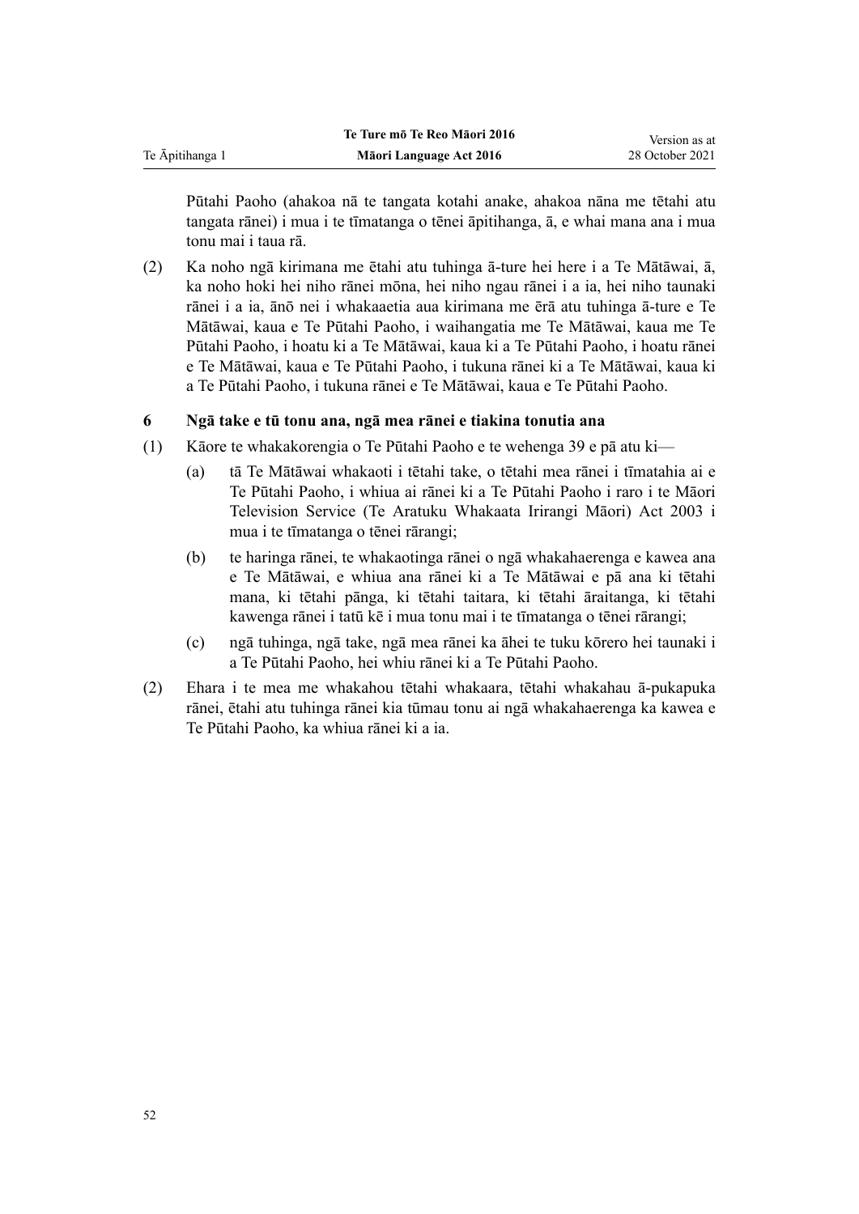Pūtahi Paoho (ahakoa nā te tangata kotahi anake, ahakoa nāna me tētahi atu tangata rānei) i mua i te tīmatanga o tēnei āpitihanga, ā, e whai mana ana i mua tonu mai i taua rā.

(2) Ka noho ngā kirimana me ētahi atu tuhinga ā-ture hei here i a Te Mātāwai, ā, ka noho hoki hei niho rānei mōna, hei niho ngau rānei i a ia, hei niho taunaki rānei i a ia, ānō nei i whakaaetia aua kirimana me ērā atu tuhinga ā-ture e Te Mātāwai, kaua e Te Pūtahi Paoho, i waihangatia me Te Mātāwai, kaua me Te Pūtahi Paoho, i hoatu ki a Te Mātāwai, kaua ki a Te Pūtahi Paoho, i hoatu rānei e Te Mātāwai, kaua e Te Pūtahi Paoho, i tukuna rānei ki a Te Mātāwai, kaua ki a Te Pūtahi Paoho, i tukuna rānei e Te Mātāwai, kaua e Te Pūtahi Paoho.

### 6 Ngā take e tū tonu ana, ngā mea rānei e tiakina tonutia ana

(1) Kāore te whakakorengia o Te Pūtahi Paoho e te wehenga 39 e pā atu ki—

(a) tā Te Mātāwai whakaoti i tētahi take, o tētahi mea rānei i tīmatahia ai e Te Pūtahi Paoho, i whiua ai rānei ki a Te Pūtahi Paoho i raro i te Māori Television Service (Te Aratuku Whakaata Irirangi Māori) Act 2003 i mua i te tīmatanga o tēnei rārangi;

(b) te haringa rānei, te whakaotinga rānei o ngā whakahaerenga e kawea ana e Te Mātāwai, e whiua ana rānei ki a Te Mātāwai e pā ana ki tētahi mana, ki tētahi pānga, ki tētahi taitara, ki tētahi āraitanga, ki tētahi kawenga rānei i tatū kē i mua tonu mai i te tīmatanga o tēnei rārangi;

(c) ngā tuhinga, ngā take, ngā mea rānei ka āhei te tuku kōrero hei taunaki i a Te Pūtahi Paoho, hei whiu rānei ki a Te Pūtahi Paoho.

(2) Ehara i te mea me whakahou tētahi whakaara, tētahi whakahau ā-pukapuka rānei, ētahi atu tuhinga rānei kia tūmau tonu ai ngā whakahaerenga ka kawea e Te Pūtahi Paoho, ka whiua rānei ki a ia.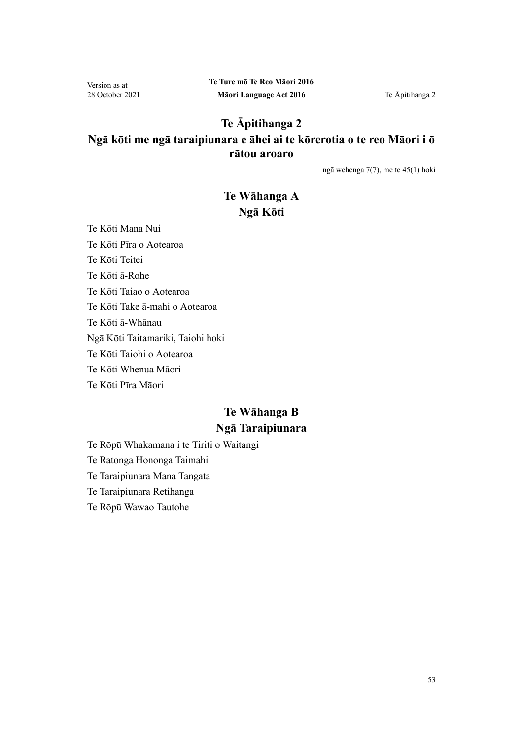# Te Āpitihanga 2
## Ngā kōti me ngā taraipiunara e āhei ai te kōrerotia o te reo Māori i ō rātou aroaro

ngā wehenga 7(7), me te 45(1) hoki

## Te Wāhanga A
## Ngā Kōti

Te Kōti Mana Nui

Te Kōti Pīra o Aotearoa

Te Kōti Teitei

Te Kōti ā-Rohe

Te Kōti Taiao o Aotearoa

Te Kōti Take ā-mahi o Aotearoa

Te Kōti ā-Whānau

Ngā Kōti Taitamariki, Taiohi hoki

Te Kōti Taiohi o Aotearoa

Te Kōti Whenua Māori

Te Kōti Pīra Māori

## Te Wāhanga B
## Ngā Taraipiunara

Te Rōpū Whakamana i te Tiriti o Waitangi

Te Ratonga Hononga Taimahi

Te Taraipiunara Mana Tangata

Te Taraipiunara Retihanga

Te Rōpū Wawao Tautohe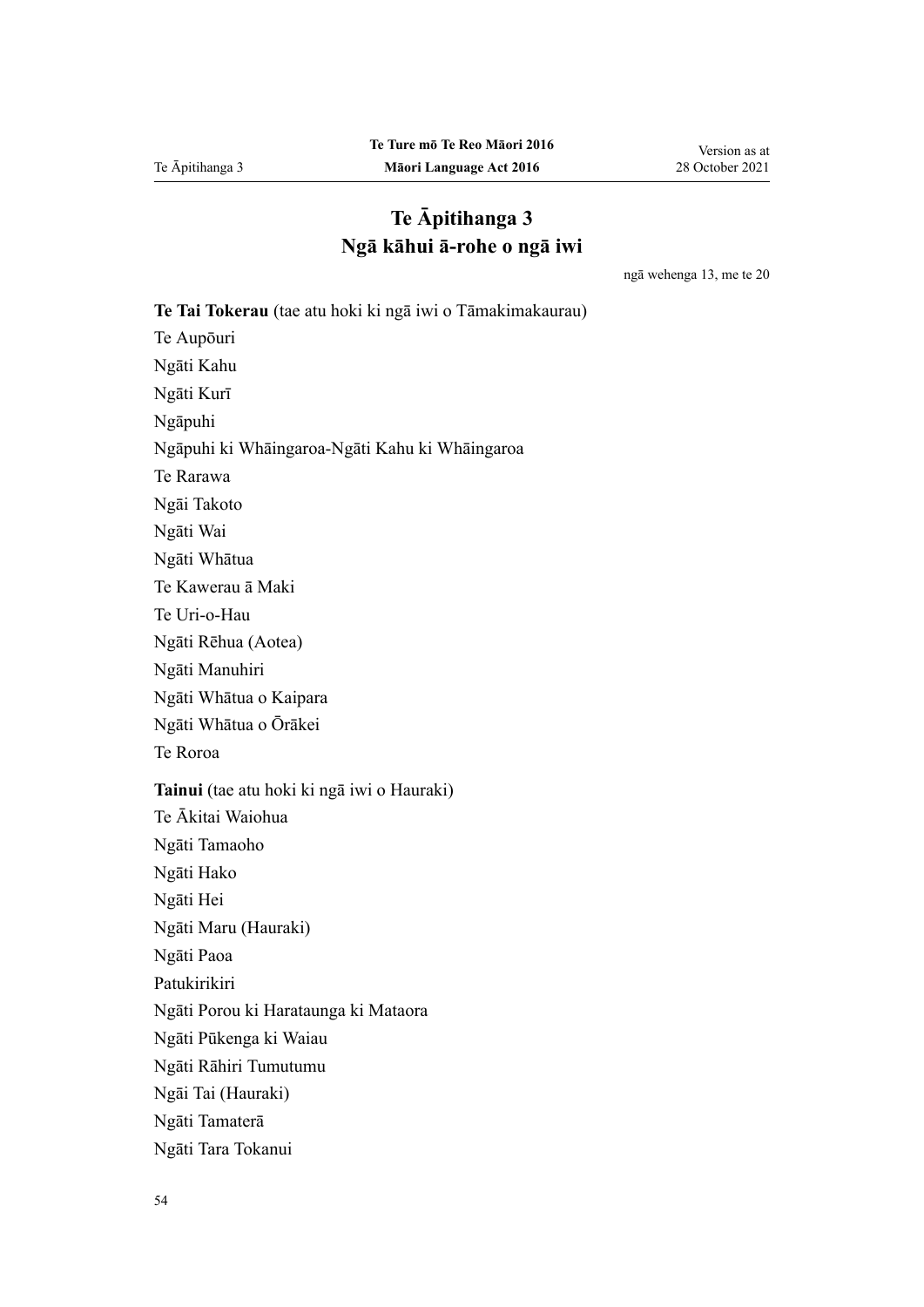# Te Āpitihanga 3
## Ngā kāhui ā-rohe o ngā iwi

ngā wehenga 13, me te 20

**Te Tai Tokerau** (tae atu hoki ki ngā iwi o Tāmakimakaurau)

Te Aupōuri

Ngāti Kahu

Ngāti Kurī

Ngāpuhi

Ngāpuhi ki Whāingaroa-Ngāti Kahu ki Whāingaroa

Te Rarawa

Ngāi Takoto

Ngāti Wai

Ngāti Whātua

Te Kawerau ā Maki

Te Uri-o-Hau

Ngāti Rēhua (Aotea)

Ngāti Manuhiri

Ngāti Whātua o Kaipara

Ngāti Whātua o Ōrākei

Te Roroa

**Tainui** (tae atu hoki ki ngā iwi o Hauraki)

Te Ākitai Waiohua

Ngāti Tamaoho

Ngāti Hako

Ngāti Hei

Ngāti Maru (Hauraki)

Ngāti Paoa

Patukirikiri

Ngāti Porou ki Harataunga ki Mataora

Ngāti Pūkenga ki Waiau

Ngāti Rāhiri Tumutumu

Ngāi Tai (Hauraki)

Ngāti Tamaterā

Ngāti Tara Tokanui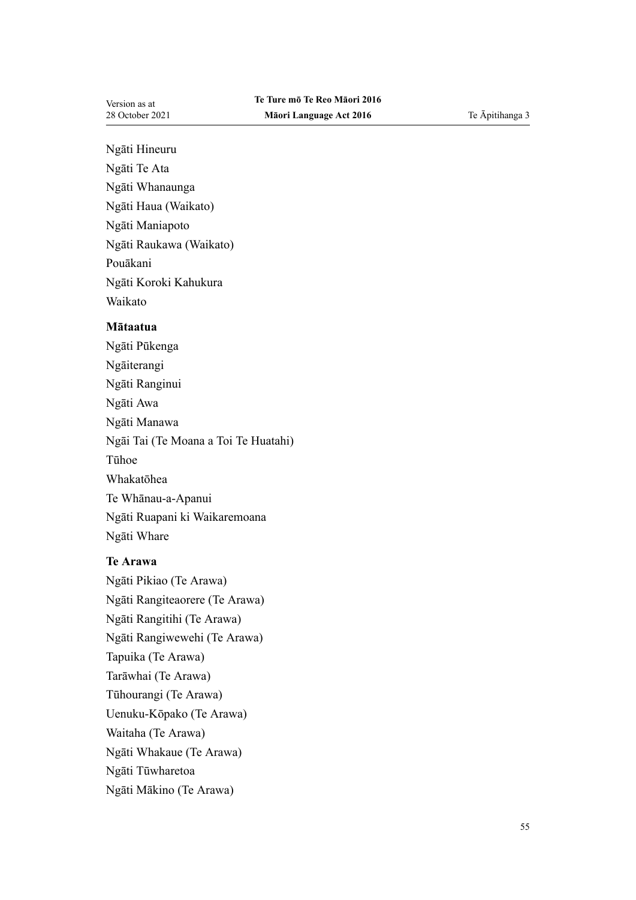Ngāti Hineuru

Ngāti Te Ata

Ngāti Whanaunga

Ngāti Haua (Waikato)

Ngāti Maniapoto

Ngāti Raukawa (Waikato)

Pouākani

Ngāti Koroki Kahukura

Waikato

**Mātaatua**

Ngāti Pūkenga

Ngāiterangi

Ngāti Ranginui

Ngāti Awa

Ngāti Manawa

Ngāi Tai (Te Moana a Toi Te Huatahi)

Tūhoe

Whakatōhea

Te Whānau-a-Apanui

Ngāti Ruapani ki Waikaremoana

Ngāti Whare

**Te Arawa**

Ngāti Pikiao (Te Arawa)

Ngāti Rangiteaorere (Te Arawa)

Ngāti Rangitihi (Te Arawa)

Ngāti Rangiwewehi (Te Arawa)

Tapuika (Te Arawa)

Tarāwhai (Te Arawa)

Tūhourangi (Te Arawa)

Uenuku-Kōpako (Te Arawa)

Waitaha (Te Arawa)

Ngāti Whakaue (Te Arawa)

Ngāti Tūwharetoa

Ngāti Mākino (Te Arawa)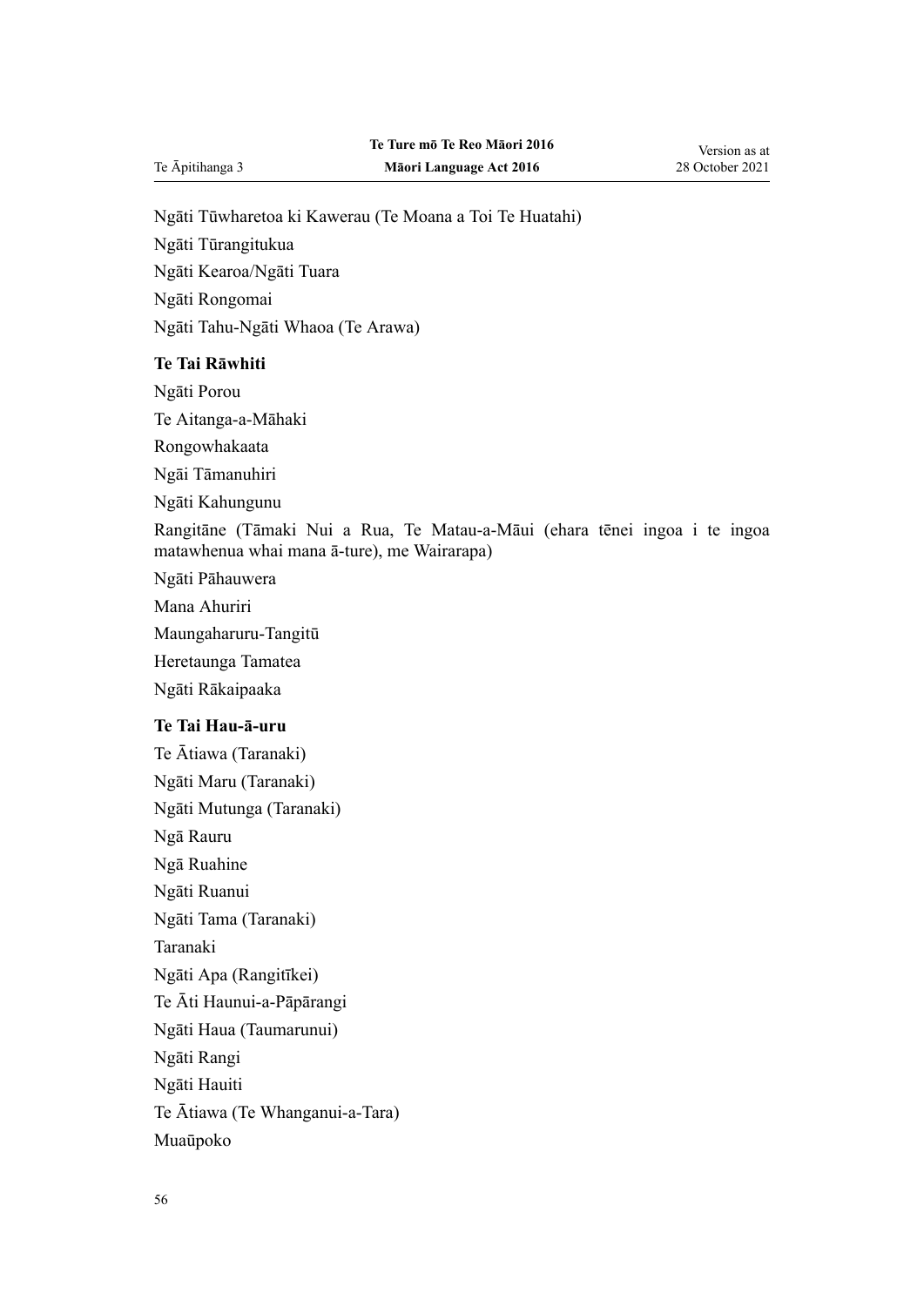Ngāti Tūwharetoa ki Kawerau (Te Moana a Toi Te Huatahi)

Ngāti Tūrangitukua

Ngāti Kearoa/Ngāti Tuara

Ngāti Rongomai

Ngāti Tahu-Ngāti Whaoa (Te Arawa)

**Te Tai Rāwhiti**

Ngāti Porou

Te Aitanga-a-Māhaki

Rongowhakaata

Ngāi Tāmanuhiri

Ngāti Kahungunu

Rangitāne (Tāmaki Nui a Rua, Te Matau-a-Māui (ehara tēnei ingoa i te ingoa matawhenua whai mana ā-ture), me Wairarapa)

Ngāti Pāhauwera

Mana Ahuriri

Maungaharuru-Tangitū

Heretaunga Tamatea

Ngāti Rākaipaaka

**Te Tai Hau-ā-uru**

Te Ātiawa (Taranaki)

Ngāti Maru (Taranaki)

Ngāti Mutunga (Taranaki)

Ngā Rauru

Ngā Ruahine

Ngāti Ruanui

Ngāti Tama (Taranaki)

Taranaki

Ngāti Apa (Rangitīkei)

Te Āti Haunui-a-Pāpārangi

Ngāti Haua (Taumarunui)

Ngāti Rangi

Ngāti Hauiti

Te Ātiawa (Te Whanganui-a-Tara)

Muaūpoko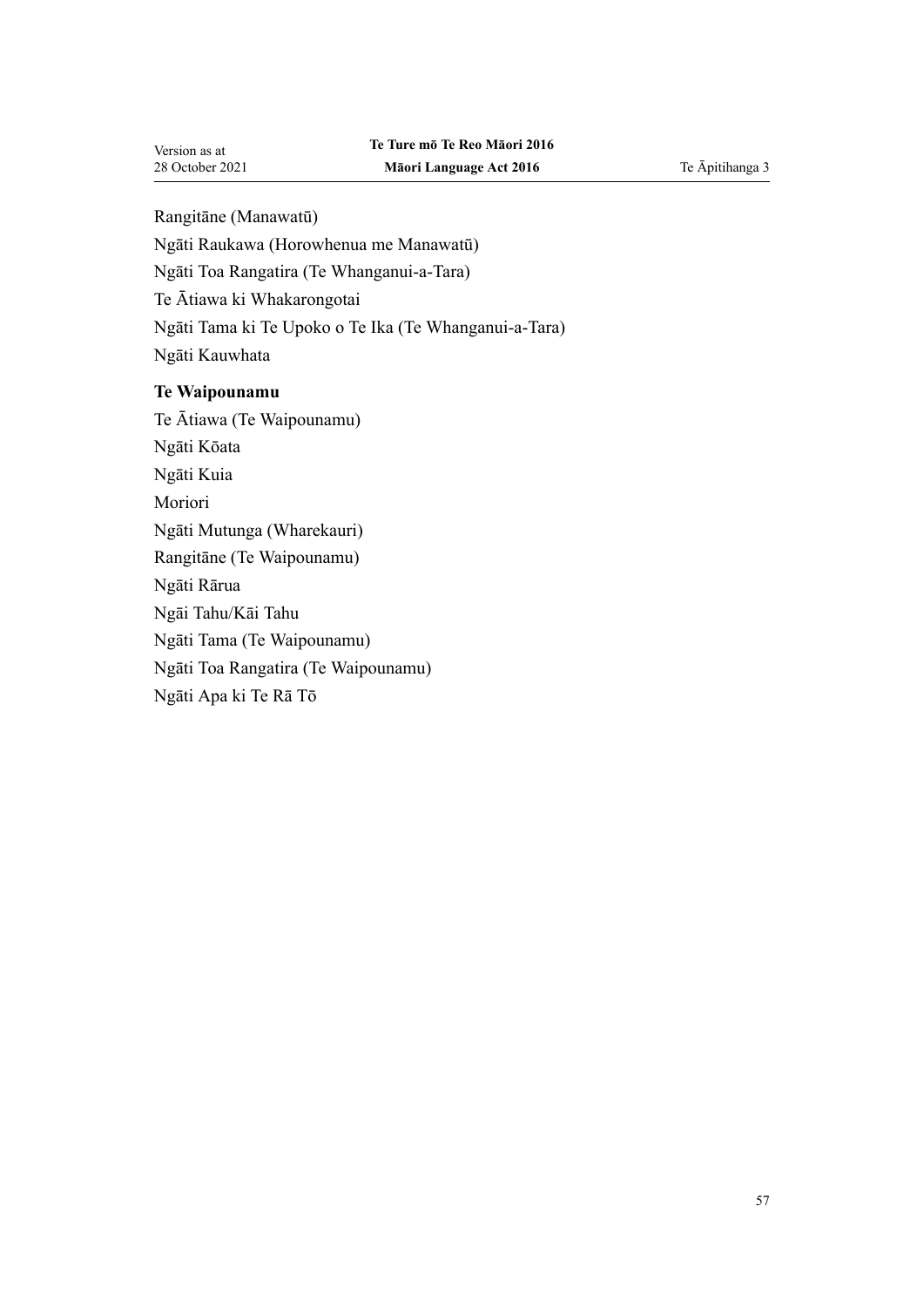Rangitāne (Manawatū)

Ngāti Raukawa (Horowhenua me Manawatū)

Ngāti Toa Rangatira (Te Whanganui-a-Tara)

Te Ātiawa ki Whakarongotai

Ngāti Tama ki Te Upoko o Te Ika (Te Whanganui-a-Tara)

Ngāti Kauwhata

**Te Waipounamu**

Te Ātiawa (Te Waipounamu)

Ngāti Kōata

Ngāti Kuia

Moriori

Ngāti Mutunga (Wharekauri)

Rangitāne (Te Waipounamu)

Ngāti Rārua

Ngāi Tahu/Kāi Tahu

Ngāti Tama (Te Waipounamu)

Ngāti Toa Rangatira (Te Waipounamu)

Ngāti Apa ki Te Rā Tō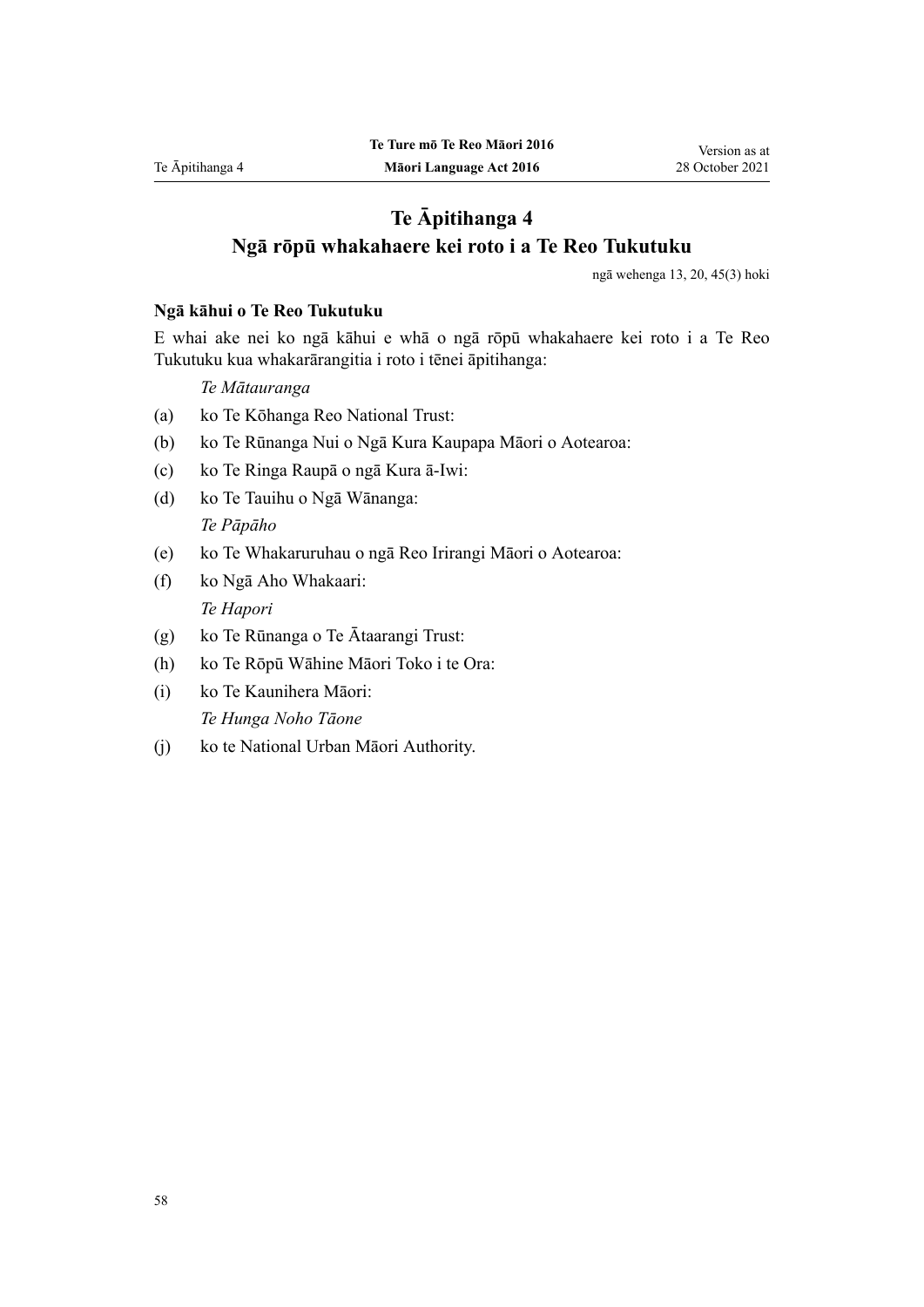# Te Āpitihanga 4
## Ngā rōpū whakahaere kei roto i a Te Reo Tukutuku

ngā wehenga 13, 20, 45(3) hoki

**Ngā kāhui o Te Reo Tukutuku**

E whai ake nei ko ngā kāhui e whā o ngā rōpū whakahaere kei roto i a Te Reo Tukutuku kua whakarārangitia i roto i tēnei āpitihanga:

*Te Mātauranga*

(a) ko Te Kōhanga Reo National Trust:

(b) ko Te Rūnanga Nui o Ngā Kura Kaupapa Māori o Aotearoa:

(c) ko Te Ringa Raupā o ngā Kura ā-Iwi:

(d) ko Te Tauihu o Ngā Wānanga:

*Te Pāpāho*

(e) ko Te Whakaruruhau o ngā Reo Irirangi Māori o Aotearoa:

(f) ko Ngā Aho Whakaari:

*Te Hapori*

(g) ko Te Rūnanga o Te Ātaarangi Trust:

(h) ko Te Rōpū Wāhine Māori Toko i te Ora:

(i) ko Te Kaunihera Māori:

*Te Hunga Noho Tāone*

(j) ko te National Urban Māori Authority.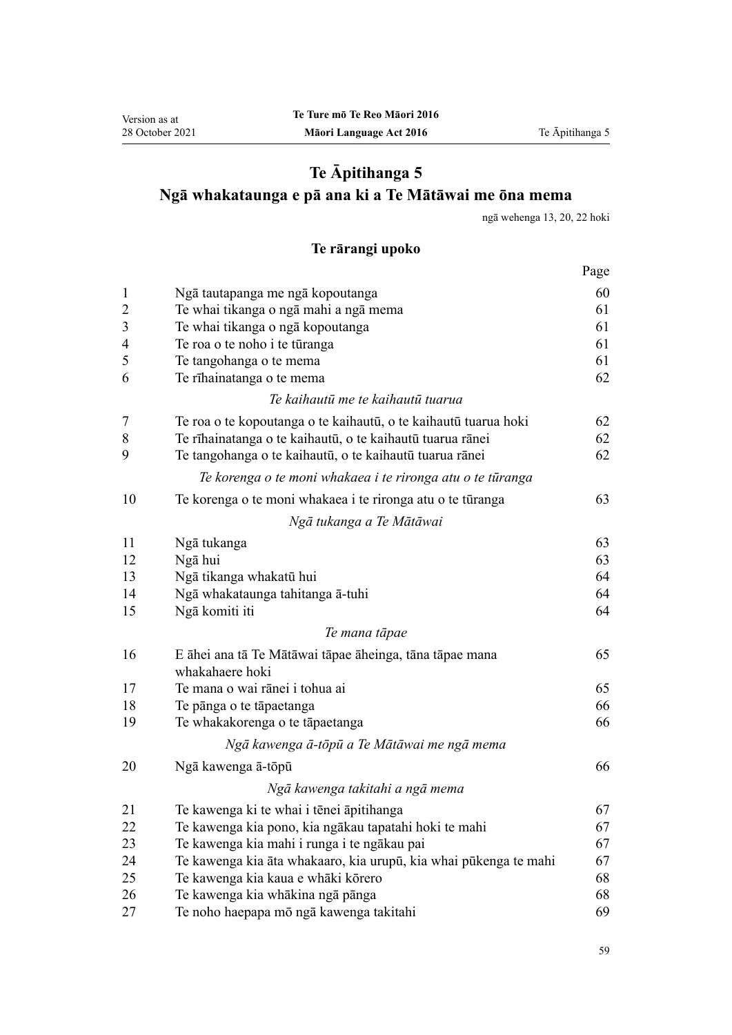# Te Āpitihanga 5
## Ngā whakataunga e pā ana ki a Te Mātāwai me ōna mema

ngā wehenga 13, 20, 22 hoki

### Te rārangi upoko

| | | Page |
|---|---|---|
| 1 | Ngā tautapanga me ngā kopoutanga | 60 |
| 2 | Te whai tikanga o ngā mahi a ngā mema | 61 |
| 3 | Te whai tikanga o ngā kopoutanga | 61 |
| 4 | Te roa o te noho i te tūranga | 61 |
| 5 | Te tangohanga o te mema | 61 |
| 6 | Te rīhainatanga o te mema | 62 |
| | *Te kaihautū me te kaihautū tuarua* | |
| 7 | Te roa o te kopoutanga o te kaihautū, o te kaihautū tuarua hoki | 62 |
| 8 | Te rīhainatanga o te kaihautū, o te kaihautū tuarua rānei | 62 |
| 9 | Te tangohanga o te kaihautū, o te kaihautū tuarua rānei | 62 |
| | *Te korenga o te moni whakaea i te rironga atu o te tūranga* | |
| 10 | Te korenga o te moni whakaea i te rironga atu o te tūranga | 63 |
| | *Ngā tukanga a Te Mātāwai* | |
| 11 | Ngā tukanga | 63 |
| 12 | Ngā hui | 63 |
| 13 | Ngā tikanga whakatū hui | 64 |
| 14 | Ngā whakataunga tahitanga ā-tuhi | 64 |
| 15 | Ngā komiti iti | 64 |
| | *Te mana tāpae* | |
| 16 | E āhei ana tā Te Mātāwai tāpae āheinga, tāna tāpae mana whakahaere hoki | 65 |
| 17 | Te mana o wai rānei i tohua ai | 65 |
| 18 | Te pānga o te tāpaetanga | 66 |
| 19 | Te whakakorenga o te tāpaetanga | 66 |
| | *Ngā kawenga ā-tōpū a Te Mātāwai me ngā mema* | |
| 20 | Ngā kawenga ā-tōpū | 66 |
| | *Ngā kawenga takitahi a ngā mema* | |
| 21 | Te kawenga ki te whai i tēnei āpitihanga | 67 |
| 22 | Te kawenga kia pono, kia ngākau tapatahi hoki te mahi | 67 |
| 23 | Te kawenga kia mahi i runga i te ngākau pai | 67 |
| 24 | Te kawenga kia āta whakaaro, kia urupū, kia whai pūkenga te mahi | 67 |
| 25 | Te kawenga kia kaua e whāki kōrero | 68 |
| 26 | Te kawenga kia whākina ngā pānga | 68 |
| 27 | Te noho haepapa mō ngā kawenga takitahi | 69 |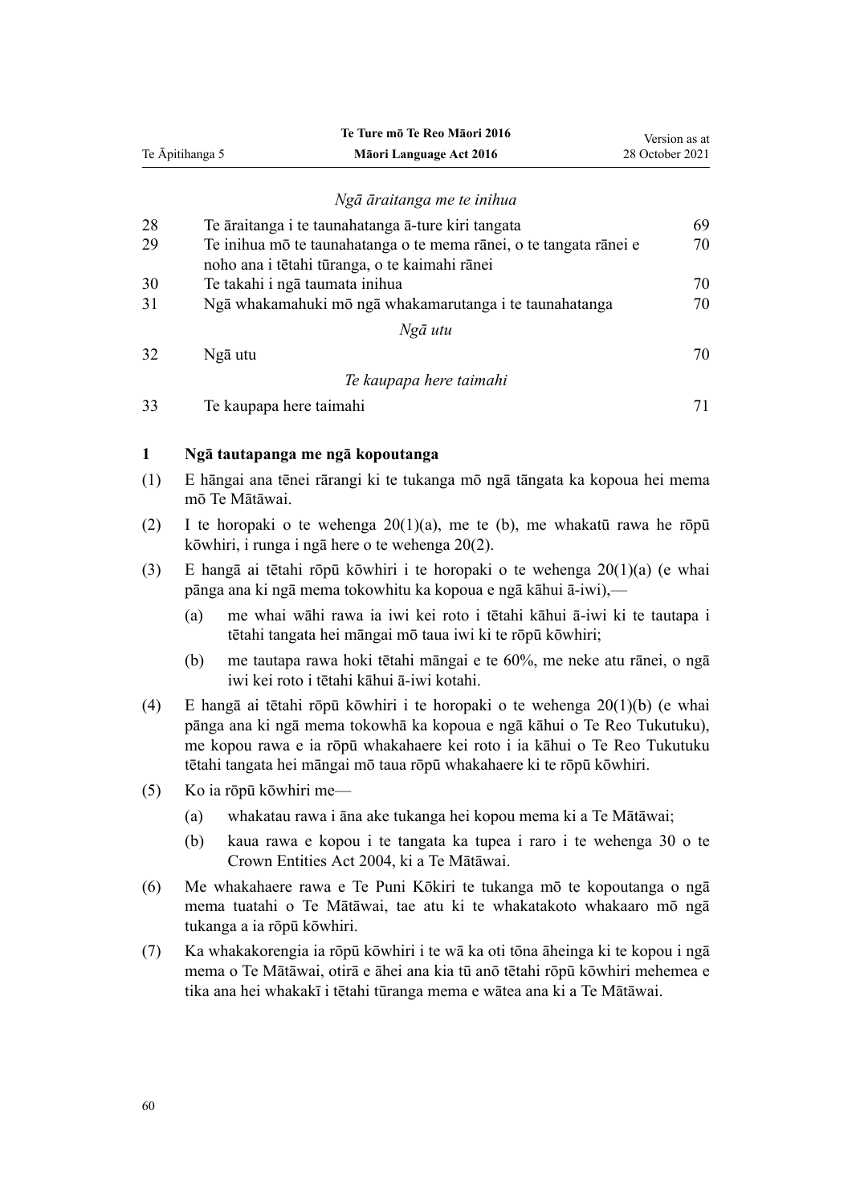*Ngā āraitanga me te inihua*

| | | |
|---|---|---|
| 28 | Te āraitanga i te taunahatanga ā-ture kiri tangata | 69 |
| 29 | Te inihua mō te taunahatanga o te mema rānei, o te tangata rānei e noho ana i tētahi tūranga, o te kaimahi rānei | 70 |
| 30 | Te takahi i ngā taumata inihua | 70 |
| 31 | Ngā whakamahuki mō ngā whakamarutanga i te taunahatanga | 70 |

*Ngā utu*

| | | |
|---|---|---|
| 32 | Ngā utu | 70 |

*Te kaupapa here taimahi*

| | | |
|---|---|---|
| 33 | Te kaupapa here taimahi | 71 |

## 1 Ngā tautapanga me ngā kopoutanga

(1) E hāngai ana tēnei rārangi ki te tukanga mō ngā tāngata ka kopoua hei mema mō Te Mātāwai.

(2) I te horopaki o te wehenga 20(1)(a), me te (b), me whakatū rawa he rōpū kōwhiri, i runga i ngā here o te wehenga 20(2).

(3) E hangā ai tētahi rōpū kōwhiri i te horopaki o te wehenga 20(1)(a) (e whai pānga ana ki ngā mema tokowhitu ka kopoua e ngā kāhui ā-iwi),—

- (a) me whai wāhi rawa ia iwi kei roto i tētahi kāhui ā-iwi ki te tautapa i tētahi tangata hei māngai mō taua iwi ki te rōpū kōwhiri;
- (b) me tautapa rawa hoki tētahi māngai e te 60%, me neke atu rānei, o ngā iwi kei roto i tētahi kāhui ā-iwi kotahi.

(4) E hangā ai tētahi rōpū kōwhiri i te horopaki o te wehenga 20(1)(b) (e whai pānga ana ki ngā mema tokowhā ka kopoua e ngā kāhui o Te Reo Tukutuku), me kopou rawa e ia rōpū whakahaere kei roto i ia kāhui o Te Reo Tukutuku tētahi tangata hei māngai mō taua rōpū whakahaere ki te rōpū kōwhiri.

(5) Ko ia rōpū kōwhiri me—

- (a) whakatau rawa i āna ake tukanga hei kopou mema ki a Te Mātāwai;
- (b) kaua rawa e kopou i te tangata ka tupea i raro i te wehenga 30 o te Crown Entities Act 2004, ki a Te Mātāwai.

(6) Me whakahaere rawa e Te Puni Kōkiri te tukanga mō te kopoutanga o ngā mema tuatahi o Te Mātāwai, tae atu ki te whakatakoto whakaaro mō ngā tukanga a ia rōpū kōwhiri.

(7) Ka whakakorengia ia rōpū kōwhiri i te wā ka oti tōna āheinga ki te kopou i ngā mema o Te Mātāwai, otirā e āhei ana kia tū anō tētahi rōpū kōwhiri mehemea e tika ana hei whakakī i tētahi tūranga mema e wātea ana ki a Te Mātāwai.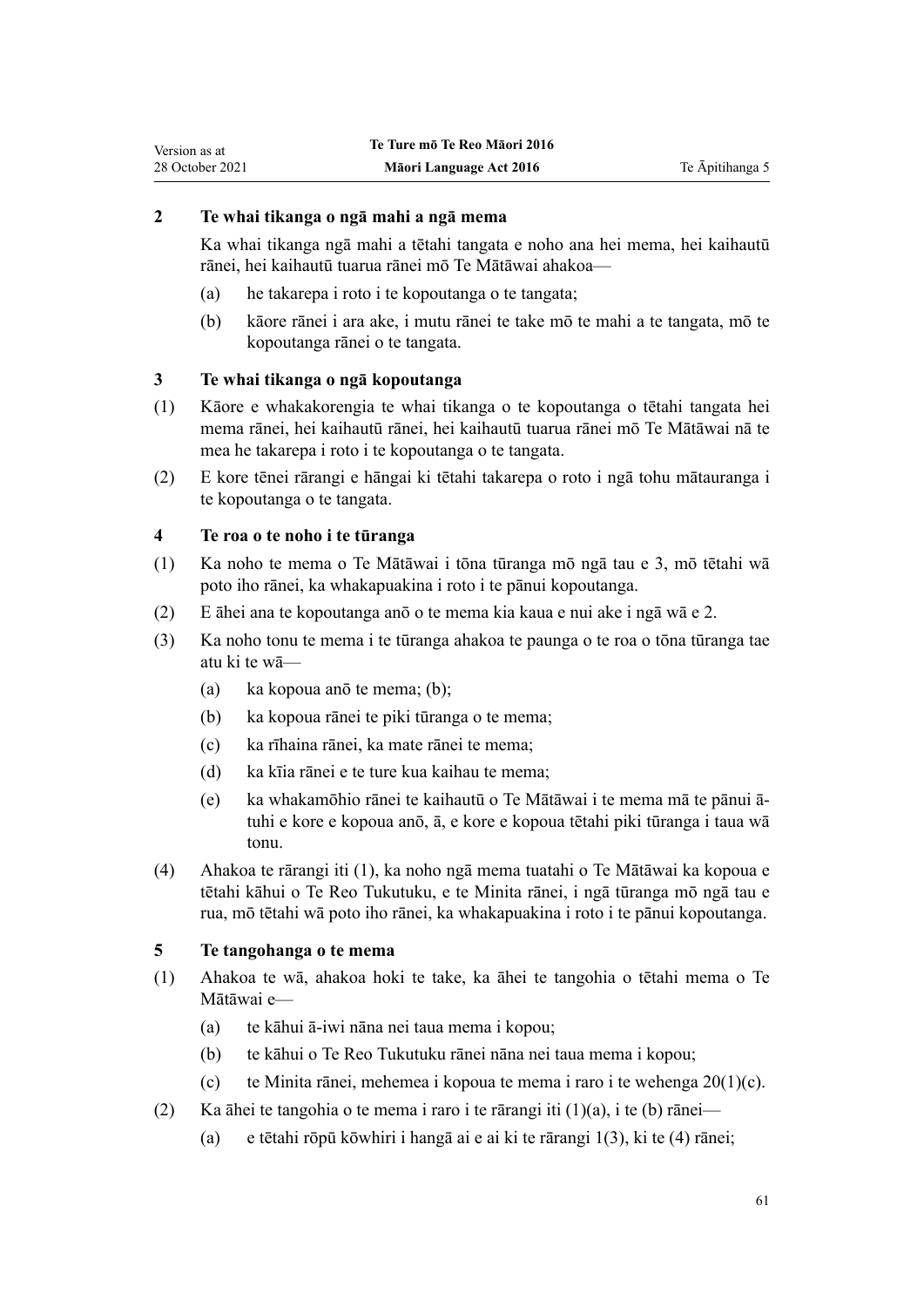**2 Te whai tikanga o ngā mahi a ngā mema**

Ka whai tikanga ngā mahi a tētahi tangata e noho ana hei mema, hei kaihautū rānei, hei kaihautū tuarua rānei mō Te Mātāwai ahakoa—

(a) he takarepa i roto i te kopoutanga o te tangata;

(b) kāore rānei i ara ake, i mutu rānei te take mō te mahi a te tangata, mō te kopoutanga rānei o te tangata.

**3 Te whai tikanga o ngā kopoutanga**

(1) Kāore e whakakorengia te whai tikanga o te kopoutanga o tētahi tangata hei mema rānei, hei kaihautū rānei, hei kaihautū tuarua rānei mō Te Mātāwai nā te mea he takarepa i roto i te kopoutanga o te tangata.

(2) E kore tēnei rārangi e hāngai ki tētahi takarepa o roto i ngā tohu mātauranga i te kopoutanga o te tangata.

**4 Te roa o te noho i te tūranga**

(1) Ka noho te mema o Te Mātāwai i tōna tūranga mō ngā tau e 3, mō tētahi wā poto iho rānei, ka whakapuakina i roto i te pānui kopoutanga.

(2) E āhei ana te kopoutanga anō o te mema kia kaua e nui ake i ngā wā e 2.

(3) Ka noho tonu te mema i te tūranga ahakoa te paunga o te roa o tōna tūranga tae atu ki te wā—

(a) ka kopoua anō te mema; (b);

(b) ka kopoua rānei te piki tūranga o te mema;

(c) ka rīhaina rānei, ka mate rānei te mema;

(d) ka kīia rānei e te ture kua kaihau te mema;

(e) ka whakamōhio rānei te kaihautū o Te Mātāwai i te mema mā te pānui ā-tuhi e kore e kopoua anō, ā, e kore e kopoua tētahi piki tūranga i taua wā tonu.

(4) Ahakoa te rārangi iti (1), ka noho ngā mema tuatahi o Te Mātāwai ka kopoua e tētahi kāhui o Te Reo Tukutuku, e te Minita rānei, i ngā tūranga mō ngā tau e rua, mō tētahi wā poto iho rānei, ka whakapuakina i roto i te pānui kopoutanga.

**5 Te tangohanga o te mema**

(1) Ahakoa te wā, ahakoa hoki te take, ka āhei te tangohia o tētahi mema o Te Mātāwai e—

(a) te kāhui ā-iwi nāna nei taua mema i kopou;

(b) te kāhui o Te Reo Tukutuku rānei nāna nei taua mema i kopou;

(c) te Minita rānei, mehemea i kopoua te mema i raro i te wehenga 20(1)(c).

(2) Ka āhei te tangohia o te mema i raro i te rārangi iti (1)(a), i te (b) rānei—

(a) e tētahi rōpū kōwhiri i hangā ai e ai ki te rārangi 1(3), ki te (4) rānei;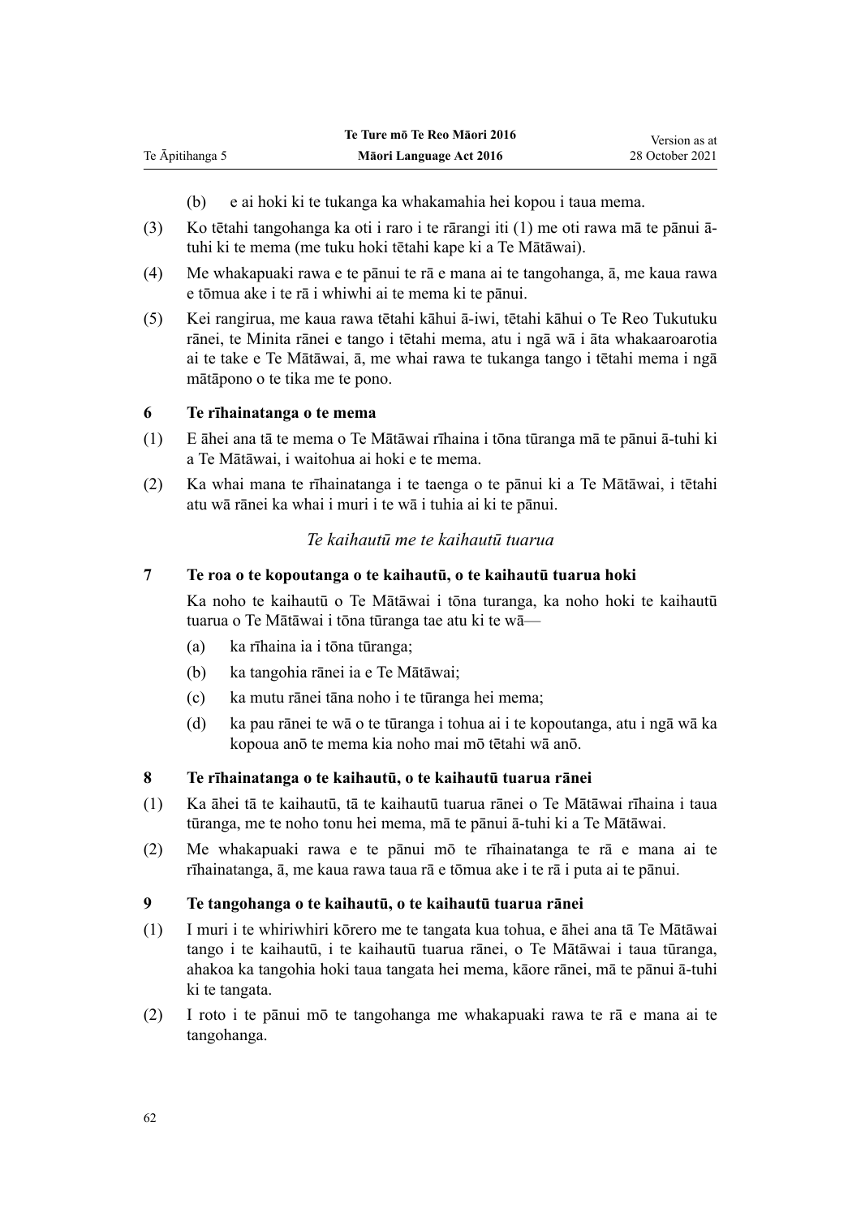(b) e ai hoki ki te tukanga ka whakamahia hei kopou i taua mema.

(3) Ko tētahi tangohanga ka oti i raro i te rārangi iti (1) me oti rawa mā te pānui ā-tuhi ki te mema (me tuku hoki tētahi kape ki a Te Mātāwai).

(4) Me whakapuaki rawa e te pānui te rā e mana ai te tangohanga, ā, me kaua rawa e tōmua ake i te rā i whiwhi ai te mema ki te pānui.

(5) Kei rangirua, me kaua rawa tētahi kāhui ā-iwi, tētahi kāhui o Te Reo Tukutuku rānei, te Minita rānei e tango i tētahi mema, atu i ngā wā i āta whakaaroarotia ai te take e Te Mātāwai, ā, me whai rawa te tukanga tango i tētahi mema i ngā mātāpono o te tika me te pono.

### 6 Te rīhainatanga o te mema

(1) E āhei ana tā te mema o Te Mātāwai rīhaina i tōna tūranga mā te pānui ā-tuhi ki a Te Mātāwai, i waitohua ai hoki e te mema.

(2) Ka whai mana te rīhainatanga i te taenga o te pānui ki a Te Mātāwai, i tētahi atu wā rānei ka whai i muri i te wā i tuhia ai ki te pānui.

*Te kaihautū me te kaihautū tuarua*

### 7 Te roa o te kopoutanga o te kaihautū, o te kaihautū tuarua hoki

Ka noho te kaihautū o Te Mātāwai i tōna turanga, ka noho hoki te kaihautū tuarua o Te Mātāwai i tōna tūranga tae atu ki te wā—

(a) ka rīhaina ia i tōna tūranga;

(b) ka tangohia rānei ia e Te Mātāwai;

(c) ka mutu rānei tāna noho i te tūranga hei mema;

(d) ka pau rānei te wā o te tūranga i tohua ai i te kopoutanga, atu i ngā wā ka kopoua anō te mema kia noho mai mō tētahi wā anō.

### 8 Te rīhainatanga o te kaihautū, o te kaihautū tuarua rānei

(1) Ka āhei tā te kaihautū, tā te kaihautū tuarua rānei o Te Mātāwai rīhaina i taua tūranga, me te noho tonu hei mema, mā te pānui ā-tuhi ki a Te Mātāwai.

(2) Me whakapuaki rawa e te pānui mō te rīhainatanga te rā e mana ai te rīhainatanga, ā, me kaua rawa taua rā e tōmua ake i te rā i puta ai te pānui.

### 9 Te tangohanga o te kaihautū, o te kaihautū tuarua rānei

(1) I muri i te whiriwhiri kōrero me te tangata kua tohua, e āhei ana tā Te Mātāwai tango i te kaihautū, i te kaihautū tuarua rānei, o Te Mātāwai i taua tūranga, ahakoa ka tangohia hoki taua tangata hei mema, kāore rānei, mā te pānui ā-tuhi ki te tangata.

(2) I roto i te pānui mō te tangohanga me whakapuaki rawa te rā e mana ai te tangohanga.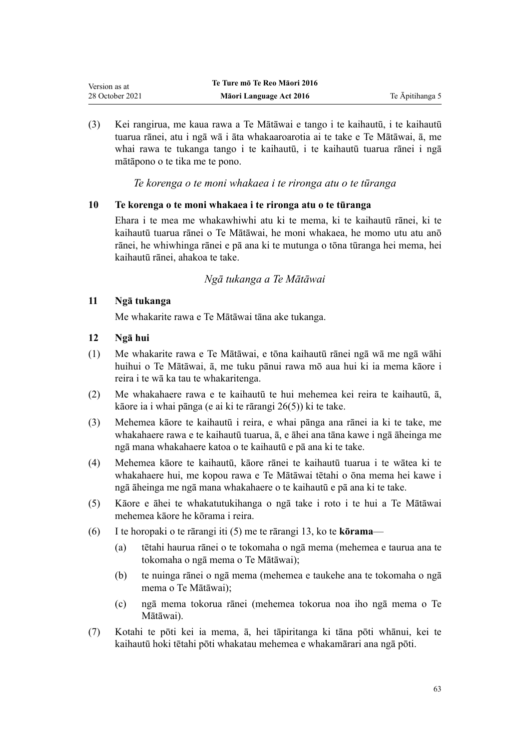(3) Kei rangirua, me kaua rawa a Te Mātāwai e tango i te kaihautū, i te kaihautū tuarua rānei, atu i ngā wā i āta whakaaroartia ai te take e Te Mātāwai, ā, me whai rawa te tukanga tango i te kaihautū, i te kaihautū tuarua rānei i ngā mātāpono o te tika me te pono.

*Te korenga o te moni whakaea i te rironga atu o te tūranga*

**10 Te korenga o te moni whakaea i te rironga atu o te tūranga**

Ehara i te mea me whakawhiwhi atu ki te mema, ki te kaihautū rānei, ki te kaihautū tuarua rānei o Te Mātāwai, he moni whakaea, he momo utu atu anō rānei, he whiwhinga rānei e pā ana ki te mutunga o tōna tūranga hei mema, hei kaihautū rānei, ahakoa te take.

*Ngā tukanga a Te Mātāwai*

**11 Ngā tukanga**

Me whakarite rawa e Te Mātāwai tāna ake tukanga.

**12 Ngā hui**

(1) Me whakarite rawa e Te Mātāwai, e tōna kaihautū rānei ngā wā me ngā wāhi huihui o Te Mātāwai, ā, me tuku pānui rawa mō aua hui ki ia mema kāore i reira i te wā ka tau te whakaritenga.

(2) Me whakahaere rawa e te kaihautū te hui mehemea kei reira te kaihautū, ā, kāore ia i whai pānga (e ai ki te rārangi 26(5)) ki te take.

(3) Mehemea kāore te kaihautū i reira, e whai pānga ana rānei ia ki te take, me whakahaere rawa e te kaihautū tuarua, ā, e āhei ana tāna kawe i ngā āheinga me ngā mana whakahaere katoa o te kaihautū e pā ana ki te take.

(4) Mehemea kāore te kaihautū, kāore rānei te kaihautū tuarua i te wātea ki te whakahaere hui, me kopou rawa e Te Mātāwai tētahi o ōna mema hei kawe i ngā āheinga me ngā mana whakahaere o te kaihautū e pā ana ki te take.

(5) Kāore e āhei te whakatutukihanga o ngā take i roto i te hui a Te Mātāwai mehemea kāore he kōrama i reira.

(6) I te horopaki o te rārangi iti (5) me te rārangi 13, ko te **kōrama**—

  (a) tētahi haurua rānei o te tokomaha o ngā mema (mehemea e taurua ana te tokomaha o ngā mema o Te Mātāwai);

  (b) te nuinga rānei o ngā mema (mehemea e taukehe ana te tokomaha o ngā mema o Te Mātāwai);

  (c) ngā mema tokorua rānei (mehemea tokorua noa iho ngā mema o Te Mātāwai).

(7) Kotahi te pōti kei ia mema, ā, hei tāpiritanga ki tāna pōti whānui, kei te kaihautū hoki tētahi pōti whakatau mehemea e whakamārari ana ngā pōti.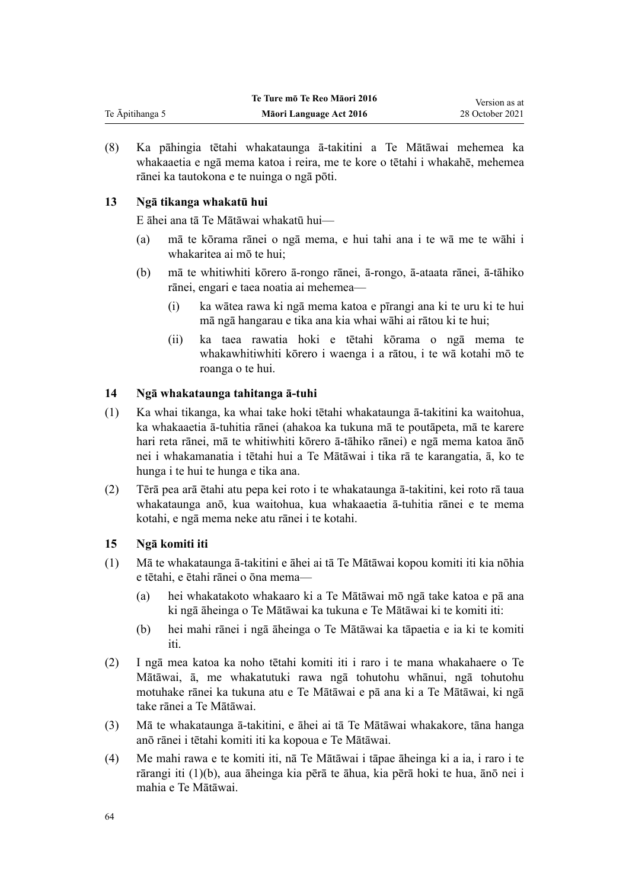(8) Ka pāhingia tētahi whakataunga ā-takitini a Te Mātāwai mehemea ka whakaaetia e ngā mema katoa i reira, me te kore o tētahi i whakahē, mehemea rānei ka tautokona e te nuinga o ngā pōti.

### 13 Ngā tikanga whakatū hui

E āhei ana tā Te Mātāwai whakatū hui—

(a) mā te kōrama rānei o ngā mema, e hui tahi ana i te wā me te wāhi i whakaritea ai mō te hui;

(b) mā te whitiwhiti kōrero ā-rongo rānei, ā-rongo, ā-ataata rānei, ā-tāhiko rānei, engari e taea noatia ai mehemea—

   (i) ka wātea rawa ki ngā mema katoa e pīrangi ana ki te uru ki te hui mā ngā hangarau e tika ana kia whai wāhi ai rātou ki te hui;

   (ii) ka taea rawatia hoki e tētahi kōrama o ngā mema te whakawhitiwhiti kōrero i waenga i a rātou, i te wā kotahi mō te roanga o te hui.

### 14 Ngā whakataunga tahitanga ā-tuhi

(1) Ka whai tikanga, ka whai take hoki tētahi whakataunga ā-takitini ka waitohua, ka whakaaetia ā-tuhitia rānei (ahakoa ka tukuna mā te poutāpeta, mā te karere hari reta rānei, mā te whitiwhiti kōrero ā-tāhiko rānei) e ngā mema katoa ānō nei i whakamanatia i tētahi hui a Te Mātāwai i tika rā te karangatia, ā, ko te hunga i te hui te hunga e tika ana.

(2) Tērā pea arā ētahi atu pepa kei roto i te whakataunga ā-takitini, kei roto rā taua whakataunga anō, kua waitohua, kua whakaaetia ā-tuhitia rānei e te mema kotahi, e ngā mema neke atu rānei i te kotahi.

### 15 Ngā komiti iti

(1) Mā te whakataunga ā-takitini e āhei ai tā Te Mātāwai kopou komiti iti kia nōhia e tētahi, e ētahi rānei o ōna mema—

(a) hei whakatakoto whakaaro ki a Te Mātāwai mō ngā take katoa e pā ana ki ngā āheinga o Te Mātāwai ka tukuna e Te Mātāwai ki te komiti iti:

(b) hei mahi rānei i ngā āheinga o Te Mātāwai ka tāpaetia e ia ki te komiti iti.

(2) I ngā mea katoa ka noho tētahi komiti iti i raro i te mana whakahaere o Te Mātāwai, ā, me whakatutuki rawa ngā tohutohu whānui, ngā tohutohu motuhake rānei ka tukuna atu e Te Mātāwai e pā ana ki a Te Mātāwai, ki ngā take rānei a Te Mātāwai.

(3) Mā te whakataunga ā-takitini, e āhei ai tā Te Mātāwai whakakore, tāna hanga anō rānei i tētahi komiti iti ka kopoua e Te Mātāwai.

(4) Me mahi rawa e te komiti iti, nā Te Mātāwai i tāpae āheinga ki a ia, i raro i te rārangi iti (1)(b), aua āheinga kia pērā te āhua, kia pērā hoki te hua, ānō nei i mahia e Te Mātāwai.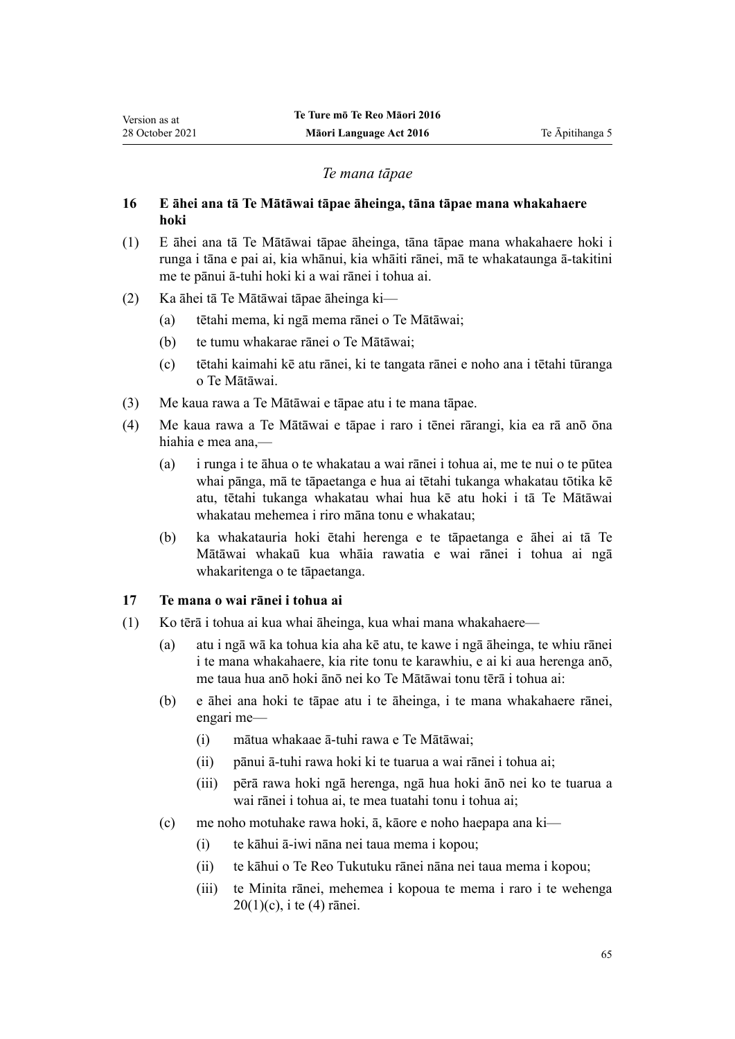*Te mana tāpae*

### 16 E āhei ana tā Te Mātāwai tāpae āheinga, tāna tāpae mana whakahaere hoki

(1) E āhei ana tā Te Mātāwai tāpae āheinga, tāna tāpae mana whakahaere hoki i runga i tāna e pai ai, kia whānui, kia whāiti rānei, mā te whakataunga ā-takitini me te pānui ā-tuhi hoki ki a wai rānei i tohua ai.

(2) Ka āhei tā Te Mātāwai tāpae āheinga ki—

- (a) tētahi mema, ki ngā mema rānei o Te Mātāwai;
- (b) te tumu whakarae rānei o Te Mātāwai;
- (c) tētahi kaimahi kē atu rānei, ki te tangata rānei e noho ana i tētahi tūranga o Te Mātāwai.

(3) Me kaua rawa a Te Mātāwai e tāpae atu i te mana tāpae.

(4) Me kaua rawa a Te Mātāwai e tāpae i raro i tēnei rārangi, kia ea rā anō ōna hiahia e mea ana,—

- (a) i runga i te āhua o te whakatau a wai rānei i tohua ai, me te nui o te pūtea whai pānga, mā te tāpaetanga e hua ai tētahi tukanga whakatau tōtika kē atu, tētahi tukanga whakatau whai hua kē atu hoki i tā Te Mātāwai whakatau mehemea i riro māna tonu e whakatau;
- (b) ka whakatauria hoki ētahi herenga e te tāpaetanga e āhei ai tā Te Mātāwai whakaū kua whāia rawatia e wai rānei i tohua ai ngā whakaritenga o te tāpaetanga.

### 17 Te mana o wai rānei i tohua ai

(1) Ko tērā i tohua ai kua whai āheinga, kua whai mana whakahaere—

- (a) atu i ngā wā ka tohua kia aha kē atu, te kawe i ngā āheinga, te whiu rānei i te mana whakahaere, kia rite tonu te karawhiu, e ai ki aua herenga anō, me taua hua anō hoki ānō nei ko Te Mātāwai tonu tērā i tohua ai:
- (b) e āhei ana hoki te tāpae atu i te āheinga, i te mana whakahaere rānei, engari me—
  - (i) mātua whakaae ā-tuhi rawa e Te Mātāwai;
  - (ii) pānui ā-tuhi rawa hoki ki te tuarua a wai rānei i tohua ai;
  - (iii) pērā rawa hoki ngā herenga, ngā hua hoki ānō nei ko te tuarua a wai rānei i tohua ai, te mea tuatahi tonu i tohua ai;
- (c) me noho motuhake rawa hoki, ā, kāore e noho haepapa ana ki—
  - (i) te kāhui ā-iwi nāna nei taua mema i kopou;
  - (ii) te kāhui o Te Reo Tukutuku rānei nāna nei taua mema i kopou;
  - (iii) te Minita rānei, mehemea i kopoua te mema i raro i te wehenga 20(1)(c), i te (4) rānei.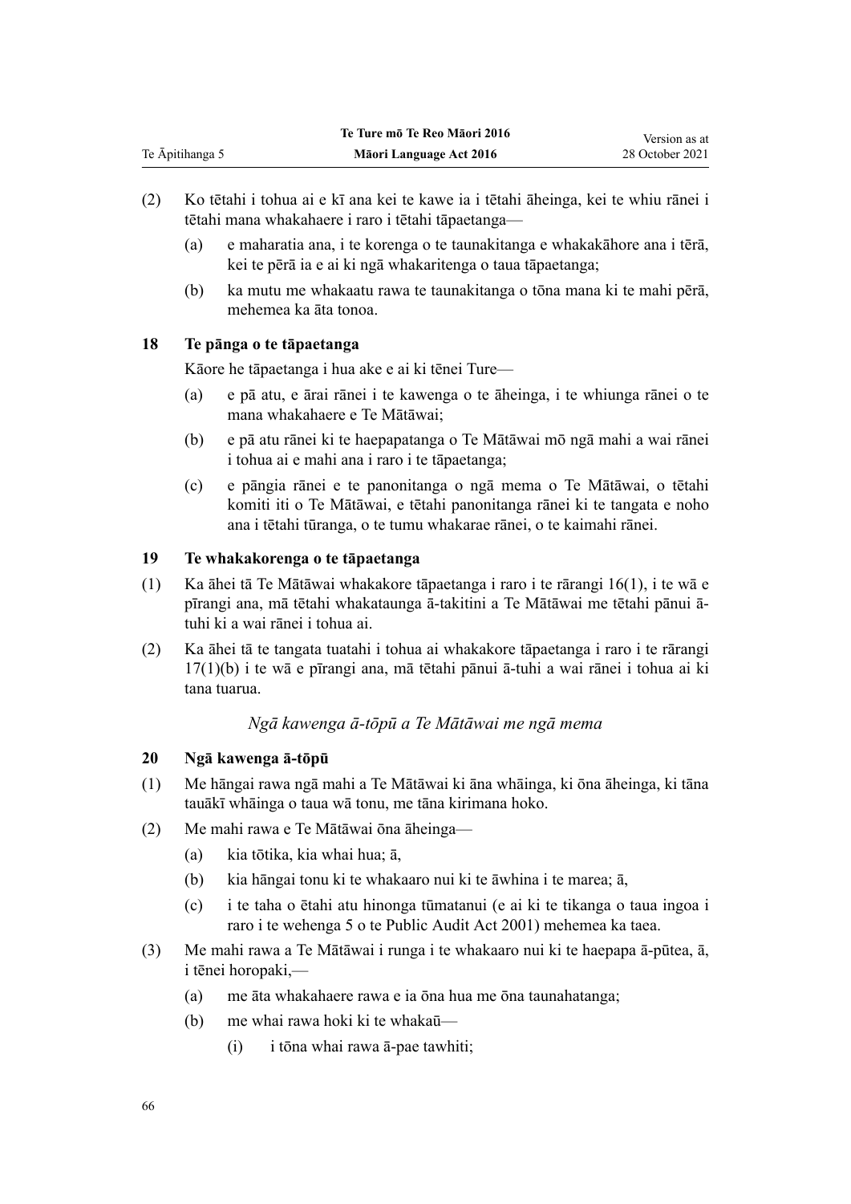(2) Ko tētahi i tohua ai e kī ana kei te kawe ia i tētahi āheinga, kei te whiu rānei i tētahi mana whakahaere i raro i tētahi tāpaetanga—

(a) e maharatia ana, i te korenga o te taunakitanga e whakakāhore ana i tērā, kei te pērā ia e ai ki ngā whakaritenga o taua tāpaetanga;

(b) ka mutu me whakaatu rawa te taunakitanga o tōna mana ki te mahi pērā, mehemea ka āta tonoa.

### 18 Te pānga o te tāpaetanga

Kāore he tāpaetanga i hua ake e ai ki tēnei Ture—

(a) e pā atu, e ārai rānei i te kawenga o te āheinga, i te whiunga rānei o te mana whakahaere e Te Mātāwai;

(b) e pā atu rānei ki te haepapatanga o Te Mātāwai mō ngā mahi a wai rānei i tohua ai e mahi ana i raro i te tāpaetanga;

(c) e pāngia rānei e te panonitanga o ngā mema o Te Mātāwai, o tētahi komiti iti o Te Mātāwai, e tētahi panonitanga rānei ki te tangata e noho ana i tētahi tūranga, o te tumu whakarae rānei, o te kaimahi rānei.

### 19 Te whakakorenga o te tāpaetanga

(1) Ka āhei tā Te Mātāwai whakakore tāpaetanga i raro i te rārangi 16(1), i te wā e pīrangi ana, mā tētahi whakataunga ā-takitini a Te Mātāwai me tētahi pānui ā-tuhi ki a wai rānei i tohua ai.

(2) Ka āhei tā te tangata tuatahi i tohua ai whakakore tāpaetanga i raro i te rārangi 17(1)(b) i te wā e pīrangi ana, mā tētahi pānui ā-tuhi a wai rānei i tohua ai ki tana tuarua.

*Ngā kawenga ā-tōpū a Te Mātāwai me ngā mema*

### 20 Ngā kawenga ā-tōpū

(1) Me hāngai rawa ngā mahi a Te Mātāwai ki āna whāinga, ki ōna āheinga, ki tāna tauākī whāinga o taua wā tonu, me tāna kirimana hoko.

(2) Me mahi rawa e Te Mātāwai ōna āheinga—

(a) kia tōtika, kia whai hua; ā,

(b) kia hāngai tonu ki te whakaaro nui ki te āwhina i te marea; ā,

(c) i te taha o ētahi atu hinonga tūmatanui (e ai ki te tikanga o taua ingoa i raro i te wehenga 5 o te Public Audit Act 2001) mehemea ka taea.

(3) Me mahi rawa a Te Mātāwai i runga i te whakaaro nui ki te haepapa ā-pūtea, ā, i tēnei horopaki,—

(a) me āta whakahaere rawa e ia ōna hua me ōna taunahatanga;

(b) me whai rawa hoki ki te whakaū—

(i) i tōna whai rawa ā-pae tawhiti;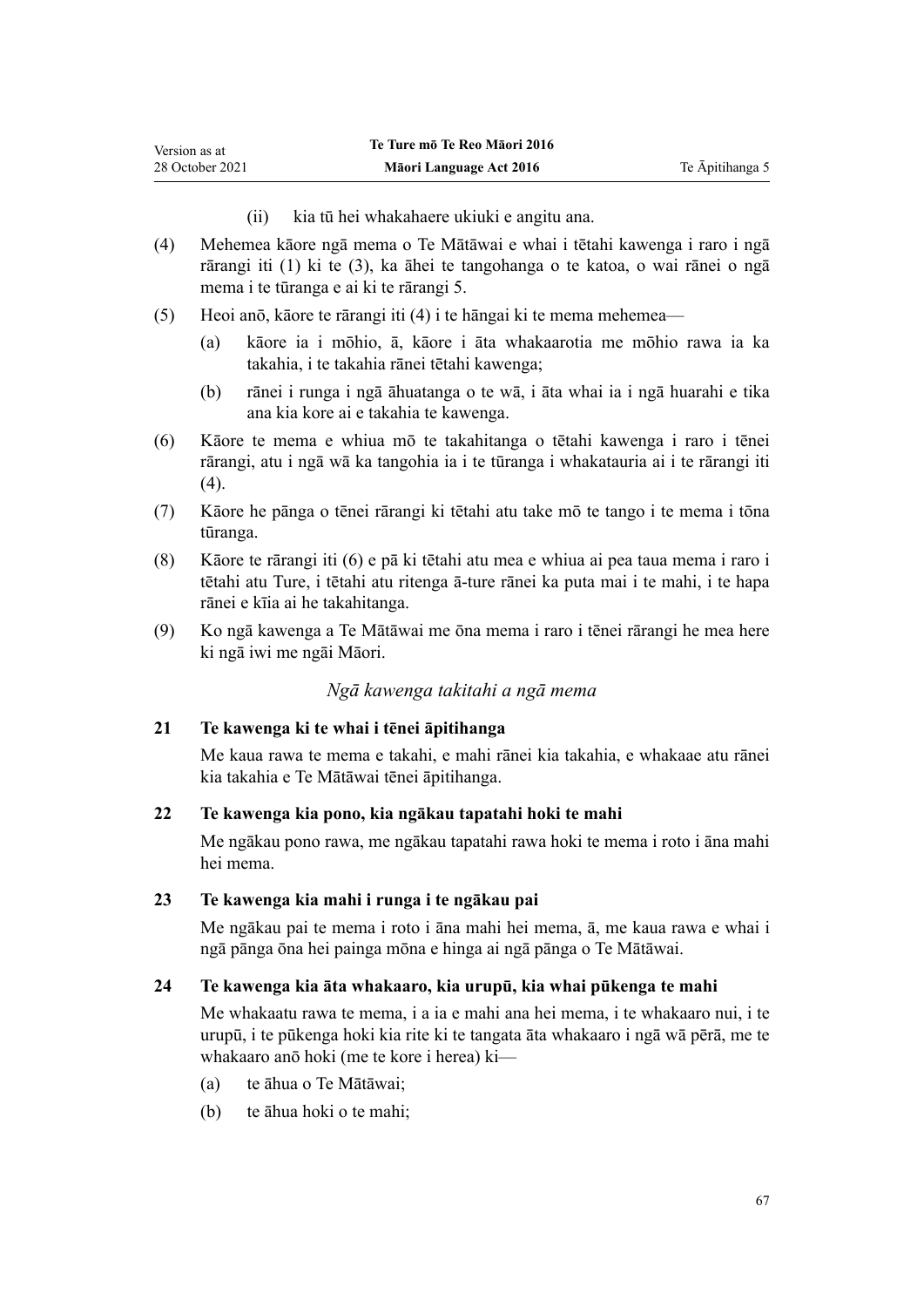(ii) kia tū hei whakahaere ukiuki e angitu ana.

(4) Mehemea kāore ngā mema o Te Mātāwai e whai i tētahi kawenga i raro i ngā rārangi iti (1) ki te (3), ka āhei te tangohanga o te katoa, o wai rānei o ngā mema i te tūranga e ai ki te rārangi 5.

(5) Heoi anō, kāore te rārangi iti (4) i te hāngai ki te mema mehemea—

(a) kāore ia i mōhio, ā, kāore i āta whakaarotia me mōhio rawa ia ka takahia, i te takahia rānei tētahi kawenga;

(b) rānei i runga i ngā āhuatanga o te wā, i āta whai ia i ngā huarahi e tika ana kia kore ai e takahia te kawenga.

(6) Kāore te mema e whiua mō te takahitanga o tētahi kawenga i raro i tēnei rārangi, atu i ngā wā ka tangohia ia i te tūranga i whakatauria ai i te rārangi iti (4).

(7) Kāore he pānga o tēnei rārangi ki tētahi atu take mō te tango i te mema i tōna tūranga.

(8) Kāore te rārangi iti (6) e pā ki tētahi atu mea e whiua ai pea taua mema i raro i tētahi atu Ture, i tētahi atu ritenga ā-ture rānei ka puta mai i te mahi, i te hapa rānei e kīia ai he takahitanga.

(9) Ko ngā kawenga a Te Mātāwai me ōna mema i raro i tēnei rārangi he mea here ki ngā iwi me ngāi Māori.

### *Ngā kawenga takitahi a ngā mema*

**21 Te kawenga ki te whai i tēnei āpitihanga**

Me kaua rawa te mema e takahi, e mahi rānei kia takahia, e whakaae atu rānei kia takahia e Te Mātāwai tēnei āpitihanga.

**22 Te kawenga kia pono, kia ngākau tapatahi hoki te mahi**

Me ngākau pono rawa, me ngākau tapatahi rawa hoki te mema i roto i āna mahi hei mema.

**23 Te kawenga kia mahi i runga i te ngākau pai**

Me ngākau pai te mema i roto i āna mahi hei mema, ā, me kaua rawa e whai i ngā pānga ōna hei painga mōna e hinga ai ngā pānga o Te Mātāwai.

**24 Te kawenga kia āta whakaaro, kia urupū, kia whai pūkenga te mahi**

Me whakaatu rawa te mema, i a ia e mahi ana hei mema, i te whakaaro nui, i te urupū, i te pūkenga hoki kia rite ki te tangata āta whakaaro i ngā wā pērā, me te whakaaro anō hoki (me te kore i herea) ki—

(a) te āhua o Te Mātāwai;

(b) te āhua hoki o te mahi;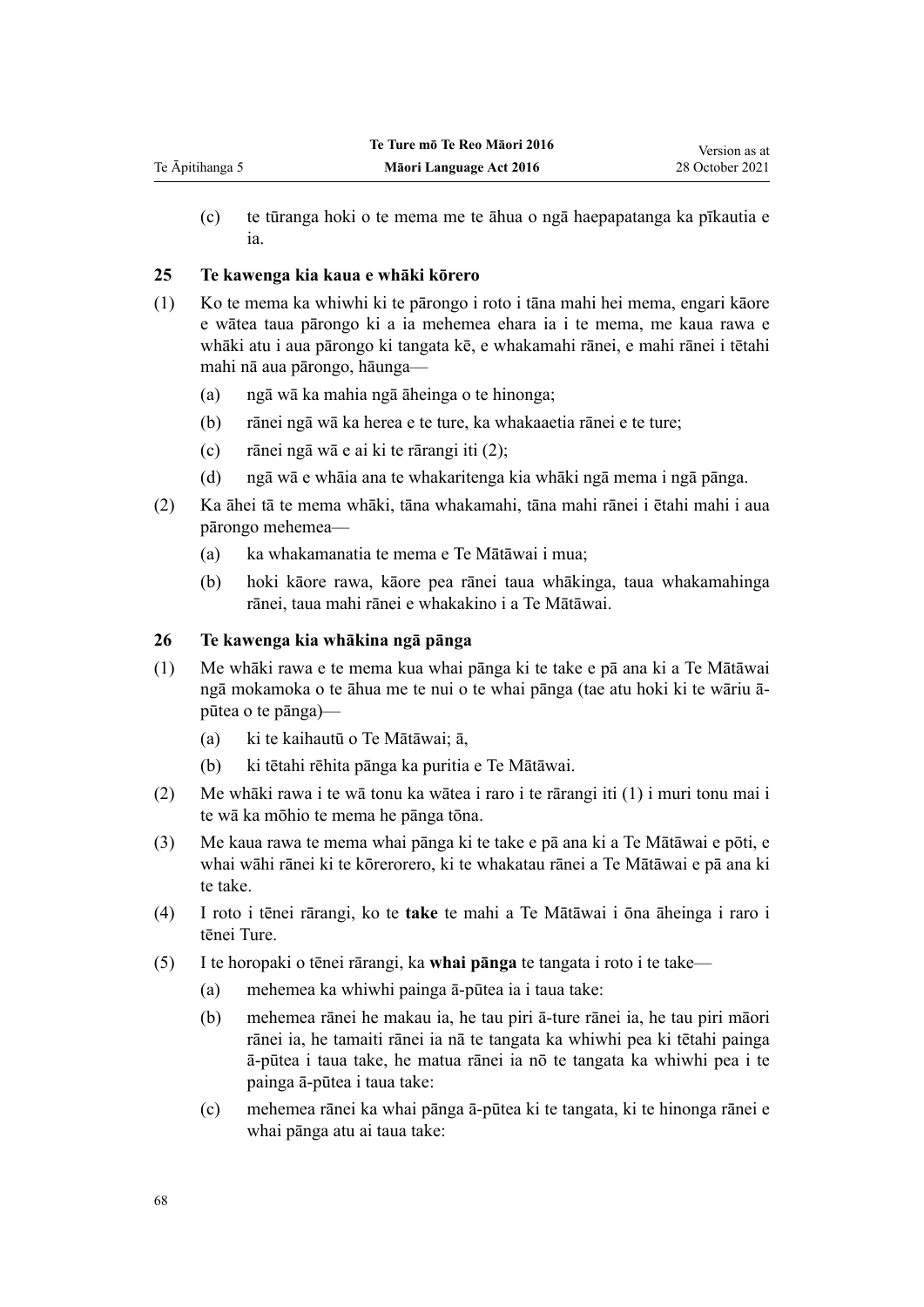(c) te tūranga hoki o te mema me te āhua o ngā haepapatanga ka pīkautia e ia.

### 25 Te kawenga kia kaua e whāki kōrero

(1) Ko te mema ka whiwhi ki te pārongo i roto i tāna mahi hei mema, engari kāore e wātea taua pārongo ki a ia mehemea ehara ia i te mema, me kaua rawa e whāki atu i aua pārongo ki tangata kē, e whakamahi rānei, e mahi rānei i tētahi mahi nā aua pārongo, hāunga—

- (a) ngā wā ka mahia ngā āheinga o te hinonga;
- (b) rānei ngā wā ka herea e te ture, ka whakaaetia rānei e te ture;
- (c) rānei ngā wā e ai ki te rārangi iti (2);
- (d) ngā wā e whāia ana te whakaritenga kia whāki ngā mema i ngā pānga.

(2) Ka āhei tā te mema whāki, tāna whakamahi, tāna mahi rānei i ētahi mahi i aua pārongo mehemea—

- (a) ka whakamanatia te mema e Te Mātāwai i mua;
- (b) hoki kāore rawa, kāore pea rānei taua whākinga, taua whakamahinga rānei, taua mahi rānei e whakakino i a Te Mātāwai.

### 26 Te kawenga kia whākina ngā pānga

(1) Me whāki rawa e te mema kua whai pānga ki te take e pā ana ki a Te Mātāwai ngā mokamoka o te āhua me te nui o te whai pānga (tae atu hoki ki te wāriu ā-pūtea o te pānga)—

- (a) ki te kaihautū o Te Mātāwai; ā,
- (b) ki tētahi rēhita pānga ka puritia e Te Mātāwai.

(2) Me whāki rawa i te wā tonu ka wātea i raro i te rārangi iti (1) i muri tonu mai i te wā ka mōhio te mema he pānga tōna.

(3) Me kaua rawa te mema whai pānga ki te take e pā ana ki a Te Mātāwai e pōti, e whai wāhi rānei ki te kōrerorero, ki te whakatau rānei a Te Mātāwai e pā ana ki te take.

(4) I roto i tēnei rārangi, ko te **take** te mahi a Te Mātāwai i ōna āheinga i raro i tēnei Ture.

(5) I te horopaki o tēnei rārangi, ka **whai pānga** te tangata i roto i te take—

- (a) mehemea ka whiwhi painga ā-pūtea ia i taua take:
- (b) mehemea rānei he makau ia, he tau piri ā-ture rānei ia, he tau piri māori rānei ia, he tamaiti rānei ia nā te tangata ka whiwhi pea ki tētahi painga ā-pūtea i taua take, he matua rānei ia nō te tangata ka whiwhi pea i te painga ā-pūtea i taua take:
- (c) mehemea rānei ka whai pānga ā-pūtea ki te tangata, ki te hinonga rānei e whai pānga atu ai taua take: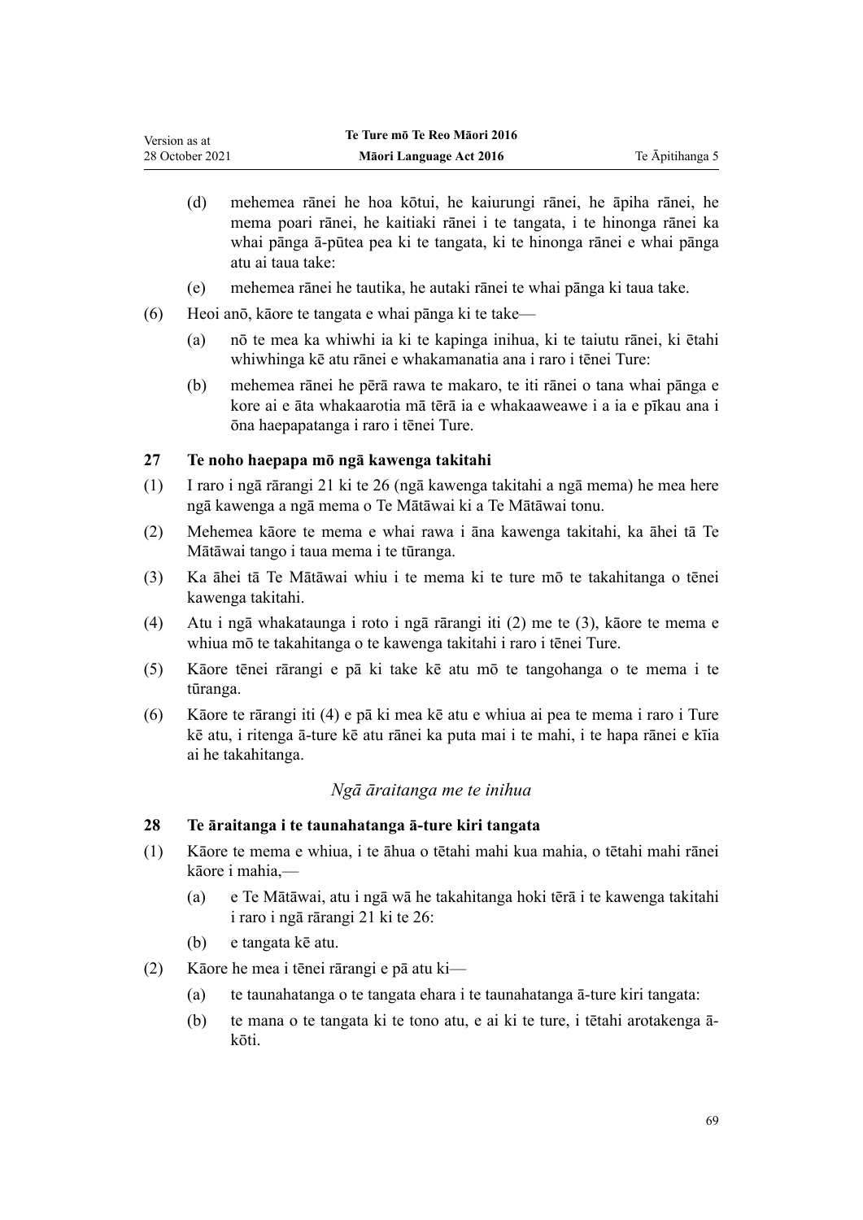(d) mehemea rānei he hoa kōtui, he kaiurungi rānei, he āpiha rānei, he mema poari rānei, he kaitiaki rānei i te tangata, i te hinonga rānei ka whai pānga ā-pūtea pea ki te tangata, ki te hinonga rānei e whai pānga atu ai taua take:

(e) mehemea rānei he tautika, he autaki rānei te whai pānga ki taua take.

(6) Heoi anō, kāore te tangata e whai pānga ki te take—

(a) nō te mea ka whiwhi ia ki te kapinga inihua, ki te taiutu rānei, ki ētahi whiwhinga kē atu rānei e whakamanatia ana i raro i tēnei Ture:

(b) mehemea rānei he pērā rawa te makaro, te iti rānei o tana whai pānga e kore ai e āta whakaarotia mā tērā ia e whakaaweawe i a ia e pīkau ana i ōna haepapatanga i raro i tēnei Ture.

### 27 Te noho haepapa mō ngā kawenga takitahi

(1) I raro i ngā rārangi 21 ki te 26 (ngā kawenga takitahi a ngā mema) he mea here ngā kawenga a ngā mema o Te Mātāwai ki a Te Mātāwai tonu.

(2) Mehemea kāore te mema e whai rawa i āna kawenga takitahi, ka āhei tā Te Mātāwai tango i taua mema i te tūranga.

(3) Ka āhei tā Te Mātāwai whiu i te mema ki te ture mō te takahitanga o tēnei kawenga takitahi.

(4) Atu i ngā whakataunga i roto i ngā rārangi iti (2) me te (3), kāore te mema e whiua mō te takahitanga o te kawenga takitahi i raro i tēnei Ture.

(5) Kāore tēnei rārangi e pā ki take kē atu mō te tangohanga o te mema i te tūranga.

(6) Kāore te rārangi iti (4) e pā ki mea kē atu e whiua ai pea te mema i raro i Ture kē atu, i ritenga ā-ture kē atu rānei ka puta mai i te mahi, i te hapa rānei e kīia ai he takahitanga.

## *Ngā āraitanga me te inihua*

### 28 Te āraitanga i te taunahatanga ā-ture kiri tangata

(1) Kāore te mema e whiua, i te āhua o tētahi mahi kua mahia, o tētahi mahi rānei kāore i mahia,—

(a) e Te Mātāwai, atu i ngā wā he takahitanga hoki tērā i te kawenga takitahi i raro i ngā rārangi 21 ki te 26:

(b) e tangata kē atu.

(2) Kāore he mea i tēnei rārangi e pā atu ki—

(a) te taunahatanga o te tangata ehara i te taunahatanga ā-ture kiri tangata:

(b) te mana o te tangata ki te tono atu, e ai ki te ture, i tētahi arotakenga ā-kōti.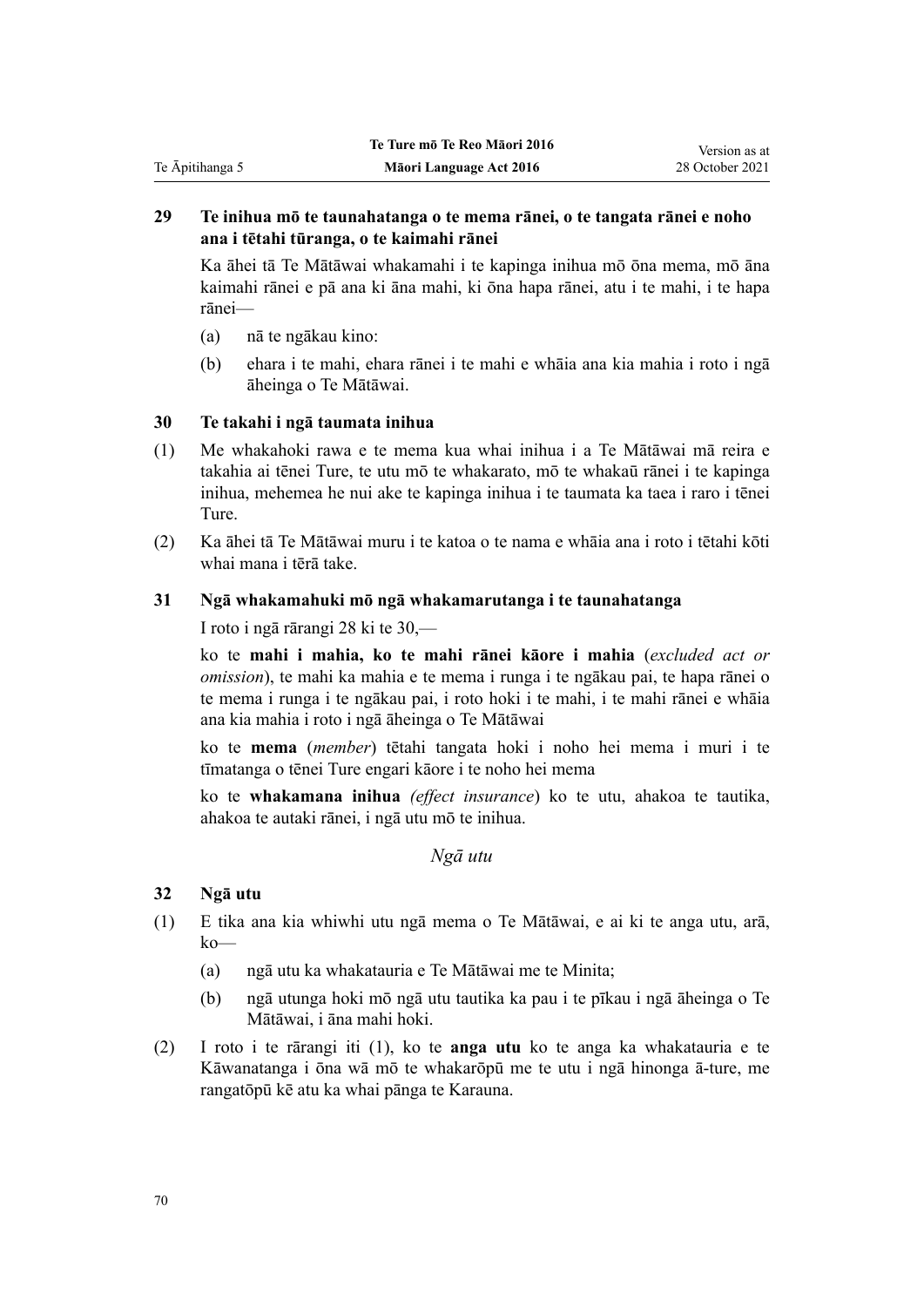### 29 Te inihua mō te taunahatanga o te mema rānei, o te tangata rānei e noho ana i tētahi tūranga, o te kaimahi rānei

Ka āhei tā Te Mātāwai whakamahi i te kapinga inihua mō ōna mema, mō āna kaimahi rānei e pā ana ki āna mahi, ki ōna hapa rānei, atu i te mahi, i te hapa rānei—

(a) nā te ngākau kino:

(b) ehara i te mahi, ehara rānei i te mahi e whāia ana kia mahia i roto i ngā āheinga o Te Mātāwai.

### 30 Te takahi i ngā taumata inihua

(1) Me whakahoki rawa e te mema kua whai inihua i a Te Mātāwai mā reira e takahia ai tēnei Ture, te utu mō te whakarato, mō te whakaū rānei i te kapinga inihua, mehemea he nui ake te kapinga inihua i te taumata ka taea i raro i tēnei Ture.

(2) Ka āhei tā Te Mātāwai muru i te katoa o te nama e whāia ana i roto i tētahi kōti whai mana i tērā take.

### 31 Ngā whakamahuki mō ngā whakamarutanga i te taunahatanga

I roto i ngā rārangi 28 ki te 30,—

ko te **mahi i mahia, ko te mahi rānei kāore i mahia** (*excluded act or omission*), te mahi ka mahia e te mema i runga i te ngākau pai, te hapa rānei o te mema i runga i te ngākau pai, i roto hoki i te mahi, i te mahi rānei e whāia ana kia mahia i roto i ngā āheinga o Te Mātāwai

ko te **mema** (*member*) tētahi tangata hoki i noho hei mema i muri i te tīmatanga o tēnei Ture engari kāore i te noho hei mema

ko te **whakamana inihua** (*effect insurance*) ko te utu, ahakoa te tautika, ahakoa te autaki rānei, i ngā utu mō te inihua.

*Ngā utu*

### 32 Ngā utu

(1) E tika ana kia whiwhi utu ngā mema o Te Mātāwai, e ai ki te anga utu, arā, ko—

(a) ngā utu ka whakatauria e Te Mātāwai me te Minita;

(b) ngā utunga hoki mō ngā utu tautika ka pau i te pīkau i ngā āheinga o Te Mātāwai, i āna mahi hoki.

(2) I roto i te rārangi iti (1), ko te **anga utu** ko te anga ka whakatauria e te Kāwanatanga i ōna wā mō te whakarōpū me te utu i ngā hinonga ā-ture, me rangatōpū kē atu ka whai pānga te Karauna.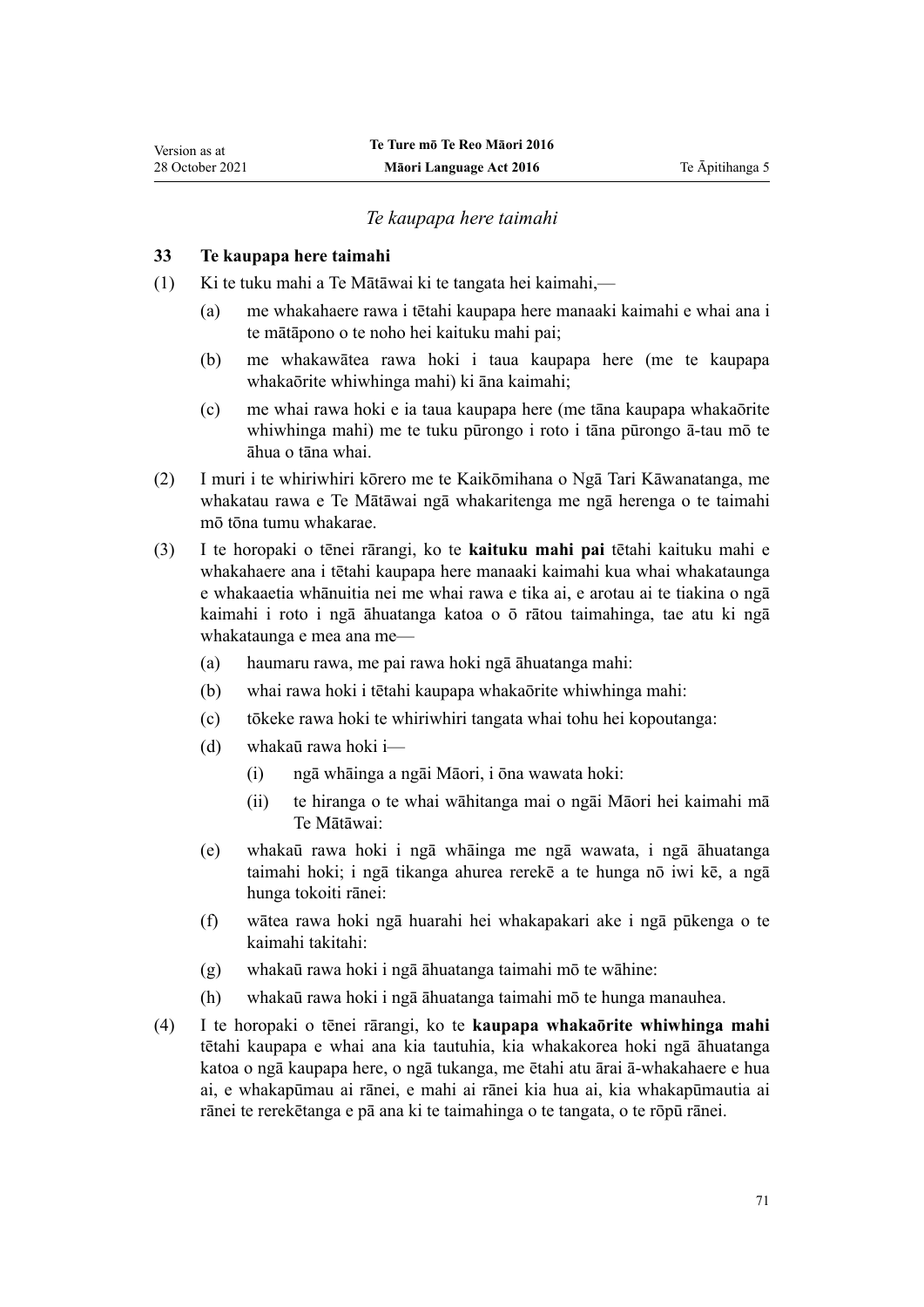*Te kaupapa here taimahi*

### 33 Te kaupapa here taimahi

(1) Ki te tuku mahi a Te Mātāwai ki te tangata hei kaimahi,—

- (a) me whakahaere rawa i tētahi kaupapa here manaaki kaimahi e whai ana i te mātāpono o te noho hei kaituku mahi pai;
- (b) me whakawātea rawa hoki i taua kaupapa here (me te kaupapa whakaōrite whiwhinga mahi) ki āna kaimahi;
- (c) me whai rawa hoki e ia taua kaupapa here (me tāna kaupapa whakaōrite whiwhinga mahi) me te tuku pūrongo i roto i tāna pūrongo ā-tau mō te āhua o tāna whai.

(2) I muri i te whiriwhiri kōrero me te Kaikōmihana o Ngā Tari Kāwanatanga, me whakatau rawa e Te Mātāwai ngā whakaritenga me ngā herenga o te taimahi mō tōna tumu whakarae.

(3) I te horopaki o tēnei rārangi, ko te **kaituku mahi pai** tētahi kaituku mahi e whakahaere ana i tētahi kaupapa here manaaki kaimahi kua whai whakataunga e whakaaetia whānuitia nei me whai rawa e tika ai, e arotau ai te tiakina o ngā kaimahi i roto i ngā āhuatanga katoa o ō rātou taimahinga, tae atu ki ngā whakataunga e mea ana me—

- (a) haumaru rawa, me pai rawa hoki ngā āhuatanga mahi:
- (b) whai rawa hoki i tētahi kaupapa whakaōrite whiwhinga mahi:
- (c) tōkeke rawa hoki te whiriwhiri tangata whai tohu hei kopoutanga:
- (d) whakaū rawa hoki i—
  - (i) ngā whāinga a ngāi Māori, i ōna wawata hoki:
  - (ii) te hiranga o te whai wāhitanga mai o ngāi Māori hei kaimahi mā Te Mātāwai:
- (e) whakaū rawa hoki i ngā whāinga me ngā wawata, i ngā āhuatanga taimahi hoki; i ngā tikanga ahurea rerekē a te hunga nō iwi kē, a ngā hunga tokoiti rānei:
- (f) wātea rawa hoki ngā huarahi hei whakapakari ake i ngā pūkenga o te kaimahi takitahi:
- (g) whakaū rawa hoki i ngā āhuatanga taimahi mō te wāhine:
- (h) whakaū rawa hoki i ngā āhuatanga taimahi mō te hunga manauhea.

(4) I te horopaki o tēnei rārangi, ko te **kaupapa whakaōrite whiwhinga mahi** tētahi kaupapa e whai ana kia tautuhia, kia whakakorea hoki ngā āhuatanga katoa o ngā kaupapa here, o ngā tukanga, me ētahi atu ārai ā-whakahaere e hua ai, e whakapūmau ai rānei, e mahi ai rānei kia hua ai, kia whakapūmautia ai rānei te rerekētanga e pā ana ki te taimahinga o te tangata, o te rōpū rānei.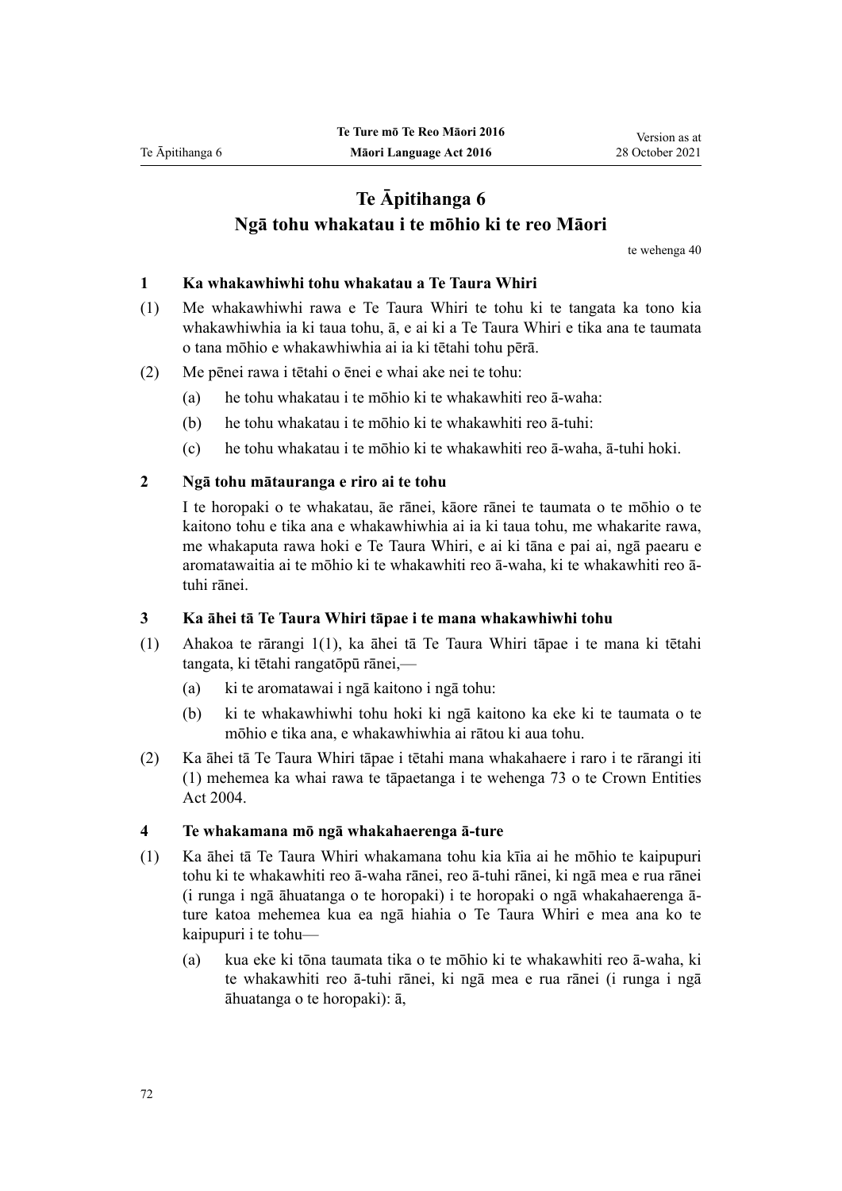# Te Āpitihanga 6
# Ngā tohu whakatau i te mōhio ki te reo Māori

te wehenga 40

### 1 Ka whakawhiwhi tohu whakatau a Te Taura Whiri

(1) Me whakawhiwhi rawa e Te Taura Whiri te tohu ki te tangata ka tono kia whakawhiwhia ia ki taua tohu, ā, e ai ki a Te Taura Whiri e tika ana te taumata o tana mōhio e whakawhiwhia ai ia ki tētahi tohu pērā.

(2) Me pēnei rawa i tētahi o ēnei e whai ake nei te tohu:

- (a) he tohu whakatau i te mōhio ki te whakawhiti reo ā-waha:
- (b) he tohu whakatau i te mōhio ki te whakawhiti reo ā-tuhi:
- (c) he tohu whakatau i te mōhio ki te whakawhiti reo ā-waha, ā-tuhi hoki.

### 2 Ngā tohu mātauranga e riro ai te tohu

I te horopaki o te whakatau, āe rānei, kāore rānei te taumata o te mōhio o te kaitono tohu e tika ana e whakawhiwhia ai ia ki taua tohu, me whakarite rawa, me whakaputa rawa hoki e Te Taura Whiri, e ai ki tāna e pai ai, ngā paearu e aromatawaitia ai te mōhio ki te whakawhiti reo ā-waha, ki te whakawhiti reo ā-tuhi rānei.

### 3 Ka āhei tā Te Taura Whiri tāpae i te mana whakawhiwhi tohu

(1) Ahakoa te rārangi 1(1), ka āhei tā Te Taura Whiri tāpae i te mana ki tētahi tangata, ki tētahi rangatōpū rānei,—

- (a) ki te aromatawai i ngā kaitono i ngā tohu:
- (b) ki te whakawhiwhi tohu hoki ki ngā kaitono ka eke ki te taumata o te mōhio e tika ana, e whakawhiwhia ai rātou ki aua tohu.

(2) Ka āhei tā Te Taura Whiri tāpae i tētahi mana whakahaere i raro i te rārangi iti (1) mehemea ka whai rawa te tāpaetanga i te wehenga 73 o te Crown Entities Act 2004.

### 4 Te whakamana mō ngā whakahaerenga ā-ture

(1) Ka āhei tā Te Taura Whiri whakamana tohu kia kīia ai he mōhio te kaipupuri tohu ki te whakawhiti reo ā-waha rānei, reo ā-tuhi rānei, ki ngā mea e rua rānei (i runga i ngā āhuatanga o te horopaki) i te horopaki o ngā whakahaerenga ā-ture katoa mehemea kua ea ngā hiahia o Te Taura Whiri e mea ana ko te kaipupuri i te tohu—

- (a) kua eke ki tōna taumata tika o te mōhio ki te whakawhiti reo ā-waha, ki te whakawhiti reo ā-tuhi rānei, ki ngā mea e rua rānei (i runga i ngā āhuatanga o te horopaki): ā,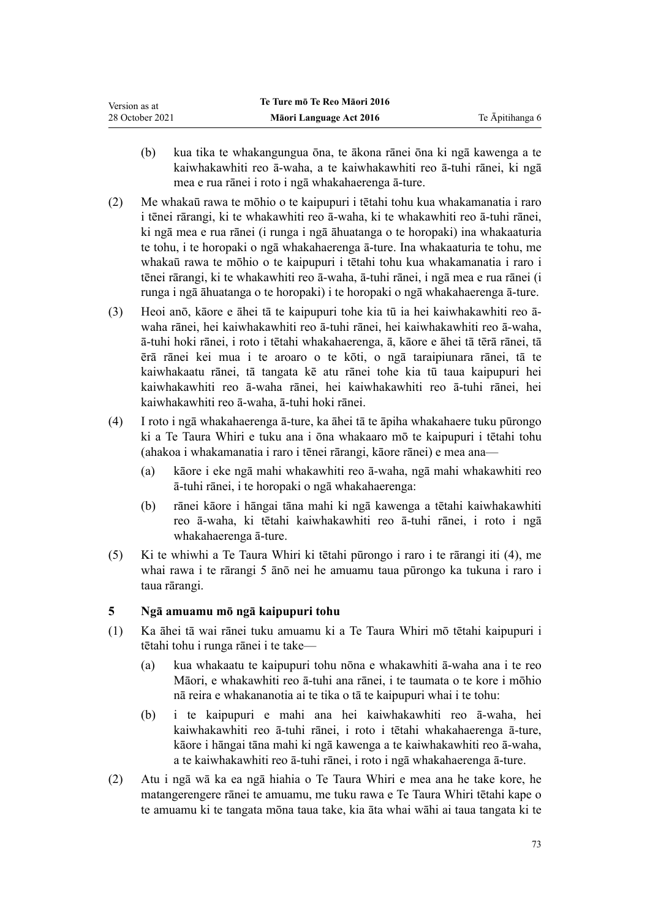(b) kua tika te whakangungua ōna, te ākona rānei ōna ki ngā kawenga a te kaiwhakawhiti reo ā-waha, a te kaiwhakawhiti reo ā-tuhi rānei, ki ngā mea e rua rānei i roto i ngā whakahaerenga ā-ture.

(2) Me whakaū rawa te mōhio o te kaipupuri i tētahi tohu kua whakamanatia i raro i tēnei rārangi, ki te whakawhiti reo ā-waha, ki te whakawhiti reo ā-tuhi rānei, ki ngā mea e rua rānei (i runga i ngā āhuatanga o te horopaki) ina whakaaturia te tohu, i te horopaki o ngā whakahaerenga ā-ture. Ina whakaaturia te tohu, me whakaū rawa te mōhio o te kaipupuri i tētahi tohu kua whakamanatia i raro i tēnei rārangi, ki te whakawhiti reo ā-waha, ā-tuhi rānei, i ngā mea e rua rānei (i runga i ngā āhuatanga o te horopaki) i te horopaki o ngā whakahaerenga ā-ture.

(3) Heoi anō, kāore e āhei tā te kaipupuri tohe kia tū ia hei kaiwhakawhiti reo ā-waha rānei, hei kaiwhakawhiti reo ā-tuhi rānei, hei kaiwhakawhiti reo ā-waha, ā-tuhi hoki rānei, i roto i tētahi whakahaerenga, ā, kāore e āhei tā tērā rānei, tā ērā rānei kei mua i te aroaro o te kōti, o ngā taraipiunara rānei, tā te kaiwhakaatu rānei, tā tangata kē atu rānei tohe kia tū taua kaipupuri hei kaiwhakawhiti reo ā-waha rānei, hei kaiwhakawhiti reo ā-tuhi rānei, hei kaiwhakawhiti reo ā-waha, ā-tuhi hoki rānei.

(4) I roto i ngā whakahaerenga ā-ture, ka āhei tā te āpiha whakahaere tuku pūrongo ki a Te Taura Whiri e tuku ana i ōna whakaaro mō te kaipupuri i tētahi tohu (ahakoa i whakamanatia i raro i tēnei rārangi, kāore rānei) e mea ana—

   (a) kāore i eke ngā mahi whakawhiti reo ā-waha, ngā mahi whakawhiti reo ā-tuhi rānei, i te horopaki o ngā whakahaerenga:

   (b) rānei kāore i hāngai tāna mahi ki ngā kawenga a tētahi kaiwhakawhiti reo ā-waha, ki tētahi kaiwhakawhiti reo ā-tuhi rānei, i roto i ngā whakahaerenga ā-ture.

(5) Ki te whiwhi a Te Taura Whiri ki tētahi pūrongo i raro i te rārangi iti (4), me whai rawa i te rārangi 5 ānō nei he amuamu taua pūrongo ka tukuna i raro i taua rārangi.

### 5 Ngā amuamu mō ngā kaipupuri tohu

(1) Ka āhei tā wai rānei tuku amuamu ki a Te Taura Whiri mō tētahi kaipupuri i tētahi tohu i runga rānei i te take—

   (a) kua whakaatu te kaipupuri tohu nōna e whakawhiti ā-waha ana i te reo Māori, e whakawhiti reo ā-tuhi ana rānei, i te taumata o te kore i mōhio nā reira e whakananotia ai te tika o tā te kaipupuri whai i te tohu:

   (b) i te kaipupuri e mahi ana hei kaiwhakawhiti reo ā-waha, hei kaiwhakawhiti reo ā-tuhi rānei, i roto i tētahi whakahaerenga ā-ture, kāore i hāngai tāna mahi ki ngā kawenga a te kaiwhakawhiti reo ā-waha, a te kaiwhakawhiti reo ā-tuhi rānei, i roto i ngā whakahaerenga ā-ture.

(2) Atu i ngā wā ka ea ngā hiahia o Te Taura Whiri e mea ana he take kore, he matangerengere rānei te amuamu, me tuku rawa e Te Taura Whiri tētahi kape o te amuamu ki te tangata mōna taua take, kia āta whai wāhi ai taua tangata ki te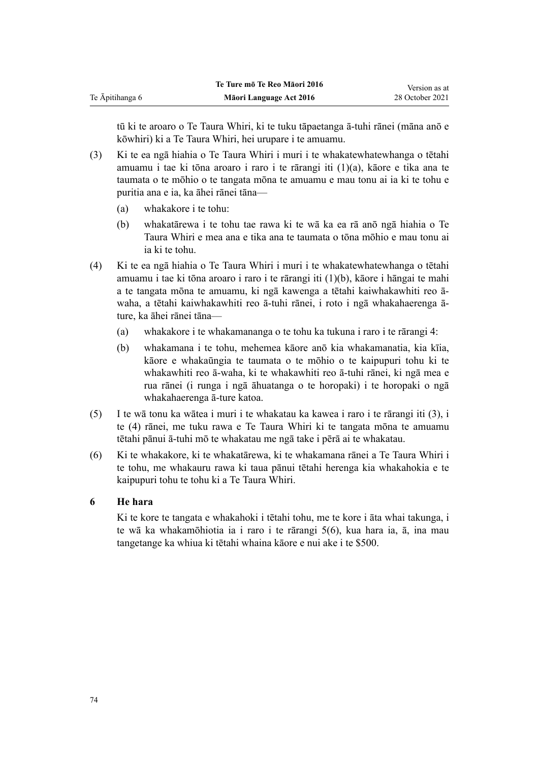tū ki te aroaro o Te Taura Whiri, ki te tuku tāpaetanga ā-tuhi rānei (māna anō e kōwhiri) ki a Te Taura Whiri, hei urupare i te amuamu.

(3) Ki te ea ngā hiahia o Te Taura Whiri i muri i te whakatewhatewhanga o tētahi amuamu i tae ki tōna aroaro i raro i te rārangi iti (1)(a), kāore e tika ana te taumata o te mōhio o te tangata mōna te amuamu e mau tonu ai ia ki te tohu e puritia ana e ia, ka āhei rānei tāna—

(a) whakakore i te tohu:

(b) whakatārewa i te tohu tae rawa ki te wā ka ea rā anō ngā hiahia o Te Taura Whiri e mea ana e tika ana te taumata o tōna mōhio e mau tonu ai ia ki te tohu.

(4) Ki te ea ngā hiahia o Te Taura Whiri i muri i te whakatewhatewhanga o tētahi amuamu i tae ki tōna aroaro i raro i te rārangi iti (1)(b), kāore i hāngai te mahi a te tangata mōna te amuamu, ki ngā kawenga a tētahi kaiwhakawhiti reo ā-waha, a tētahi kaiwhakawhiti reo ā-tuhi rānei, i roto i ngā whakahaerenga ā-ture, ka āhei rānei tāna—

(a) whakakore i te whakamananga o te tohu ka tukuna i raro i te rārangi 4:

(b) whakamana i te tohu, mehemea kāore anō kia whakamanatia, kia kīia, kāore e whakaūngia te taumata o te mōhio o te kaipupuri tohu ki te whakawhiti reo ā-waha, ki te whakawhiti reo ā-tuhi rānei, ki ngā mea e rua rānei (i runga i ngā āhuatanga o te horopaki) i te horopaki o ngā whakahaerenga ā-ture katoa.

(5) I te wā tonu ka wātea i muri i te whakatau ka kawea i raro i te rārangi iti (3), i te (4) rānei, me tuku rawa e Te Taura Whiri ki te tangata mōna te amuamu tētahi pānui ā-tuhi mō te whakatau me ngā take i pērā ai te whakatau.

(6) Ki te whakakore, ki te whakatārewa, ki te whakamana rānei a Te Taura Whiri i te tohu, me whakauru rawa ki taua pānui tētahi herenga kia whakahokia e te kaipupuri tohu te tohu ki a Te Taura Whiri.

### 6 He hara

Ki te kore te tangata e whakahoki i tētahi tohu, me te kore i āta whai takunga, i te wā ka whakamōhiotia ia i raro i te rārangi 5(6), kua hara ia, ā, ina mau tangetange ka whiua ki tētahi whaina kāore e nui ake i te $500.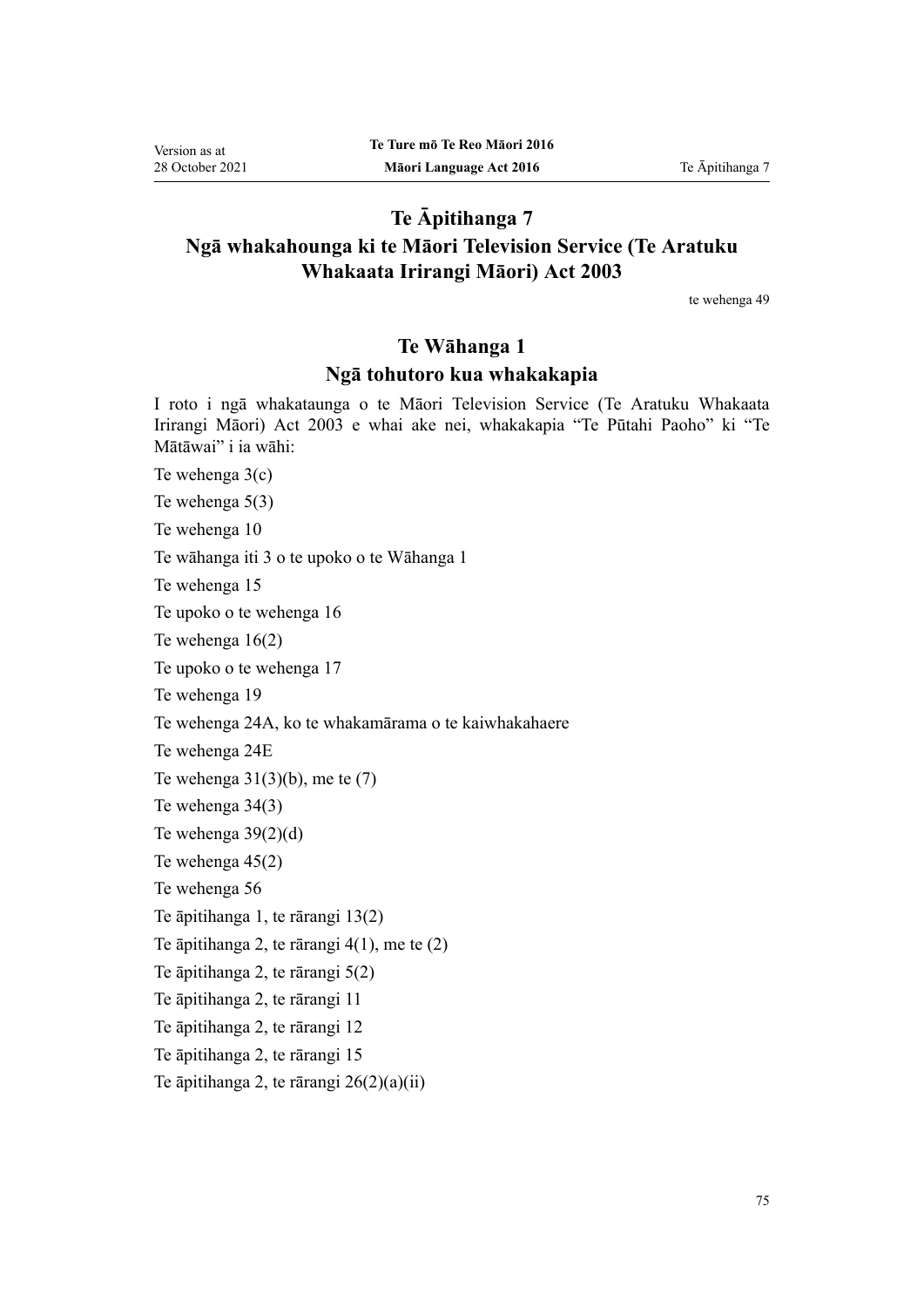# Te Āpitihanga 7
## Ngā whakahounga ki te Māori Television Service (Te Aratuku Whakaata Irirangi Māori) Act 2003

te wehenga 49

### Te Wāhanga 1
### Ngā tohutoro kua whakakapia

I roto i ngā whakataunga o te Māori Television Service (Te Aratuku Whakaata Irirangi Māori) Act 2003 e whai ake nei, whakakapia "Te Pūtahi Paoho" ki "Te Mātāwai" i ia wāhi:

Te wehenga 3(c)

Te wehenga 5(3)

Te wehenga 10

Te wāhanga iti 3 o te upoko o te Wāhanga 1

Te wehenga 15

Te upoko o te wehenga 16

Te wehenga 16(2)

Te upoko o te wehenga 17

Te wehenga 19

Te wehenga 24A, ko te whakamārama o te kaiwhakahaere

Te wehenga 24E

Te wehenga 31(3)(b), me te (7)

Te wehenga 34(3)

Te wehenga 39(2)(d)

Te wehenga 45(2)

Te wehenga 56

Te āpitihanga 1, te rārangi 13(2)

Te āpitihanga 2, te rārangi 4(1), me te (2)

Te āpitihanga 2, te rārangi 5(2)

Te āpitihanga 2, te rārangi 11

Te āpitihanga 2, te rārangi 12

Te āpitihanga 2, te rārangi 15

Te āpitihanga 2, te rārangi 26(2)(a)(ii)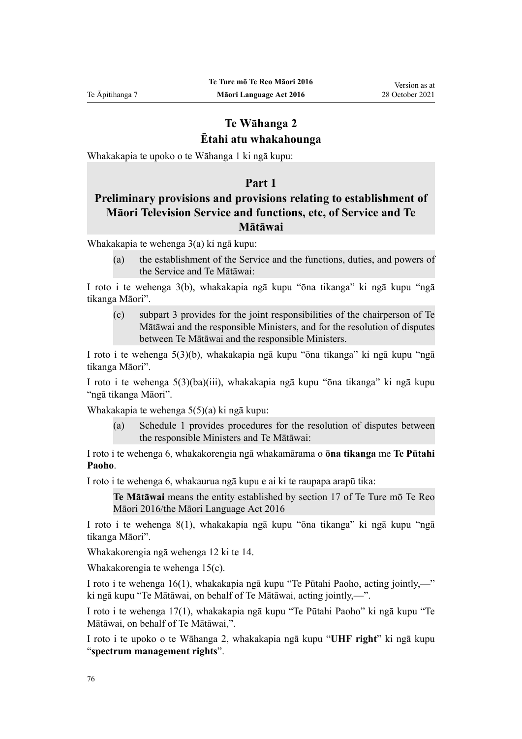## Te Wāhanga 2
## Ētahi atu whakahounga

Whakakapia te upoko o te Wāhanga 1 ki ngā kupu:

> **Part 1**
> **Preliminary provisions and provisions relating to establishment of Māori Television Service and functions, etc, of Service and Te Mātāwai**

Whakakapia te wehenga 3(a) ki ngā kupu:

> (a) the establishment of the Service and the functions, duties, and powers of the Service and Te Mātāwai:

I roto i te wehenga 3(b), whakakapia ngā kupu "ōna tikanga" ki ngā kupu "ngā tikanga Māori".

> (c) subpart 3 provides for the joint responsibilities of the chairperson of Te Mātāwai and the responsible Ministers, and for the resolution of disputes between Te Mātāwai and the responsible Ministers.

I roto i te wehenga 5(3)(b), whakakapia ngā kupu "ōna tikanga" ki ngā kupu "ngā tikanga Māori".

I roto i te wehenga 5(3)(ba)(iii), whakakapia ngā kupu "ōna tikanga" ki ngā kupu "ngā tikanga Māori".

Whakakapia te wehenga 5(5)(a) ki ngā kupu:

> (a) Schedule 1 provides procedures for the resolution of disputes between the responsible Ministers and Te Mātāwai:

I roto i te wehenga 6, whakakorengia ngā whakamārama o **ōna tikanga** me **Te Pūtahi Paoho**.

I roto i te wehenga 6, whakaurua ngā kupu e ai ki te raupapa arapū tika:

> **Te Mātāwai** means the entity established by section 17 of Te Ture mō Te Reo Māori 2016/the Māori Language Act 2016

I roto i te wehenga 8(1), whakakapia ngā kupu "ōna tikanga" ki ngā kupu "ngā tikanga Māori".

Whakakorengia ngā wehenga 12 ki te 14.

Whakakorengia te wehenga 15(c).

I roto i te wehenga 16(1), whakakapia ngā kupu "Te Pūtahi Paoho, acting jointly,—" ki ngā kupu "Te Mātāwai, on behalf of Te Mātāwai, acting jointly,—".

I roto i te wehenga 17(1), whakakapia ngā kupu "Te Pūtahi Paoho" ki ngā kupu "Te Mātāwai, on behalf of Te Mātāwai,".

I roto i te upoko o te Wāhanga 2, whakakapia ngā kupu "**UHF right**" ki ngā kupu "**spectrum management rights**".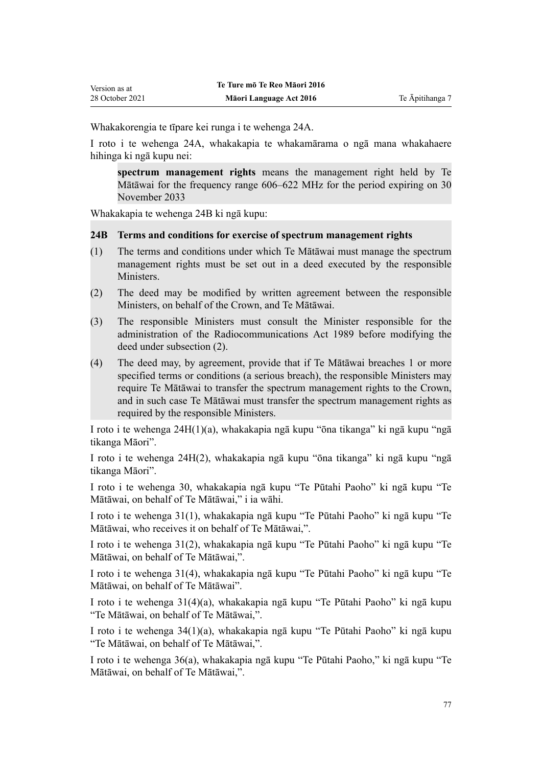Whakakorengia te tīpare kei runga i te wehenga 24A.

I roto i te wehenga 24A, whakakapia te whakamārama o ngā mana whakahaere hihinga ki ngā kupu nei:

> **spectrum management rights** means the management right held by Te Mātāwai for the frequency range 606–622 MHz for the period expiring on 30 November 2033

Whakakapia te wehenga 24B ki ngā kupu:

> **24B Terms and conditions for exercise of spectrum management rights**
>
> (1) The terms and conditions under which Te Mātāwai must manage the spectrum management rights must be set out in a deed executed by the responsible Ministers.
>
> (2) The deed may be modified by written agreement between the responsible Ministers, on behalf of the Crown, and Te Mātāwai.
>
> (3) The responsible Ministers must consult the Minister responsible for the administration of the Radiocommunications Act 1989 before modifying the deed under subsection (2).
>
> (4) The deed may, by agreement, provide that if Te Mātāwai breaches 1 or more specified terms or conditions (a serious breach), the responsible Ministers may require Te Mātāwai to transfer the spectrum management rights to the Crown, and in such case Te Mātāwai must transfer the spectrum management rights as required by the responsible Ministers.

I roto i te wehenga 24H(1)(a), whakakapia ngā kupu "ōna tikanga" ki ngā kupu "ngā tikanga Māori".

I roto i te wehenga 24H(2), whakakapia ngā kupu "ōna tikanga" ki ngā kupu "ngā tikanga Māori".

I roto i te wehenga 30, whakakapia ngā kupu "Te Pūtahi Paoho" ki ngā kupu "Te Mātāwai, on behalf of Te Mātāwai," i ia wāhi.

I roto i te wehenga 31(1), whakakapia ngā kupu "Te Pūtahi Paoho" ki ngā kupu "Te Mātāwai, who receives it on behalf of Te Mātāwai,".

I roto i te wehenga 31(2), whakakapia ngā kupu "Te Pūtahi Paoho" ki ngā kupu "Te Mātāwai, on behalf of Te Mātāwai,".

I roto i te wehenga 31(4), whakakapia ngā kupu "Te Pūtahi Paoho" ki ngā kupu "Te Mātāwai, on behalf of Te Mātāwai".

I roto i te wehenga 31(4)(a), whakakapia ngā kupu "Te Pūtahi Paoho" ki ngā kupu "Te Mātāwai, on behalf of Te Mātāwai,".

I roto i te wehenga 34(1)(a), whakakapia ngā kupu "Te Pūtahi Paoho" ki ngā kupu "Te Mātāwai, on behalf of Te Mātāwai,".

I roto i te wehenga 36(a), whakakapia ngā kupu "Te Pūtahi Paoho," ki ngā kupu "Te Mātāwai, on behalf of Te Mātāwai,".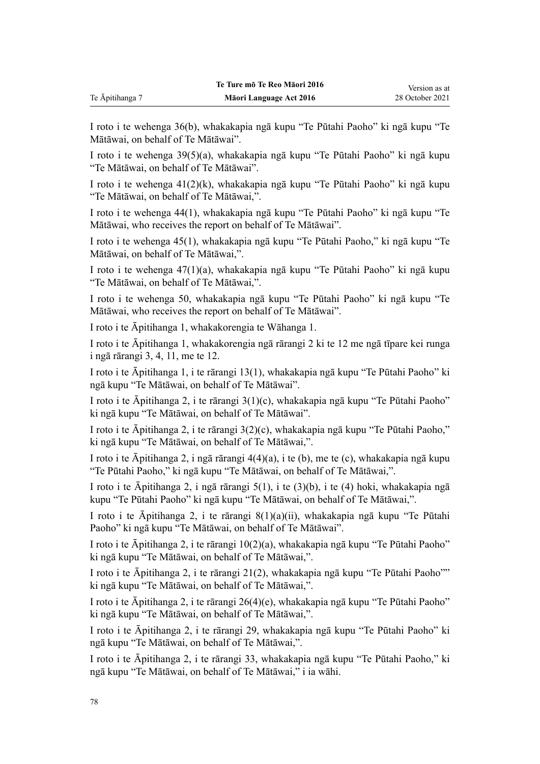I roto i te wehenga 36(b), whakakapia ngā kupu "Te Pūtahi Paoho" ki ngā kupu "Te Mātāwai, on behalf of Te Mātāwai".

I roto i te wehenga 39(5)(a), whakakapia ngā kupu "Te Pūtahi Paoho" ki ngā kupu "Te Mātāwai, on behalf of Te Mātāwai".

I roto i te wehenga 41(2)(k), whakakapia ngā kupu "Te Pūtahi Paoho" ki ngā kupu "Te Mātāwai, on behalf of Te Mātāwai,".

I roto i te wehenga 44(1), whakakapia ngā kupu "Te Pūtahi Paoho" ki ngā kupu "Te Mātāwai, who receives the report on behalf of Te Mātāwai".

I roto i te wehenga 45(1), whakakapia ngā kupu "Te Pūtahi Paoho," ki ngā kupu "Te Mātāwai, on behalf of Te Mātāwai,".

I roto i te wehenga 47(1)(a), whakakapia ngā kupu "Te Pūtahi Paoho" ki ngā kupu "Te Mātāwai, on behalf of Te Mātāwai,".

I roto i te wehenga 50, whakakapia ngā kupu "Te Pūtahi Paoho" ki ngā kupu "Te Mātāwai, who receives the report on behalf of Te Mātāwai".

I roto i te Āpitihanga 1, whakakorengia te Wāhanga 1.

I roto i te Āpitihanga 1, whakakorengia ngā rārangi 2 ki te 12 me ngā tīpare kei runga i ngā rārangi 3, 4, 11, me te 12.

I roto i te Āpitihanga 1, i te rārangi 13(1), whakakapia ngā kupu "Te Pūtahi Paoho" ki ngā kupu "Te Mātāwai, on behalf of Te Mātāwai".

I roto i te Āpitihanga 2, i te rārangi 3(1)(c), whakakapia ngā kupu "Te Pūtahi Paoho" ki ngā kupu "Te Mātāwai, on behalf of Te Mātāwai".

I roto i te Āpitihanga 2, i te rārangi 3(2)(c), whakakapia ngā kupu "Te Pūtahi Paoho," ki ngā kupu "Te Mātāwai, on behalf of Te Mātāwai,".

I roto i te Āpitihanga 2, i ngā rārangi 4(4)(a), i te (b), me te (c), whakakapia ngā kupu "Te Pūtahi Paoho," ki ngā kupu "Te Mātāwai, on behalf of Te Mātāwai,".

I roto i te Āpitihanga 2, i ngā rārangi 5(1), i te (3)(b), i te (4) hoki, whakakapia ngā kupu "Te Pūtahi Paoho" ki ngā kupu "Te Mātāwai, on behalf of Te Mātāwai,".

I roto i te Āpitihanga 2, i te rārangi 8(1)(a)(ii), whakakapia ngā kupu "Te Pūtahi Paoho" ki ngā kupu "Te Mātāwai, on behalf of Te Mātāwai".

I roto i te Āpitihanga 2, i te rārangi 10(2)(a), whakakapia ngā kupu "Te Pūtahi Paoho" ki ngā kupu "Te Mātāwai, on behalf of Te Mātāwai,".

I roto i te Āpitihanga 2, i te rārangi 21(2), whakakapia ngā kupu "Te Pūtahi Paoho"" ki ngā kupu "Te Mātāwai, on behalf of Te Mātāwai,".

I roto i te Āpitihanga 2, i te rārangi 26(4)(e), whakakapia ngā kupu "Te Pūtahi Paoho" ki ngā kupu "Te Mātāwai, on behalf of Te Mātāwai,".

I roto i te Āpitihanga 2, i te rārangi 29, whakakapia ngā kupu "Te Pūtahi Paoho" ki ngā kupu "Te Mātāwai, on behalf of Te Mātāwai,".

I roto i te Āpitihanga 2, i te rārangi 33, whakakapia ngā kupu "Te Pūtahi Paoho," ki ngā kupu "Te Mātāwai, on behalf of Te Mātāwai," i ia wāhi.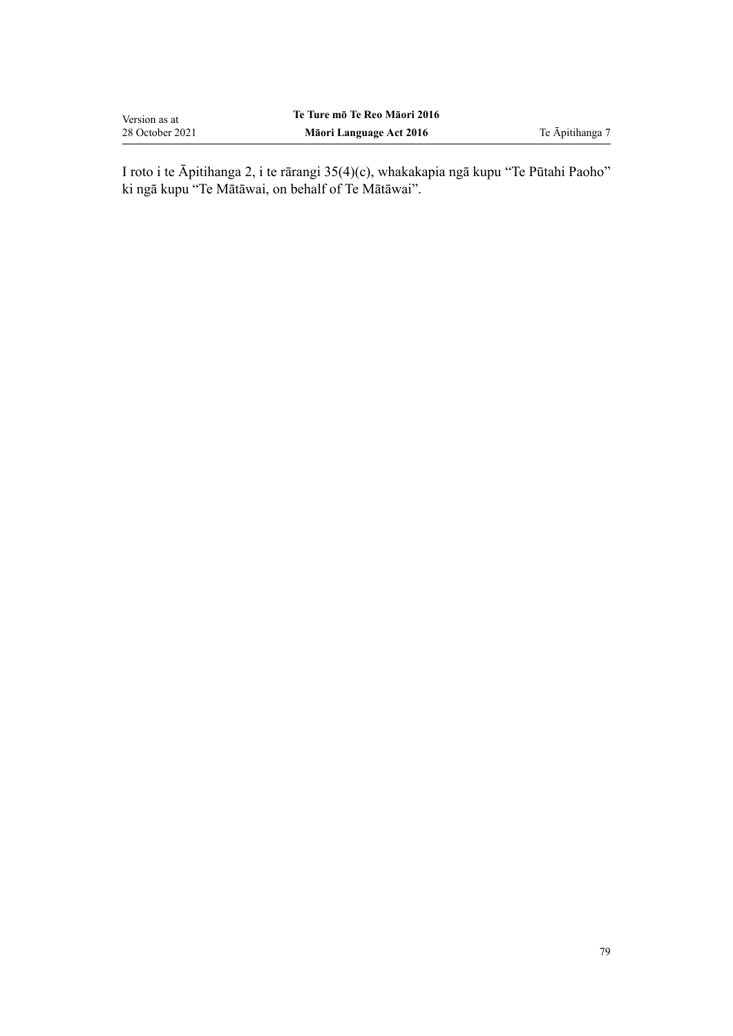I roto i te Āpitihanga 2, i te rārangi 35(4)(c), whakakapia ngā kupu "Te Pūtahi Paoho" ki ngā kupu "Te Mātāwai, on behalf of Te Mātāwai".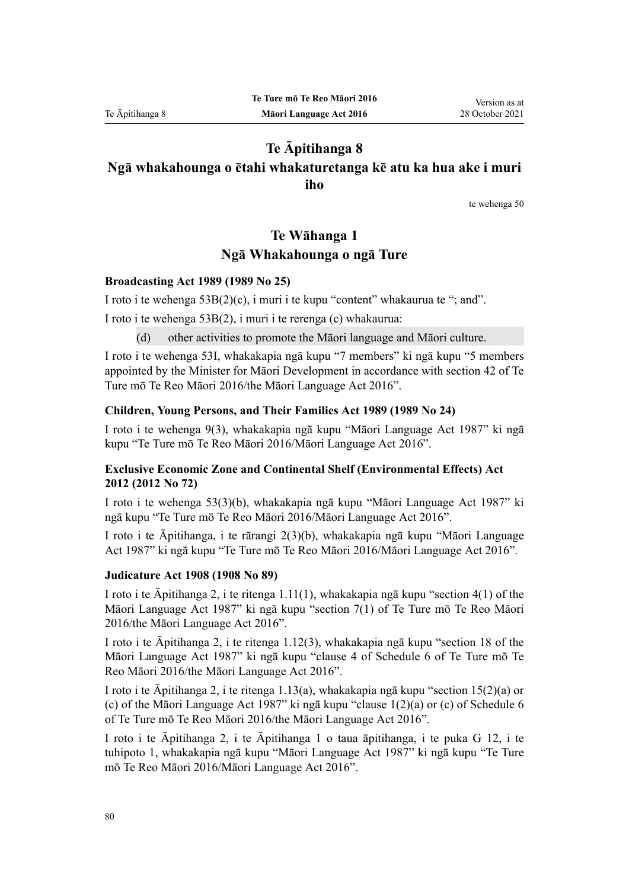# Te Āpitihanga 8
# Ngā whakahounga o ētahi whakaturetanga kē atu ka hua ake i muri iho

te wehenga 50

## Te Wāhanga 1
## Ngā Whakahounga o ngā Ture

### Broadcasting Act 1989 (1989 No 25)

I roto i te wehenga 53B(2)(c), i muri i te kupu "content" whakaurua te "; and".

I roto i te wehenga 53B(2), i muri i te rerenga (c) whakaurua:

(d) other activities to promote the Māori language and Māori culture.

I roto i te wehenga 53I, whakakapia ngā kupu "7 members" ki ngā kupu "5 members appointed by the Minister for Māori Development in accordance with section 42 of Te Ture mō Te Reo Māori 2016/the Māori Language Act 2016".

### Children, Young Persons, and Their Families Act 1989 (1989 No 24)

I roto i te wehenga 9(3), whakakapia ngā kupu "Māori Language Act 1987" ki ngā kupu "Te Ture mō Te Reo Māori 2016/Māori Language Act 2016".

### Exclusive Economic Zone and Continental Shelf (Environmental Effects) Act 2012 (2012 No 72)

I roto i te wehenga 53(3)(b), whakakapia ngā kupu "Māori Language Act 1987" ki ngā kupu "Te Ture mō Te Reo Māori 2016/Māori Language Act 2016".

I roto i te Āpitihanga, i te rārangi 2(3)(b), whakakapia ngā kupu "Māori Language Act 1987" ki ngā kupu "Te Ture mō Te Reo Māori 2016/Māori Language Act 2016".

### Judicature Act 1908 (1908 No 89)

I roto i te Āpitihanga 2, i te ritenga 1.11(1), whakakapia ngā kupu "section 4(1) of the Māori Language Act 1987" ki ngā kupu "section 7(1) of Te Ture mō Te Reo Māori 2016/the Māori Language Act 2016".

I roto i te Āpitihanga 2, i te ritenga 1.12(3), whakakapia ngā kupu "section 18 of the Māori Language Act 1987" ki ngā kupu "clause 4 of Schedule 6 of Te Ture mō Te Reo Māori 2016/the Māori Language Act 2016".

I roto i te Āpitihanga 2, i te ritenga 1.13(a), whakakapia ngā kupu "section 15(2)(a) or (c) of the Māori Language Act 1987" ki ngā kupu "clause 1(2)(a) or (c) of Schedule 6 of Te Ture mō Te Reo Māori 2016/the Māori Language Act 2016".

I roto i te Āpitihanga 2, i te Āpitihanga 1 o taua āpitihanga, i te puka G 12, i te tuhipoto 1, whakakapia ngā kupu "Māori Language Act 1987" ki ngā kupu "Te Ture mō Te Reo Māori 2016/Māori Language Act 2016".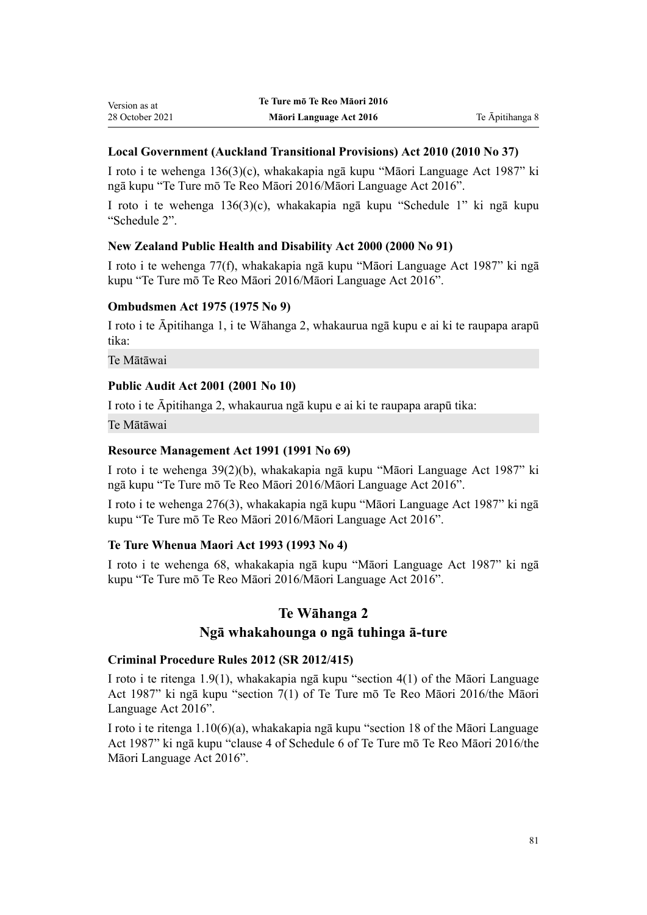**Local Government (Auckland Transitional Provisions) Act 2010 (2010 No 37)**

I roto i te wehenga 136(3)(c), whakakapia ngā kupu "Māori Language Act 1987" ki ngā kupu "Te Ture mō Te Reo Māori 2016/Māori Language Act 2016".

I roto i te wehenga 136(3)(c), whakakapia ngā kupu "Schedule 1" ki ngā kupu "Schedule 2".

**New Zealand Public Health and Disability Act 2000 (2000 No 91)**

I roto i te wehenga 77(f), whakakapia ngā kupu "Māori Language Act 1987" ki ngā kupu "Te Ture mō Te Reo Māori 2016/Māori Language Act 2016".

**Ombudsmen Act 1975 (1975 No 9)**

I roto i te Āpitihanga 1, i te Wāhanga 2, whakaurua ngā kupu e ai ki te raupapa arapū tika:

Te Mātāwai

**Public Audit Act 2001 (2001 No 10)**

I roto i te Āpitihanga 2, whakaurua ngā kupu e ai ki te raupapa arapū tika:

Te Mātāwai

**Resource Management Act 1991 (1991 No 69)**

I roto i te wehenga 39(2)(b), whakakapia ngā kupu "Māori Language Act 1987" ki ngā kupu "Te Ture mō Te Reo Māori 2016/Māori Language Act 2016".

I roto i te wehenga 276(3), whakakapia ngā kupu "Māori Language Act 1987" ki ngā kupu "Te Ture mō Te Reo Māori 2016/Māori Language Act 2016".

**Te Ture Whenua Maori Act 1993 (1993 No 4)**

I roto i te wehenga 68, whakakapia ngā kupu "Māori Language Act 1987" ki ngā kupu "Te Ture mō Te Reo Māori 2016/Māori Language Act 2016".

## Te Wāhanga 2
## Ngā whakahounga o ngā tuhinga ā-ture

**Criminal Procedure Rules 2012 (SR 2012/415)**

I roto i te ritenga 1.9(1), whakakapia ngā kupu "section 4(1) of the Māori Language Act 1987" ki ngā kupu "section 7(1) of Te Ture mō Te Reo Māori 2016/the Māori Language Act 2016".

I roto i te ritenga 1.10(6)(a), whakakapia ngā kupu "section 18 of the Māori Language Act 1987" ki ngā kupu "clause 4 of Schedule 6 of Te Ture mō Te Reo Māori 2016/the Māori Language Act 2016".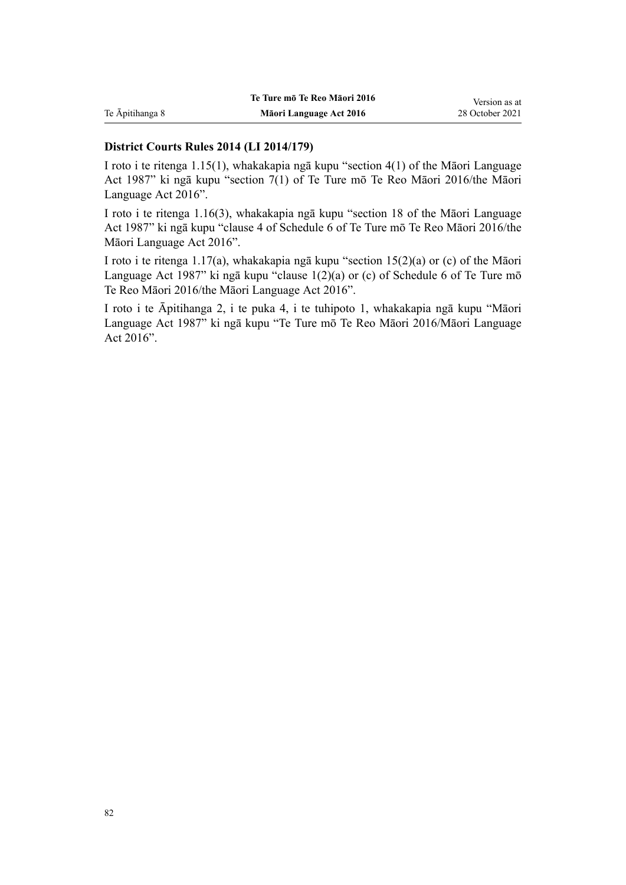**District Courts Rules 2014 (LI 2014/179)**

I roto i te ritenga 1.15(1), whakakapia ngā kupu "section 4(1) of the Māori Language Act 1987" ki ngā kupu "section 7(1) of Te Ture mō Te Reo Māori 2016/the Māori Language Act 2016".

I roto i te ritenga 1.16(3), whakakapia ngā kupu "section 18 of the Māori Language Act 1987" ki ngā kupu "clause 4 of Schedule 6 of Te Ture mō Te Reo Māori 2016/the Māori Language Act 2016".

I roto i te ritenga 1.17(a), whakakapia ngā kupu "section 15(2)(a) or (c) of the Māori Language Act 1987" ki ngā kupu "clause 1(2)(a) or (c) of Schedule 6 of Te Ture mō Te Reo Māori 2016/the Māori Language Act 2016".

I roto i te Āpitihanga 2, i te puka 4, i te tuhipoto 1, whakakapia ngā kupu "Māori Language Act 1987" ki ngā kupu "Te Ture mō Te Reo Māori 2016/Māori Language Act 2016".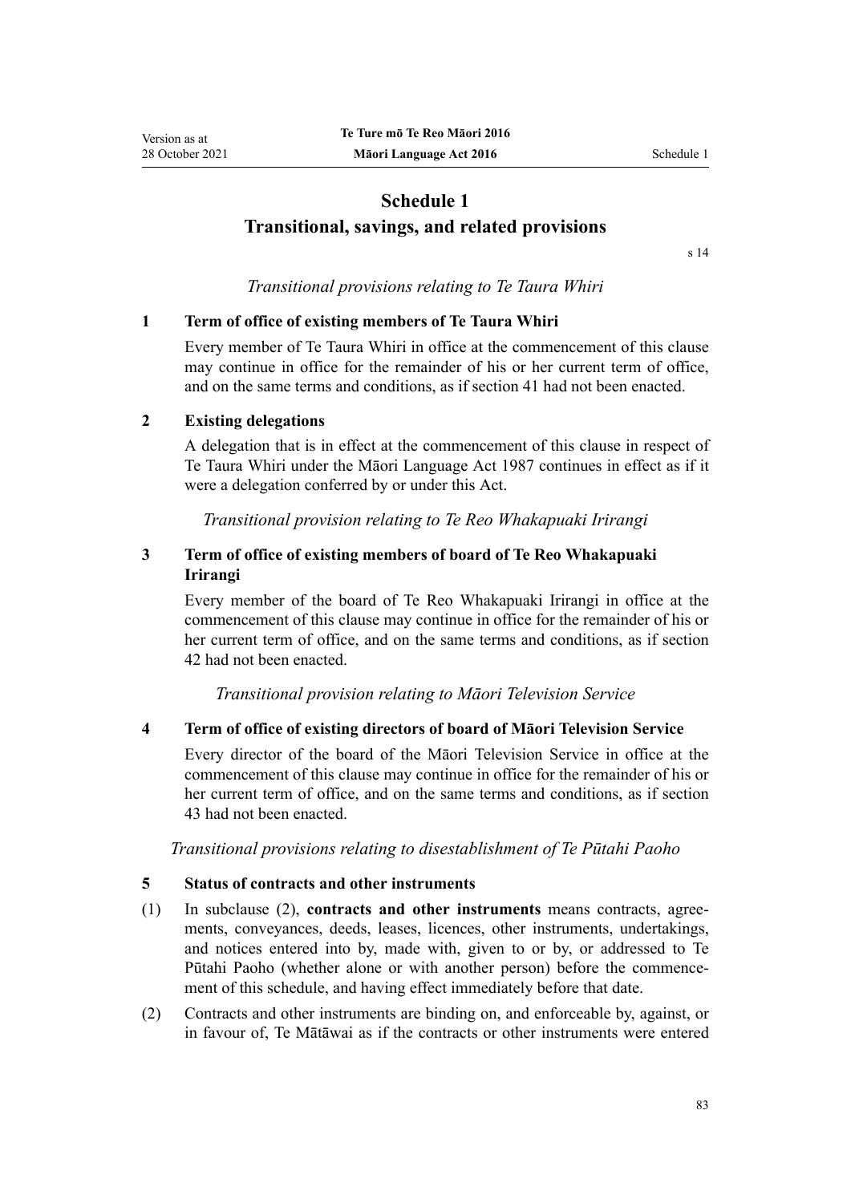# Schedule 1
# Transitional, savings, and related provisions

s 14

*Transitional provisions relating to Te Taura Whiri*

### 1 Term of office of existing members of Te Taura Whiri

Every member of Te Taura Whiri in office at the commencement of this clause may continue in office for the remainder of his or her current term of office, and on the same terms and conditions, as if section 41 had not been enacted.

### 2 Existing delegations

A delegation that is in effect at the commencement of this clause in respect of Te Taura Whiri under the Māori Language Act 1987 continues in effect as if it were a delegation conferred by or under this Act.

*Transitional provision relating to Te Reo Whakapuaki Irirangi*

### 3 Term of office of existing members of board of Te Reo Whakapuaki Irirangi

Every member of the board of Te Reo Whakapuaki Irirangi in office at the commencement of this clause may continue in office for the remainder of his or her current term of office, and on the same terms and conditions, as if section 42 had not been enacted.

*Transitional provision relating to Māori Television Service*

### 4 Term of office of existing directors of board of Māori Television Service

Every director of the board of the Māori Television Service in office at the commencement of this clause may continue in office for the remainder of his or her current term of office, and on the same terms and conditions, as if section 43 had not been enacted.

*Transitional provisions relating to disestablishment of Te Pūtahi Paoho*

### 5 Status of contracts and other instruments

(1) In subclause (2), **contracts and other instruments** means contracts, agreements, conveyances, deeds, leases, licences, other instruments, undertakings, and notices entered into by, made with, given to or by, or addressed to Te Pūtahi Paoho (whether alone or with another person) before the commencement of this schedule, and having effect immediately before that date.

(2) Contracts and other instruments are binding on, and enforceable by, against, or in favour of, Te Mātāwai as if the contracts or other instruments were entered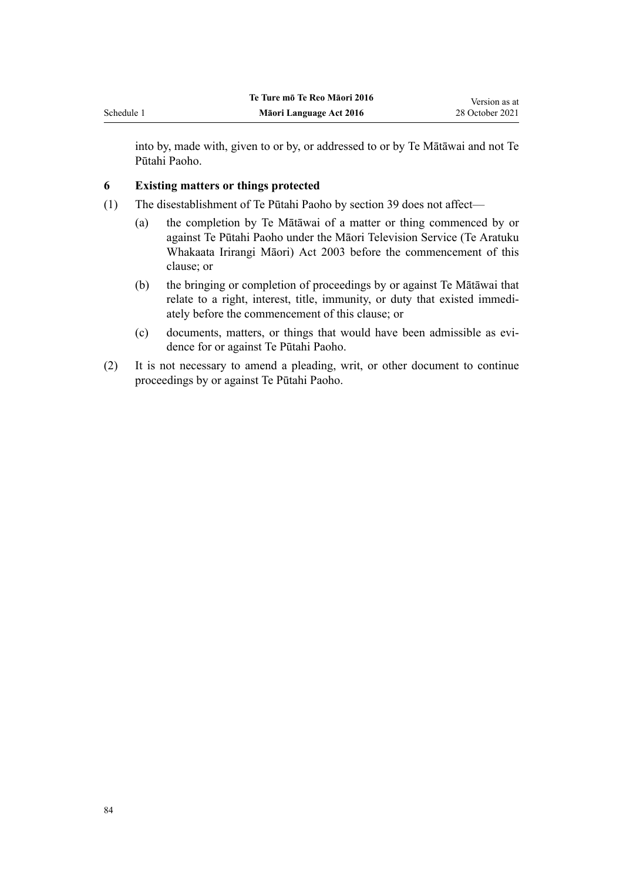into by, made with, given to or by, or addressed to or by Te Mātāwai and not Te Pūtahi Paoho.

### 6 Existing matters or things protected

(1) The disestablishment of Te Pūtahi Paoho by section 39 does not affect—

(a) the completion by Te Mātāwai of a matter or thing commenced by or against Te Pūtahi Paoho under the Māori Television Service (Te Aratuku Whakaata Irirangi Māori) Act 2003 before the commencement of this clause; or

(b) the bringing or completion of proceedings by or against Te Mātāwai that relate to a right, interest, title, immunity, or duty that existed immediately before the commencement of this clause; or

(c) documents, matters, or things that would have been admissible as evidence for or against Te Pūtahi Paoho.

(2) It is not necessary to amend a pleading, writ, or other document to continue proceedings by or against Te Pūtahi Paoho.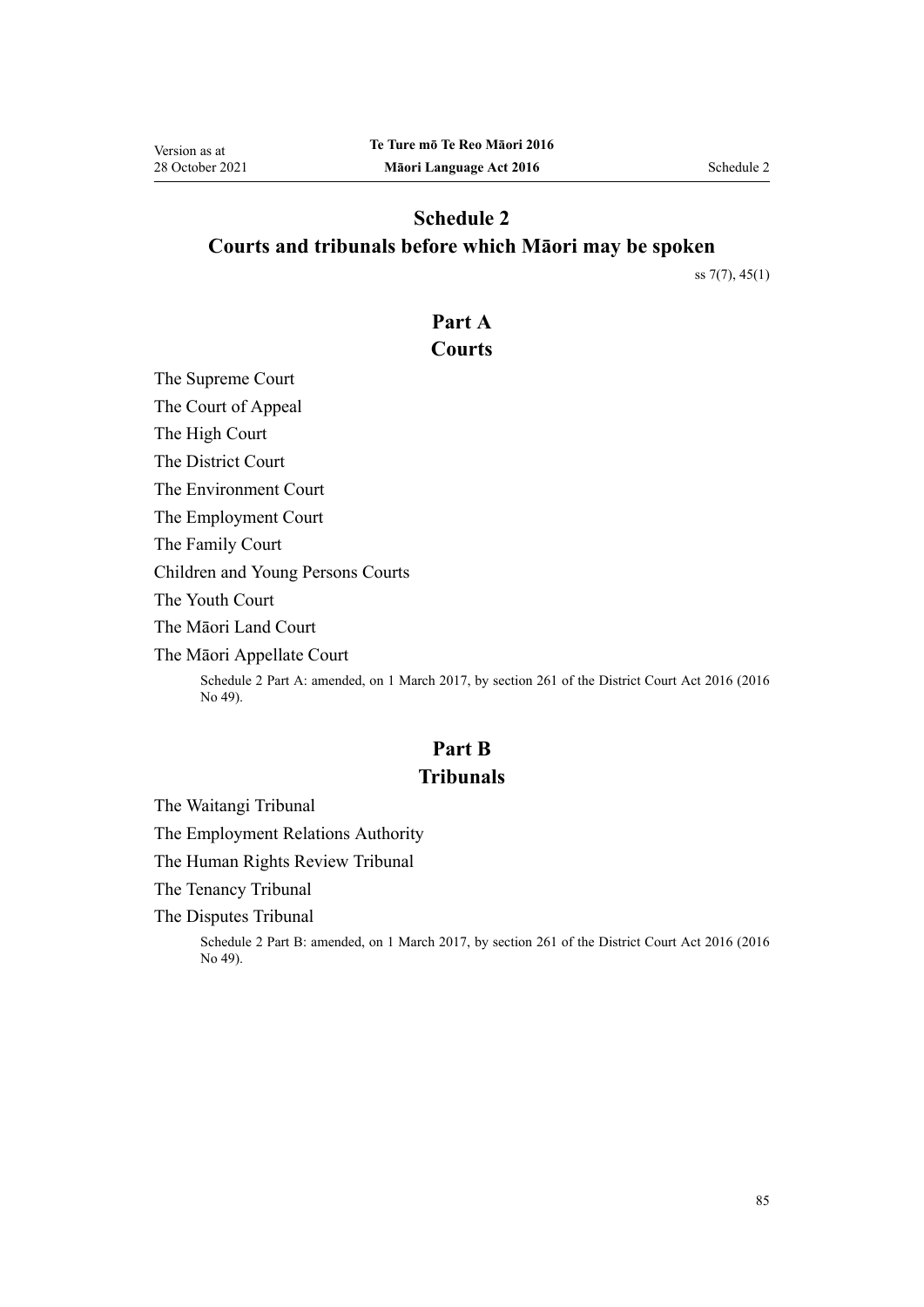# Schedule 2
# Courts and tribunals before which Māori may be spoken

ss 7(7), 45(1)

## Part A
## Courts

The Supreme Court

The Court of Appeal

The High Court

The District Court

The Environment Court

The Employment Court

The Family Court

Children and Young Persons Courts

The Youth Court

The Māori Land Court

The Māori Appellate Court

Schedule 2 Part A: amended, on 1 March 2017, by section 261 of the District Court Act 2016 (2016 No 49).

## Part B
## Tribunals

The Waitangi Tribunal

The Employment Relations Authority

The Human Rights Review Tribunal

The Tenancy Tribunal

The Disputes Tribunal

Schedule 2 Part B: amended, on 1 March 2017, by section 261 of the District Court Act 2016 (2016 No 49).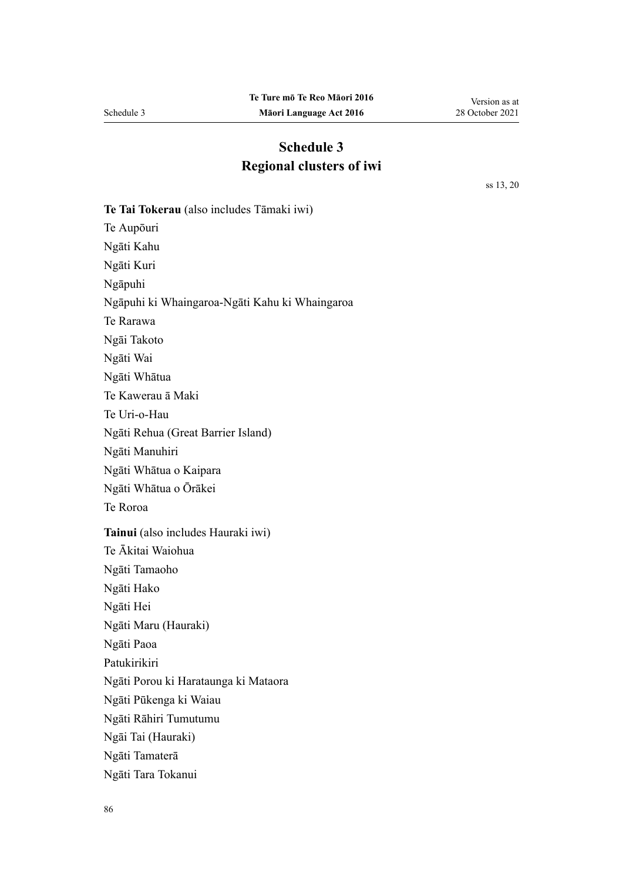# Schedule 3
# Regional clusters of iwi

ss 13, 20

**Te Tai Tokerau** (also includes Tāmaki iwi)

Te Aupōuri

Ngāti Kahu

Ngāti Kuri

Ngāpuhi

Ngāpuhi ki Whaingaroa-Ngāti Kahu ki Whaingaroa

Te Rarawa

Ngāi Takoto

Ngāti Wai

Ngāti Whātua

Te Kawerau ā Maki

Te Uri-o-Hau

Ngāti Rehua (Great Barrier Island)

Ngāti Manuhiri

Ngāti Whātua o Kaipara

Ngāti Whātua o Ōrākei

Te Roroa

**Tainui** (also includes Hauraki iwi)

Te Ākitai Waiohua

Ngāti Tamaoho

Ngāti Hako

Ngāti Hei

Ngāti Maru (Hauraki)

Ngāti Paoa

Patukirikiri

Ngāti Porou ki Harataunga ki Mataora

Ngāti Pūkenga ki Waiau

Ngāti Rāhiri Tumutumu

Ngāi Tai (Hauraki)

Ngāti Tamaterā

Ngāti Tara Tokanui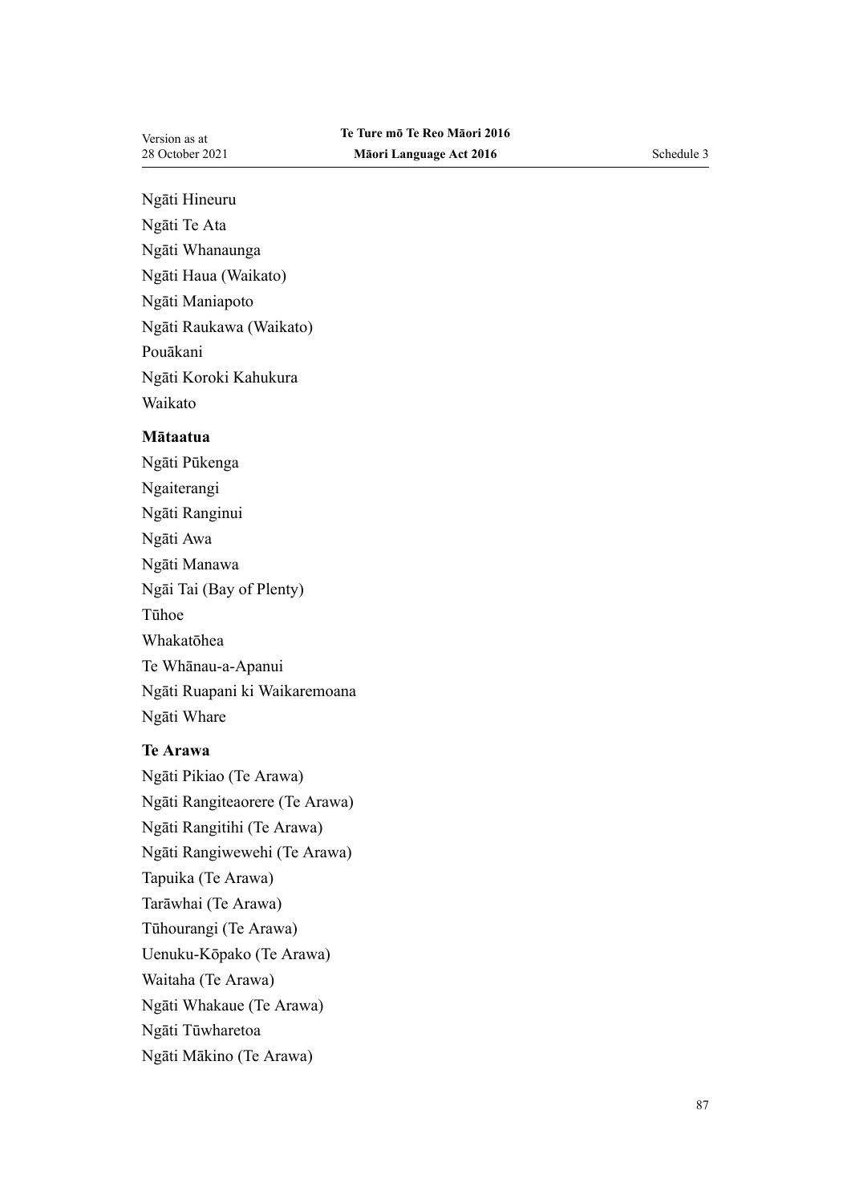Ngāti Hineuru

Ngāti Te Ata

Ngāti Whanaunga

Ngāti Haua (Waikato)

Ngāti Maniapoto

Ngāti Raukawa (Waikato)

Pouākani

Ngāti Koroki Kahukura

Waikato

**Mātaatua**

Ngāti Pūkenga

Ngaiterangi

Ngāti Ranginui

Ngāti Awa

Ngāti Manawa

Ngāi Tai (Bay of Plenty)

Tūhoe

Whakatōhea

Te Whānau-a-Apanui

Ngāti Ruapani ki Waikaremoana

Ngāti Whare

**Te Arawa**

Ngāti Pikiao (Te Arawa)

Ngāti Rangiteaorere (Te Arawa)

Ngāti Rangitihi (Te Arawa)

Ngāti Rangiwewehi (Te Arawa)

Tapuika (Te Arawa)

Tarāwhai (Te Arawa)

Tūhourangi (Te Arawa)

Uenuku-Kōpako (Te Arawa)

Waitaha (Te Arawa)

Ngāti Whakaue (Te Arawa)

Ngāti Tūwharetoa

Ngāti Mākino (Te Arawa)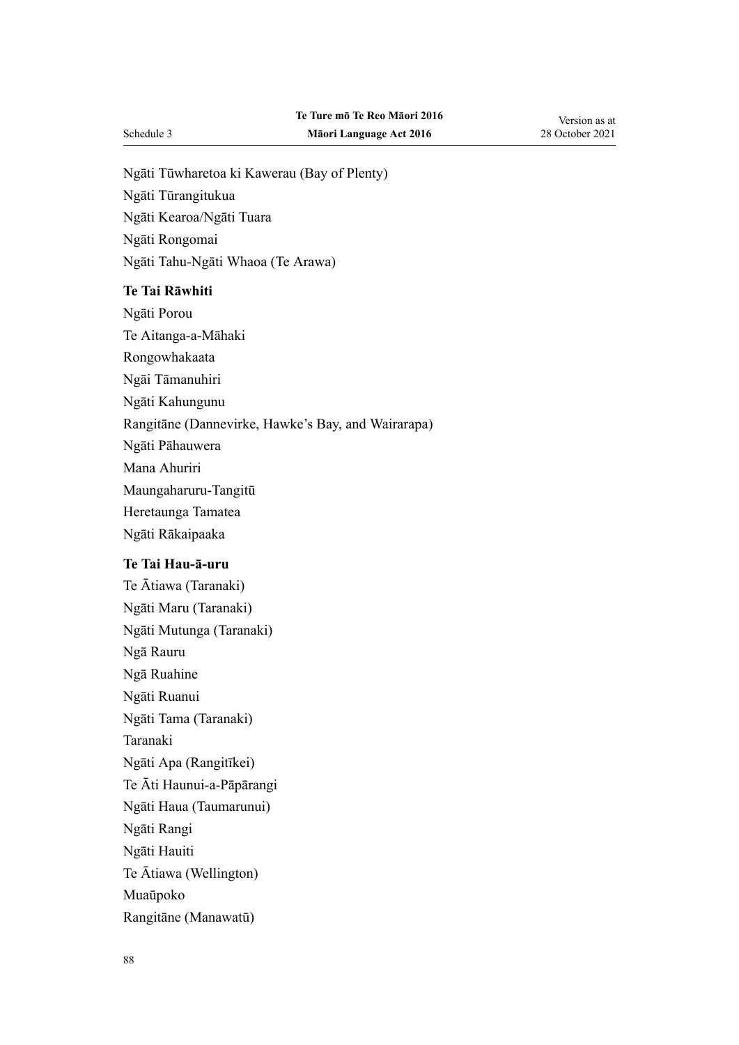Ngāti Tūwharetoa ki Kawerau (Bay of Plenty)

Ngāti Tūrangitukua

Ngāti Kearoa/Ngāti Tuara

Ngāti Rongomai

Ngāti Tahu-Ngāti Whaoa (Te Arawa)

**Te Tai Rāwhiti**

Ngāti Porou

Te Aitanga-a-Māhaki

Rongowhakaata

Ngāi Tāmanuhiri

Ngāti Kahungunu

Rangitāne (Dannevirke, Hawke's Bay, and Wairarapa)

Ngāti Pāhauwera

Mana Ahuriri

Maungaharuru-Tangitū

Heretaunga Tamatea

Ngāti Rākaipaaka

**Te Tai Hau-ā-uru**

Te Ātiawa (Taranaki)

Ngāti Maru (Taranaki)

Ngāti Mutunga (Taranaki)

Ngā Rauru

Ngā Ruahine

Ngāti Ruanui

Ngāti Tama (Taranaki)

Taranaki

Ngāti Apa (Rangitīkei)

Te Āti Haunui-a-Pāpārangi

Ngāti Haua (Taumarunui)

Ngāti Rangi

Ngāti Hauiti

Te Ātiawa (Wellington)

Muaūpoko

Rangitāne (Manawatū)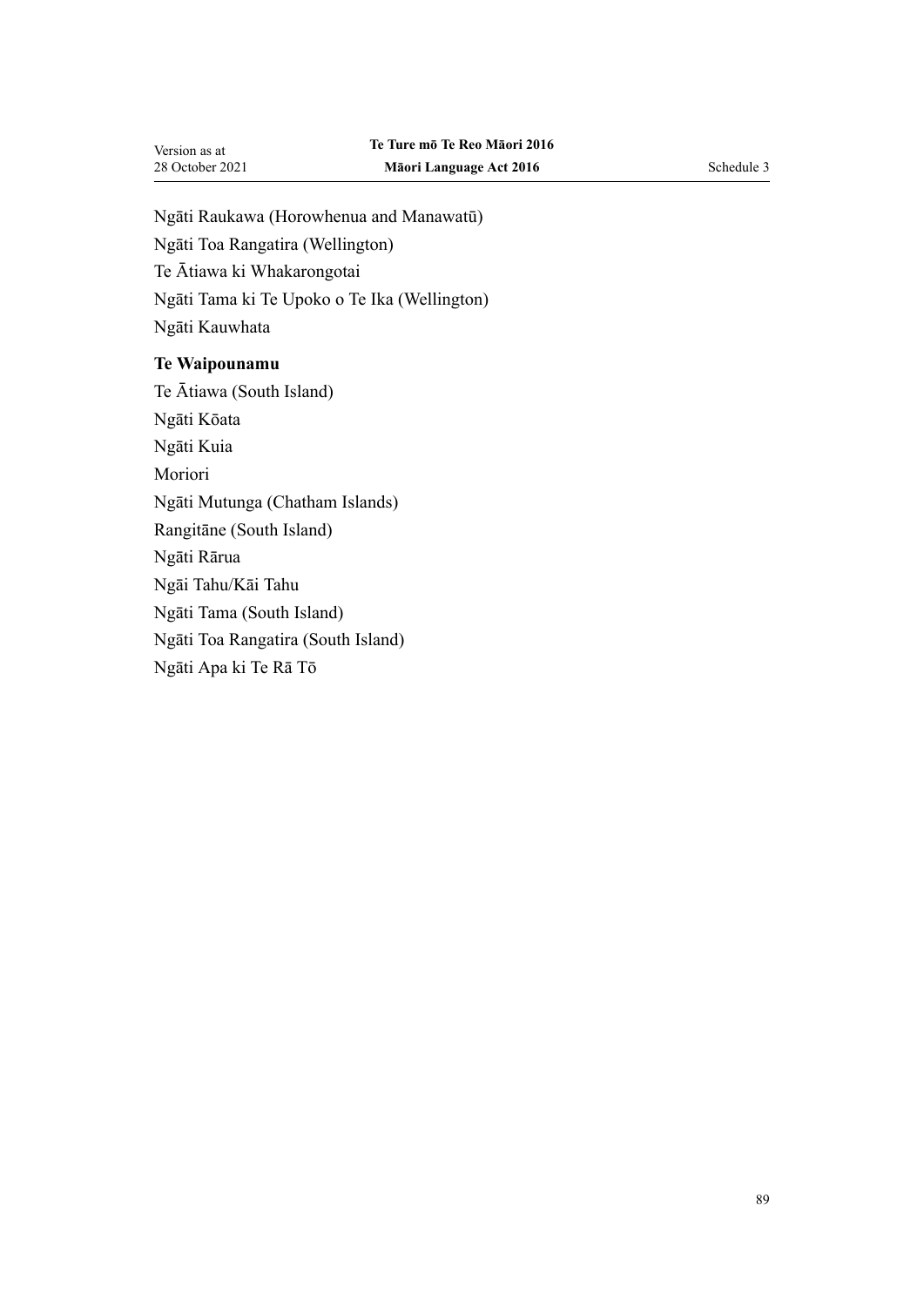Ngāti Raukawa (Horowhenua and Manawatū)

Ngāti Toa Rangatira (Wellington)

Te Ātiawa ki Whakarongotai

Ngāti Tama ki Te Upoko o Te Ika (Wellington)

Ngāti Kauwhata

**Te Waipounamu**

Te Ātiawa (South Island)

Ngāti Kōata

Ngāti Kuia

Moriori

Ngāti Mutunga (Chatham Islands)

Rangitāne (South Island)

Ngāti Rārua

Ngāi Tahu/Kāi Tahu

Ngāti Tama (South Island)

Ngāti Toa Rangatira (South Island)

Ngāti Apa ki Te Rā Tō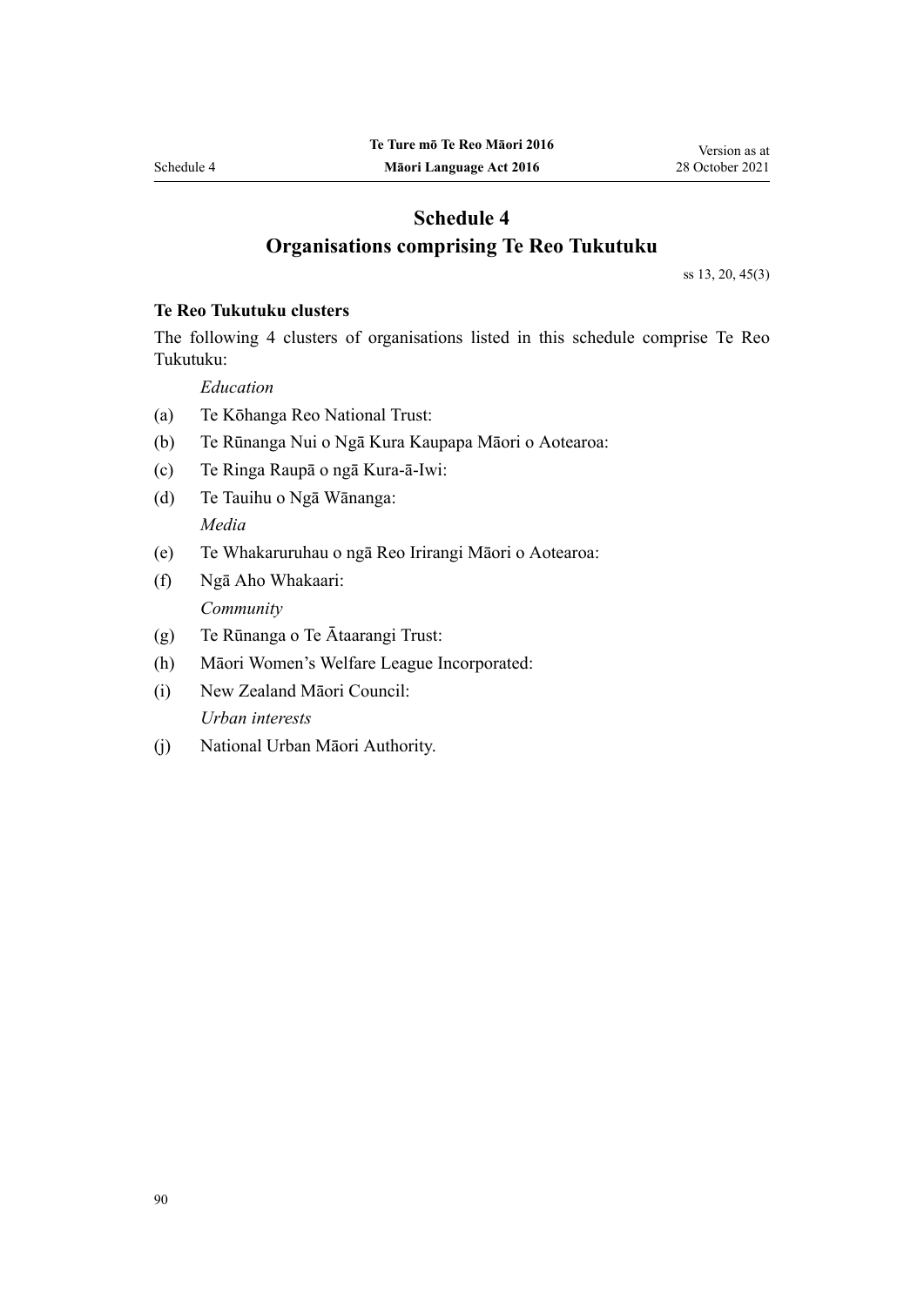# Schedule 4
## Organisations comprising Te Reo Tukutuku

ss 13, 20, 45(3)

**Te Reo Tukutuku clusters**

The following 4 clusters of organisations listed in this schedule comprise Te Reo Tukutuku:

*Education*

(a) Te Kōhanga Reo National Trust:

(b) Te Rūnanga Nui o Ngā Kura Kaupapa Māori o Aotearoa:

(c) Te Ringa Raupā o ngā Kura-ā-Iwi:

(d) Te Tauihu o Ngā Wānanga:

*Media*

(e) Te Whakaruruhau o ngā Reo Irirangi Māori o Aotearoa:

(f) Ngā Aho Whakaari:

*Community*

(g) Te Rūnanga o Te Ātaarangi Trust:

(h) Māori Women's Welfare League Incorporated:

(i) New Zealand Māori Council:

*Urban interests*

(j) National Urban Māori Authority.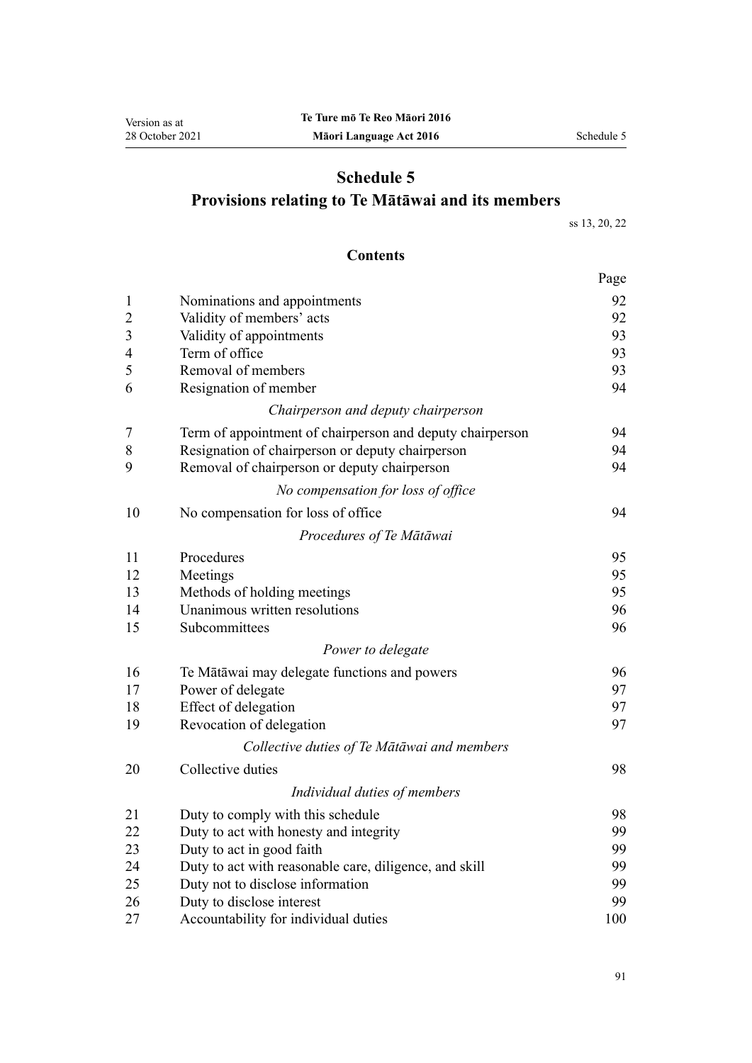# Schedule 5
## Provisions relating to Te Mātāwai and its members

ss 13, 20, 22

### Contents

| | | Page |
|---|---|---|
| 1 | Nominations and appointments | 92 |
| 2 | Validity of members' acts | 92 |
| 3 | Validity of appointments | 93 |
| 4 | Term of office | 93 |
| 5 | Removal of members | 93 |
| 6 | Resignation of member | 94 |
| | *Chairperson and deputy chairperson* | |
| 7 | Term of appointment of chairperson and deputy chairperson | 94 |
| 8 | Resignation of chairperson or deputy chairperson | 94 |
| 9 | Removal of chairperson or deputy chairperson | 94 |
| | *No compensation for loss of office* | |
| 10 | No compensation for loss of office | 94 |
| | *Procedures of Te Mātāwai* | |
| 11 | Procedures | 95 |
| 12 | Meetings | 95 |
| 13 | Methods of holding meetings | 95 |
| 14 | Unanimous written resolutions | 96 |
| 15 | Subcommittees | 96 |
| | *Power to delegate* | |
| 16 | Te Mātāwai may delegate functions and powers | 96 |
| 17 | Power of delegate | 97 |
| 18 | Effect of delegation | 97 |
| 19 | Revocation of delegation | 97 |
| | *Collective duties of Te Mātāwai and members* | |
| 20 | Collective duties | 98 |
| | *Individual duties of members* | |
| 21 | Duty to comply with this schedule | 98 |
| 22 | Duty to act with honesty and integrity | 99 |
| 23 | Duty to act in good faith | 99 |
| 24 | Duty to act with reasonable care, diligence, and skill | 99 |
| 25 | Duty not to disclose information | 99 |
| 26 | Duty to disclose interest | 99 |
| 27 | Accountability for individual duties | 100 |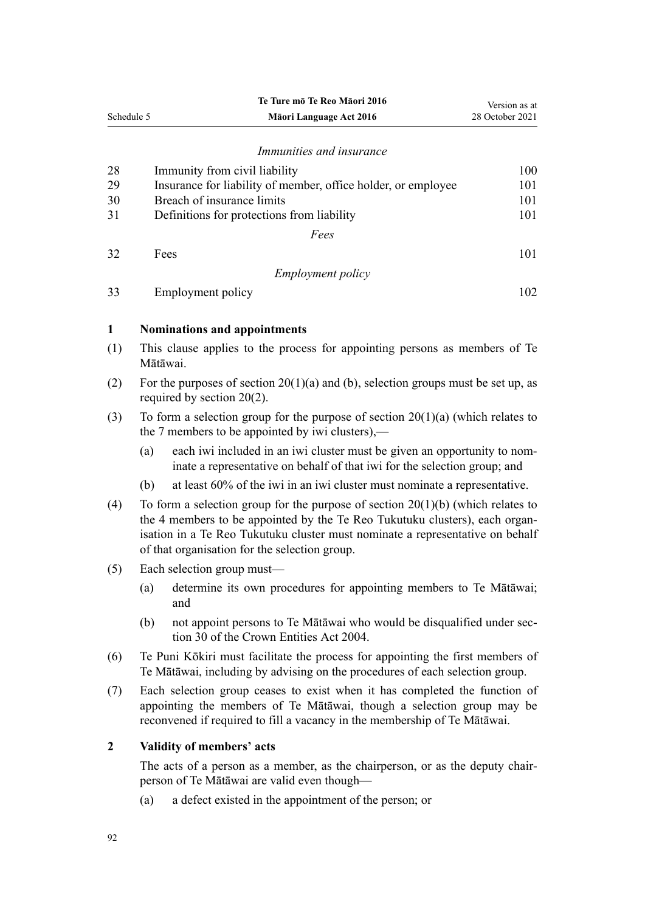*Immunities and insurance*

| | | |
|---|---|---|
| 28 | Immunity from civil liability | 100 |
| 29 | Insurance for liability of member, office holder, or employee | 101 |
| 30 | Breach of insurance limits | 101 |
| 31 | Definitions for protections from liability | 101 |

*Fees*

| | | |
|---|---|---|
| 32 | Fees | 101 |

*Employment policy*

| | | |
|---|---|---|
| 33 | Employment policy | 102 |

**1 Nominations and appointments**

(1) This clause applies to the process for appointing persons as members of Te Mātāwai.

(2) For the purposes of section 20(1)(a) and (b), selection groups must be set up, as required by section 20(2).

(3) To form a selection group for the purpose of section 20(1)(a) (which relates to the 7 members to be appointed by iwi clusters),—

(a) each iwi included in an iwi cluster must be given an opportunity to nominate a representative on behalf of that iwi for the selection group; and

(b) at least 60% of the iwi in an iwi cluster must nominate a representative.

(4) To form a selection group for the purpose of section 20(1)(b) (which relates to the 4 members to be appointed by the Te Reo Tukutuku clusters), each organisation in a Te Reo Tukutuku cluster must nominate a representative on behalf of that organisation for the selection group.

(5) Each selection group must—

(a) determine its own procedures for appointing members to Te Mātāwai; and

(b) not appoint persons to Te Mātāwai who would be disqualified under section 30 of the Crown Entities Act 2004.

(6) Te Puni Kōkiri must facilitate the process for appointing the first members of Te Mātāwai, including by advising on the procedures of each selection group.

(7) Each selection group ceases to exist when it has completed the function of appointing the members of Te Mātāwai, though a selection group may be reconvened if required to fill a vacancy in the membership of Te Mātāwai.

**2 Validity of members' acts**

The acts of a person as a member, as the chairperson, or as the deputy chairperson of Te Mātāwai are valid even though—

(a) a defect existed in the appointment of the person; or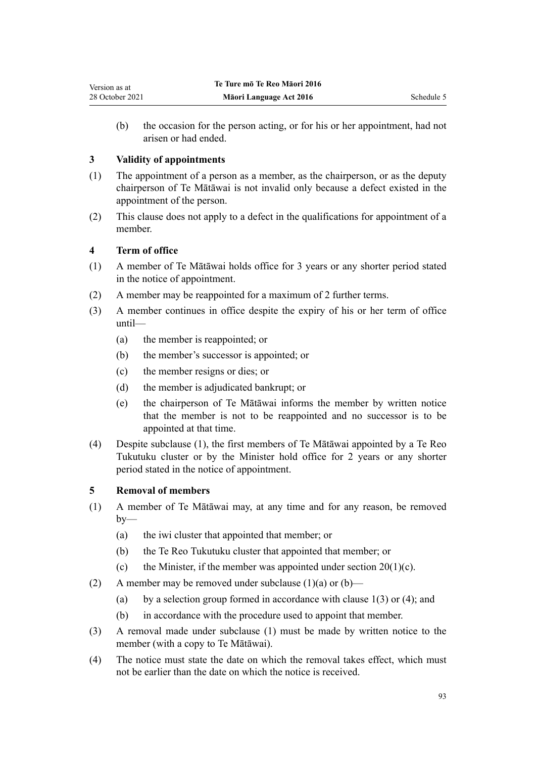(b) the occasion for the person acting, or for his or her appointment, had not arisen or had ended.

### 3 Validity of appointments

(1) The appointment of a person as a member, as the chairperson, or as the deputy chairperson of Te Mātāwai is not invalid only because a defect existed in the appointment of the person.

(2) This clause does not apply to a defect in the qualifications for appointment of a member.

### 4 Term of office

(1) A member of Te Mātāwai holds office for 3 years or any shorter period stated in the notice of appointment.

(2) A member may be reappointed for a maximum of 2 further terms.

(3) A member continues in office despite the expiry of his or her term of office until—

- (a) the member is reappointed; or
- (b) the member's successor is appointed; or
- (c) the member resigns or dies; or
- (d) the member is adjudicated bankrupt; or
- (e) the chairperson of Te Mātāwai informs the member by written notice that the member is not to be reappointed and no successor is to be appointed at that time.

(4) Despite subclause (1), the first members of Te Mātāwai appointed by a Te Reo Tukutuku cluster or by the Minister hold office for 2 years or any shorter period stated in the notice of appointment.

### 5 Removal of members

(1) A member of Te Mātāwai may, at any time and for any reason, be removed by—

- (a) the iwi cluster that appointed that member; or
- (b) the Te Reo Tukutuku cluster that appointed that member; or
- (c) the Minister, if the member was appointed under section 20(1)(c).

(2) A member may be removed under subclause (1)(a) or (b)—

- (a) by a selection group formed in accordance with clause 1(3) or (4); and
- (b) in accordance with the procedure used to appoint that member.

(3) A removal made under subclause (1) must be made by written notice to the member (with a copy to Te Mātāwai).

(4) The notice must state the date on which the removal takes effect, which must not be earlier than the date on which the notice is received.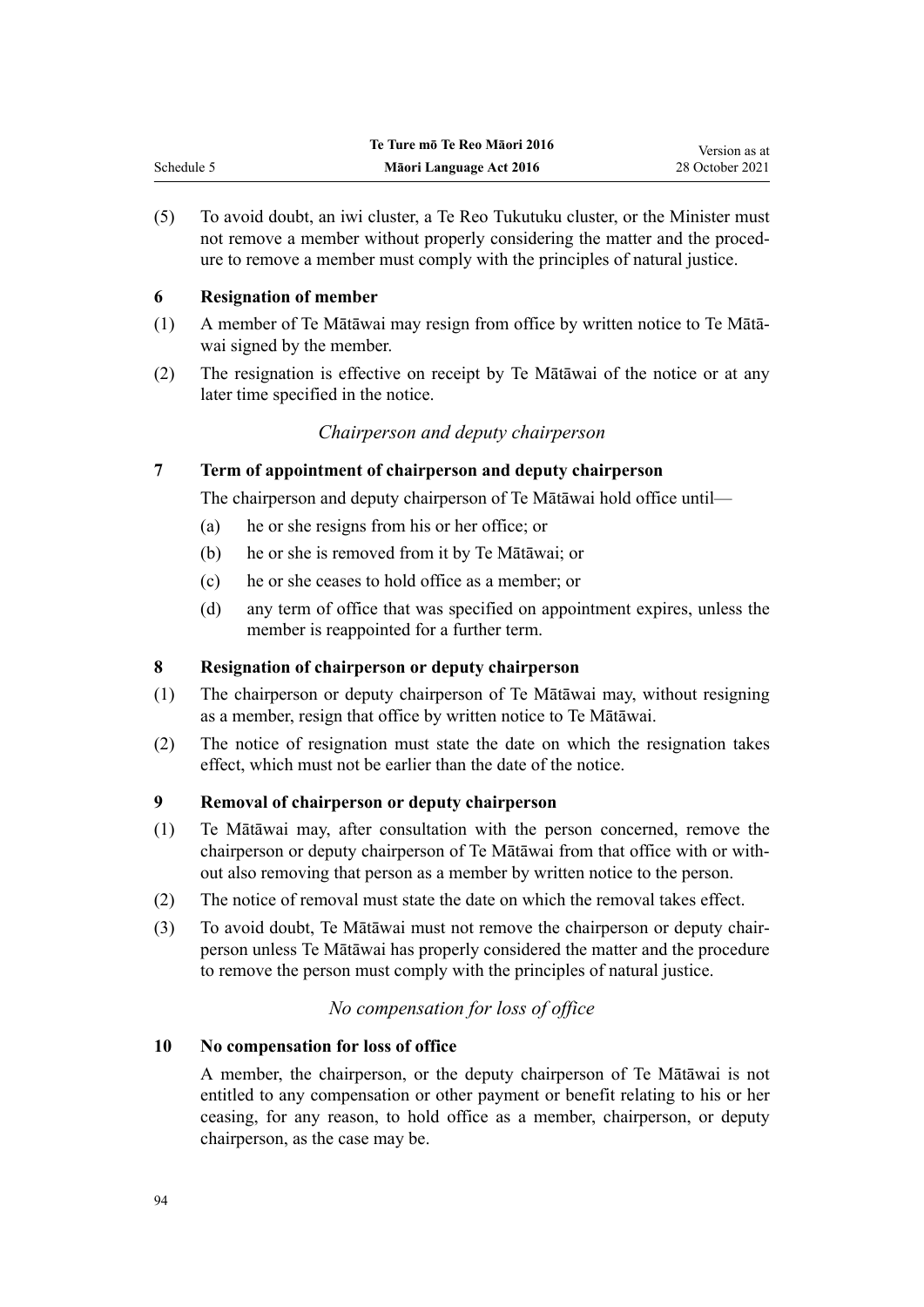(5) To avoid doubt, an iwi cluster, a Te Reo Tukutuku cluster, or the Minister must not remove a member without properly considering the matter and the procedure to remove a member must comply with the principles of natural justice.

### 6 Resignation of member

(1) A member of Te Mātāwai may resign from office by written notice to Te Mātāwai signed by the member.

(2) The resignation is effective on receipt by Te Mātāwai of the notice or at any later time specified in the notice.

*Chairperson and deputy chairperson*

### 7 Term of appointment of chairperson and deputy chairperson

The chairperson and deputy chairperson of Te Mātāwai hold office until—

(a) he or she resigns from his or her office; or

(b) he or she is removed from it by Te Mātāwai; or

(c) he or she ceases to hold office as a member; or

(d) any term of office that was specified on appointment expires, unless the member is reappointed for a further term.

### 8 Resignation of chairperson or deputy chairperson

(1) The chairperson or deputy chairperson of Te Mātāwai may, without resigning as a member, resign that office by written notice to Te Mātāwai.

(2) The notice of resignation must state the date on which the resignation takes effect, which must not be earlier than the date of the notice.

### 9 Removal of chairperson or deputy chairperson

(1) Te Mātāwai may, after consultation with the person concerned, remove the chairperson or deputy chairperson of Te Mātāwai from that office with or without also removing that person as a member by written notice to the person.

(2) The notice of removal must state the date on which the removal takes effect.

(3) To avoid doubt, Te Mātāwai must not remove the chairperson or deputy chairperson unless Te Mātāwai has properly considered the matter and the procedure to remove the person must comply with the principles of natural justice.

*No compensation for loss of office*

### 10 No compensation for loss of office

A member, the chairperson, or the deputy chairperson of Te Mātāwai is not entitled to any compensation or other payment or benefit relating to his or her ceasing, for any reason, to hold office as a member, chairperson, or deputy chairperson, as the case may be.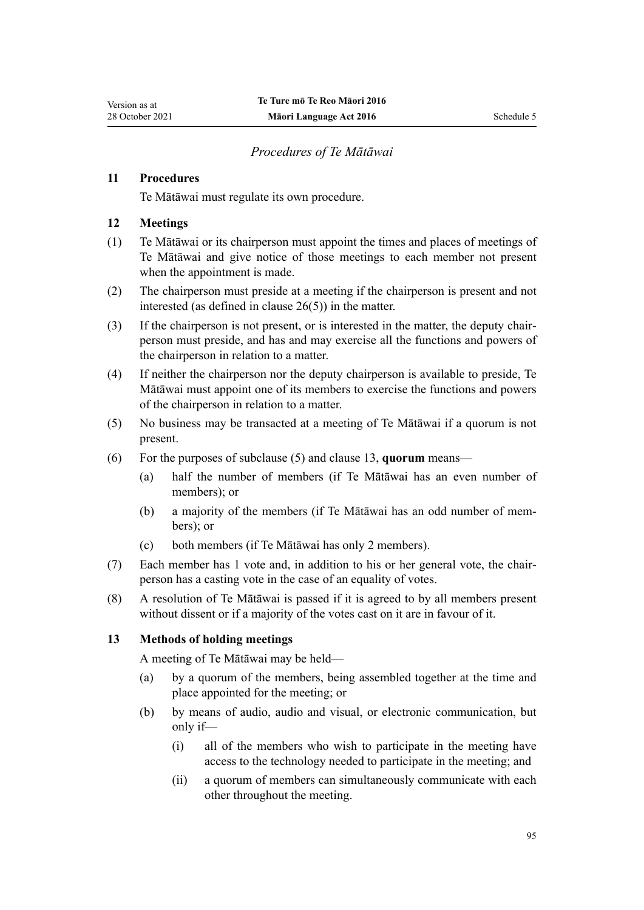*Procedures of Te Mātāwai*

### 11 Procedures

Te Mātāwai must regulate its own procedure.

### 12 Meetings

(1) Te Mātāwai or its chairperson must appoint the times and places of meetings of Te Mātāwai and give notice of those meetings to each member not present when the appointment is made.

(2) The chairperson must preside at a meeting if the chairperson is present and not interested (as defined in clause 26(5)) in the matter.

(3) If the chairperson is not present, or is interested in the matter, the deputy chairperson must preside, and has and may exercise all the functions and powers of the chairperson in relation to a matter.

(4) If neither the chairperson nor the deputy chairperson is available to preside, Te Mātāwai must appoint one of its members to exercise the functions and powers of the chairperson in relation to a matter.

(5) No business may be transacted at a meeting of Te Mātāwai if a quorum is not present.

(6) For the purposes of subclause (5) and clause 13, **quorum** means—

- (a) half the number of members (if Te Mātāwai has an even number of members); or
- (b) a majority of the members (if Te Mātāwai has an odd number of members); or
- (c) both members (if Te Mātāwai has only 2 members).

(7) Each member has 1 vote and, in addition to his or her general vote, the chairperson has a casting vote in the case of an equality of votes.

(8) A resolution of Te Mātāwai is passed if it is agreed to by all members present without dissent or if a majority of the votes cast on it are in favour of it.

### 13 Methods of holding meetings

A meeting of Te Mātāwai may be held—

- (a) by a quorum of the members, being assembled together at the time and place appointed for the meeting; or
- (b) by means of audio, audio and visual, or electronic communication, but only if—
  - (i) all of the members who wish to participate in the meeting have access to the technology needed to participate in the meeting; and
  - (ii) a quorum of members can simultaneously communicate with each other throughout the meeting.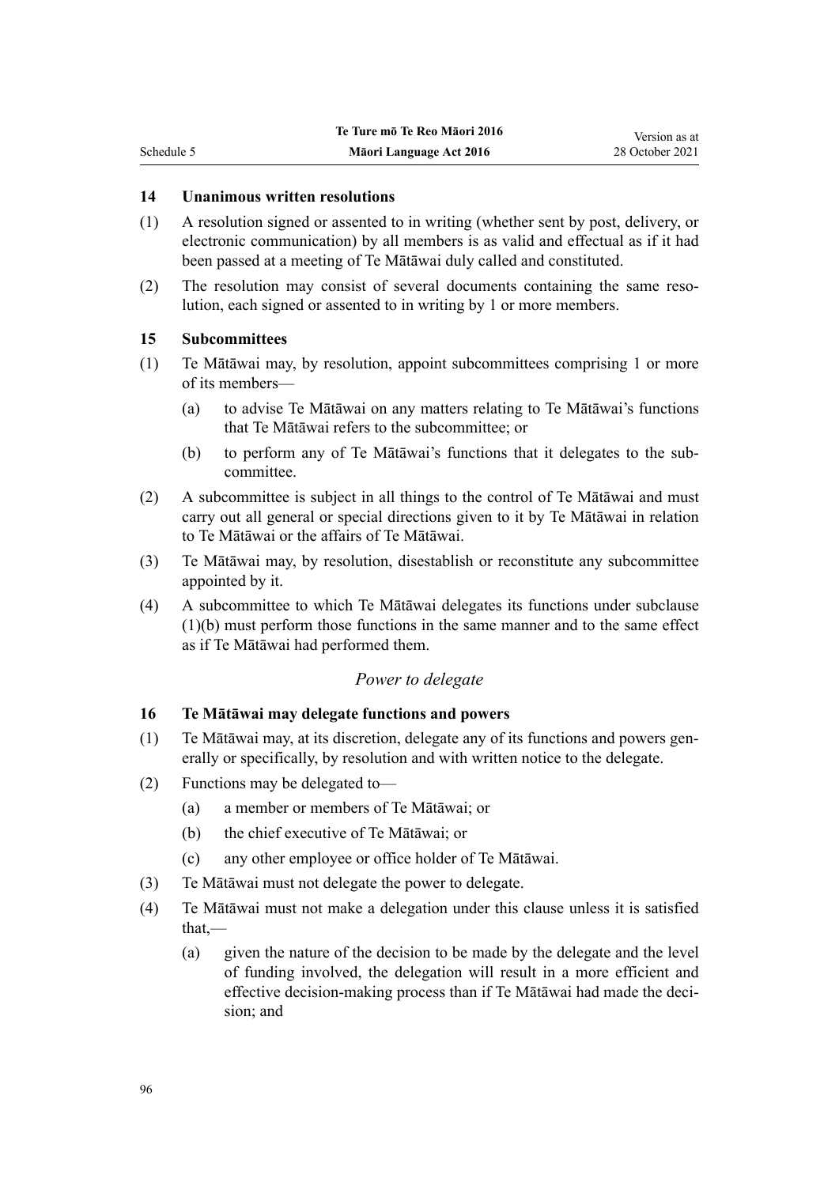### 14 Unanimous written resolutions

(1) A resolution signed or assented to in writing (whether sent by post, delivery, or electronic communication) by all members is as valid and effectual as if it had been passed at a meeting of Te Mātāwai duly called and constituted.

(2) The resolution may consist of several documents containing the same resolution, each signed or assented to in writing by 1 or more members.

### 15 Subcommittees

(1) Te Mātāwai may, by resolution, appoint subcommittees comprising 1 or more of its members—

- (a) to advise Te Mātāwai on any matters relating to Te Mātāwai's functions that Te Mātāwai refers to the subcommittee; or
- (b) to perform any of Te Mātāwai's functions that it delegates to the subcommittee.

(2) A subcommittee is subject in all things to the control of Te Mātāwai and must carry out all general or special directions given to it by Te Mātāwai in relation to Te Mātāwai or the affairs of Te Mātāwai.

(3) Te Mātāwai may, by resolution, disestablish or reconstitute any subcommittee appointed by it.

(4) A subcommittee to which Te Mātāwai delegates its functions under subclause (1)(b) must perform those functions in the same manner and to the same effect as if Te Mātāwai had performed them.

*Power to delegate*

### 16 Te Mātāwai may delegate functions and powers

(1) Te Mātāwai may, at its discretion, delegate any of its functions and powers generally or specifically, by resolution and with written notice to the delegate.

(2) Functions may be delegated to—

- (a) a member or members of Te Mātāwai; or
- (b) the chief executive of Te Mātāwai; or
- (c) any other employee or office holder of Te Mātāwai.

(3) Te Mātāwai must not delegate the power to delegate.

(4) Te Mātāwai must not make a delegation under this clause unless it is satisfied that,—

- (a) given the nature of the decision to be made by the delegate and the level of funding involved, the delegation will result in a more efficient and effective decision-making process than if Te Mātāwai had made the decision; and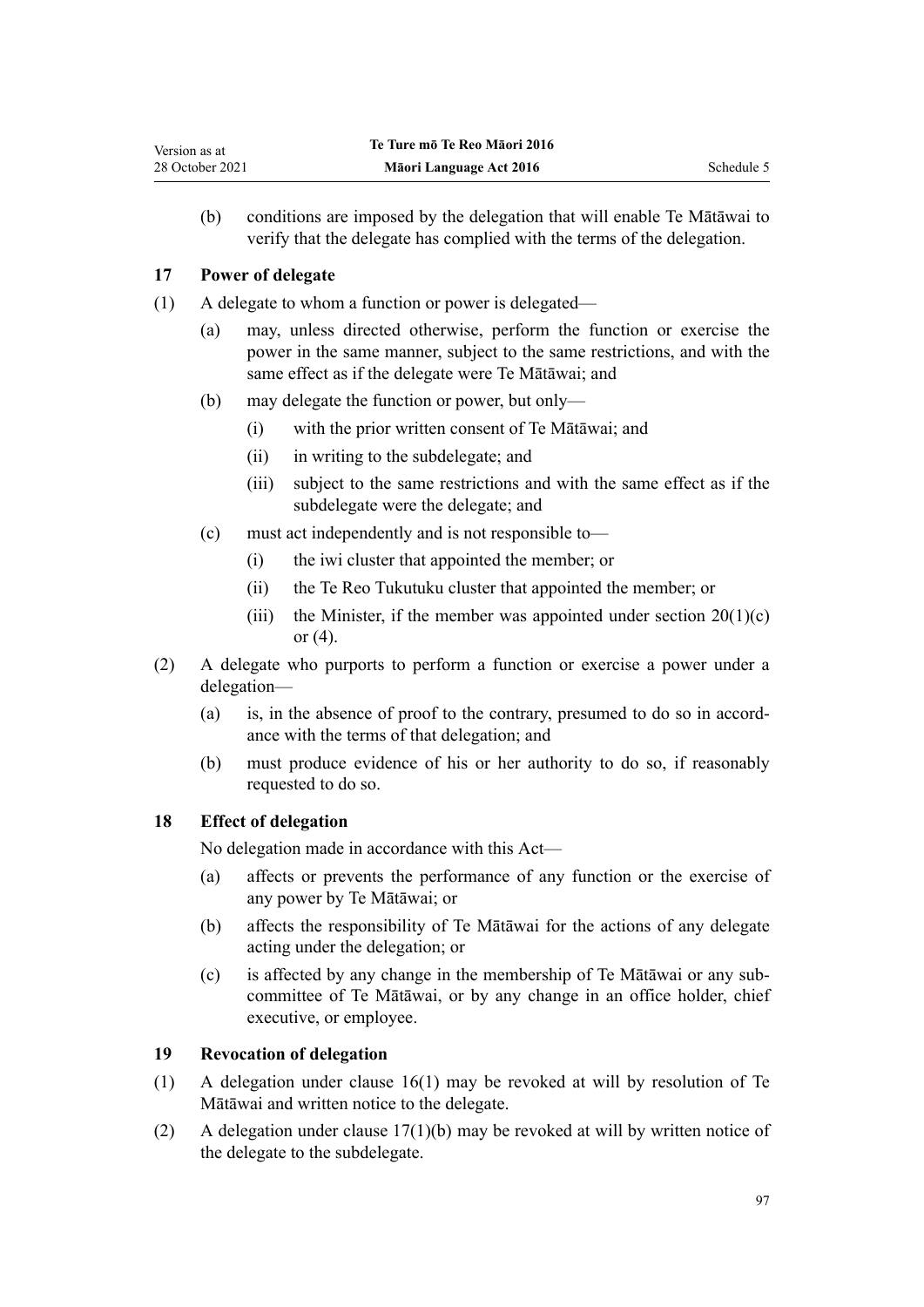(b) conditions are imposed by the delegation that will enable Te Mātāwai to verify that the delegate has complied with the terms of the delegation.

### 17 Power of delegate

(1) A delegate to whom a function or power is delegated—

  (a) may, unless directed otherwise, perform the function or exercise the power in the same manner, subject to the same restrictions, and with the same effect as if the delegate were Te Mātāwai; and

  (b) may delegate the function or power, but only—

    (i) with the prior written consent of Te Mātāwai; and

    (ii) in writing to the subdelegate; and

    (iii) subject to the same restrictions and with the same effect as if the subdelegate were the delegate; and

  (c) must act independently and is not responsible to—

    (i) the iwi cluster that appointed the member; or

    (ii) the Te Reo Tukutuku cluster that appointed the member; or

    (iii) the Minister, if the member was appointed under section 20(1)(c) or (4).

(2) A delegate who purports to perform a function or exercise a power under a delegation—

  (a) is, in the absence of proof to the contrary, presumed to do so in accordance with the terms of that delegation; and

  (b) must produce evidence of his or her authority to do so, if reasonably requested to do so.

### 18 Effect of delegation

No delegation made in accordance with this Act—

  (a) affects or prevents the performance of any function or the exercise of any power by Te Mātāwai; or

  (b) affects the responsibility of Te Mātāwai for the actions of any delegate acting under the delegation; or

  (c) is affected by any change in the membership of Te Mātāwai or any subcommittee of Te Mātāwai, or by any change in an office holder, chief executive, or employee.

### 19 Revocation of delegation

(1) A delegation under clause 16(1) may be revoked at will by resolution of Te Mātāwai and written notice to the delegate.

(2) A delegation under clause 17(1)(b) may be revoked at will by written notice of the delegate to the subdelegate.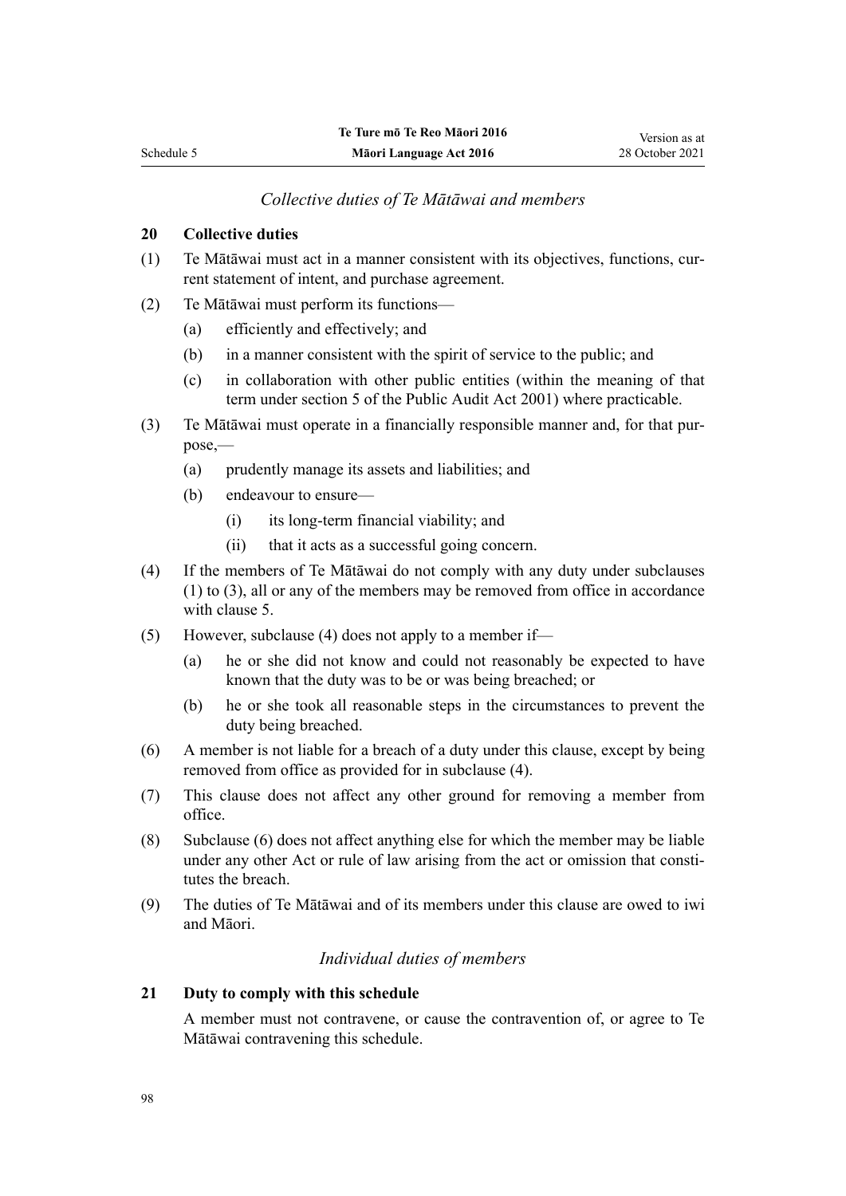*Collective duties of Te Mātāwai and members*

**20 Collective duties**

(1) Te Mātāwai must act in a manner consistent with its objectives, functions, current statement of intent, and purchase agreement.

(2) Te Mātāwai must perform its functions—

- (a) efficiently and effectively; and
- (b) in a manner consistent with the spirit of service to the public; and
- (c) in collaboration with other public entities (within the meaning of that term under section 5 of the Public Audit Act 2001) where practicable.

(3) Te Mātāwai must operate in a financially responsible manner and, for that purpose,—

- (a) prudently manage its assets and liabilities; and
- (b) endeavour to ensure—
  - (i) its long-term financial viability; and
  - (ii) that it acts as a successful going concern.

(4) If the members of Te Mātāwai do not comply with any duty under subclauses (1) to (3), all or any of the members may be removed from office in accordance with clause 5.

(5) However, subclause (4) does not apply to a member if—

- (a) he or she did not know and could not reasonably be expected to have known that the duty was to be or was being breached; or
- (b) he or she took all reasonable steps in the circumstances to prevent the duty being breached.

(6) A member is not liable for a breach of a duty under this clause, except by being removed from office as provided for in subclause (4).

(7) This clause does not affect any other ground for removing a member from office.

(8) Subclause (6) does not affect anything else for which the member may be liable under any other Act or rule of law arising from the act or omission that constitutes the breach.

(9) The duties of Te Mātāwai and of its members under this clause are owed to iwi and Māori.

*Individual duties of members*

**21 Duty to comply with this schedule**

A member must not contravene, or cause the contravention of, or agree to Te Mātāwai contravening this schedule.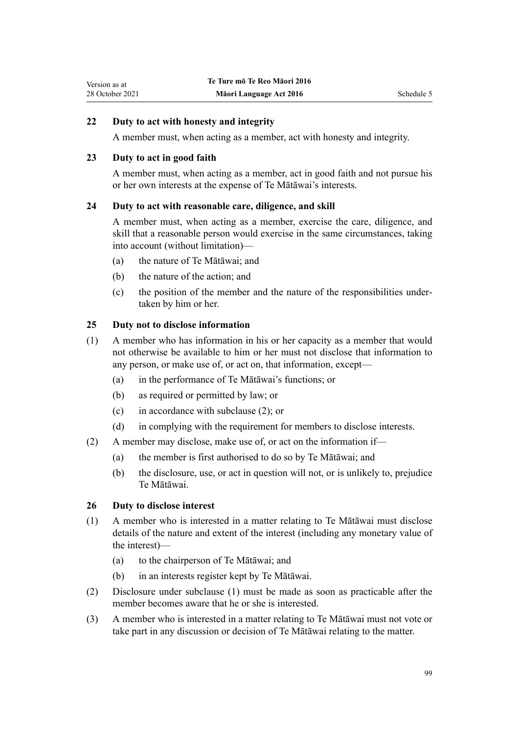### 22 Duty to act with honesty and integrity

A member must, when acting as a member, act with honesty and integrity.

### 23 Duty to act in good faith

A member must, when acting as a member, act in good faith and not pursue his or her own interests at the expense of Te Mātāwai's interests.

### 24 Duty to act with reasonable care, diligence, and skill

A member must, when acting as a member, exercise the care, diligence, and skill that a reasonable person would exercise in the same circumstances, taking into account (without limitation)—

- (a) the nature of Te Mātāwai; and
- (b) the nature of the action; and
- (c) the position of the member and the nature of the responsibilities undertaken by him or her.

### 25 Duty not to disclose information

(1) A member who has information in his or her capacity as a member that would not otherwise be available to him or her must not disclose that information to any person, or make use of, or act on, that information, except—

- (a) in the performance of Te Mātāwai's functions; or
- (b) as required or permitted by law; or
- (c) in accordance with subclause (2); or
- (d) in complying with the requirement for members to disclose interests.

(2) A member may disclose, make use of, or act on the information if—

- (a) the member is first authorised to do so by Te Mātāwai; and
- (b) the disclosure, use, or act in question will not, or is unlikely to, prejudice Te Mātāwai.

### 26 Duty to disclose interest

(1) A member who is interested in a matter relating to Te Mātāwai must disclose details of the nature and extent of the interest (including any monetary value of the interest)—

- (a) to the chairperson of Te Mātāwai; and
- (b) in an interests register kept by Te Mātāwai.

(2) Disclosure under subclause (1) must be made as soon as practicable after the member becomes aware that he or she is interested.

(3) A member who is interested in a matter relating to Te Mātāwai must not vote or take part in any discussion or decision of Te Mātāwai relating to the matter.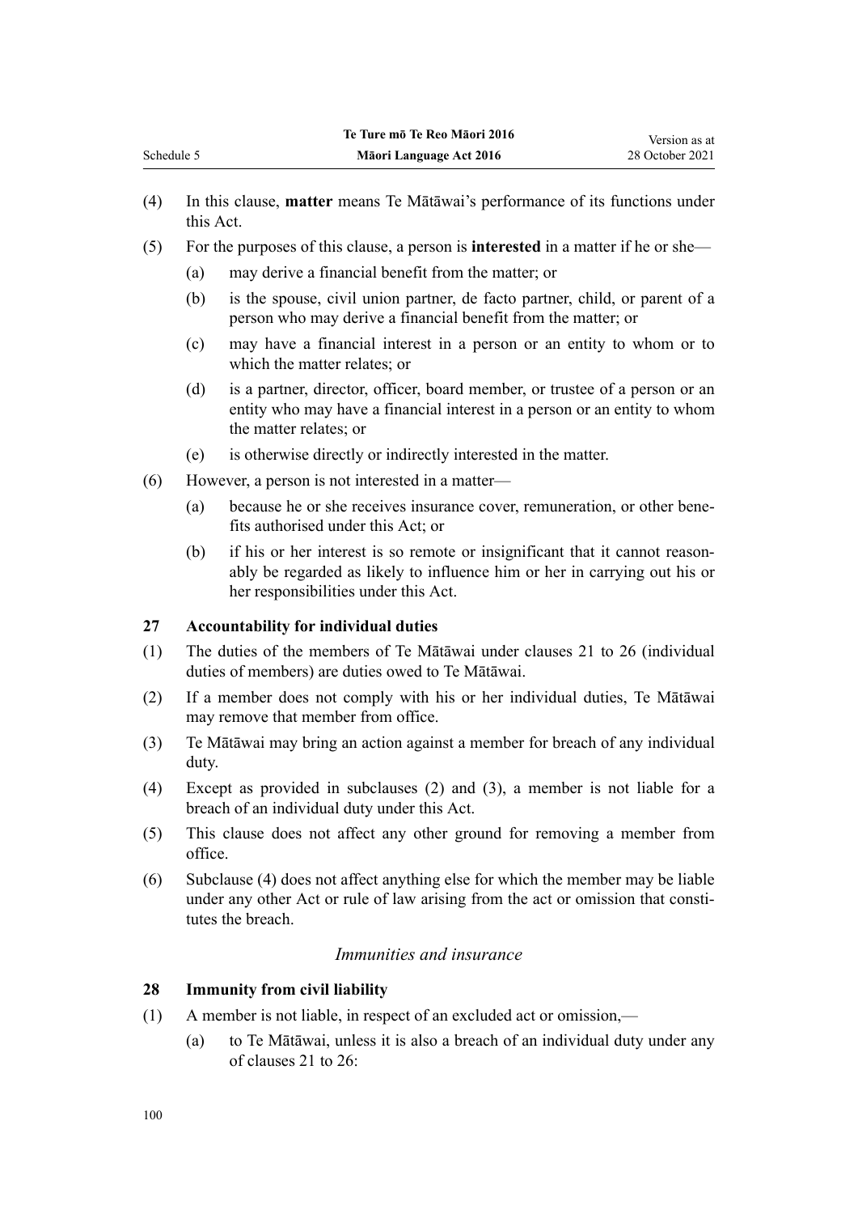(4) In this clause, **matter** means Te Mātāwai's performance of its functions under this Act.

(5) For the purposes of this clause, a person is **interested** in a matter if he or she—

(a) may derive a financial benefit from the matter; or

(b) is the spouse, civil union partner, de facto partner, child, or parent of a person who may derive a financial benefit from the matter; or

(c) may have a financial interest in a person or an entity to whom or to which the matter relates; or

(d) is a partner, director, officer, board member, or trustee of a person or an entity who may have a financial interest in a person or an entity to whom the matter relates; or

(e) is otherwise directly or indirectly interested in the matter.

(6) However, a person is not interested in a matter—

(a) because he or she receives insurance cover, remuneration, or other benefits authorised under this Act; or

(b) if his or her interest is so remote or insignificant that it cannot reasonably be regarded as likely to influence him or her in carrying out his or her responsibilities under this Act.

### 27 Accountability for individual duties

(1) The duties of the members of Te Mātāwai under clauses 21 to 26 (individual duties of members) are duties owed to Te Mātāwai.

(2) If a member does not comply with his or her individual duties, Te Mātāwai may remove that member from office.

(3) Te Mātāwai may bring an action against a member for breach of any individual duty.

(4) Except as provided in subclauses (2) and (3), a member is not liable for a breach of an individual duty under this Act.

(5) This clause does not affect any other ground for removing a member from office.

(6) Subclause (4) does not affect anything else for which the member may be liable under any other Act or rule of law arising from the act or omission that constitutes the breach.

*Immunities and insurance*

### 28 Immunity from civil liability

(1) A member is not liable, in respect of an excluded act or omission,—

(a) to Te Mātāwai, unless it is also a breach of an individual duty under any of clauses 21 to 26: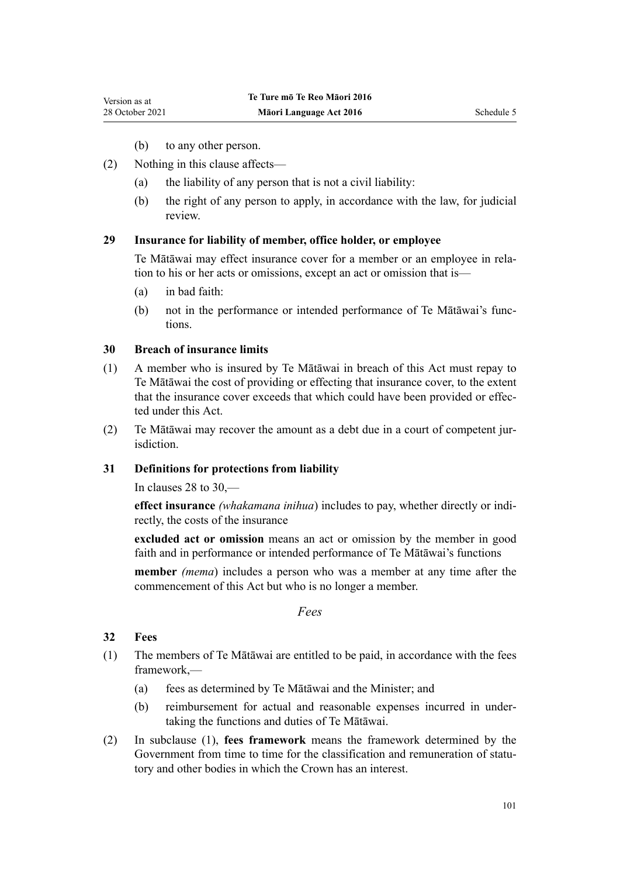(b) to any other person.

(2) Nothing in this clause affects—

(a) the liability of any person that is not a civil liability:

(b) the right of any person to apply, in accordance with the law, for judicial review.

**29 Insurance for liability of member, office holder, or employee**

Te Mātāwai may effect insurance cover for a member or an employee in relation to his or her acts or omissions, except an act or omission that is—

(a) in bad faith:

(b) not in the performance or intended performance of Te Mātāwai's functions.

**30 Breach of insurance limits**

(1) A member who is insured by Te Mātāwai in breach of this Act must repay to Te Mātāwai the cost of providing or effecting that insurance cover, to the extent that the insurance cover exceeds that which could have been provided or effected under this Act.

(2) Te Mātāwai may recover the amount as a debt due in a court of competent jurisdiction.

**31 Definitions for protections from liability**

In clauses 28 to 30,—

**effect insurance** *(whakamana inihua*) includes to pay, whether directly or indirectly, the costs of the insurance

**excluded act or omission** means an act or omission by the member in good faith and in performance or intended performance of Te Mātāwai's functions

**member** *(mema*) includes a person who was a member at any time after the commencement of this Act but who is no longer a member.

*Fees*

**32 Fees**

(1) The members of Te Mātāwai are entitled to be paid, in accordance with the fees framework,—

(a) fees as determined by Te Mātāwai and the Minister; and

(b) reimbursement for actual and reasonable expenses incurred in undertaking the functions and duties of Te Mātāwai.

(2) In subclause (1), **fees framework** means the framework determined by the Government from time to time for the classification and remuneration of statutory and other bodies in which the Crown has an interest.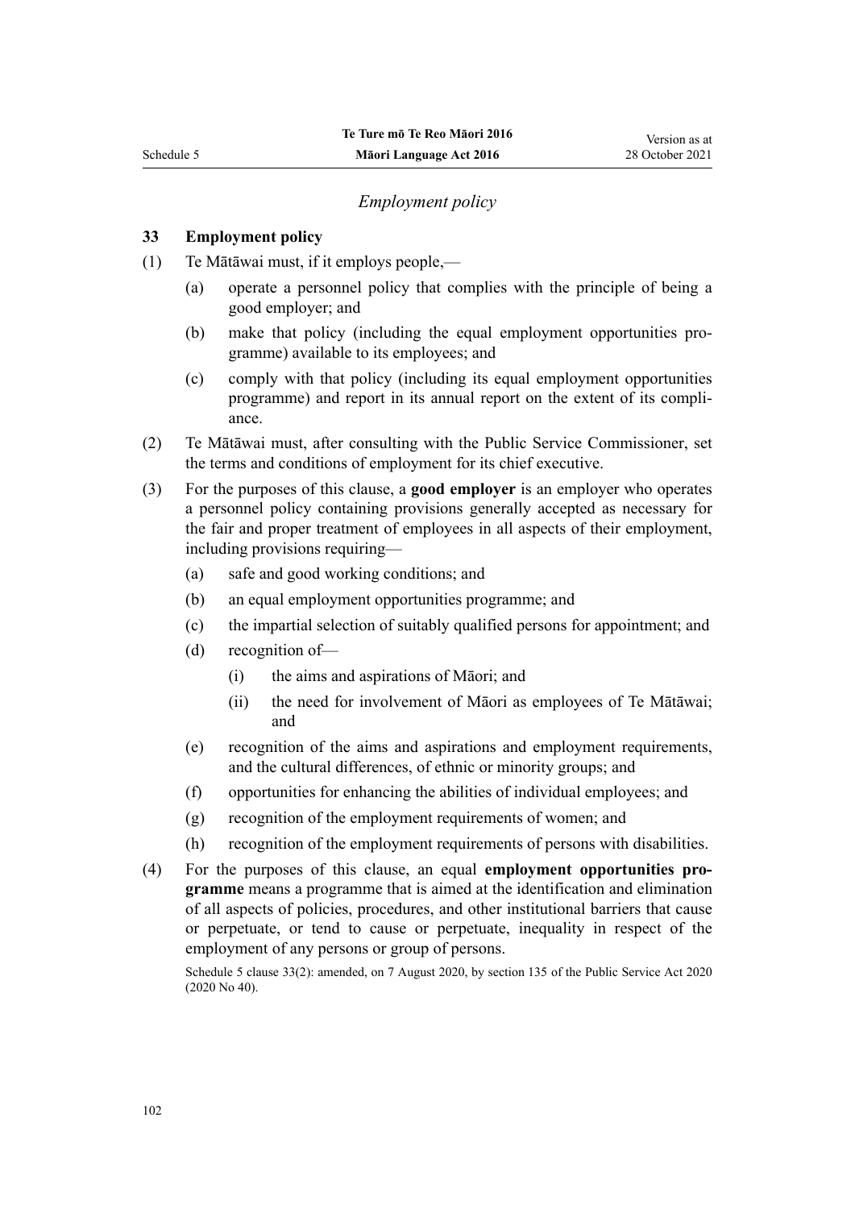*Employment policy*

### 33 Employment policy

(1) Te Mātāwai must, if it employs people,—

- (a) operate a personnel policy that complies with the principle of being a good employer; and
- (b) make that policy (including the equal employment opportunities programme) available to its employees; and
- (c) comply with that policy (including its equal employment opportunities programme) and report in its annual report on the extent of its compliance.

(2) Te Mātāwai must, after consulting with the Public Service Commissioner, set the terms and conditions of employment for its chief executive.

(3) For the purposes of this clause, a **good employer** is an employer who operates a personnel policy containing provisions generally accepted as necessary for the fair and proper treatment of employees in all aspects of their employment, including provisions requiring—

- (a) safe and good working conditions; and
- (b) an equal employment opportunities programme; and
- (c) the impartial selection of suitably qualified persons for appointment; and
- (d) recognition of—
  - (i) the aims and aspirations of Māori; and
  - (ii) the need for involvement of Māori as employees of Te Mātāwai; and
- (e) recognition of the aims and aspirations and employment requirements, and the cultural differences, of ethnic or minority groups; and
- (f) opportunities for enhancing the abilities of individual employees; and
- (g) recognition of the employment requirements of women; and
- (h) recognition of the employment requirements of persons with disabilities.

(4) For the purposes of this clause, an equal **employment opportunities programme** means a programme that is aimed at the identification and elimination of all aspects of policies, procedures, and other institutional barriers that cause or perpetuate, or tend to cause or perpetuate, inequality in respect of the employment of any persons or group of persons.

Schedule 5 clause 33(2): amended, on 7 August 2020, by section 135 of the Public Service Act 2020 (2020 No 40).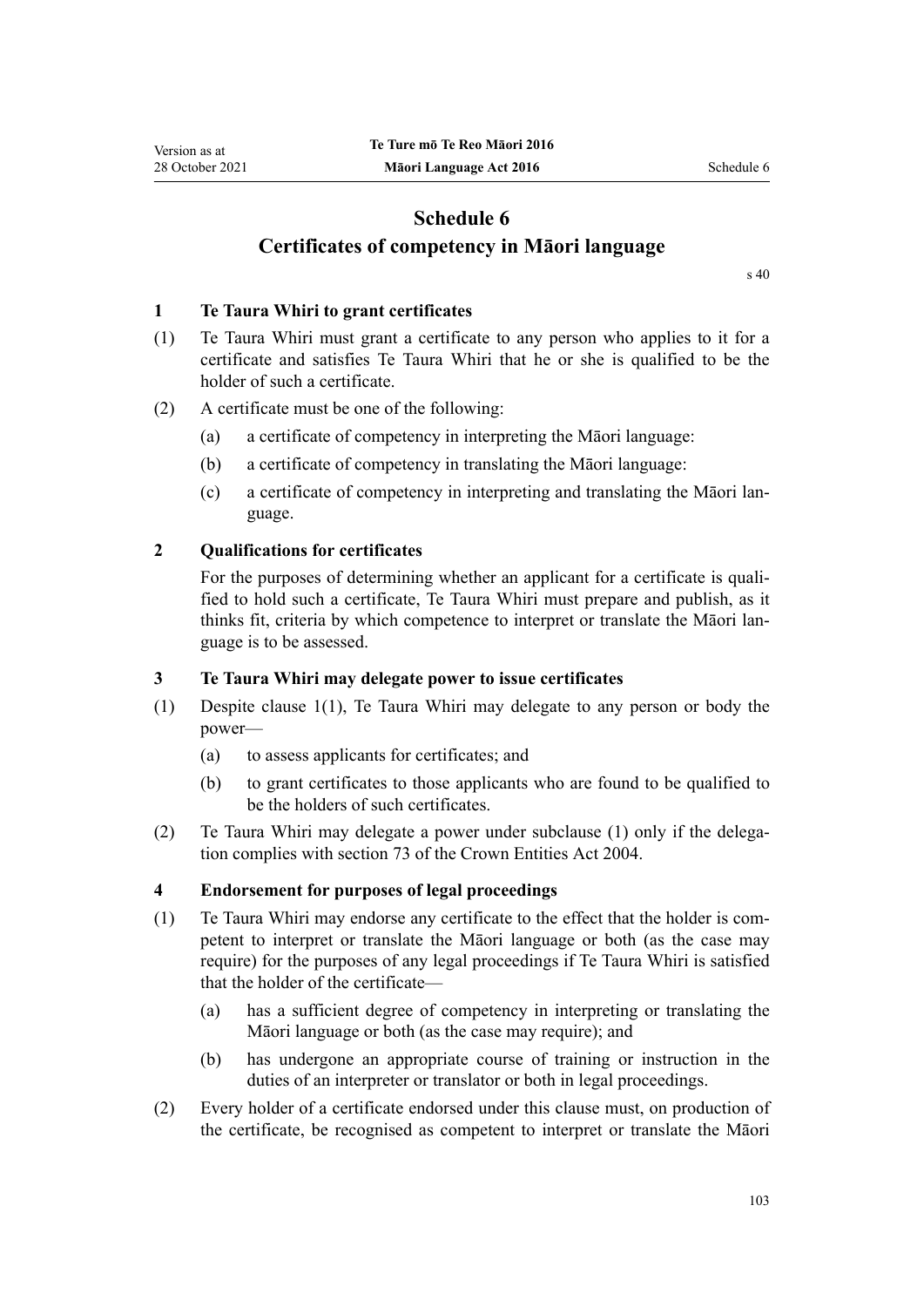# Schedule 6
## Certificates of competency in Māori language

s 40

### 1 Te Taura Whiri to grant certificates

(1) Te Taura Whiri must grant a certificate to any person who applies to it for a certificate and satisfies Te Taura Whiri that he or she is qualified to be the holder of such a certificate.

(2) A certificate must be one of the following:

- (a) a certificate of competency in interpreting the Māori language:
- (b) a certificate of competency in translating the Māori language:
- (c) a certificate of competency in interpreting and translating the Māori language.

### 2 Qualifications for certificates

For the purposes of determining whether an applicant for a certificate is qualified to hold such a certificate, Te Taura Whiri must prepare and publish, as it thinks fit, criteria by which competence to interpret or translate the Māori language is to be assessed.

### 3 Te Taura Whiri may delegate power to issue certificates

(1) Despite clause 1(1), Te Taura Whiri may delegate to any person or body the power—

- (a) to assess applicants for certificates; and
- (b) to grant certificates to those applicants who are found to be qualified to be the holders of such certificates.

(2) Te Taura Whiri may delegate a power under subclause (1) only if the delegation complies with section 73 of the Crown Entities Act 2004.

### 4 Endorsement for purposes of legal proceedings

(1) Te Taura Whiri may endorse any certificate to the effect that the holder is competent to interpret or translate the Māori language or both (as the case may require) for the purposes of any legal proceedings if Te Taura Whiri is satisfied that the holder of the certificate—

- (a) has a sufficient degree of competency in interpreting or translating the Māori language or both (as the case may require); and
- (b) has undergone an appropriate course of training or instruction in the duties of an interpreter or translator or both in legal proceedings.

(2) Every holder of a certificate endorsed under this clause must, on production of the certificate, be recognised as competent to interpret or translate the Māori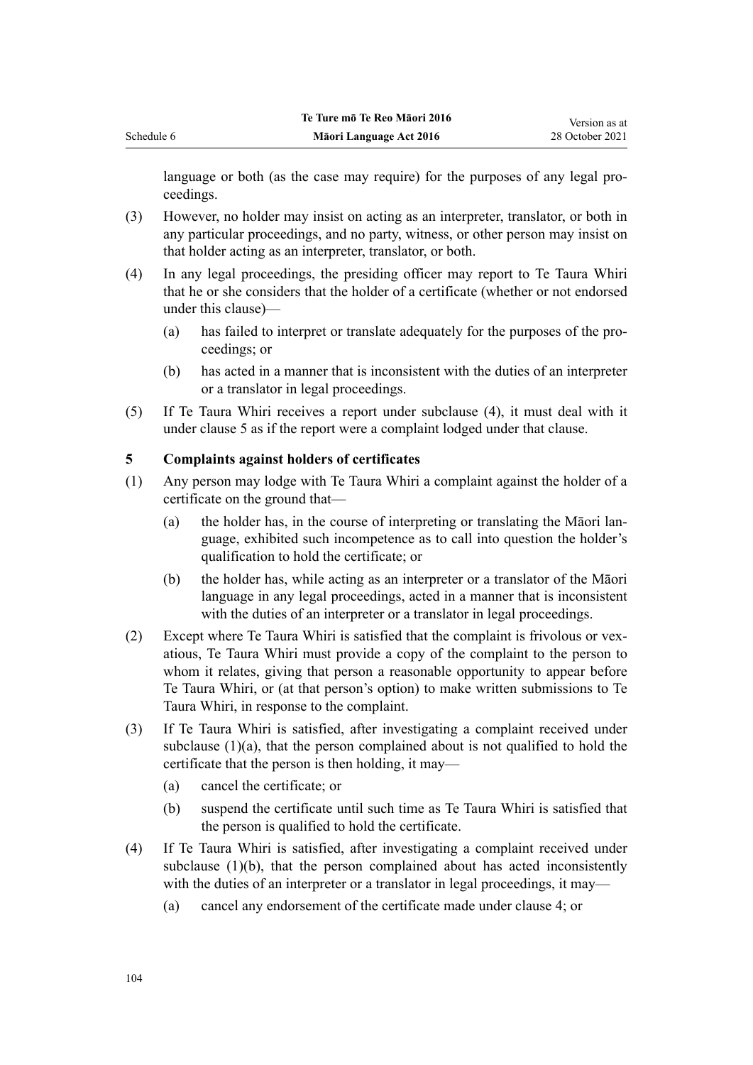language or both (as the case may require) for the purposes of any legal proceedings.

(3) However, no holder may insist on acting as an interpreter, translator, or both in any particular proceedings, and no party, witness, or other person may insist on that holder acting as an interpreter, translator, or both.

(4) In any legal proceedings, the presiding officer may report to Te Taura Whiri that he or she considers that the holder of a certificate (whether or not endorsed under this clause)—

  (a) has failed to interpret or translate adequately for the purposes of the proceedings; or

  (b) has acted in a manner that is inconsistent with the duties of an interpreter or a translator in legal proceedings.

(5) If Te Taura Whiri receives a report under subclause (4), it must deal with it under clause 5 as if the report were a complaint lodged under that clause.

### 5 Complaints against holders of certificates

(1) Any person may lodge with Te Taura Whiri a complaint against the holder of a certificate on the ground that—

  (a) the holder has, in the course of interpreting or translating the Māori language, exhibited such incompetence as to call into question the holder's qualification to hold the certificate; or

  (b) the holder has, while acting as an interpreter or a translator of the Māori language in any legal proceedings, acted in a manner that is inconsistent with the duties of an interpreter or a translator in legal proceedings.

(2) Except where Te Taura Whiri is satisfied that the complaint is frivolous or vexatious, Te Taura Whiri must provide a copy of the complaint to the person to whom it relates, giving that person a reasonable opportunity to appear before Te Taura Whiri, or (at that person's option) to make written submissions to Te Taura Whiri, in response to the complaint.

(3) If Te Taura Whiri is satisfied, after investigating a complaint received under subclause (1)(a), that the person complained about is not qualified to hold the certificate that the person is then holding, it may—

  (a) cancel the certificate; or

  (b) suspend the certificate until such time as Te Taura Whiri is satisfied that the person is qualified to hold the certificate.

(4) If Te Taura Whiri is satisfied, after investigating a complaint received under subclause (1)(b), that the person complained about has acted inconsistently with the duties of an interpreter or a translator in legal proceedings, it may—

  (a) cancel any endorsement of the certificate made under clause 4; or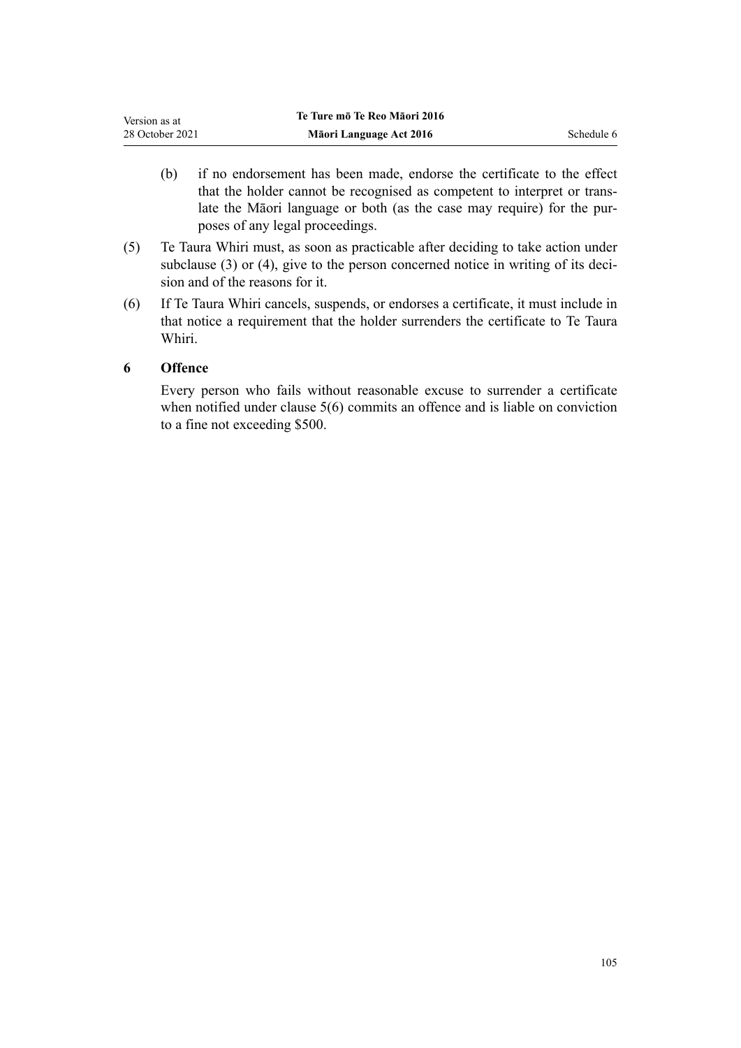(b) if no endorsement has been made, endorse the certificate to the effect that the holder cannot be recognised as competent to interpret or translate the Māori language or both (as the case may require) for the purposes of any legal proceedings.

(5) Te Taura Whiri must, as soon as practicable after deciding to take action under subclause (3) or (4), give to the person concerned notice in writing of its decision and of the reasons for it.

(6) If Te Taura Whiri cancels, suspends, or endorses a certificate, it must include in that notice a requirement that the holder surrenders the certificate to Te Taura Whiri.

### 6 Offence

Every person who fails without reasonable excuse to surrender a certificate when notified under clause 5(6) commits an offence and is liable on conviction to a fine not exceeding $500.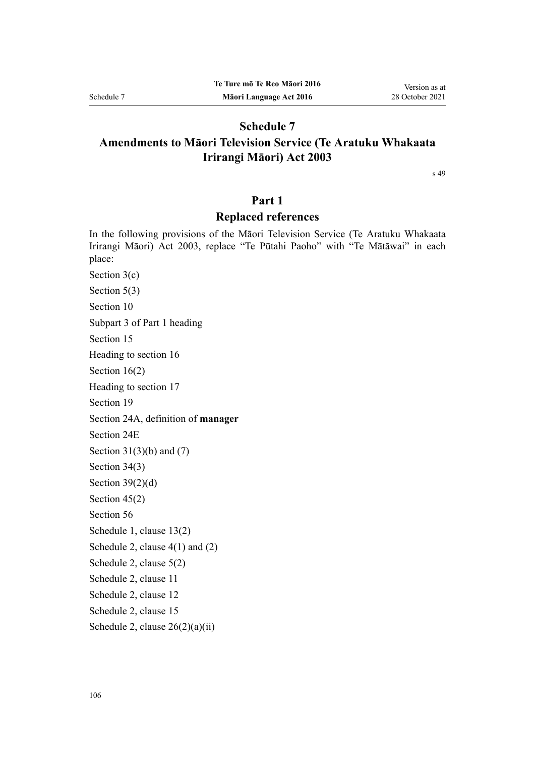# Schedule 7
## Amendments to Māori Television Service (Te Aratuku Whakaata Irirangi Māori) Act 2003

s 49

## Part 1
## Replaced references

In the following provisions of the Māori Television Service (Te Aratuku Whakaata Irirangi Māori) Act 2003, replace "Te Pūtahi Paoho" with "Te Mātāwai" in each place:

Section 3(c)

Section 5(3)

Section 10

Subpart 3 of Part 1 heading

Section 15

Heading to section 16

Section 16(2)

Heading to section 17

Section 19

Section 24A, definition of **manager**

Section 24E

Section 31(3)(b) and (7)

Section 34(3)

Section 39(2)(d)

Section 45(2)

Section 56

Schedule 1, clause 13(2)

Schedule 2, clause 4(1) and (2)

Schedule 2, clause 5(2)

Schedule 2, clause 11

Schedule 2, clause 12

Schedule 2, clause 15

Schedule 2, clause 26(2)(a)(ii)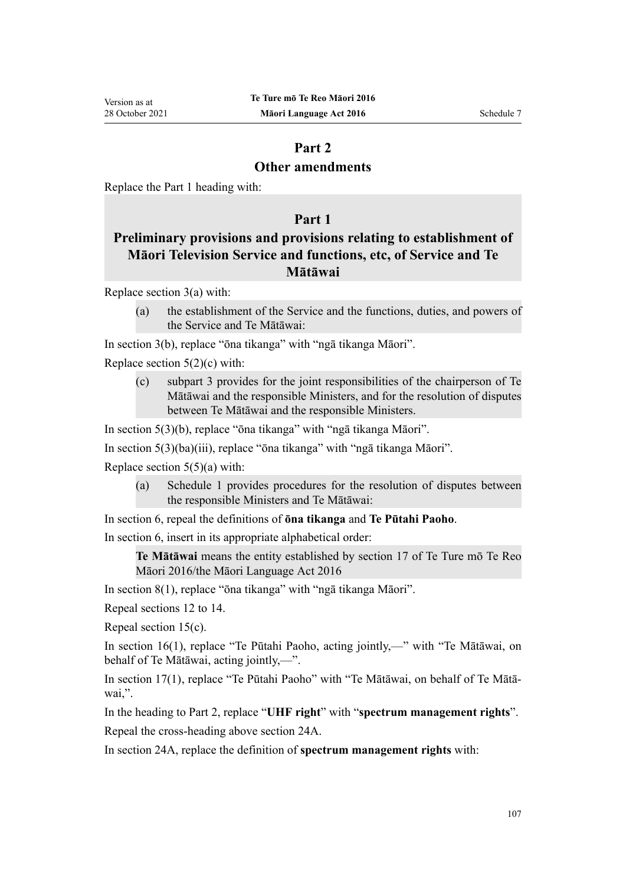## Part 2
## Other amendments

Replace the Part 1 heading with:

> **Part 1**
> **Preliminary provisions and provisions relating to establishment of Māori Television Service and functions, etc, of Service and Te Mātāwai**

Replace section 3(a) with:

> (a) the establishment of the Service and the functions, duties, and powers of the Service and Te Mātāwai:

In section 3(b), replace "ōna tikanga" with "ngā tikanga Māori".

Replace section 5(2)(c) with:

> (c) subpart 3 provides for the joint responsibilities of the chairperson of Te Mātāwai and the responsible Ministers, and for the resolution of disputes between Te Mātāwai and the responsible Ministers.

In section 5(3)(b), replace "ōna tikanga" with "ngā tikanga Māori".

In section 5(3)(ba)(iii), replace "ōna tikanga" with "ngā tikanga Māori".

Replace section 5(5)(a) with:

> (a) Schedule 1 provides procedures for the resolution of disputes between the responsible Ministers and Te Mātāwai:

In section 6, repeal the definitions of **ōna tikanga** and **Te Pūtahi Paoho**.

In section 6, insert in its appropriate alphabetical order:

> **Te Mātāwai** means the entity established by section 17 of Te Ture mō Te Reo Māori 2016/the Māori Language Act 2016

In section 8(1), replace "ōna tikanga" with "ngā tikanga Māori".

Repeal sections 12 to 14.

Repeal section 15(c).

In section 16(1), replace "Te Pūtahi Paoho, acting jointly,—" with "Te Mātāwai, on behalf of Te Mātāwai, acting jointly,—".

In section 17(1), replace "Te Pūtahi Paoho" with "Te Mātāwai, on behalf of Te Mātāwai,".

In the heading to Part 2, replace "**UHF right**" with "**spectrum management rights**".

Repeal the cross-heading above section 24A.

In section 24A, replace the definition of **spectrum management rights** with: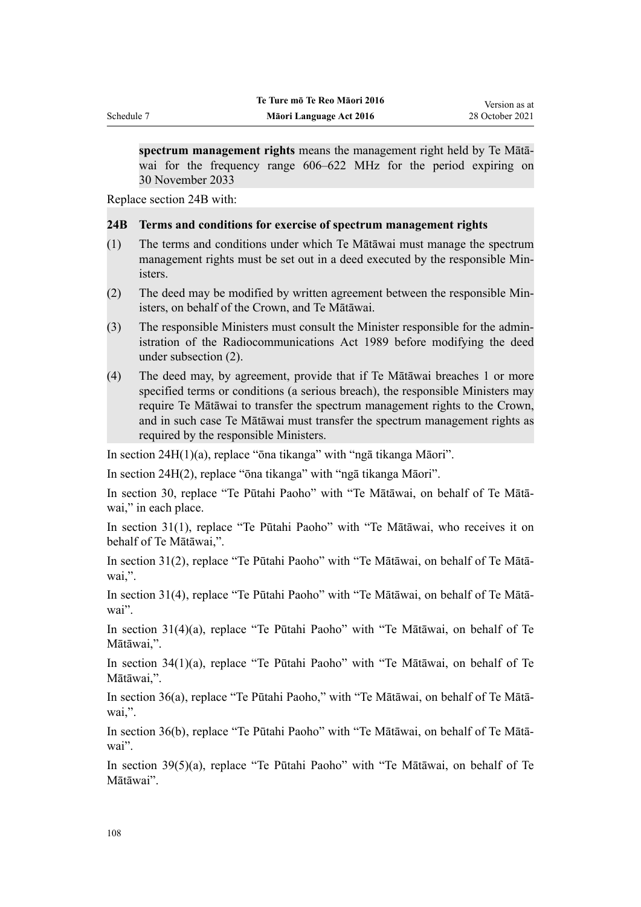**spectrum management rights** means the management right held by Te Mātāwai for the frequency range 606–622 MHz for the period expiring on 30 November 2033

Replace section 24B with:

### 24B Terms and conditions for exercise of spectrum management rights

(1) The terms and conditions under which Te Mātāwai must manage the spectrum management rights must be set out in a deed executed by the responsible Ministers.

(2) The deed may be modified by written agreement between the responsible Ministers, on behalf of the Crown, and Te Mātāwai.

(3) The responsible Ministers must consult the Minister responsible for the administration of the Radiocommunications Act 1989 before modifying the deed under subsection (2).

(4) The deed may, by agreement, provide that if Te Mātāwai breaches 1 or more specified terms or conditions (a serious breach), the responsible Ministers may require Te Mātāwai to transfer the spectrum management rights to the Crown, and in such case Te Mātāwai must transfer the spectrum management rights as required by the responsible Ministers.

In section 24H(1)(a), replace "ōna tikanga" with "ngā tikanga Māori".

In section 24H(2), replace "ōna tikanga" with "ngā tikanga Māori".

In section 30, replace "Te Pūtahi Paoho" with "Te Mātāwai, on behalf of Te Mātāwai," in each place.

In section 31(1), replace "Te Pūtahi Paoho" with "Te Mātāwai, who receives it on behalf of Te Mātāwai,".

In section 31(2), replace "Te Pūtahi Paoho" with "Te Mātāwai, on behalf of Te Mātāwai,".

In section 31(4), replace "Te Pūtahi Paoho" with "Te Mātāwai, on behalf of Te Mātāwai".

In section 31(4)(a), replace "Te Pūtahi Paoho" with "Te Mātāwai, on behalf of Te Mātāwai,".

In section 34(1)(a), replace "Te Pūtahi Paoho" with "Te Mātāwai, on behalf of Te Mātāwai,".

In section 36(a), replace "Te Pūtahi Paoho," with "Te Mātāwai, on behalf of Te Mātāwai,".

In section 36(b), replace "Te Pūtahi Paoho" with "Te Mātāwai, on behalf of Te Mātāwai".

In section 39(5)(a), replace "Te Pūtahi Paoho" with "Te Mātāwai, on behalf of Te Mātāwai".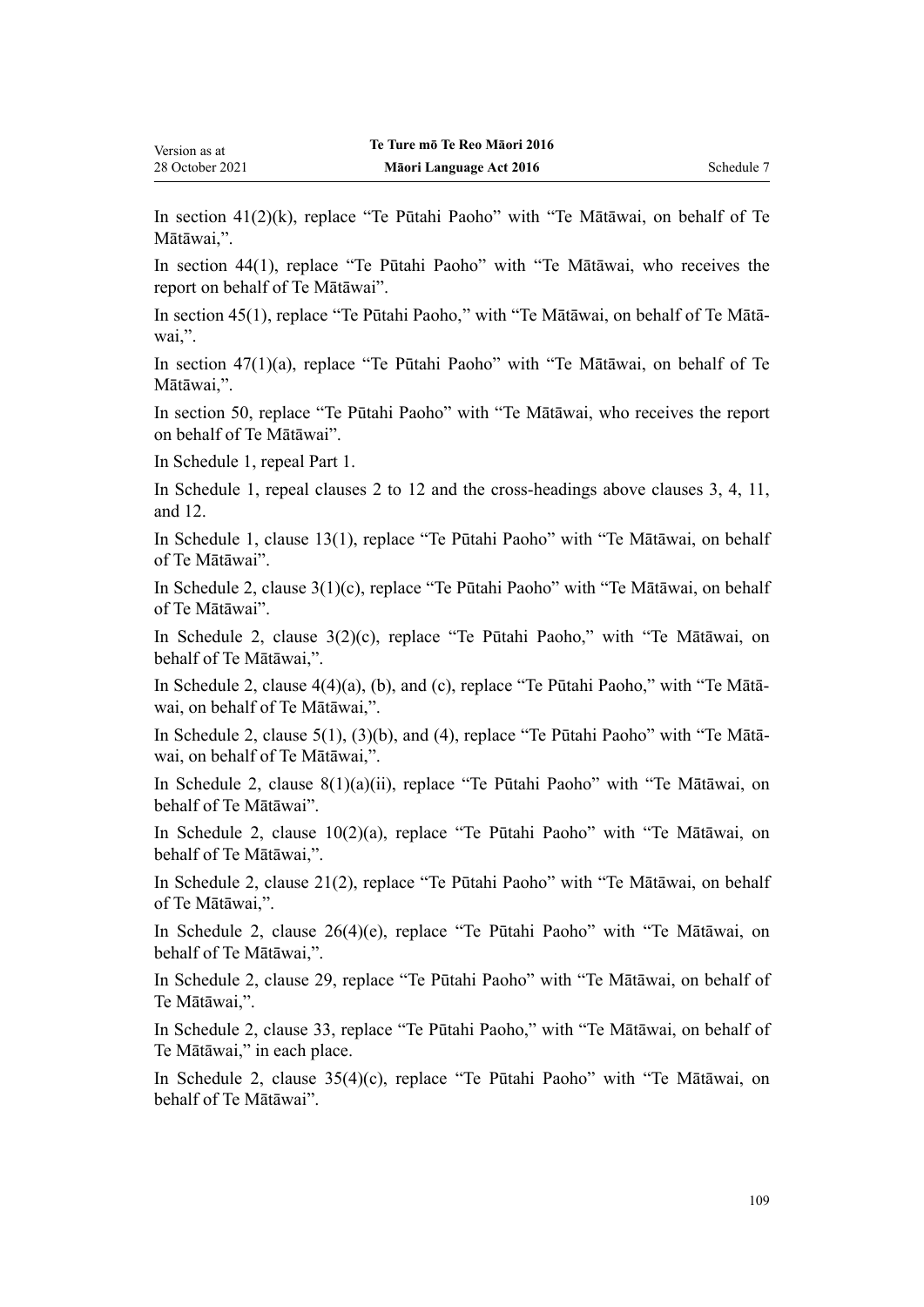In section 41(2)(k), replace "Te Pūtahi Paoho" with "Te Mātāwai, on behalf of Te Mātāwai,".

In section 44(1), replace "Te Pūtahi Paoho" with "Te Mātāwai, who receives the report on behalf of Te Mātāwai".

In section 45(1), replace "Te Pūtahi Paoho," with "Te Mātāwai, on behalf of Te Mātāwai,".

In section 47(1)(a), replace "Te Pūtahi Paoho" with "Te Mātāwai, on behalf of Te Mātāwai,".

In section 50, replace "Te Pūtahi Paoho" with "Te Mātāwai, who receives the report on behalf of Te Mātāwai".

In Schedule 1, repeal Part 1.

In Schedule 1, repeal clauses 2 to 12 and the cross-headings above clauses 3, 4, 11, and 12.

In Schedule 1, clause 13(1), replace "Te Pūtahi Paoho" with "Te Mātāwai, on behalf of Te Mātāwai".

In Schedule 2, clause 3(1)(c), replace "Te Pūtahi Paoho" with "Te Mātāwai, on behalf of Te Mātāwai".

In Schedule 2, clause 3(2)(c), replace "Te Pūtahi Paoho," with "Te Mātāwai, on behalf of Te Mātāwai,".

In Schedule 2, clause 4(4)(a), (b), and (c), replace "Te Pūtahi Paoho," with "Te Mātāwai, on behalf of Te Mātāwai,".

In Schedule 2, clause 5(1), (3)(b), and (4), replace "Te Pūtahi Paoho" with "Te Mātāwai, on behalf of Te Mātāwai,".

In Schedule 2, clause 8(1)(a)(ii), replace "Te Pūtahi Paoho" with "Te Mātāwai, on behalf of Te Mātāwai".

In Schedule 2, clause 10(2)(a), replace "Te Pūtahi Paoho" with "Te Mātāwai, on behalf of Te Mātāwai,".

In Schedule 2, clause 21(2), replace "Te Pūtahi Paoho" with "Te Mātāwai, on behalf of Te Mātāwai,".

In Schedule 2, clause 26(4)(e), replace "Te Pūtahi Paoho" with "Te Mātāwai, on behalf of Te Mātāwai,".

In Schedule 2, clause 29, replace "Te Pūtahi Paoho" with "Te Mātāwai, on behalf of Te Mātāwai,".

In Schedule 2, clause 33, replace "Te Pūtahi Paoho," with "Te Mātāwai, on behalf of Te Mātāwai," in each place.

In Schedule 2, clause 35(4)(c), replace "Te Pūtahi Paoho" with "Te Mātāwai, on behalf of Te Mātāwai".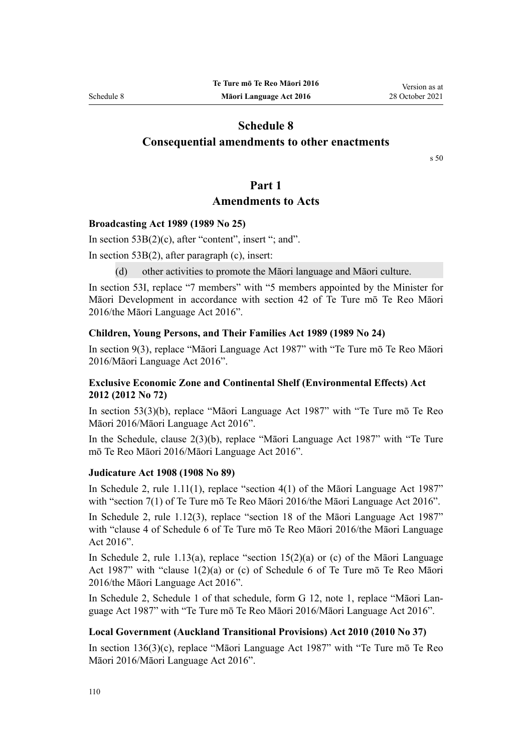# Schedule 8
## Consequential amendments to other enactments

s 50

## Part 1
## Amendments to Acts

### Broadcasting Act 1989 (1989 No 25)

In section 53B(2)(c), after "content", insert "; and".

In section 53B(2), after paragraph (c), insert:

(d) other activities to promote the Māori language and Māori culture.

In section 53I, replace "7 members" with "5 members appointed by the Minister for Māori Development in accordance with section 42 of Te Ture mō Te Reo Māori 2016/the Māori Language Act 2016".

### Children, Young Persons, and Their Families Act 1989 (1989 No 24)

In section 9(3), replace "Māori Language Act 1987" with "Te Ture mō Te Reo Māori 2016/Māori Language Act 2016".

### Exclusive Economic Zone and Continental Shelf (Environmental Effects) Act 2012 (2012 No 72)

In section 53(3)(b), replace "Māori Language Act 1987" with "Te Ture mō Te Reo Māori 2016/Māori Language Act 2016".

In the Schedule, clause 2(3)(b), replace "Māori Language Act 1987" with "Te Ture mō Te Reo Māori 2016/Māori Language Act 2016".

### Judicature Act 1908 (1908 No 89)

In Schedule 2, rule 1.11(1), replace "section 4(1) of the Māori Language Act 1987" with "section 7(1) of Te Ture mō Te Reo Māori 2016/the Māori Language Act 2016".

In Schedule 2, rule 1.12(3), replace "section 18 of the Māori Language Act 1987" with "clause 4 of Schedule 6 of Te Ture mō Te Reo Māori 2016/the Māori Language Act 2016".

In Schedule 2, rule 1.13(a), replace "section 15(2)(a) or (c) of the Māori Language Act 1987" with "clause 1(2)(a) or (c) of Schedule 6 of Te Ture mō Te Reo Māori 2016/the Māori Language Act 2016".

In Schedule 2, Schedule 1 of that schedule, form G 12, note 1, replace "Māori Language Act 1987" with "Te Ture mō Te Reo Māori 2016/Māori Language Act 2016".

### Local Government (Auckland Transitional Provisions) Act 2010 (2010 No 37)

In section 136(3)(c), replace "Māori Language Act 1987" with "Te Ture mō Te Reo Māori 2016/Māori Language Act 2016".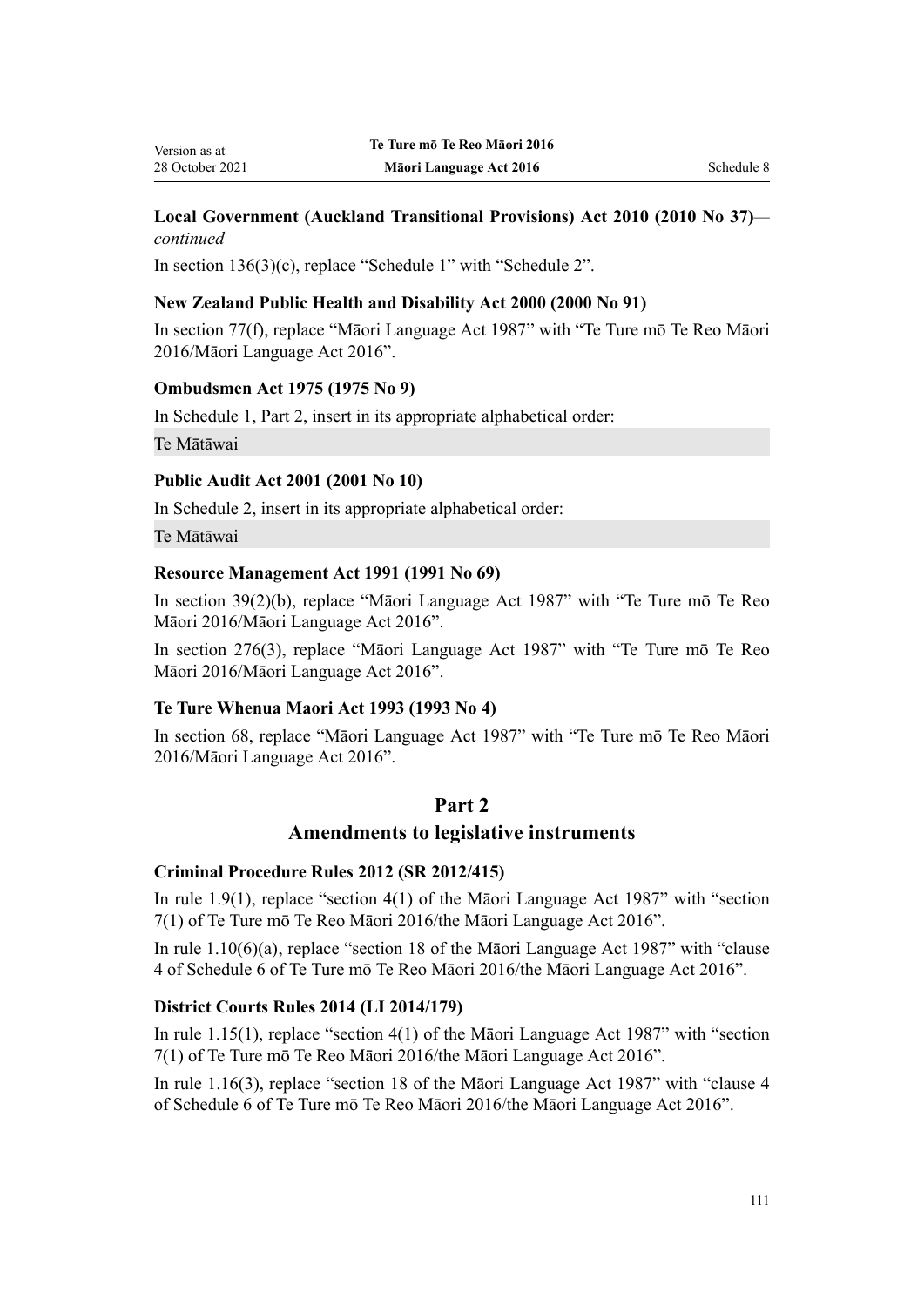**Local Government (Auckland Transitional Provisions) Act 2010 (2010 No 37)**—*continued*

In section 136(3)(c), replace “Schedule 1” with “Schedule 2”.

**New Zealand Public Health and Disability Act 2000 (2000 No 91)**

In section 77(f), replace “Māori Language Act 1987” with “Te Ture mō Te Reo Māori 2016/Māori Language Act 2016”.

**Ombudsmen Act 1975 (1975 No 9)**

In Schedule 1, Part 2, insert in its appropriate alphabetical order:

Te Mātāwai

**Public Audit Act 2001 (2001 No 10)**

In Schedule 2, insert in its appropriate alphabetical order:

Te Mātāwai

**Resource Management Act 1991 (1991 No 69)**

In section 39(2)(b), replace “Māori Language Act 1987” with “Te Ture mō Te Reo Māori 2016/Māori Language Act 2016”.

In section 276(3), replace “Māori Language Act 1987” with “Te Ture mō Te Reo Māori 2016/Māori Language Act 2016”.

**Te Ture Whenua Maori Act 1993 (1993 No 4)**

In section 68, replace “Māori Language Act 1987” with “Te Ture mō Te Reo Māori 2016/Māori Language Act 2016”.

## Part 2
## Amendments to legislative instruments

**Criminal Procedure Rules 2012 (SR 2012/415)**

In rule 1.9(1), replace “section 4(1) of the Māori Language Act 1987” with “section 7(1) of Te Ture mō Te Reo Māori 2016/the Māori Language Act 2016”.

In rule 1.10(6)(a), replace “section 18 of the Māori Language Act 1987” with “clause 4 of Schedule 6 of Te Ture mō Te Reo Māori 2016/the Māori Language Act 2016”.

**District Courts Rules 2014 (LI 2014/179)**

In rule 1.15(1), replace “section 4(1) of the Māori Language Act 1987” with “section 7(1) of Te Ture mō Te Reo Māori 2016/the Māori Language Act 2016”.

In rule 1.16(3), replace “section 18 of the Māori Language Act 1987” with “clause 4 of Schedule 6 of Te Ture mō Te Reo Māori 2016/the Māori Language Act 2016”.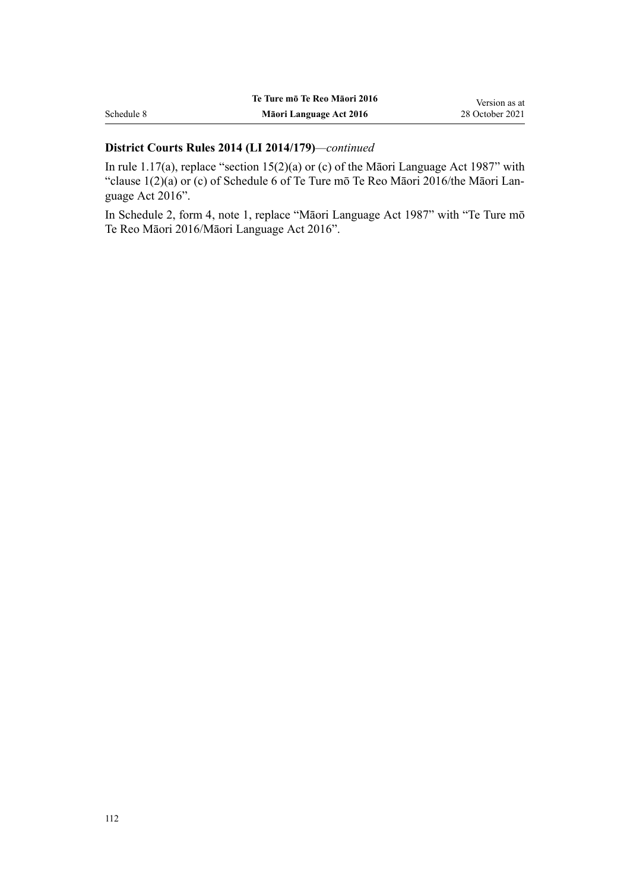**District Courts Rules 2014 (LI 2014/179)**—*continued*

In rule 1.17(a), replace "section 15(2)(a) or (c) of the Māori Language Act 1987" with "clause 1(2)(a) or (c) of Schedule 6 of Te Ture mō Te Reo Māori 2016/the Māori Language Act 2016".

In Schedule 2, form 4, note 1, replace "Māori Language Act 1987" with "Te Ture mō Te Reo Māori 2016/Māori Language Act 2016".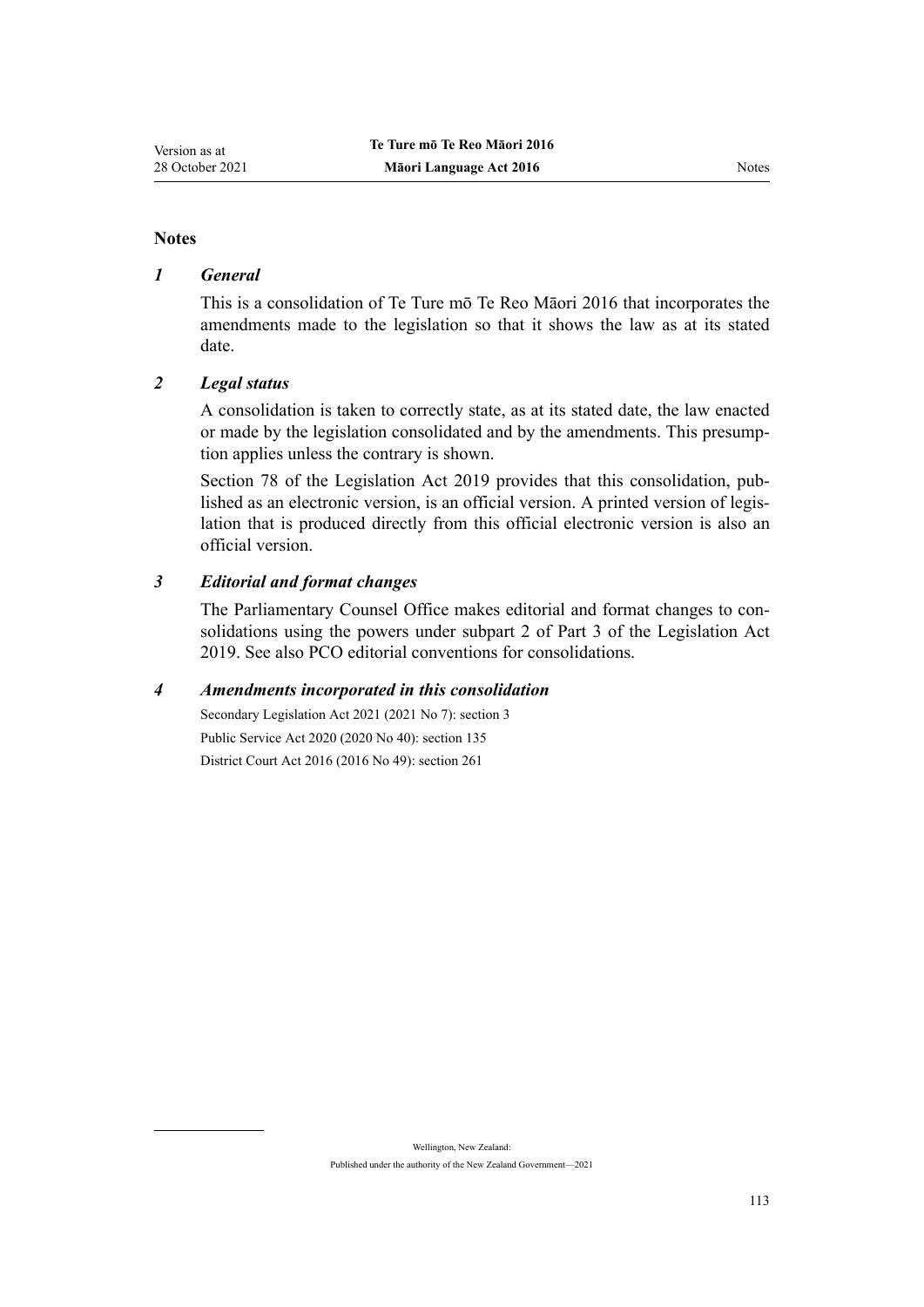## Notes

### *1 General*

This is a consolidation of Te Ture mō Te Reo Māori 2016 that incorporates the amendments made to the legislation so that it shows the law as at its stated date.

### *2 Legal status*

A consolidation is taken to correctly state, as at its stated date, the law enacted or made by the legislation consolidated and by the amendments. This presumption applies unless the contrary is shown.

Section 78 of the Legislation Act 2019 provides that this consolidation, published as an electronic version, is an official version. A printed version of legislation that is produced directly from this official electronic version is also an official version.

### *3 Editorial and format changes*

The Parliamentary Counsel Office makes editorial and format changes to consolidations using the powers under subpart 2 of Part 3 of the Legislation Act 2019. See also PCO editorial conventions for consolidations.

### *4 Amendments incorporated in this consolidation*

Secondary Legislation Act 2021 (2021 No 7): section 3

Public Service Act 2020 (2020 No 40): section 135

District Court Act 2016 (2016 No 49): section 261

Wellington, New Zealand:

Published under the authority of the New Zealand Government—2021